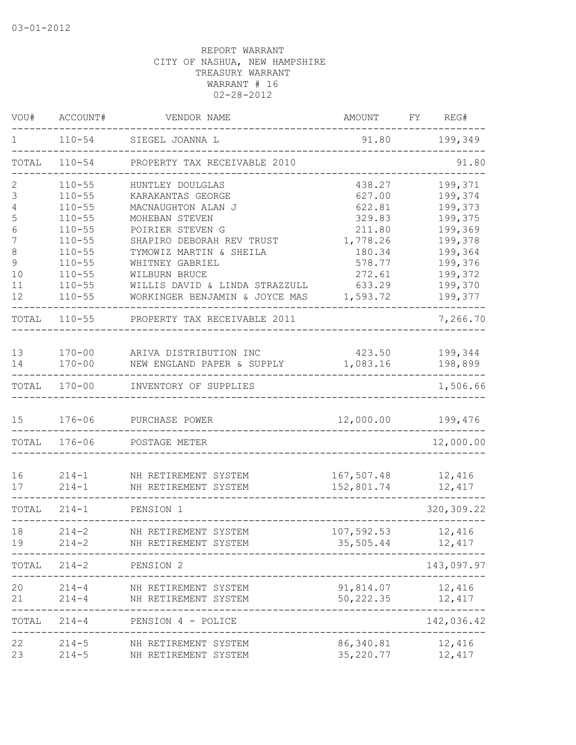03-01-2012

REPORT WARRANT
CITY OF NASHUA, NEW HAMPSHIRE
TREASURY WARRANT
WARRANT # 16
02-28-2012

| VOU# | ACCOUNT# | VENDOR NAME | AMOUNT | FY | REG# |
|---|---|---|---|---|---|
| 1 | 110-54 | SIEGEL JOANNA L | 91.80 | | 199,349 |
| TOTAL | 110-54 | PROPERTY TAX RECEIVABLE 2010 | | | 91.80 |
| 2 | 110-55 | HUNTLEY DOULGLAS | 438.27 | | 199,371 |
| 3 | 110-55 | KARAKANTAS GEORGE | 627.00 | | 199,374 |
| 4 | 110-55 | MACNAUGHTON ALAN J | 622.81 | | 199,373 |
| 5 | 110-55 | MOHEBAN STEVEN | 329.83 | | 199,375 |
| 6 | 110-55 | POIRIER STEVEN G | 211.80 | | 199,369 |
| 7 | 110-55 | SHAPIRO DEBORAH REV TRUST | 1,778.26 | | 199,378 |
| 8 | 110-55 | TYMOWIZ MARTIN & SHEILA | 180.34 | | 199,364 |
| 9 | 110-55 | WHITNEY GABRIEL | 578.77 | | 199,376 |
| 10 | 110-55 | WILBURN BRUCE | 272.61 | | 199,372 |
| 11 | 110-55 | WILLIS DAVID & LINDA STRAZZULL | 633.29 | | 199,370 |
| 12 | 110-55 | WORKINGER BENJAMIN & JOYCE MAS | 1,593.72 | | 199,377 |
| TOTAL | 110-55 | PROPERTY TAX RECEIVABLE 2011 | | | 7,266.70 |
| 13 | 170-00 | ARIVA DISTRIBUTION INC | 423.50 | | 199,344 |
| 14 | 170-00 | NEW ENGLAND PAPER & SUPPLY | 1,083.16 | | 198,899 |
| TOTAL | 170-00 | INVENTORY OF SUPPLIES | | | 1,506.66 |
| 15 | 176-06 | PURCHASE POWER | 12,000.00 | | 199,476 |
| TOTAL | 176-06 | POSTAGE METER | | | 12,000.00 |
| 16 | 214-1 | NH RETIREMENT SYSTEM | 167,507.48 | | 12,416 |
| 17 | 214-1 | NH RETIREMENT SYSTEM | 152,801.74 | | 12,417 |
| TOTAL | 214-1 | PENSION 1 | | | 320,309.22 |
| 18 | 214-2 | NH RETIREMENT SYSTEM | 107,592.53 | | 12,416 |
| 19 | 214-2 | NH RETIREMENT SYSTEM | 35,505.44 | | 12,417 |
| TOTAL | 214-2 | PENSION 2 | | | 143,097.97 |
| 20 | 214-4 | NH RETIREMENT SYSTEM | 91,814.07 | | 12,416 |
| 21 | 214-4 | NH RETIREMENT SYSTEM | 50,222.35 | | 12,417 |
| TOTAL | 214-4 | PENSION 4 - POLICE | | | 142,036.42 |
| 22 | 214-5 | NH RETIREMENT SYSTEM | 86,340.81 | | 12,416 |
| 23 | 214-5 | NH RETIREMENT SYSTEM | 35,220.77 | | 12,417 |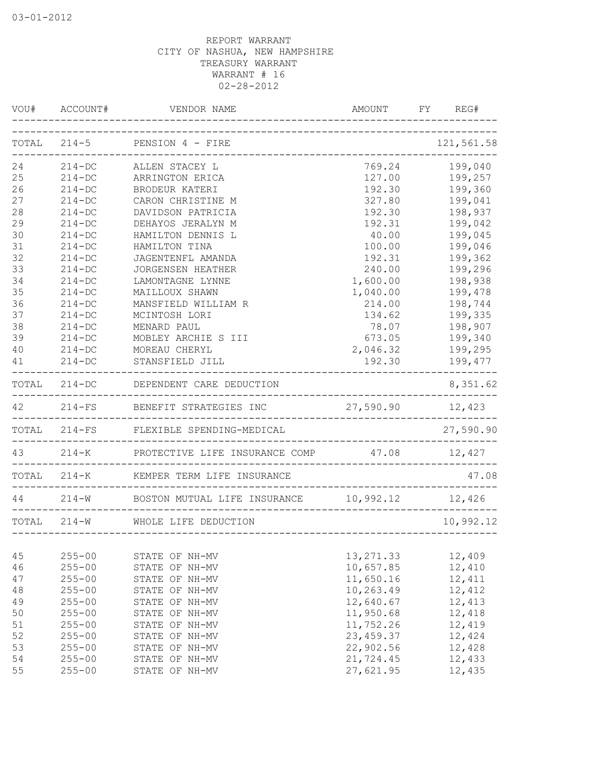03-01-2012

REPORT WARRANT
CITY OF NASHUA, NEW HAMPSHIRE
TREASURY WARRANT
WARRANT # 16
02-28-2012

| VOU# | ACCOUNT# | VENDOR NAME | AMOUNT | FY | REG# |
|---|---|---|---|---|---|
| TOTAL | 214-5 | PENSION 4 - FIRE | | | 121,561.58 |
| 24 | 214-DC | ALLEN STACEY L | 769.24 | | 199,040 |
| 25 | 214-DC | ARRINGTON ERICA | 127.00 | | 199,257 |
| 26 | 214-DC | BRODEUR KATERI | 192.30 | | 199,360 |
| 27 | 214-DC | CARON CHRISTINE M | 327.80 | | 199,041 |
| 28 | 214-DC | DAVIDSON PATRICIA | 192.30 | | 198,937 |
| 29 | 214-DC | DEHAYOS JERALYN M | 192.31 | | 199,042 |
| 30 | 214-DC | HAMILTON DENNIS L | 40.00 | | 199,045 |
| 31 | 214-DC | HAMILTON TINA | 100.00 | | 199,046 |
| 32 | 214-DC | JAGENTENFL AMANDA | 192.31 | | 199,362 |
| 33 | 214-DC | JORGENSEN HEATHER | 240.00 | | 199,296 |
| 34 | 214-DC | LAMONTAGNE LYNNE | 1,600.00 | | 198,938 |
| 35 | 214-DC | MAILLOUX SHAWN | 1,040.00 | | 199,478 |
| 36 | 214-DC | MANSFIELD WILLIAM R | 214.00 | | 198,744 |
| 37 | 214-DC | MCINTOSH LORI | 134.62 | | 199,335 |
| 38 | 214-DC | MENARD PAUL | 78.07 | | 198,907 |
| 39 | 214-DC | MOBLEY ARCHIE S III | 673.05 | | 199,340 |
| 40 | 214-DC | MOREAU CHERYL | 2,046.32 | | 199,295 |
| 41 | 214-DC | STANSFIELD JILL | 192.30 | | 199,477 |
| TOTAL | 214-DC | DEPENDENT CARE DEDUCTION | | | 8,351.62 |
| 42 | 214-FS | BENEFIT STRATEGIES INC | 27,590.90 | | 12,423 |
| TOTAL | 214-FS | FLEXIBLE SPENDING-MEDICAL | | | 27,590.90 |
| 43 | 214-K | PROTECTIVE LIFE INSURANCE COMP | 47.08 | | 12,427 |
| TOTAL | 214-K | KEMPER TERM LIFE INSURANCE | | | 47.08 |
| 44 | 214-W | BOSTON MUTUAL LIFE INSURANCE | 10,992.12 | | 12,426 |
| TOTAL | 214-W | WHOLE LIFE DEDUCTION | | | 10,992.12 |
| 45 | 255-00 | STATE OF NH-MV | 13,271.33 | | 12,409 |
| 46 | 255-00 | STATE OF NH-MV | 10,657.85 | | 12,410 |
| 47 | 255-00 | STATE OF NH-MV | 11,650.16 | | 12,411 |
| 48 | 255-00 | STATE OF NH-MV | 10,263.49 | | 12,412 |
| 49 | 255-00 | STATE OF NH-MV | 12,640.67 | | 12,413 |
| 50 | 255-00 | STATE OF NH-MV | 11,950.68 | | 12,418 |
| 51 | 255-00 | STATE OF NH-MV | 11,752.26 | | 12,419 |
| 52 | 255-00 | STATE OF NH-MV | 23,459.37 | | 12,424 |
| 53 | 255-00 | STATE OF NH-MV | 22,902.56 | | 12,428 |
| 54 | 255-00 | STATE OF NH-MV | 21,724.45 | | 12,433 |
| 55 | 255-00 | STATE OF NH-MV | 27,621.95 | | 12,435 |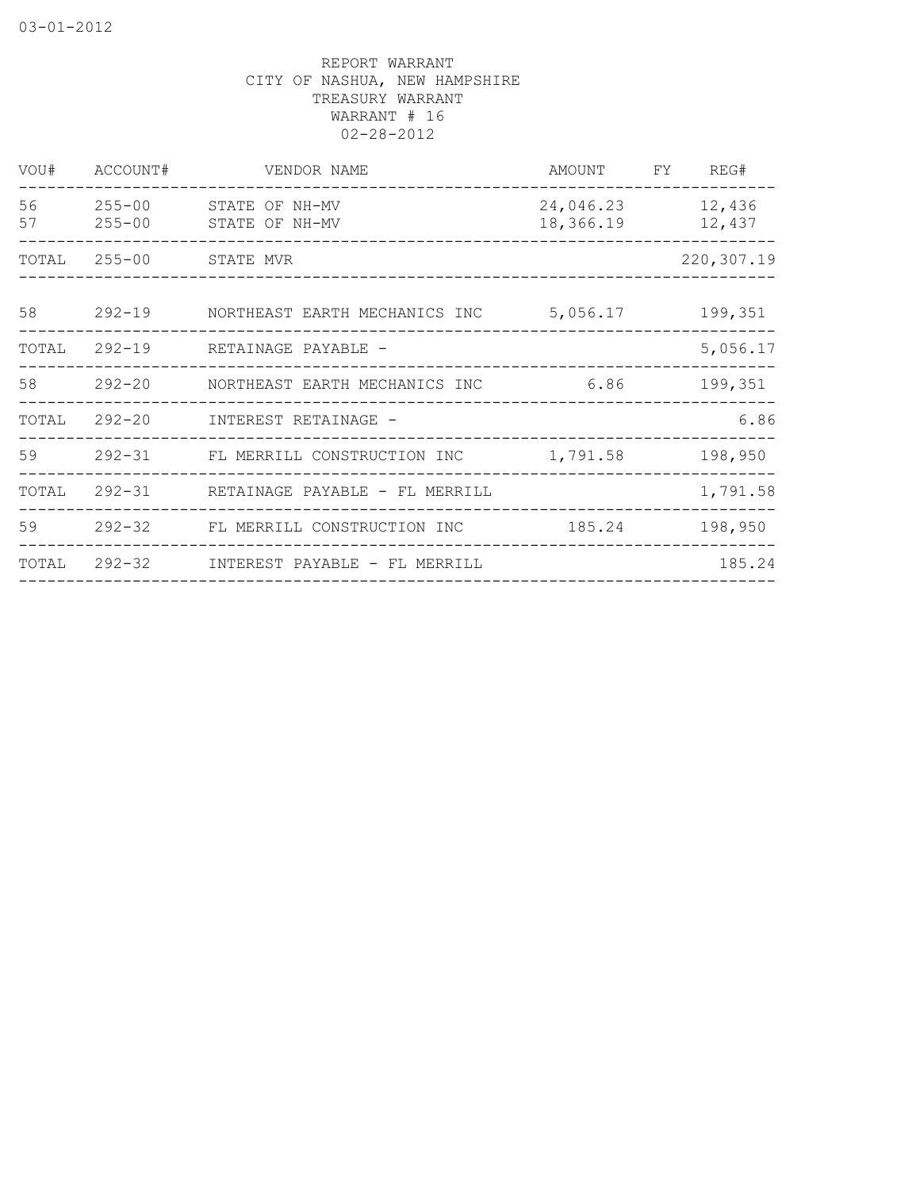REPORT WARRANT
CITY OF NASHUA, NEW HAMPSHIRE
TREASURY WARRANT
WARRANT # 16
02-28-2012

| VOU# | ACCOUNT# | VENDOR NAME | AMOUNT | FY | REG# |
|---|---|---|---|---|---|
| 56 | 255-00 | STATE OF NH-MV | 24,046.23 | | 12,436 |
| 57 | 255-00 | STATE OF NH-MV | 18,366.19 | | 12,437 |
| TOTAL | 255-00 | STATE MVR | | | 220,307.19 |
| 58 | 292-19 | NORTHEAST EARTH MECHANICS INC | 5,056.17 | | 199,351 |
| TOTAL | 292-19 | RETAINAGE PAYABLE - | | | 5,056.17 |
| 58 | 292-20 | NORTHEAST EARTH MECHANICS INC | 6.86 | | 199,351 |
| TOTAL | 292-20 | INTEREST RETAINAGE - | | | 6.86 |
| 59 | 292-31 | FL MERRILL CONSTRUCTION INC | 1,791.58 | | 198,950 |
| TOTAL | 292-31 | RETAINAGE PAYABLE - FL MERRILL | | | 1,791.58 |
| 59 | 292-32 | FL MERRILL CONSTRUCTION INC | 185.24 | | 198,950 |
| TOTAL | 292-32 | INTEREST PAYABLE - FL MERRILL | | | 185.24 |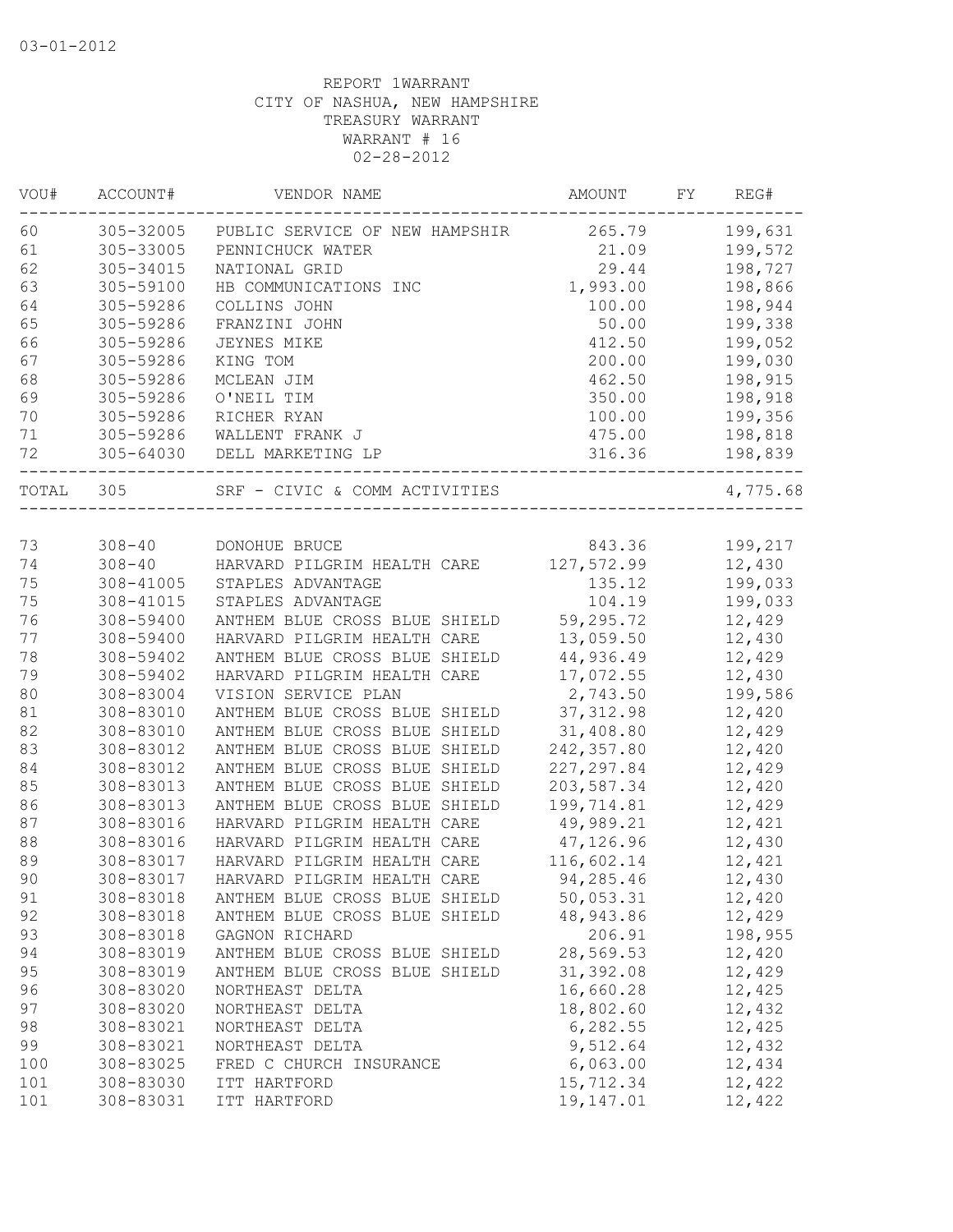03-01-2012

REPORT 1WARRANT
CITY OF NASHUA, NEW HAMPSHIRE
TREASURY WARRANT
WARRANT # 16
02-28-2012

| VOU# | ACCOUNT# | VENDOR NAME | AMOUNT | FY | REG# |
|---|---|---|---|---|---|
| 60 | 305-32005 | PUBLIC SERVICE OF NEW HAMPSHIR | 265.79 | | 199,631 |
| 61 | 305-33005 | PENNICHUCK WATER | 21.09 | | 199,572 |
| 62 | 305-34015 | NATIONAL GRID | 29.44 | | 198,727 |
| 63 | 305-59100 | HB COMMUNICATIONS INC | 1,993.00 | | 198,866 |
| 64 | 305-59286 | COLLINS JOHN | 100.00 | | 198,944 |
| 65 | 305-59286 | FRANZINI JOHN | 50.00 | | 199,338 |
| 66 | 305-59286 | JEYNES MIKE | 412.50 | | 199,052 |
| 67 | 305-59286 | KING TOM | 200.00 | | 199,030 |
| 68 | 305-59286 | MCLEAN JIM | 462.50 | | 198,915 |
| 69 | 305-59286 | O'NEIL TIM | 350.00 | | 198,918 |
| 70 | 305-59286 | RICHER RYAN | 100.00 | | 199,356 |
| 71 | 305-59286 | WALLENT FRANK J | 475.00 | | 198,818 |
| 72 | 305-64030 | DELL MARKETING LP | 316.36 | | 198,839 |
| TOTAL | 305 | SRF - CIVIC & COMM ACTIVITIES | | | 4,775.68 |
| 73 | 308-40 | DONOHUE BRUCE | 843.36 | | 199,217 |
| 74 | 308-40 | HARVARD PILGRIM HEALTH CARE | 127,572.99 | | 12,430 |
| 75 | 308-41005 | STAPLES ADVANTAGE | 135.12 | | 199,033 |
| 75 | 308-41015 | STAPLES ADVANTAGE | 104.19 | | 199,033 |
| 76 | 308-59400 | ANTHEM BLUE CROSS BLUE SHIELD | 59,295.72 | | 12,429 |
| 77 | 308-59400 | HARVARD PILGRIM HEALTH CARE | 13,059.50 | | 12,430 |
| 78 | 308-59402 | ANTHEM BLUE CROSS BLUE SHIELD | 44,936.49 | | 12,429 |
| 79 | 308-59402 | HARVARD PILGRIM HEALTH CARE | 17,072.55 | | 12,430 |
| 80 | 308-83004 | VISION SERVICE PLAN | 2,743.50 | | 199,586 |
| 81 | 308-83010 | ANTHEM BLUE CROSS BLUE SHIELD | 37,312.98 | | 12,420 |
| 82 | 308-83010 | ANTHEM BLUE CROSS BLUE SHIELD | 31,408.80 | | 12,429 |
| 83 | 308-83012 | ANTHEM BLUE CROSS BLUE SHIELD | 242,357.80 | | 12,420 |
| 84 | 308-83012 | ANTHEM BLUE CROSS BLUE SHIELD | 227,297.84 | | 12,429 |
| 85 | 308-83013 | ANTHEM BLUE CROSS BLUE SHIELD | 203,587.34 | | 12,420 |
| 86 | 308-83013 | ANTHEM BLUE CROSS BLUE SHIELD | 199,714.81 | | 12,429 |
| 87 | 308-83016 | HARVARD PILGRIM HEALTH CARE | 49,989.21 | | 12,421 |
| 88 | 308-83016 | HARVARD PILGRIM HEALTH CARE | 47,126.96 | | 12,430 |
| 89 | 308-83017 | HARVARD PILGRIM HEALTH CARE | 116,602.14 | | 12,421 |
| 90 | 308-83017 | HARVARD PILGRIM HEALTH CARE | 94,285.46 | | 12,430 |
| 91 | 308-83018 | ANTHEM BLUE CROSS BLUE SHIELD | 50,053.31 | | 12,420 |
| 92 | 308-83018 | ANTHEM BLUE CROSS BLUE SHIELD | 48,943.86 | | 12,429 |
| 93 | 308-83018 | GAGNON RICHARD | 206.91 | | 198,955 |
| 94 | 308-83019 | ANTHEM BLUE CROSS BLUE SHIELD | 28,569.53 | | 12,420 |
| 95 | 308-83019 | ANTHEM BLUE CROSS BLUE SHIELD | 31,392.08 | | 12,429 |
| 96 | 308-83020 | NORTHEAST DELTA | 16,660.28 | | 12,425 |
| 97 | 308-83020 | NORTHEAST DELTA | 18,802.60 | | 12,432 |
| 98 | 308-83021 | NORTHEAST DELTA | 6,282.55 | | 12,425 |
| 99 | 308-83021 | NORTHEAST DELTA | 9,512.64 | | 12,432 |
| 100 | 308-83025 | FRED C CHURCH INSURANCE | 6,063.00 | | 12,434 |
| 101 | 308-83030 | ITT HARTFORD | 15,712.34 | | 12,422 |
| 101 | 308-83031 | ITT HARTFORD | 19,147.01 | | 12,422 |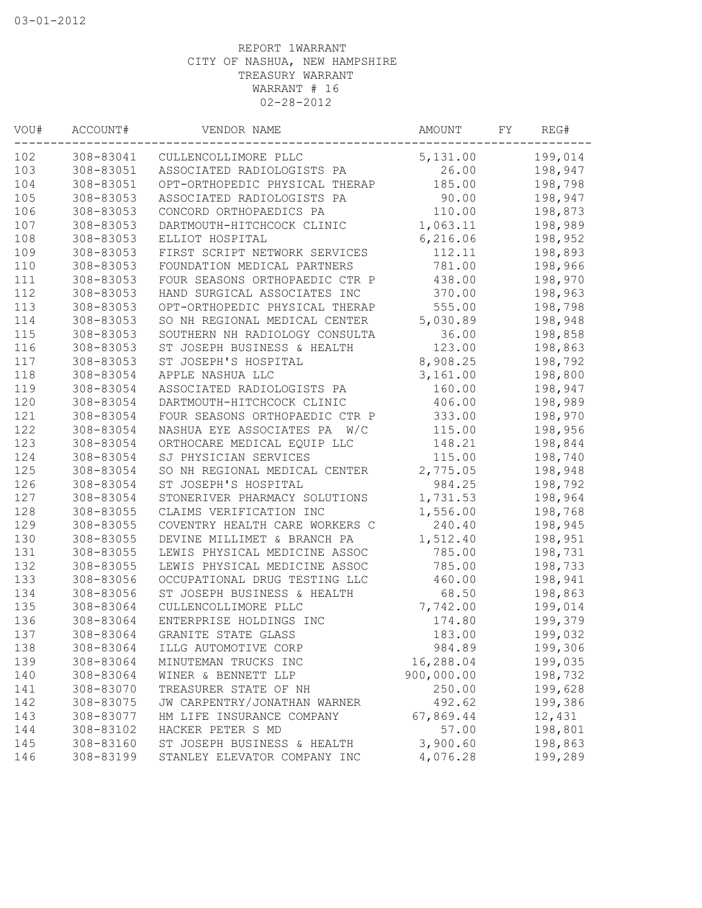03-01-2012

REPORT 1WARRANT
CITY OF NASHUA, NEW HAMPSHIRE
TREASURY WARRANT
WARRANT # 16
02-28-2012

| VOU# | ACCOUNT# | VENDOR NAME | AMOUNT | FY | REG# |
|---|---|---|---|---|---|
| 102 | 308-83041 | CULLENCOLLIMORE PLLC | 5,131.00 | | 199,014 |
| 103 | 308-83051 | ASSOCIATED RADIOLOGISTS PA | 26.00 | | 198,947 |
| 104 | 308-83051 | OPT-ORTHOPEDIC PHYSICAL THERAP | 185.00 | | 198,798 |
| 105 | 308-83053 | ASSOCIATED RADIOLOGISTS PA | 90.00 | | 198,947 |
| 106 | 308-83053 | CONCORD ORTHOPAEDICS PA | 110.00 | | 198,873 |
| 107 | 308-83053 | DARTMOUTH-HITCHCOCK CLINIC | 1,063.11 | | 198,989 |
| 108 | 308-83053 | ELLIOT HOSPITAL | 6,216.06 | | 198,952 |
| 109 | 308-83053 | FIRST SCRIPT NETWORK SERVICES | 112.11 | | 198,893 |
| 110 | 308-83053 | FOUNDATION MEDICAL PARTNERS | 781.00 | | 198,966 |
| 111 | 308-83053 | FOUR SEASONS ORTHOPAEDIC CTR P | 438.00 | | 198,970 |
| 112 | 308-83053 | HAND SURGICAL ASSOCIATES INC | 370.00 | | 198,963 |
| 113 | 308-83053 | OPT-ORTHOPEDIC PHYSICAL THERAP | 555.00 | | 198,798 |
| 114 | 308-83053 | SO NH REGIONAL MEDICAL CENTER | 5,030.89 | | 198,948 |
| 115 | 308-83053 | SOUTHERN NH RADIOLOGY CONSULTA | 36.00 | | 198,858 |
| 116 | 308-83053 | ST JOSEPH BUSINESS & HEALTH | 123.00 | | 198,863 |
| 117 | 308-83053 | ST JOSEPH'S HOSPITAL | 8,908.25 | | 198,792 |
| 118 | 308-83054 | APPLE NASHUA LLC | 3,161.00 | | 198,800 |
| 119 | 308-83054 | ASSOCIATED RADIOLOGISTS PA | 160.00 | | 198,947 |
| 120 | 308-83054 | DARTMOUTH-HITCHCOCK CLINIC | 406.00 | | 198,989 |
| 121 | 308-83054 | FOUR SEASONS ORTHOPAEDIC CTR P | 333.00 | | 198,970 |
| 122 | 308-83054 | NASHUA EYE ASSOCIATES PA W/C | 115.00 | | 198,956 |
| 123 | 308-83054 | ORTHOCARE MEDICAL EQUIP LLC | 148.21 | | 198,844 |
| 124 | 308-83054 | SJ PHYSICIAN SERVICES | 115.00 | | 198,740 |
| 125 | 308-83054 | SO NH REGIONAL MEDICAL CENTER | 2,775.05 | | 198,948 |
| 126 | 308-83054 | ST JOSEPH'S HOSPITAL | 984.25 | | 198,792 |
| 127 | 308-83054 | STONERIVER PHARMACY SOLUTIONS | 1,731.53 | | 198,964 |
| 128 | 308-83055 | CLAIMS VERIFICATION INC | 1,556.00 | | 198,768 |
| 129 | 308-83055 | COVENTRY HEALTH CARE WORKERS C | 240.40 | | 198,945 |
| 130 | 308-83055 | DEVINE MILLIMET & BRANCH PA | 1,512.40 | | 198,951 |
| 131 | 308-83055 | LEWIS PHYSICAL MEDICINE ASSOC | 785.00 | | 198,731 |
| 132 | 308-83055 | LEWIS PHYSICAL MEDICINE ASSOC | 785.00 | | 198,733 |
| 133 | 308-83056 | OCCUPATIONAL DRUG TESTING LLC | 460.00 | | 198,941 |
| 134 | 308-83056 | ST JOSEPH BUSINESS & HEALTH | 68.50 | | 198,863 |
| 135 | 308-83064 | CULLENCOLLIMORE PLLC | 7,742.00 | | 199,014 |
| 136 | 308-83064 | ENTERPRISE HOLDINGS INC | 174.80 | | 199,379 |
| 137 | 308-83064 | GRANITE STATE GLASS | 183.00 | | 199,032 |
| 138 | 308-83064 | ILLG AUTOMOTIVE CORP | 984.89 | | 199,306 |
| 139 | 308-83064 | MINUTEMAN TRUCKS INC | 16,288.04 | | 199,035 |
| 140 | 308-83064 | WINER & BENNETT LLP | 900,000.00 | | 198,732 |
| 141 | 308-83070 | TREASURER STATE OF NH | 250.00 | | 199,628 |
| 142 | 308-83075 | JW CARPENTRY/JONATHAN WARNER | 492.62 | | 199,386 |
| 143 | 308-83077 | HM LIFE INSURANCE COMPANY | 67,869.44 | | 12,431 |
| 144 | 308-83102 | HACKER PETER S MD | 57.00 | | 198,801 |
| 145 | 308-83160 | ST JOSEPH BUSINESS & HEALTH | 3,900.60 | | 198,863 |
| 146 | 308-83199 | STANLEY ELEVATOR COMPANY INC | 4,076.28 | | 199,289 |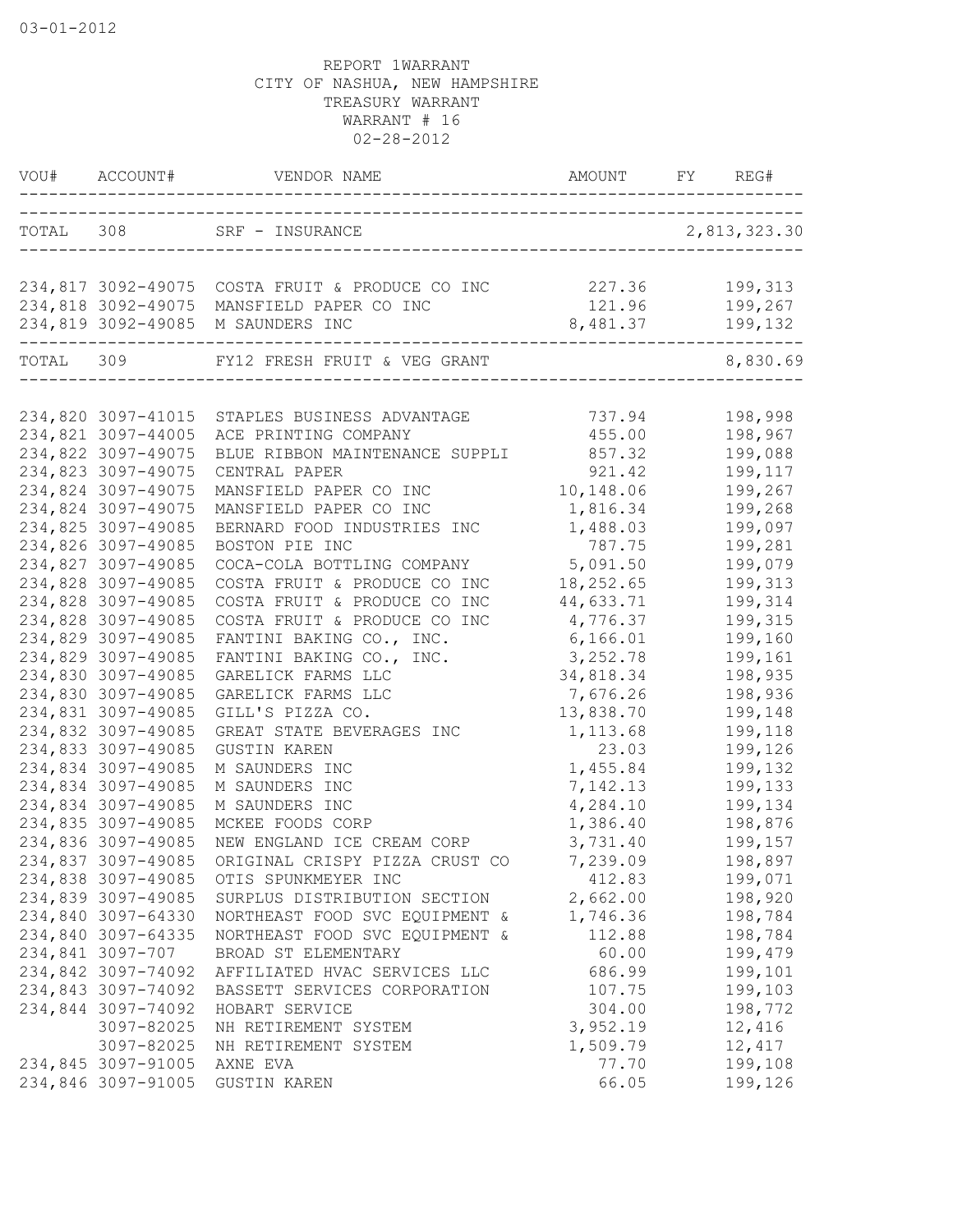03-01-2012

REPORT 1WARRANT
CITY OF NASHUA, NEW HAMPSHIRE
TREASURY WARRANT
WARRANT # 16
02-28-2012

| VOU# | ACCOUNT# | VENDOR NAME | AMOUNT | FY | REG# |
|---|---|---|---|---|---|
| TOTAL | 308 | SRF - INSURANCE | | | 2,813,323.30 |
| 234,817 | 3092-49075 | COSTA FRUIT & PRODUCE CO INC | 227.36 | | 199,313 |
| 234,818 | 3092-49075 | MANSFIELD PAPER CO INC | 121.96 | | 199,267 |
| 234,819 | 3092-49085 | M SAUNDERS INC | 8,481.37 | | 199,132 |
| TOTAL | 309 | FY12 FRESH FRUIT & VEG GRANT | | | 8,830.69 |
| 234,820 | 3097-41015 | STAPLES BUSINESS ADVANTAGE | 737.94 | | 198,998 |
| 234,821 | 3097-44005 | ACE PRINTING COMPANY | 455.00 | | 198,967 |
| 234,822 | 3097-49075 | BLUE RIBBON MAINTENANCE SUPPLI | 857.32 | | 199,088 |
| 234,823 | 3097-49075 | CENTRAL PAPER | 921.42 | | 199,117 |
| 234,824 | 3097-49075 | MANSFIELD PAPER CO INC | 10,148.06 | | 199,267 |
| 234,824 | 3097-49075 | MANSFIELD PAPER CO INC | 1,816.34 | | 199,268 |
| 234,825 | 3097-49085 | BERNARD FOOD INDUSTRIES INC | 1,488.03 | | 199,097 |
| 234,826 | 3097-49085 | BOSTON PIE INC | 787.75 | | 199,281 |
| 234,827 | 3097-49085 | COCA-COLA BOTTLING COMPANY | 5,091.50 | | 199,079 |
| 234,828 | 3097-49085 | COSTA FRUIT & PRODUCE CO INC | 18,252.65 | | 199,313 |
| 234,828 | 3097-49085 | COSTA FRUIT & PRODUCE CO INC | 44,633.71 | | 199,314 |
| 234,828 | 3097-49085 | COSTA FRUIT & PRODUCE CO INC | 4,776.37 | | 199,315 |
| 234,829 | 3097-49085 | FANTINI BAKING CO., INC. | 6,166.01 | | 199,160 |
| 234,829 | 3097-49085 | FANTINI BAKING CO., INC. | 3,252.78 | | 199,161 |
| 234,830 | 3097-49085 | GARELICK FARMS LLC | 34,818.34 | | 198,935 |
| 234,830 | 3097-49085 | GARELICK FARMS LLC | 7,676.26 | | 198,936 |
| 234,831 | 3097-49085 | GILL'S PIZZA CO. | 13,838.70 | | 199,148 |
| 234,832 | 3097-49085 | GREAT STATE BEVERAGES INC | 1,113.68 | | 199,118 |
| 234,833 | 3097-49085 | GUSTIN KAREN | 23.03 | | 199,126 |
| 234,834 | 3097-49085 | M SAUNDERS INC | 1,455.84 | | 199,132 |
| 234,834 | 3097-49085 | M SAUNDERS INC | 7,142.13 | | 199,133 |
| 234,834 | 3097-49085 | M SAUNDERS INC | 4,284.10 | | 199,134 |
| 234,835 | 3097-49085 | MCKEE FOODS CORP | 1,386.40 | | 198,876 |
| 234,836 | 3097-49085 | NEW ENGLAND ICE CREAM CORP | 3,731.40 | | 199,157 |
| 234,837 | 3097-49085 | ORIGINAL CRISPY PIZZA CRUST CO | 7,239.09 | | 198,897 |
| 234,838 | 3097-49085 | OTIS SPUNKMEYER INC | 412.83 | | 199,071 |
| 234,839 | 3097-49085 | SURPLUS DISTRIBUTION SECTION | 2,662.00 | | 198,920 |
| 234,840 | 3097-64330 | NORTHEAST FOOD SVC EQUIPMENT & | 1,746.36 | | 198,784 |
| 234,840 | 3097-64335 | NORTHEAST FOOD SVC EQUIPMENT & | 112.88 | | 198,784 |
| 234,841 | 3097-707 | BROAD ST ELEMENTARY | 60.00 | | 199,479 |
| 234,842 | 3097-74092 | AFFILIATED HVAC SERVICES LLC | 686.99 | | 199,101 |
| 234,843 | 3097-74092 | BASSETT SERVICES CORPORATION | 107.75 | | 199,103 |
| 234,844 | 3097-74092 | HOBART SERVICE | 304.00 | | 198,772 |
| | 3097-82025 | NH RETIREMENT SYSTEM | 3,952.19 | | 12,416 |
| | 3097-82025 | NH RETIREMENT SYSTEM | 1,509.79 | | 12,417 |
| 234,845 | 3097-91005 | AXNE EVA | 77.70 | | 199,108 |
| 234,846 | 3097-91005 | GUSTIN KAREN | 66.05 | | 199,126 |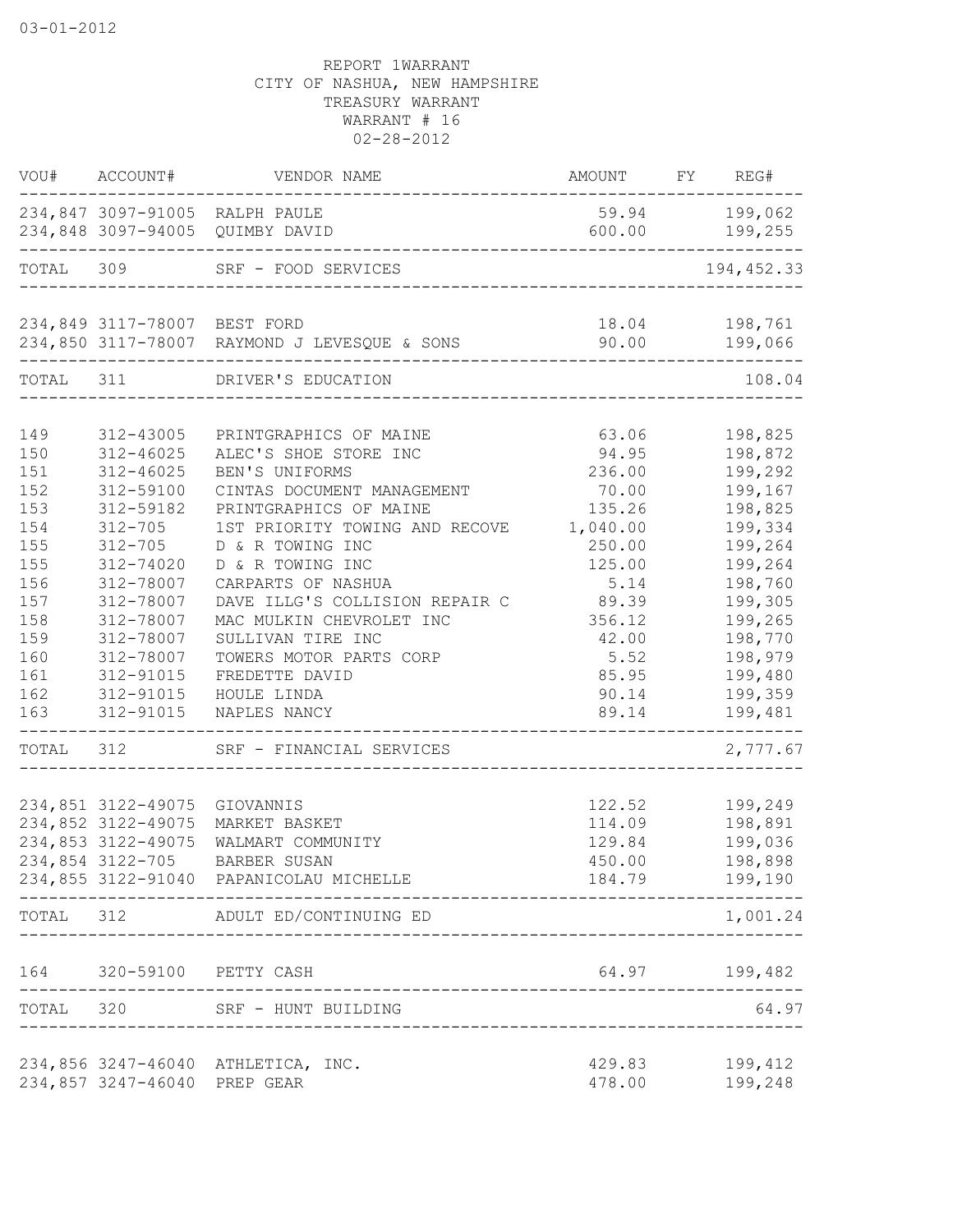03-01-2012

REPORT 1WARRANT
CITY OF NASHUA, NEW HAMPSHIRE
TREASURY WARRANT
WARRANT # 16
02-28-2012

| VOU# | ACCOUNT# | VENDOR NAME | AMOUNT | FY | REG# |
|---|---|---|---|---|---|
| 234,847 | 3097-91005 | RALPH PAULE | 59.94 | | 199,062 |
| 234,848 | 3097-94005 | QUIMBY DAVID | 600.00 | | 199,255 |
| TOTAL | 309 | SRF - FOOD SERVICES | | | 194,452.33 |
| 234,849 | 3117-78007 | BEST FORD | 18.04 | | 198,761 |
| 234,850 | 3117-78007 | RAYMOND J LEVESQUE & SONS | 90.00 | | 199,066 |
| TOTAL | 311 | DRIVER'S EDUCATION | | | 108.04 |
| 149 | 312-43005 | PRINTGRAPHICS OF MAINE | 63.06 | | 198,825 |
| 150 | 312-46025 | ALEC'S SHOE STORE INC | 94.95 | | 198,872 |
| 151 | 312-46025 | BEN'S UNIFORMS | 236.00 | | 199,292 |
| 152 | 312-59100 | CINTAS DOCUMENT MANAGEMENT | 70.00 | | 199,167 |
| 153 | 312-59182 | PRINTGRAPHICS OF MAINE | 135.26 | | 198,825 |
| 154 | 312-705 | 1ST PRIORITY TOWING AND RECOVE | 1,040.00 | | 199,334 |
| 155 | 312-705 | D & R TOWING INC | 250.00 | | 199,264 |
| 155 | 312-74020 | D & R TOWING INC | 125.00 | | 199,264 |
| 156 | 312-78007 | CARPARTS OF NASHUA | 5.14 | | 198,760 |
| 157 | 312-78007 | DAVE ILLG'S COLLISION REPAIR C | 89.39 | | 199,305 |
| 158 | 312-78007 | MAC MULKIN CHEVROLET INC | 356.12 | | 199,265 |
| 159 | 312-78007 | SULLIVAN TIRE INC | 42.00 | | 198,770 |
| 160 | 312-78007 | TOWERS MOTOR PARTS CORP | 5.52 | | 198,979 |
| 161 | 312-91015 | FREDETTE DAVID | 85.95 | | 199,480 |
| 162 | 312-91015 | HOULE LINDA | 90.14 | | 199,359 |
| 163 | 312-91015 | NAPLES NANCY | 89.14 | | 199,481 |
| TOTAL | 312 | SRF - FINANCIAL SERVICES | | | 2,777.67 |
| 234,851 | 3122-49075 | GIOVANNIS | 122.52 | | 199,249 |
| 234,852 | 3122-49075 | MARKET BASKET | 114.09 | | 198,891 |
| 234,853 | 3122-49075 | WALMART COMMUNITY | 129.84 | | 199,036 |
| 234,854 | 3122-705 | BARBER SUSAN | 450.00 | | 198,898 |
| 234,855 | 3122-91040 | PAPANICOLAU MICHELLE | 184.79 | | 199,190 |
| TOTAL | 312 | ADULT ED/CONTINUING ED | | | 1,001.24 |
| 164 | 320-59100 | PETTY CASH | 64.97 | | 199,482 |
| TOTAL | 320 | SRF - HUNT BUILDING | | | 64.97 |
| 234,856 | 3247-46040 | ATHLETICA, INC. | 429.83 | | 199,412 |
| 234,857 | 3247-46040 | PREP GEAR | 478.00 | | 199,248 |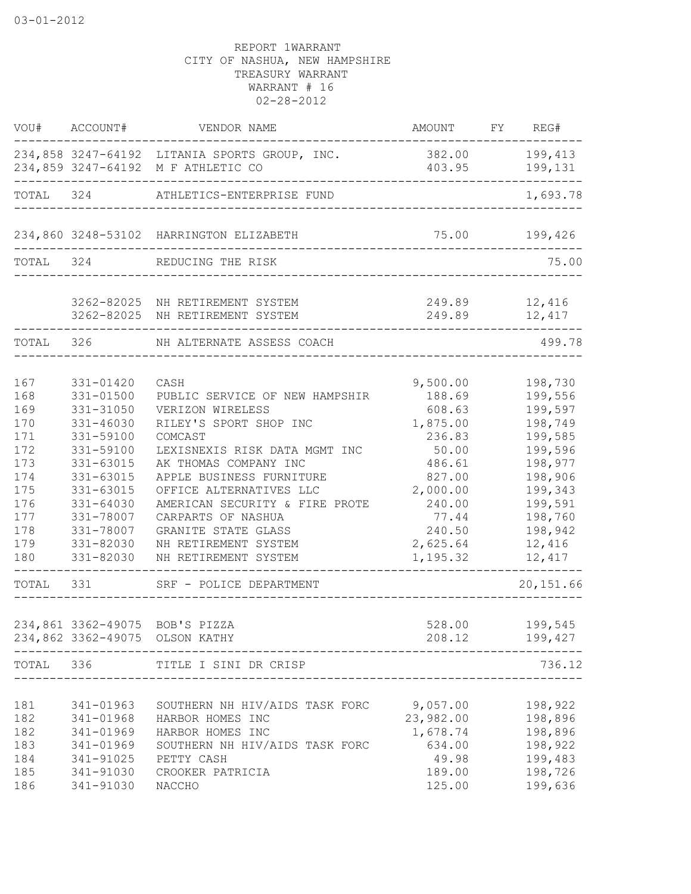03-01-2012

REPORT 1WARRANT
CITY OF NASHUA, NEW HAMPSHIRE
TREASURY WARRANT
WARRANT # 16
02-28-2012

| VOU# | ACCOUNT# | VENDOR NAME | AMOUNT | FY | REG# |
|---|---|---|---|---|---|
| 234,858 | 3247-64192 | LITANIA SPORTS GROUP, INC. | 382.00 | | 199,413 |
| 234,859 | 3247-64192 | M F ATHLETIC CO | 403.95 | | 199,131 |
| TOTAL | 324 | ATHLETICS-ENTERPRISE FUND | | | 1,693.78 |
| 234,860 | 3248-53102 | HARRINGTON ELIZABETH | 75.00 | | 199,426 |
| TOTAL | 324 | REDUCING THE RISK | | | 75.00 |
| | 3262-82025 | NH RETIREMENT SYSTEM | 249.89 | | 12,416 |
| | 3262-82025 | NH RETIREMENT SYSTEM | 249.89 | | 12,417 |
| TOTAL | 326 | NH ALTERNATE ASSESS COACH | | | 499.78 |
| 167 | 331-01420 | CASH | 9,500.00 | | 198,730 |
| 168 | 331-01500 | PUBLIC SERVICE OF NEW HAMPSHIR | 188.69 | | 199,556 |
| 169 | 331-31050 | VERIZON WIRELESS | 608.63 | | 199,597 |
| 170 | 331-46030 | RILEY'S SPORT SHOP INC | 1,875.00 | | 198,749 |
| 171 | 331-59100 | COMCAST | 236.83 | | 199,585 |
| 172 | 331-59100 | LEXISNEXIS RISK DATA MGMT INC | 50.00 | | 199,596 |
| 173 | 331-63015 | AK THOMAS COMPANY INC | 486.61 | | 198,977 |
| 174 | 331-63015 | APPLE BUSINESS FURNITURE | 827.00 | | 198,906 |
| 175 | 331-63015 | OFFICE ALTERNATIVES LLC | 2,000.00 | | 199,343 |
| 176 | 331-64030 | AMERICAN SECURITY & FIRE PROTE | 240.00 | | 199,591 |
| 177 | 331-78007 | CARPARTS OF NASHUA | 77.44 | | 198,760 |
| 178 | 331-78007 | GRANITE STATE GLASS | 240.50 | | 198,942 |
| 179 | 331-82030 | NH RETIREMENT SYSTEM | 2,625.64 | | 12,416 |
| 180 | 331-82030 | NH RETIREMENT SYSTEM | 1,195.32 | | 12,417 |
| TOTAL | 331 | SRF - POLICE DEPARTMENT | | | 20,151.66 |
| 234,861 | 3362-49075 | BOB'S PIZZA | 528.00 | | 199,545 |
| 234,862 | 3362-49075 | OLSON KATHY | 208.12 | | 199,427 |
| TOTAL | 336 | TITLE I SINI DR CRISP | | | 736.12 |
| 181 | 341-01963 | SOUTHERN NH HIV/AIDS TASK FORC | 9,057.00 | | 198,922 |
| 182 | 341-01968 | HARBOR HOMES INC | 23,982.00 | | 198,896 |
| 182 | 341-01969 | HARBOR HOMES INC | 1,678.74 | | 198,896 |
| 183 | 341-01969 | SOUTHERN NH HIV/AIDS TASK FORC | 634.00 | | 198,922 |
| 184 | 341-91025 | PETTY CASH | 49.98 | | 199,483 |
| 185 | 341-91030 | CROOKER PATRICIA | 189.00 | | 198,726 |
| 186 | 341-91030 | NACCHO | 125.00 | | 199,636 |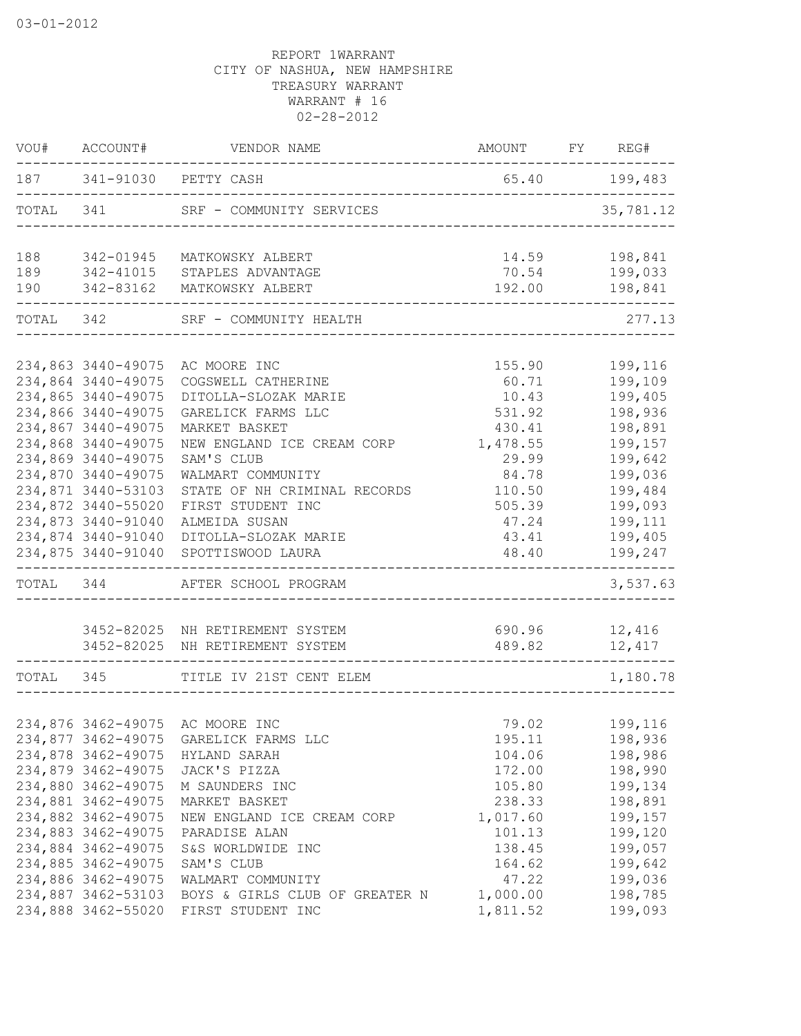03-01-2012

REPORT 1WARRANT
CITY OF NASHUA, NEW HAMPSHIRE
TREASURY WARRANT
WARRANT # 16
02-28-2012

| VOU# | ACCOUNT# | VENDOR NAME | AMOUNT | FY | REG# |
|---|---|---|---|---|---|
| 187 | 341-91030 | PETTY CASH | 65.40 | | 199,483 |
| TOTAL | 341 | SRF - COMMUNITY SERVICES | | | 35,781.12 |
| 188 | 342-01945 | MATKOWSKY ALBERT | 14.59 | | 198,841 |
| 189 | 342-41015 | STAPLES ADVANTAGE | 70.54 | | 199,033 |
| 190 | 342-83162 | MATKOWSKY ALBERT | 192.00 | | 198,841 |
| TOTAL | 342 | SRF - COMMUNITY HEALTH | | | 277.13 |
| 234,863 | 3440-49075 | AC MOORE INC | 155.90 | | 199,116 |
| 234,864 | 3440-49075 | COGSWELL CATHERINE | 60.71 | | 199,109 |
| 234,865 | 3440-49075 | DITOLLA-SLOZAK MARIE | 10.43 | | 199,405 |
| 234,866 | 3440-49075 | GARELICK FARMS LLC | 531.92 | | 198,936 |
| 234,867 | 3440-49075 | MARKET BASKET | 430.41 | | 198,891 |
| 234,868 | 3440-49075 | NEW ENGLAND ICE CREAM CORP | 1,478.55 | | 199,157 |
| 234,869 | 3440-49075 | SAM'S CLUB | 29.99 | | 199,642 |
| 234,870 | 3440-49075 | WALMART COMMUNITY | 84.78 | | 199,036 |
| 234,871 | 3440-53103 | STATE OF NH CRIMINAL RECORDS | 110.50 | | 199,484 |
| 234,872 | 3440-55020 | FIRST STUDENT INC | 505.39 | | 199,093 |
| 234,873 | 3440-91040 | ALMEIDA SUSAN | 47.24 | | 199,111 |
| 234,874 | 3440-91040 | DITOLLA-SLOZAK MARIE | 43.41 | | 199,405 |
| 234,875 | 3440-91040 | SPOTTISWOOD LAURA | 48.40 | | 199,247 |
| TOTAL | 344 | AFTER SCHOOL PROGRAM | | | 3,537.63 |
| | 3452-82025 | NH RETIREMENT SYSTEM | 690.96 | | 12,416 |
| | 3452-82025 | NH RETIREMENT SYSTEM | 489.82 | | 12,417 |
| TOTAL | 345 | TITLE IV 21ST CENT ELEM | | | 1,180.78 |
| 234,876 | 3462-49075 | AC MOORE INC | 79.02 | | 199,116 |
| 234,877 | 3462-49075 | GARELICK FARMS LLC | 195.11 | | 198,936 |
| 234,878 | 3462-49075 | HYLAND SARAH | 104.06 | | 198,986 |
| 234,879 | 3462-49075 | JACK'S PIZZA | 172.00 | | 198,990 |
| 234,880 | 3462-49075 | M SAUNDERS INC | 105.80 | | 199,134 |
| 234,881 | 3462-49075 | MARKET BASKET | 238.33 | | 198,891 |
| 234,882 | 3462-49075 | NEW ENGLAND ICE CREAM CORP | 1,017.60 | | 199,157 |
| 234,883 | 3462-49075 | PARADISE ALAN | 101.13 | | 199,120 |
| 234,884 | 3462-49075 | S&S WORLDWIDE INC | 138.45 | | 199,057 |
| 234,885 | 3462-49075 | SAM'S CLUB | 164.62 | | 199,642 |
| 234,886 | 3462-49075 | WALMART COMMUNITY | 47.22 | | 199,036 |
| 234,887 | 3462-53103 | BOYS & GIRLS CLUB OF GREATER N | 1,000.00 | | 198,785 |
| 234,888 | 3462-55020 | FIRST STUDENT INC | 1,811.52 | | 199,093 |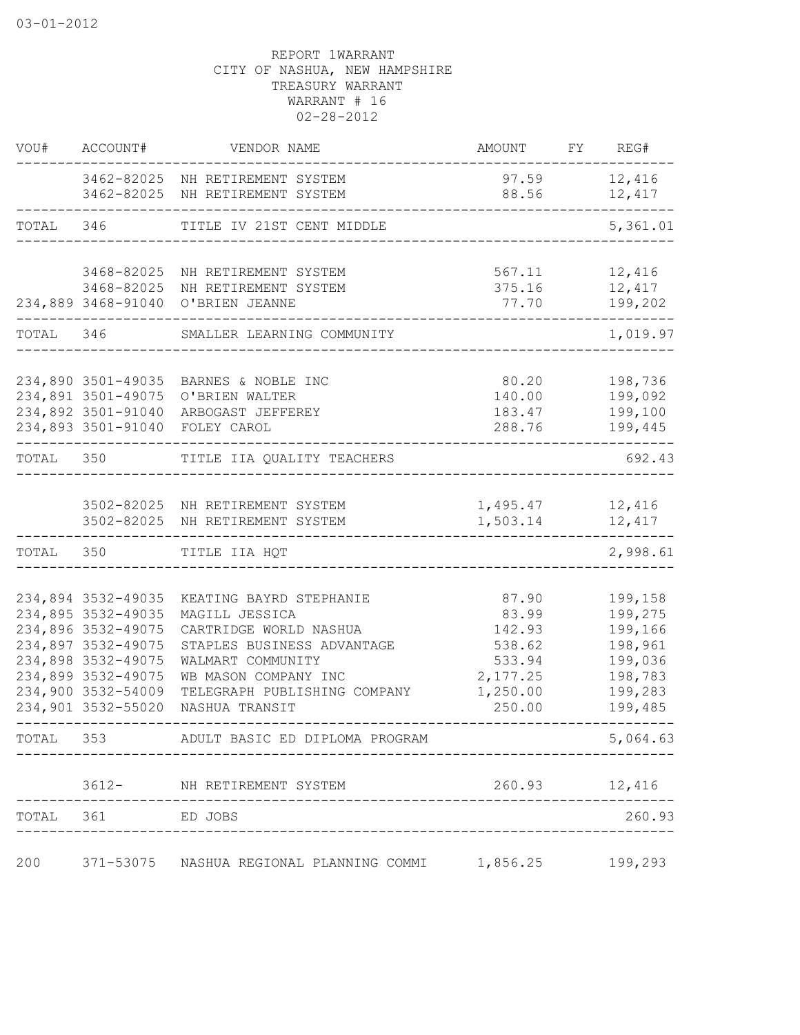03-01-2012

REPORT 1WARRANT
CITY OF NASHUA, NEW HAMPSHIRE
TREASURY WARRANT
WARRANT # 16
02-28-2012

| VOU# | ACCOUNT# | VENDOR NAME | AMOUNT | FY | REG# |
|---|---|---|---|---|---|
| | 3462-82025 | NH RETIREMENT SYSTEM | 97.59 | | 12,416 |
| | 3462-82025 | NH RETIREMENT SYSTEM | 88.56 | | 12,417 |
| TOTAL | 346 | TITLE IV 21ST CENT MIDDLE | | | 5,361.01 |
| | 3468-82025 | NH RETIREMENT SYSTEM | 567.11 | | 12,416 |
| | 3468-82025 | NH RETIREMENT SYSTEM | 375.16 | | 12,417 |
| 234,889 | 3468-91040 | O'BRIEN JEANNE | 77.70 | | 199,202 |
| TOTAL | 346 | SMALLER LEARNING COMMUNITY | | | 1,019.97 |
| 234,890 | 3501-49035 | BARNES & NOBLE INC | 80.20 | | 198,736 |
| 234,891 | 3501-49075 | O'BRIEN WALTER | 140.00 | | 199,092 |
| 234,892 | 3501-91040 | ARBOGAST JEFFEREY | 183.47 | | 199,100 |
| 234,893 | 3501-91040 | FOLEY CAROL | 288.76 | | 199,445 |
| TOTAL | 350 | TITLE IIA QUALITY TEACHERS | | | 692.43 |
| | 3502-82025 | NH RETIREMENT SYSTEM | 1,495.47 | | 12,416 |
| | 3502-82025 | NH RETIREMENT SYSTEM | 1,503.14 | | 12,417 |
| TOTAL | 350 | TITLE IIA HQT | | | 2,998.61 |
| 234,894 | 3532-49035 | KEATING BAYRD STEPHANIE | 87.90 | | 199,158 |
| 234,895 | 3532-49035 | MAGILL JESSICA | 83.99 | | 199,275 |
| 234,896 | 3532-49075 | CARTRIDGE WORLD NASHUA | 142.93 | | 199,166 |
| 234,897 | 3532-49075 | STAPLES BUSINESS ADVANTAGE | 538.62 | | 198,961 |
| 234,898 | 3532-49075 | WALMART COMMUNITY | 533.94 | | 199,036 |
| 234,899 | 3532-49075 | WB MASON COMPANY INC | 2,177.25 | | 198,783 |
| 234,900 | 3532-54009 | TELEGRAPH PUBLISHING COMPANY | 1,250.00 | | 199,283 |
| 234,901 | 3532-55020 | NASHUA TRANSIT | 250.00 | | 199,485 |
| TOTAL | 353 | ADULT BASIC ED DIPLOMA PROGRAM | | | 5,064.63 |
| | 3612- | NH RETIREMENT SYSTEM | 260.93 | | 12,416 |
| TOTAL | 361 | ED JOBS | | | 260.93 |
| 200 | 371-53075 | NASHUA REGIONAL PLANNING COMMI | 1,856.25 | | 199,293 |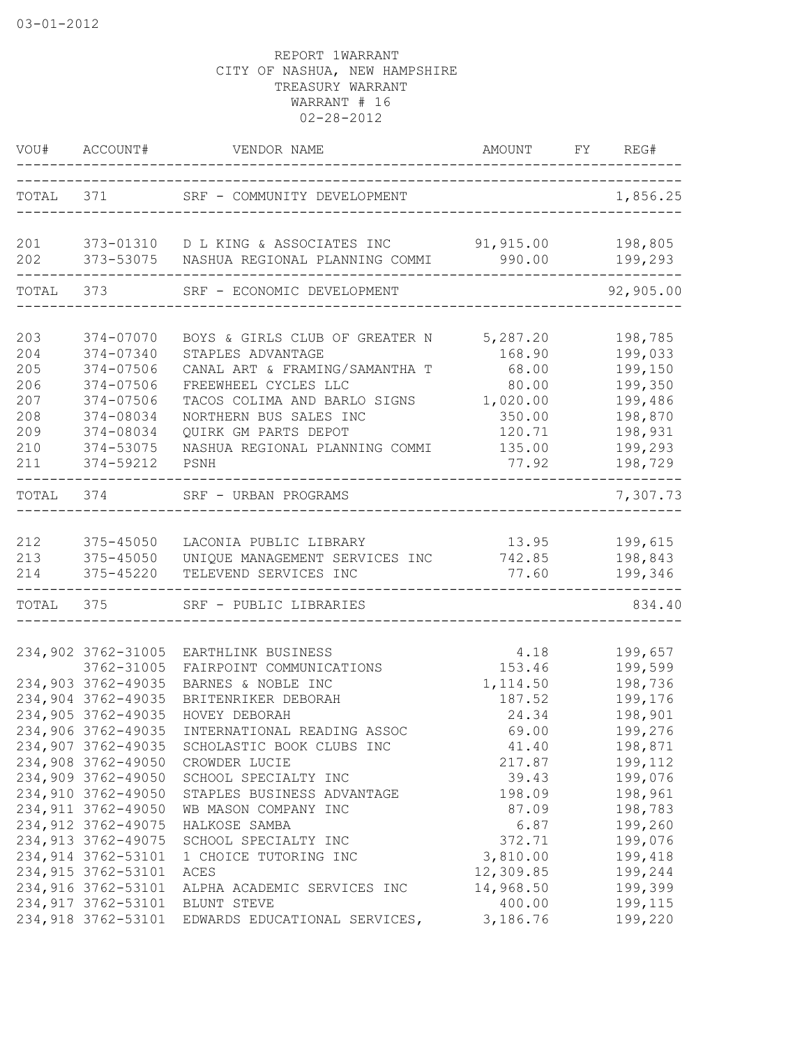03-01-2012

REPORT 1WARRANT
CITY OF NASHUA, NEW HAMPSHIRE
TREASURY WARRANT
WARRANT # 16
02-28-2012

| VOU# | ACCOUNT# | VENDOR NAME | AMOUNT | FY | REG# |
|---|---|---|---|---|---|
| TOTAL | 371 | SRF - COMMUNITY DEVELOPMENT | | | 1,856.25 |
| 201 | 373-01310 | D L KING & ASSOCIATES INC | 91,915.00 | | 198,805 |
| 202 | 373-53075 | NASHUA REGIONAL PLANNING COMMI | 990.00 | | 199,293 |
| TOTAL | 373 | SRF - ECONOMIC DEVELOPMENT | | | 92,905.00 |
| 203 | 374-07070 | BOYS & GIRLS CLUB OF GREATER N | 5,287.20 | | 198,785 |
| 204 | 374-07340 | STAPLES ADVANTAGE | 168.90 | | 199,033 |
| 205 | 374-07506 | CANAL ART & FRAMING/SAMANTHA T | 68.00 | | 199,150 |
| 206 | 374-07506 | FREEWHEEL CYCLES LLC | 80.00 | | 199,350 |
| 207 | 374-07506 | TACOS COLIMA AND BARLO SIGNS | 1,020.00 | | 199,486 |
| 208 | 374-08034 | NORTHERN BUS SALES INC | 350.00 | | 198,870 |
| 209 | 374-08034 | QUIRK GM PARTS DEPOT | 120.71 | | 198,931 |
| 210 | 374-53075 | NASHUA REGIONAL PLANNING COMMI | 135.00 | | 199,293 |
| 211 | 374-59212 | PSNH | 77.92 | | 198,729 |
| TOTAL | 374 | SRF - URBAN PROGRAMS | | | 7,307.73 |
| 212 | 375-45050 | LACONIA PUBLIC LIBRARY | 13.95 | | 199,615 |
| 213 | 375-45050 | UNIQUE MANAGEMENT SERVICES INC | 742.85 | | 198,843 |
| 214 | 375-45220 | TELEVEND SERVICES INC | 77.60 | | 199,346 |
| TOTAL | 375 | SRF - PUBLIC LIBRARIES | | | 834.40 |
| 234,902 | 3762-31005 | EARTHLINK BUSINESS | 4.18 | | 199,657 |
| | 3762-31005 | FAIRPOINT COMMUNICATIONS | 153.46 | | 199,599 |
| 234,903 | 3762-49035 | BARNES & NOBLE INC | 1,114.50 | | 198,736 |
| 234,904 | 3762-49035 | BRITENRIKER DEBORAH | 187.52 | | 199,176 |
| 234,905 | 3762-49035 | HOVEY DEBORAH | 24.34 | | 198,901 |
| 234,906 | 3762-49035 | INTERNATIONAL READING ASSOC | 69.00 | | 199,276 |
| 234,907 | 3762-49035 | SCHOLASTIC BOOK CLUBS INC | 41.40 | | 198,871 |
| 234,908 | 3762-49050 | CROWDER LUCIE | 217.87 | | 199,112 |
| 234,909 | 3762-49050 | SCHOOL SPECIALTY INC | 39.43 | | 199,076 |
| 234,910 | 3762-49050 | STAPLES BUSINESS ADVANTAGE | 198.09 | | 198,961 |
| 234,911 | 3762-49050 | WB MASON COMPANY INC | 87.09 | | 198,783 |
| 234,912 | 3762-49075 | HALKOSE SAMBA | 6.87 | | 199,260 |
| 234,913 | 3762-49075 | SCHOOL SPECIALTY INC | 372.71 | | 199,076 |
| 234,914 | 3762-53101 | 1 CHOICE TUTORING INC | 3,810.00 | | 199,418 |
| 234,915 | 3762-53101 | ACES | 12,309.85 | | 199,244 |
| 234,916 | 3762-53101 | ALPHA ACADEMIC SERVICES INC | 14,968.50 | | 199,399 |
| 234,917 | 3762-53101 | BLUNT STEVE | 400.00 | | 199,115 |
| 234,918 | 3762-53101 | EDWARDS EDUCATIONAL SERVICES, | 3,186.76 | | 199,220 |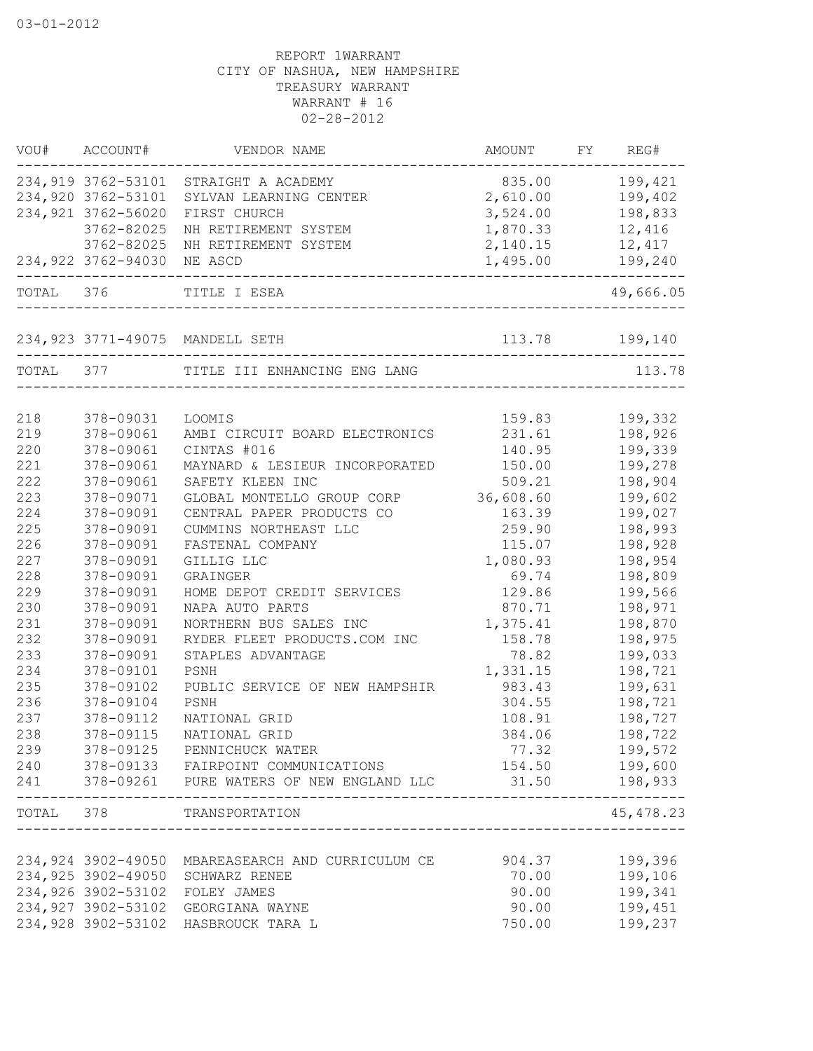03-01-2012

REPORT 1WARRANT
CITY OF NASHUA, NEW HAMPSHIRE
TREASURY WARRANT
WARRANT # 16
02-28-2012

| VOU# | ACCOUNT# | VENDOR NAME | AMOUNT | FY | REG# |
|---|---|---|---|---|---|
| 234,919 | 3762-53101 | STRAIGHT A ACADEMY | 835.00 | | 199,421 |
| 234,920 | 3762-53101 | SYLVAN LEARNING CENTER | 2,610.00 | | 199,402 |
| 234,921 | 3762-56020 | FIRST CHURCH | 3,524.00 | | 198,833 |
| | 3762-82025 | NH RETIREMENT SYSTEM | 1,870.33 | | 12,416 |
| | 3762-82025 | NH RETIREMENT SYSTEM | 2,140.15 | | 12,417 |
| 234,922 | 3762-94030 | NE ASCD | 1,495.00 | | 199,240 |
| TOTAL | 376 | TITLE I ESEA | | | 49,666.05 |
| 234,923 | 3771-49075 | MANDELL SETH | 113.78 | | 199,140 |
| TOTAL | 377 | TITLE III ENHANCING ENG LANG | | | 113.78 |
| 218 | 378-09031 | LOOMIS | 159.83 | | 199,332 |
| 219 | 378-09061 | AMBI CIRCUIT BOARD ELECTRONICS | 231.61 | | 198,926 |
| 220 | 378-09061 | CINTAS #016 | 140.95 | | 199,339 |
| 221 | 378-09061 | MAYNARD & LESIEUR INCORPORATED | 150.00 | | 199,278 |
| 222 | 378-09061 | SAFETY KLEEN INC | 509.21 | | 198,904 |
| 223 | 378-09071 | GLOBAL MONTELLO GROUP CORP | 36,608.60 | | 199,602 |
| 224 | 378-09091 | CENTRAL PAPER PRODUCTS CO | 163.39 | | 199,027 |
| 225 | 378-09091 | CUMMINS NORTHEAST LLC | 259.90 | | 198,993 |
| 226 | 378-09091 | FASTENAL COMPANY | 115.07 | | 198,928 |
| 227 | 378-09091 | GILLIG LLC | 1,080.93 | | 198,954 |
| 228 | 378-09091 | GRAINGER | 69.74 | | 198,809 |
| 229 | 378-09091 | HOME DEPOT CREDIT SERVICES | 129.86 | | 199,566 |
| 230 | 378-09091 | NAPA AUTO PARTS | 870.71 | | 198,971 |
| 231 | 378-09091 | NORTHERN BUS SALES INC | 1,375.41 | | 198,870 |
| 232 | 378-09091 | RYDER FLEET PRODUCTS.COM INC | 158.78 | | 198,975 |
| 233 | 378-09091 | STAPLES ADVANTAGE | 78.82 | | 199,033 |
| 234 | 378-09101 | PSNH | 1,331.15 | | 198,721 |
| 235 | 378-09102 | PUBLIC SERVICE OF NEW HAMPSHIR | 983.43 | | 199,631 |
| 236 | 378-09104 | PSNH | 304.55 | | 198,721 |
| 237 | 378-09112 | NATIONAL GRID | 108.91 | | 198,727 |
| 238 | 378-09115 | NATIONAL GRID | 384.06 | | 198,722 |
| 239 | 378-09125 | PENNICHUCK WATER | 77.32 | | 199,572 |
| 240 | 378-09133 | FAIRPOINT COMMUNICATIONS | 154.50 | | 199,600 |
| 241 | 378-09261 | PURE WATERS OF NEW ENGLAND LLC | 31.50 | | 198,933 |
| TOTAL | 378 | TRANSPORTATION | | | 45,478.23 |
| 234,924 | 3902-49050 | MBAREASEARCH AND CURRICULUM CE | 904.37 | | 199,396 |
| 234,925 | 3902-49050 | SCHWARZ RENEE | 70.00 | | 199,106 |
| 234,926 | 3902-53102 | FOLEY JAMES | 90.00 | | 199,341 |
| 234,927 | 3902-53102 | GEORGIANA WAYNE | 90.00 | | 199,451 |
| 234,928 | 3902-53102 | HASBROUCK TARA L | 750.00 | | 199,237 |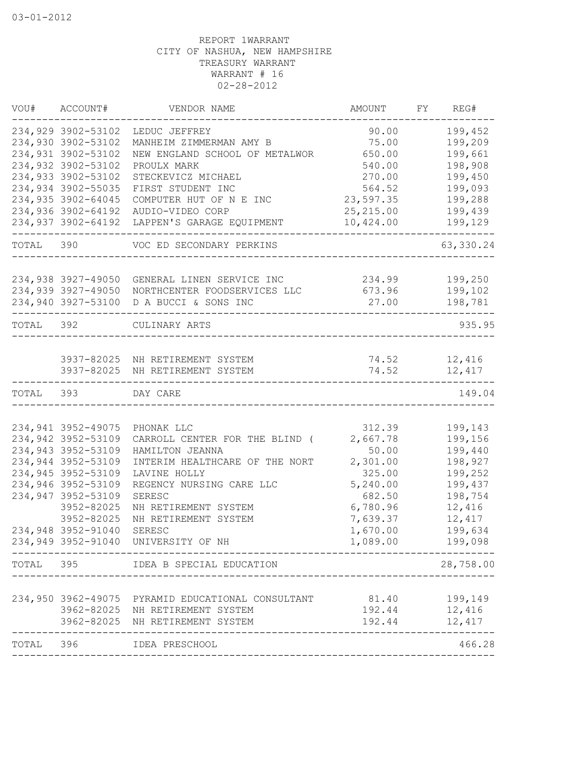03-01-2012

REPORT 1WARRANT
CITY OF NASHUA, NEW HAMPSHIRE
TREASURY WARRANT
WARRANT # 16
02-28-2012

| VOU# | ACCOUNT# | VENDOR NAME | AMOUNT | FY | REG# |
|---|---|---|---|---|---|
| 234,929 | 3902-53102 | LEDUC JEFFREY | 90.00 | | 199,452 |
| 234,930 | 3902-53102 | MANHEIM ZIMMERMAN AMY B | 75.00 | | 199,209 |
| 234,931 | 3902-53102 | NEW ENGLAND SCHOOL OF METALWOR | 650.00 | | 199,661 |
| 234,932 | 3902-53102 | PROULX MARK | 540.00 | | 198,908 |
| 234,933 | 3902-53102 | STECKEVICZ MICHAEL | 270.00 | | 199,450 |
| 234,934 | 3902-55035 | FIRST STUDENT INC | 564.52 | | 199,093 |
| 234,935 | 3902-64045 | COMPUTER HUT OF N E INC | 23,597.35 | | 199,288 |
| 234,936 | 3902-64192 | AUDIO-VIDEO CORP | 25,215.00 | | 199,439 |
| 234,937 | 3902-64192 | LAPPEN'S GARAGE EQUIPMENT | 10,424.00 | | 199,129 |
| TOTAL | 390 | VOC ED SECONDARY PERKINS | | | 63,330.24 |
| 234,938 | 3927-49050 | GENERAL LINEN SERVICE INC | 234.99 | | 199,250 |
| 234,939 | 3927-49050 | NORTHCENTER FOODSERVICES LLC | 673.96 | | 199,102 |
| 234,940 | 3927-53100 | D A BUCCI & SONS INC | 27.00 | | 198,781 |
| TOTAL | 392 | CULINARY ARTS | | | 935.95 |
| | 3937-82025 | NH RETIREMENT SYSTEM | 74.52 | | 12,416 |
| | 3937-82025 | NH RETIREMENT SYSTEM | 74.52 | | 12,417 |
| TOTAL | 393 | DAY CARE | | | 149.04 |
| 234,941 | 3952-49075 | PHONAK LLC | 312.39 | | 199,143 |
| 234,942 | 3952-53109 | CARROLL CENTER FOR THE BLIND ( | 2,667.78 | | 199,156 |
| 234,943 | 3952-53109 | HAMILTON JEANNA | 50.00 | | 199,440 |
| 234,944 | 3952-53109 | INTERIM HEALTHCARE OF THE NORT | 2,301.00 | | 198,927 |
| 234,945 | 3952-53109 | LAVINE HOLLY | 325.00 | | 199,252 |
| 234,946 | 3952-53109 | REGENCY NURSING CARE LLC | 5,240.00 | | 199,437 |
| 234,947 | 3952-53109 | SERESC | 682.50 | | 198,754 |
| | 3952-82025 | NH RETIREMENT SYSTEM | 6,780.96 | | 12,416 |
| | 3952-82025 | NH RETIREMENT SYSTEM | 7,639.37 | | 12,417 |
| 234,948 | 3952-91040 | SERESC | 1,670.00 | | 199,634 |
| 234,949 | 3952-91040 | UNIVERSITY OF NH | 1,089.00 | | 199,098 |
| TOTAL | 395 | IDEA B SPECIAL EDUCATION | | | 28,758.00 |
| 234,950 | 3962-49075 | PYRAMID EDUCATIONAL CONSULTANT | 81.40 | | 199,149 |
| | 3962-82025 | NH RETIREMENT SYSTEM | 192.44 | | 12,416 |
| | 3962-82025 | NH RETIREMENT SYSTEM | 192.44 | | 12,417 |
| TOTAL | 396 | IDEA PRESCHOOL | | | 466.28 |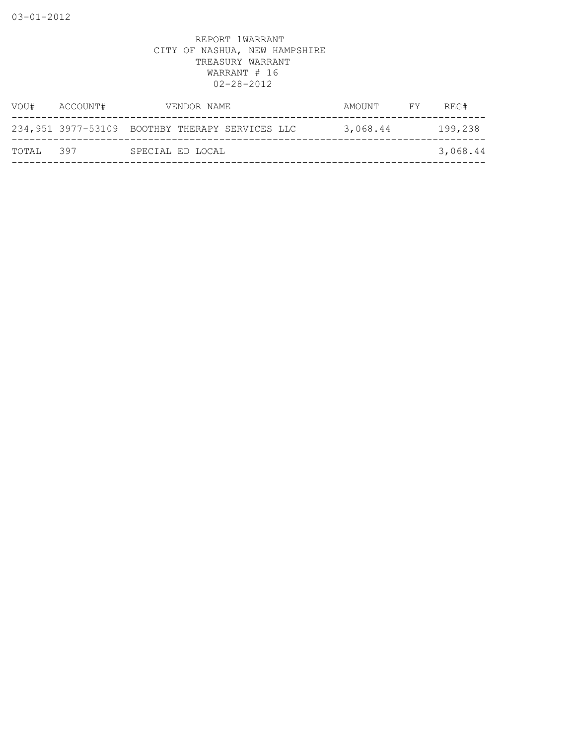03-01-2012

REPORT 1WARRANT
CITY OF NASHUA, NEW HAMPSHIRE
TREASURY WARRANT
WARRANT # 16
02-28-2012

| VOU# | ACCOUNT# | VENDOR NAME | AMOUNT | FY | REG# |
|---|---|---|---|---|---|
| 234,951 | 3977-53109 | BOOTHBY THERAPY SERVICES LLC | 3,068.44 | | 199,238 |
| TOTAL | 397 | SPECIAL ED LOCAL | | | 3,068.44 |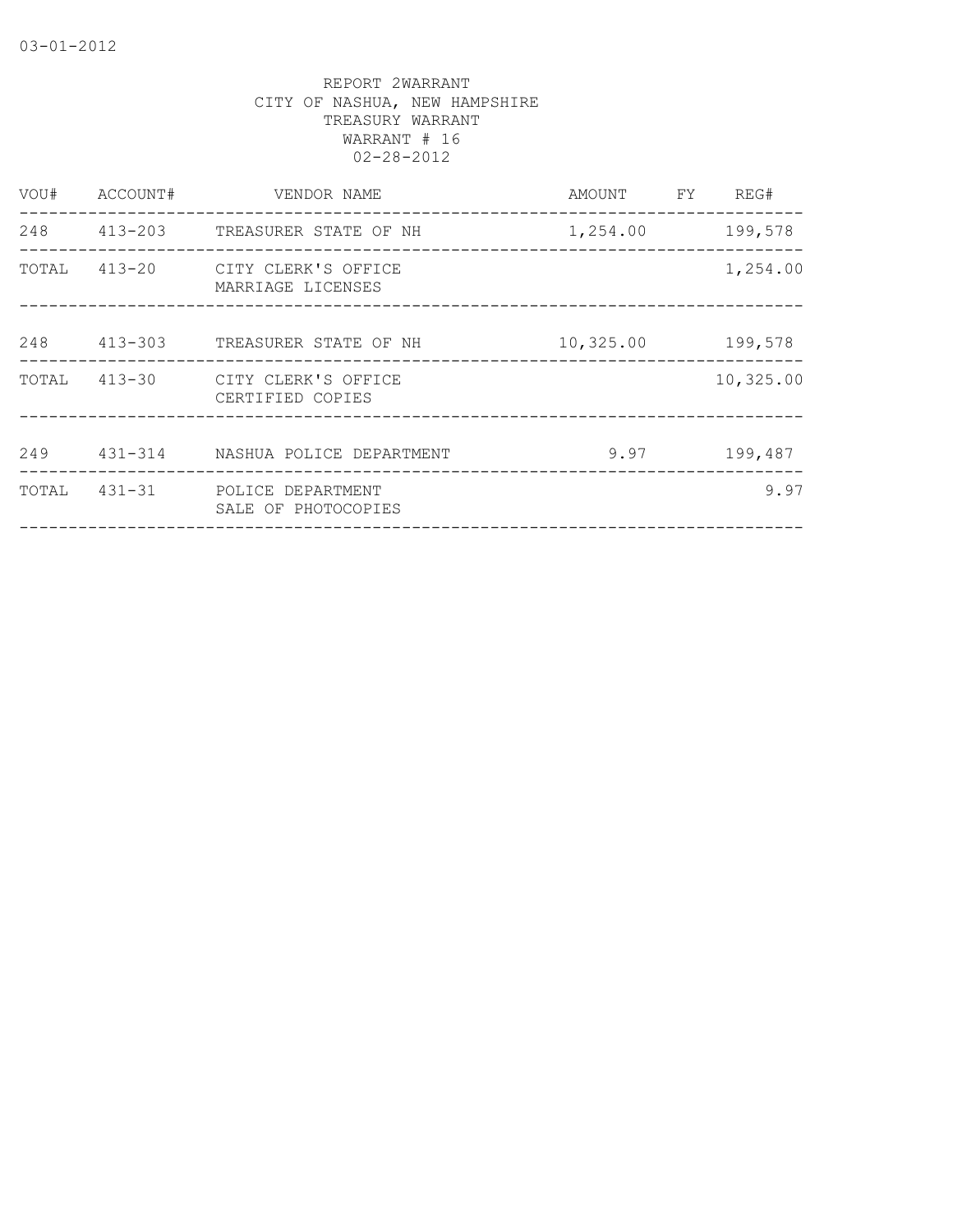REPORT 2WARRANT
CITY OF NASHUA, NEW HAMPSHIRE
TREASURY WARRANT
WARRANT # 16
02-28-2012

| VOU# | ACCOUNT# | VENDOR NAME | AMOUNT | FY | REG# |
|---|---|---|---|---|---|
| 248 | 413-203 | TREASURER STATE OF NH | 1,254.00 | | 199,578 |
| TOTAL | 413-20 | CITY CLERK'S OFFICE<br>MARRIAGE LICENSES | | | 1,254.00 |
| 248 | 413-303 | TREASURER STATE OF NH | 10,325.00 | | 199,578 |
| TOTAL | 413-30 | CITY CLERK'S OFFICE<br>CERTIFIED COPIES | | | 10,325.00 |
| 249 | 431-314 | NASHUA POLICE DEPARTMENT | 9.97 | | 199,487 |
| TOTAL | 431-31 | POLICE DEPARTMENT<br>SALE OF PHOTOCOPIES | | | 9.97 |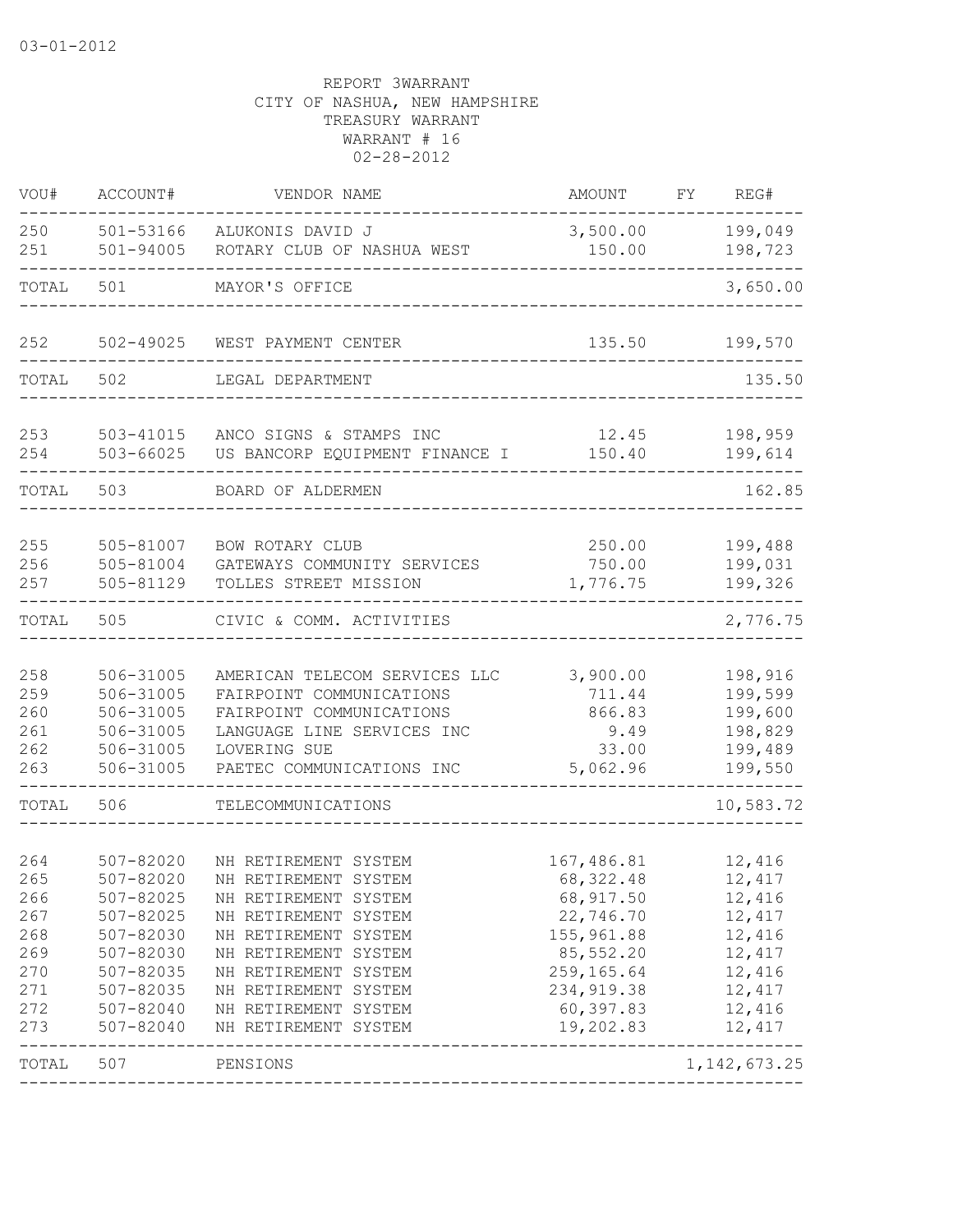03-01-2012

REPORT 3WARRANT
CITY OF NASHUA, NEW HAMPSHIRE
TREASURY WARRANT
WARRANT # 16
02-28-2012

| VOU# | ACCOUNT# | VENDOR NAME | AMOUNT | FY | REG# |
|---|---|---|---|---|---|
| 250 | 501-53166 | ALUKONIS DAVID J | 3,500.00 | | 199,049 |
| 251 | 501-94005 | ROTARY CLUB OF NASHUA WEST | 150.00 | | 198,723 |
| TOTAL | 501 | MAYOR'S OFFICE | | | 3,650.00 |
| 252 | 502-49025 | WEST PAYMENT CENTER | 135.50 | | 199,570 |
| TOTAL | 502 | LEGAL DEPARTMENT | | | 135.50 |
| 253 | 503-41015 | ANCO SIGNS & STAMPS INC | 12.45 | | 198,959 |
| 254 | 503-66025 | US BANCORP EQUIPMENT FINANCE I | 150.40 | | 199,614 |
| TOTAL | 503 | BOARD OF ALDERMEN | | | 162.85 |
| 255 | 505-81007 | BOW ROTARY CLUB | 250.00 | | 199,488 |
| 256 | 505-81004 | GATEWAYS COMMUNITY SERVICES | 750.00 | | 199,031 |
| 257 | 505-81129 | TOLLES STREET MISSION | 1,776.75 | | 199,326 |
| TOTAL | 505 | CIVIC & COMM. ACTIVITIES | | | 2,776.75 |
| 258 | 506-31005 | AMERICAN TELECOM SERVICES LLC | 3,900.00 | | 198,916 |
| 259 | 506-31005 | FAIRPOINT COMMUNICATIONS | 711.44 | | 199,599 |
| 260 | 506-31005 | FAIRPOINT COMMUNICATIONS | 866.83 | | 199,600 |
| 261 | 506-31005 | LANGUAGE LINE SERVICES INC | 9.49 | | 198,829 |
| 262 | 506-31005 | LOVERING SUE | 33.00 | | 199,489 |
| 263 | 506-31005 | PAETEC COMMUNICATIONS INC | 5,062.96 | | 199,550 |
| TOTAL | 506 | TELECOMMUNICATIONS | | | 10,583.72 |
| 264 | 507-82020 | NH RETIREMENT SYSTEM | 167,486.81 | | 12,416 |
| 265 | 507-82020 | NH RETIREMENT SYSTEM | 68,322.48 | | 12,417 |
| 266 | 507-82025 | NH RETIREMENT SYSTEM | 68,917.50 | | 12,416 |
| 267 | 507-82025 | NH RETIREMENT SYSTEM | 22,746.70 | | 12,417 |
| 268 | 507-82030 | NH RETIREMENT SYSTEM | 155,961.88 | | 12,416 |
| 269 | 507-82030 | NH RETIREMENT SYSTEM | 85,552.20 | | 12,417 |
| 270 | 507-82035 | NH RETIREMENT SYSTEM | 259,165.64 | | 12,416 |
| 271 | 507-82035 | NH RETIREMENT SYSTEM | 234,919.38 | | 12,417 |
| 272 | 507-82040 | NH RETIREMENT SYSTEM | 60,397.83 | | 12,416 |
| 273 | 507-82040 | NH RETIREMENT SYSTEM | 19,202.83 | | 12,417 |
| TOTAL | 507 | PENSIONS | | | 1,142,673.25 |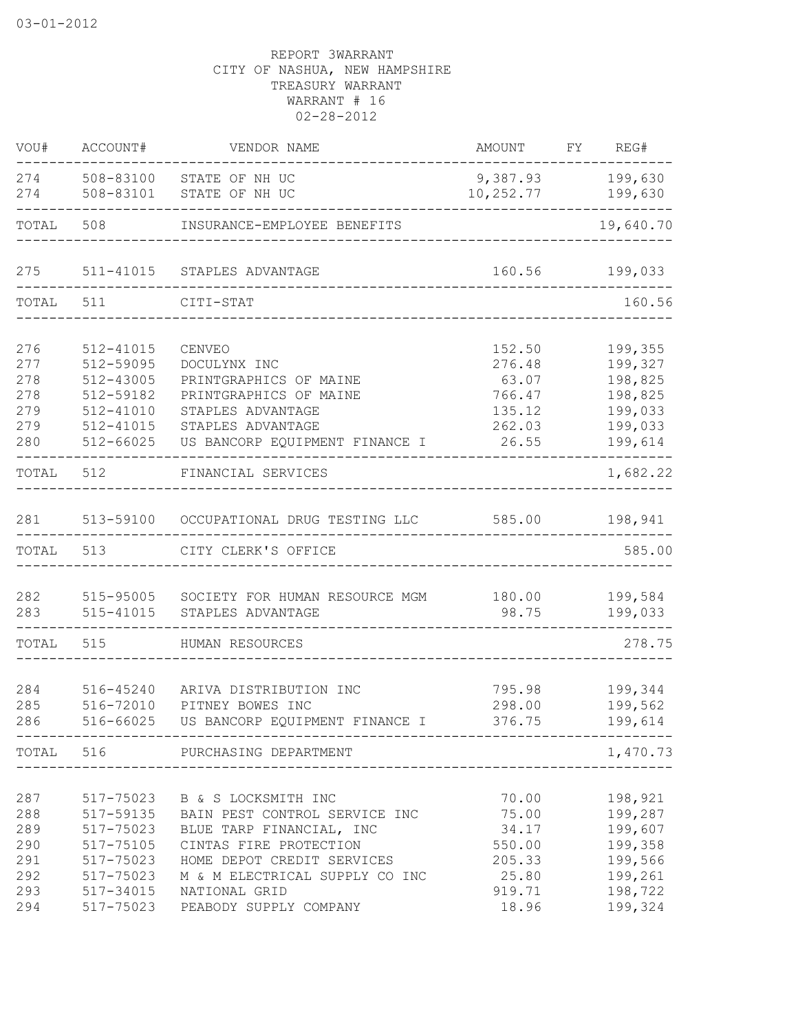03-01-2012

REPORT 3WARRANT
CITY OF NASHUA, NEW HAMPSHIRE
TREASURY WARRANT
WARRANT # 16
02-28-2012

| VOU# | ACCOUNT# | VENDOR NAME | AMOUNT | FY | REG# |
|---|---|---|---|---|---|
| 274 | 508-83100 | STATE OF NH UC | 9,387.93 | | 199,630 |
| 274 | 508-83101 | STATE OF NH UC | 10,252.77 | | 199,630 |
| TOTAL | 508 | INSURANCE-EMPLOYEE BENEFITS | | | 19,640.70 |
| 275 | 511-41015 | STAPLES ADVANTAGE | 160.56 | | 199,033 |
| TOTAL | 511 | CITI-STAT | | | 160.56 |
| 276 | 512-41015 | CENVEO | 152.50 | | 199,355 |
| 277 | 512-59095 | DOCULYNX INC | 276.48 | | 199,327 |
| 278 | 512-43005 | PRINTGRAPHICS OF MAINE | 63.07 | | 198,825 |
| 278 | 512-59182 | PRINTGRAPHICS OF MAINE | 766.47 | | 198,825 |
| 279 | 512-41010 | STAPLES ADVANTAGE | 135.12 | | 199,033 |
| 279 | 512-41015 | STAPLES ADVANTAGE | 262.03 | | 199,033 |
| 280 | 512-66025 | US BANCORP EQUIPMENT FINANCE I | 26.55 | | 199,614 |
| TOTAL | 512 | FINANCIAL SERVICES | | | 1,682.22 |
| 281 | 513-59100 | OCCUPATIONAL DRUG TESTING LLC | 585.00 | | 198,941 |
| TOTAL | 513 | CITY CLERK'S OFFICE | | | 585.00 |
| 282 | 515-95005 | SOCIETY FOR HUMAN RESOURCE MGM | 180.00 | | 199,584 |
| 283 | 515-41015 | STAPLES ADVANTAGE | 98.75 | | 199,033 |
| TOTAL | 515 | HUMAN RESOURCES | | | 278.75 |
| 284 | 516-45240 | ARIVA DISTRIBUTION INC | 795.98 | | 199,344 |
| 285 | 516-72010 | PITNEY BOWES INC | 298.00 | | 199,562 |
| 286 | 516-66025 | US BANCORP EQUIPMENT FINANCE I | 376.75 | | 199,614 |
| TOTAL | 516 | PURCHASING DEPARTMENT | | | 1,470.73 |
| 287 | 517-75023 | B & S LOCKSMITH INC | 70.00 | | 198,921 |
| 288 | 517-59135 | BAIN PEST CONTROL SERVICE INC | 75.00 | | 199,287 |
| 289 | 517-75023 | BLUE TARP FINANCIAL, INC | 34.17 | | 199,607 |
| 290 | 517-75105 | CINTAS FIRE PROTECTION | 550.00 | | 199,358 |
| 291 | 517-75023 | HOME DEPOT CREDIT SERVICES | 205.33 | | 199,566 |
| 292 | 517-75023 | M & M ELECTRICAL SUPPLY CO INC | 25.80 | | 199,261 |
| 293 | 517-34015 | NATIONAL GRID | 919.71 | | 198,722 |
| 294 | 517-75023 | PEABODY SUPPLY COMPANY | 18.96 | | 199,324 |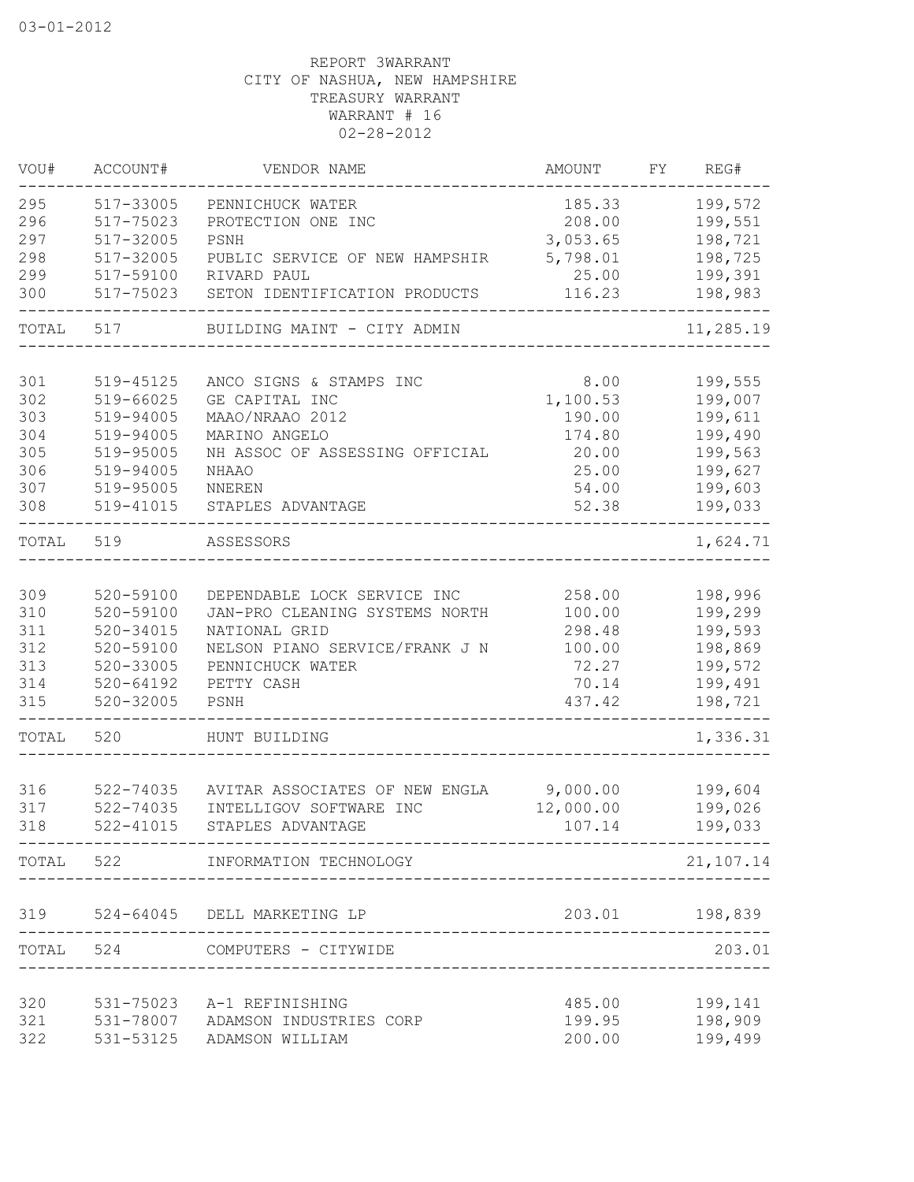03-01-2012

REPORT 3WARRANT
CITY OF NASHUA, NEW HAMPSHIRE
TREASURY WARRANT
WARRANT # 16
02-28-2012

| VOU# | ACCOUNT# | VENDOR NAME | AMOUNT | FY | REG# |
|---|---|---|---|---|---|
| 295 | 517-33005 | PENNICHUCK WATER | 185.33 | | 199,572 |
| 296 | 517-75023 | PROTECTION ONE INC | 208.00 | | 199,551 |
| 297 | 517-32005 | PSNH | 3,053.65 | | 198,721 |
| 298 | 517-32005 | PUBLIC SERVICE OF NEW HAMPSHIR | 5,798.01 | | 198,725 |
| 299 | 517-59100 | RIVARD PAUL | 25.00 | | 199,391 |
| 300 | 517-75023 | SETON IDENTIFICATION PRODUCTS | 116.23 | | 198,983 |
| TOTAL | 517 | BUILDING MAINT - CITY ADMIN | | | 11,285.19 |
| 301 | 519-45125 | ANCO SIGNS & STAMPS INC | 8.00 | | 199,555 |
| 302 | 519-66025 | GE CAPITAL INC | 1,100.53 | | 199,007 |
| 303 | 519-94005 | MAAO/NRAAO 2012 | 190.00 | | 199,611 |
| 304 | 519-94005 | MARINO ANGELO | 174.80 | | 199,490 |
| 305 | 519-95005 | NH ASSOC OF ASSESSING OFFICIAL | 20.00 | | 199,563 |
| 306 | 519-94005 | NHAAO | 25.00 | | 199,627 |
| 307 | 519-95005 | NNEREN | 54.00 | | 199,603 |
| 308 | 519-41015 | STAPLES ADVANTAGE | 52.38 | | 199,033 |
| TOTAL | 519 | ASSESSORS | | | 1,624.71 |
| 309 | 520-59100 | DEPENDABLE LOCK SERVICE INC | 258.00 | | 198,996 |
| 310 | 520-59100 | JAN-PRO CLEANING SYSTEMS NORTH | 100.00 | | 199,299 |
| 311 | 520-34015 | NATIONAL GRID | 298.48 | | 199,593 |
| 312 | 520-59100 | NELSON PIANO SERVICE/FRANK J N | 100.00 | | 198,869 |
| 313 | 520-33005 | PENNICHUCK WATER | 72.27 | | 199,572 |
| 314 | 520-64192 | PETTY CASH | 70.14 | | 199,491 |
| 315 | 520-32005 | PSNH | 437.42 | | 198,721 |
| TOTAL | 520 | HUNT BUILDING | | | 1,336.31 |
| 316 | 522-74035 | AVITAR ASSOCIATES OF NEW ENGLA | 9,000.00 | | 199,604 |
| 317 | 522-74035 | INTELLIGOV SOFTWARE INC | 12,000.00 | | 199,026 |
| 318 | 522-41015 | STAPLES ADVANTAGE | 107.14 | | 199,033 |
| TOTAL | 522 | INFORMATION TECHNOLOGY | | | 21,107.14 |
| 319 | 524-64045 | DELL MARKETING LP | 203.01 | | 198,839 |
| TOTAL | 524 | COMPUTERS - CITYWIDE | | | 203.01 |
| 320 | 531-75023 | A-1 REFINISHING | 485.00 | | 199,141 |
| 321 | 531-78007 | ADAMSON INDUSTRIES CORP | 199.95 | | 198,909 |
| 322 | 531-53125 | ADAMSON WILLIAM | 200.00 | | 199,499 |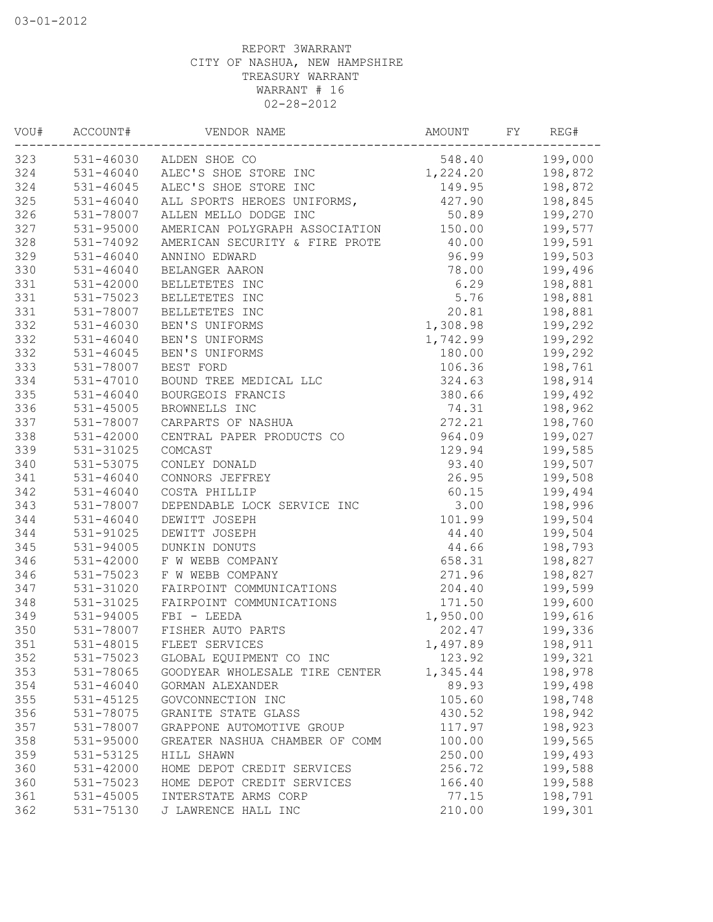03-01-2012

REPORT 3WARRANT
CITY OF NASHUA, NEW HAMPSHIRE
TREASURY WARRANT
WARRANT # 16
02-28-2012

| VOU# | ACCOUNT# | VENDOR NAME | AMOUNT | FY | REG# |
|---|---|---|---|---|---|
| 323 | 531-46030 | ALDEN SHOE CO | 548.40 | | 199,000 |
| 324 | 531-46040 | ALEC'S SHOE STORE INC | 1,224.20 | | 198,872 |
| 324 | 531-46045 | ALEC'S SHOE STORE INC | 149.95 | | 198,872 |
| 325 | 531-46040 | ALL SPORTS HEROES UNIFORMS, | 427.90 | | 198,845 |
| 326 | 531-78007 | ALLEN MELLO DODGE INC | 50.89 | | 199,270 |
| 327 | 531-95000 | AMERICAN POLYGRAPH ASSOCIATION | 150.00 | | 199,577 |
| 328 | 531-74092 | AMERICAN SECURITY & FIRE PROTE | 40.00 | | 199,591 |
| 329 | 531-46040 | ANNINO EDWARD | 96.99 | | 199,503 |
| 330 | 531-46040 | BELANGER AARON | 78.00 | | 199,496 |
| 331 | 531-42000 | BELLETETES INC | 6.29 | | 198,881 |
| 331 | 531-75023 | BELLETETES INC | 5.76 | | 198,881 |
| 331 | 531-78007 | BELLETETES INC | 20.81 | | 198,881 |
| 332 | 531-46030 | BEN'S UNIFORMS | 1,308.98 | | 199,292 |
| 332 | 531-46040 | BEN'S UNIFORMS | 1,742.99 | | 199,292 |
| 332 | 531-46045 | BEN'S UNIFORMS | 180.00 | | 199,292 |
| 333 | 531-78007 | BEST FORD | 106.36 | | 198,761 |
| 334 | 531-47010 | BOUND TREE MEDICAL LLC | 324.63 | | 198,914 |
| 335 | 531-46040 | BOURGEOIS FRANCIS | 380.66 | | 199,492 |
| 336 | 531-45005 | BROWNELLS INC | 74.31 | | 198,962 |
| 337 | 531-78007 | CARPARTS OF NASHUA | 272.21 | | 198,760 |
| 338 | 531-42000 | CENTRAL PAPER PRODUCTS CO | 964.09 | | 199,027 |
| 339 | 531-31025 | COMCAST | 129.94 | | 199,585 |
| 340 | 531-53075 | CONLEY DONALD | 93.40 | | 199,507 |
| 341 | 531-46040 | CONNORS JEFFREY | 26.95 | | 199,508 |
| 342 | 531-46040 | COSTA PHILLIP | 60.15 | | 199,494 |
| 343 | 531-78007 | DEPENDABLE LOCK SERVICE INC | 3.00 | | 198,996 |
| 344 | 531-46040 | DEWITT JOSEPH | 101.99 | | 199,504 |
| 344 | 531-91025 | DEWITT JOSEPH | 44.40 | | 199,504 |
| 345 | 531-94005 | DUNKIN DONUTS | 44.66 | | 198,793 |
| 346 | 531-42000 | F W WEBB COMPANY | 658.31 | | 198,827 |
| 346 | 531-75023 | F W WEBB COMPANY | 271.96 | | 198,827 |
| 347 | 531-31020 | FAIRPOINT COMMUNICATIONS | 204.40 | | 199,599 |
| 348 | 531-31025 | FAIRPOINT COMMUNICATIONS | 171.50 | | 199,600 |
| 349 | 531-94005 | FBI - LEEDA | 1,950.00 | | 199,616 |
| 350 | 531-78007 | FISHER AUTO PARTS | 202.47 | | 199,336 |
| 351 | 531-48015 | FLEET SERVICES | 1,497.89 | | 198,911 |
| 352 | 531-75023 | GLOBAL EQUIPMENT CO INC | 123.92 | | 199,321 |
| 353 | 531-78065 | GOODYEAR WHOLESALE TIRE CENTER | 1,345.44 | | 198,978 |
| 354 | 531-46040 | GORMAN ALEXANDER | 89.93 | | 199,498 |
| 355 | 531-45125 | GOVCONNECTION INC | 105.60 | | 198,748 |
| 356 | 531-78075 | GRANITE STATE GLASS | 430.52 | | 198,942 |
| 357 | 531-78007 | GRAPPONE AUTOMOTIVE GROUP | 117.97 | | 198,923 |
| 358 | 531-95000 | GREATER NASHUA CHAMBER OF COMM | 100.00 | | 199,565 |
| 359 | 531-53125 | HILL SHAWN | 250.00 | | 199,493 |
| 360 | 531-42000 | HOME DEPOT CREDIT SERVICES | 256.72 | | 199,588 |
| 360 | 531-75023 | HOME DEPOT CREDIT SERVICES | 166.40 | | 199,588 |
| 361 | 531-45005 | INTERSTATE ARMS CORP | 77.15 | | 198,791 |
| 362 | 531-75130 | J LAWRENCE HALL INC | 210.00 | | 199,301 |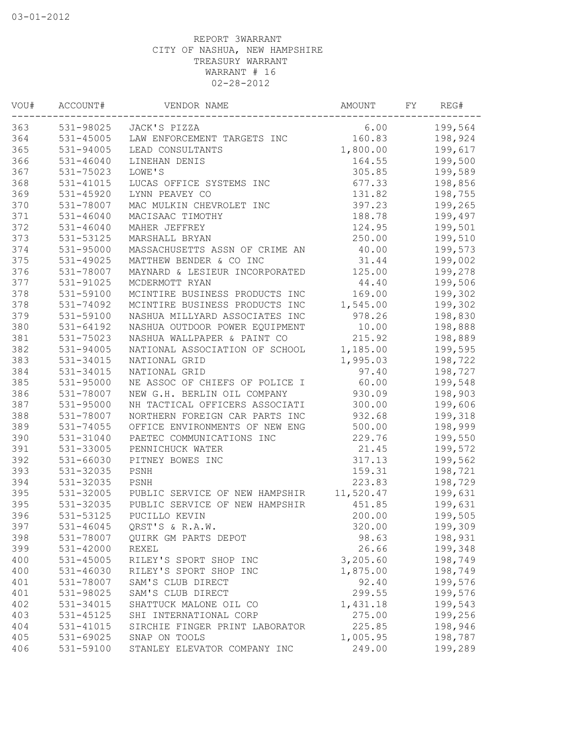03-01-2012

REPORT 3WARRANT
CITY OF NASHUA, NEW HAMPSHIRE
TREASURY WARRANT
WARRANT # 16
02-28-2012

| VOU# | ACCOUNT# | VENDOR NAME | AMOUNT | FY | REG# |
|---|---|---|---|---|---|
| 363 | 531-98025 | JACK'S PIZZA | 6.00 | | 199,564 |
| 364 | 531-45005 | LAW ENFORCEMENT TARGETS INC | 160.83 | | 198,924 |
| 365 | 531-94005 | LEAD CONSULTANTS | 1,800.00 | | 199,617 |
| 366 | 531-46040 | LINEHAN DENIS | 164.55 | | 199,500 |
| 367 | 531-75023 | LOWE'S | 305.85 | | 199,589 |
| 368 | 531-41015 | LUCAS OFFICE SYSTEMS INC | 677.33 | | 198,856 |
| 369 | 531-45920 | LYNN PEAVEY CO | 131.82 | | 198,755 |
| 370 | 531-78007 | MAC MULKIN CHEVROLET INC | 397.23 | | 199,265 |
| 371 | 531-46040 | MACISAAC TIMOTHY | 188.78 | | 199,497 |
| 372 | 531-46040 | MAHER JEFFREY | 124.95 | | 199,501 |
| 373 | 531-53125 | MARSHALL BRYAN | 250.00 | | 199,510 |
| 374 | 531-95000 | MASSACHUSETTS ASSN OF CRIME AN | 40.00 | | 199,573 |
| 375 | 531-49025 | MATTHEW BENDER & CO INC | 31.44 | | 199,002 |
| 376 | 531-78007 | MAYNARD & LESIEUR INCORPORATED | 125.00 | | 199,278 |
| 377 | 531-91025 | MCDERMOTT RYAN | 44.40 | | 199,506 |
| 378 | 531-59100 | MCINTIRE BUSINESS PRODUCTS INC | 169.00 | | 199,302 |
| 378 | 531-74092 | MCINTIRE BUSINESS PRODUCTS INC | 1,545.00 | | 199,302 |
| 379 | 531-59100 | NASHUA MILLYARD ASSOCIATES INC | 978.26 | | 198,830 |
| 380 | 531-64192 | NASHUA OUTDOOR POWER EQUIPMENT | 10.00 | | 198,888 |
| 381 | 531-75023 | NASHUA WALLPAPER & PAINT CO | 215.92 | | 198,889 |
| 382 | 531-94005 | NATIONAL ASSOCIATION OF SCHOOL | 1,185.00 | | 199,595 |
| 383 | 531-34015 | NATIONAL GRID | 1,995.03 | | 198,722 |
| 384 | 531-34015 | NATIONAL GRID | 97.40 | | 198,727 |
| 385 | 531-95000 | NE ASSOC OF CHIEFS OF POLICE I | 60.00 | | 199,548 |
| 386 | 531-78007 | NEW G.H. BERLIN OIL COMPANY | 930.09 | | 198,903 |
| 387 | 531-95000 | NH TACTICAL OFFICERS ASSOCIATI | 300.00 | | 199,606 |
| 388 | 531-78007 | NORTHERN FOREIGN CAR PARTS INC | 932.68 | | 199,318 |
| 389 | 531-74055 | OFFICE ENVIRONMENTS OF NEW ENG | 500.00 | | 198,999 |
| 390 | 531-31040 | PAETEC COMMUNICATIONS INC | 229.76 | | 199,550 |
| 391 | 531-33005 | PENNICHUCK WATER | 21.45 | | 199,572 |
| 392 | 531-66030 | PITNEY BOWES INC | 317.13 | | 199,562 |
| 393 | 531-32035 | PSNH | 159.31 | | 198,721 |
| 394 | 531-32035 | PSNH | 223.83 | | 198,729 |
| 395 | 531-32005 | PUBLIC SERVICE OF NEW HAMPSHIR | 11,520.47 | | 199,631 |
| 395 | 531-32035 | PUBLIC SERVICE OF NEW HAMPSHIR | 451.85 | | 199,631 |
| 396 | 531-53125 | PUCILLO KEVIN | 200.00 | | 199,505 |
| 397 | 531-46045 | QRST'S & R.A.W. | 320.00 | | 199,309 |
| 398 | 531-78007 | QUIRK GM PARTS DEPOT | 98.63 | | 198,931 |
| 399 | 531-42000 | REXEL | 26.66 | | 199,348 |
| 400 | 531-45005 | RILEY'S SPORT SHOP INC | 3,205.60 | | 198,749 |
| 400 | 531-46030 | RILEY'S SPORT SHOP INC | 1,875.00 | | 198,749 |
| 401 | 531-78007 | SAM'S CLUB DIRECT | 92.40 | | 199,576 |
| 401 | 531-98025 | SAM'S CLUB DIRECT | 299.55 | | 199,576 |
| 402 | 531-34015 | SHATTUCK MALONE OIL CO | 1,431.18 | | 199,543 |
| 403 | 531-45125 | SHI INTERNATIONAL CORP | 275.00 | | 199,256 |
| 404 | 531-41015 | SIRCHIE FINGER PRINT LABORATOR | 225.85 | | 198,946 |
| 405 | 531-69025 | SNAP ON TOOLS | 1,005.95 | | 198,787 |
| 406 | 531-59100 | STANLEY ELEVATOR COMPANY INC | 249.00 | | 199,289 |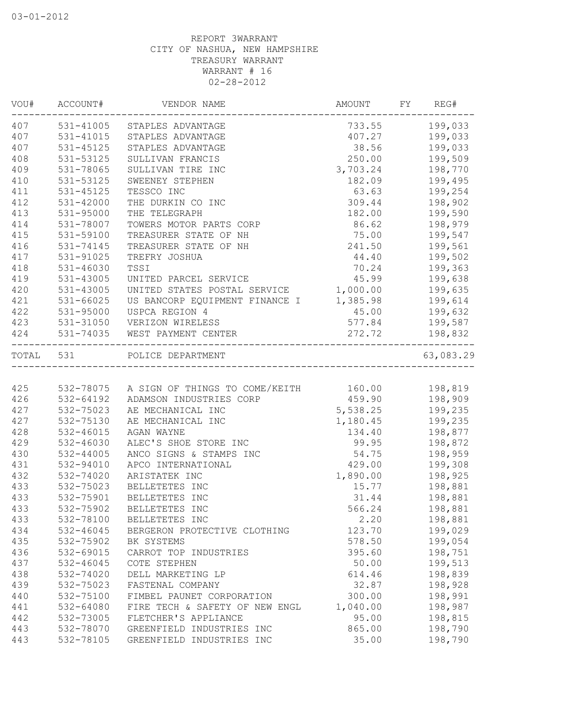03-01-2012

REPORT 3WARRANT
CITY OF NASHUA, NEW HAMPSHIRE
TREASURY WARRANT
WARRANT # 16
02-28-2012

| VOU# | ACCOUNT# | VENDOR NAME | AMOUNT | FY | REG# |
|---|---|---|---|---|---|
| 407 | 531-41005 | STAPLES ADVANTAGE | 733.55 | | 199,033 |
| 407 | 531-41015 | STAPLES ADVANTAGE | 407.27 | | 199,033 |
| 407 | 531-45125 | STAPLES ADVANTAGE | 38.56 | | 199,033 |
| 408 | 531-53125 | SULLIVAN FRANCIS | 250.00 | | 199,509 |
| 409 | 531-78065 | SULLIVAN TIRE INC | 3,703.24 | | 198,770 |
| 410 | 531-53125 | SWEENEY STEPHEN | 182.09 | | 199,495 |
| 411 | 531-45125 | TESSCO INC | 63.63 | | 199,254 |
| 412 | 531-42000 | THE DURKIN CO INC | 309.44 | | 198,902 |
| 413 | 531-95000 | THE TELEGRAPH | 182.00 | | 199,590 |
| 414 | 531-78007 | TOWERS MOTOR PARTS CORP | 86.62 | | 198,979 |
| 415 | 531-59100 | TREASURER STATE OF NH | 75.00 | | 199,547 |
| 416 | 531-74145 | TREASURER STATE OF NH | 241.50 | | 199,561 |
| 417 | 531-91025 | TREFRY JOSHUA | 44.40 | | 199,502 |
| 418 | 531-46030 | TSSI | 70.24 | | 199,363 |
| 419 | 531-43005 | UNITED PARCEL SERVICE | 45.99 | | 199,638 |
| 420 | 531-43005 | UNITED STATES POSTAL SERVICE | 1,000.00 | | 199,635 |
| 421 | 531-66025 | US BANCORP EQUIPMENT FINANCE I | 1,385.98 | | 199,614 |
| 422 | 531-95000 | USPCA REGION 4 | 45.00 | | 199,632 |
| 423 | 531-31050 | VERIZON WIRELESS | 577.84 | | 199,587 |
| 424 | 531-74035 | WEST PAYMENT CENTER | 272.72 | | 198,832 |
| TOTAL | 531 | POLICE DEPARTMENT | | | 63,083.29 |
| 425 | 532-78075 | A SIGN OF THINGS TO COME/KEITH | 160.00 | | 198,819 |
| 426 | 532-64192 | ADAMSON INDUSTRIES CORP | 459.90 | | 198,909 |
| 427 | 532-75023 | AE MECHANICAL INC | 5,538.25 | | 199,235 |
| 427 | 532-75130 | AE MECHANICAL INC | 1,180.45 | | 199,235 |
| 428 | 532-46015 | AGAN WAYNE | 134.40 | | 198,877 |
| 429 | 532-46030 | ALEC'S SHOE STORE INC | 99.95 | | 198,872 |
| 430 | 532-44005 | ANCO SIGNS & STAMPS INC | 54.75 | | 198,959 |
| 431 | 532-94010 | APCO INTERNATIONAL | 429.00 | | 199,308 |
| 432 | 532-74020 | ARISTATEK INC | 1,890.00 | | 198,925 |
| 433 | 532-75023 | BELLETETES INC | 15.77 | | 198,881 |
| 433 | 532-75901 | BELLETETES INC | 31.44 | | 198,881 |
| 433 | 532-75902 | BELLETETES INC | 566.24 | | 198,881 |
| 433 | 532-78100 | BELLETETES INC | 2.20 | | 198,881 |
| 434 | 532-46045 | BERGERON PROTECTIVE CLOTHING | 123.70 | | 199,029 |
| 435 | 532-75902 | BK SYSTEMS | 578.50 | | 199,054 |
| 436 | 532-69015 | CARROT TOP INDUSTRIES | 395.60 | | 198,751 |
| 437 | 532-46045 | COTE STEPHEN | 50.00 | | 199,513 |
| 438 | 532-74020 | DELL MARKETING LP | 614.46 | | 198,839 |
| 439 | 532-75023 | FASTENAL COMPANY | 32.87 | | 198,928 |
| 440 | 532-75100 | FIMBEL PAUNET CORPORATION | 300.00 | | 198,991 |
| 441 | 532-64080 | FIRE TECH & SAFETY OF NEW ENGL | 1,040.00 | | 198,987 |
| 442 | 532-73005 | FLETCHER'S APPLIANCE | 95.00 | | 198,815 |
| 443 | 532-78070 | GREENFIELD INDUSTRIES INC | 865.00 | | 198,790 |
| 443 | 532-78105 | GREENFIELD INDUSTRIES INC | 35.00 | | 198,790 |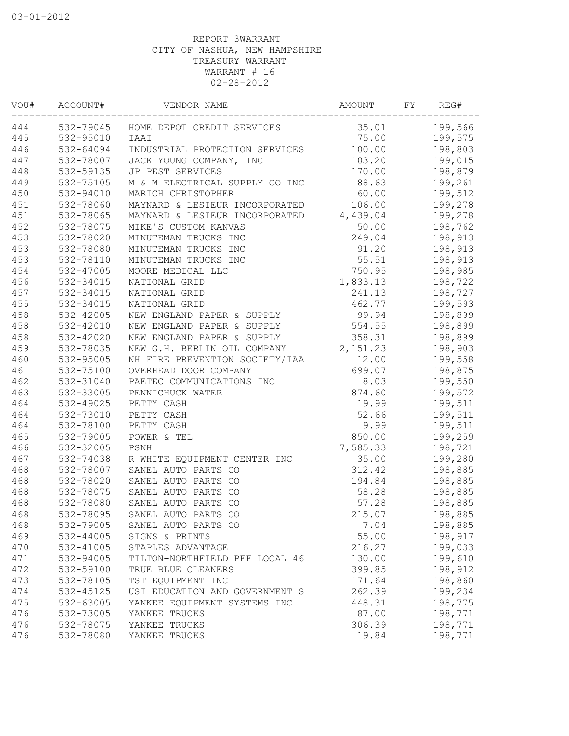03-01-2012

REPORT 3WARRANT
CITY OF NASHUA, NEW HAMPSHIRE
TREASURY WARRANT
WARRANT # 16
02-28-2012

| VOU# | ACCOUNT# | VENDOR NAME | AMOUNT | FY | REG# |
|---|---|---|---|---|---|
| 444 | 532-79045 | HOME DEPOT CREDIT SERVICES | 35.01 | | 199,566 |
| 445 | 532-95010 | IAAI | 75.00 | | 199,575 |
| 446 | 532-64094 | INDUSTRIAL PROTECTION SERVICES | 100.00 | | 198,803 |
| 447 | 532-78007 | JACK YOUNG COMPANY, INC | 103.20 | | 199,015 |
| 448 | 532-59135 | JP PEST SERVICES | 170.00 | | 198,879 |
| 449 | 532-75105 | M & M ELECTRICAL SUPPLY CO INC | 88.63 | | 199,261 |
| 450 | 532-94010 | MARICH CHRISTOPHER | 60.00 | | 199,512 |
| 451 | 532-78060 | MAYNARD & LESIEUR INCORPORATED | 106.00 | | 199,278 |
| 451 | 532-78065 | MAYNARD & LESIEUR INCORPORATED | 4,439.04 | | 199,278 |
| 452 | 532-78075 | MIKE'S CUSTOM KANVAS | 50.00 | | 198,762 |
| 453 | 532-78020 | MINUTEMAN TRUCKS INC | 249.04 | | 198,913 |
| 453 | 532-78080 | MINUTEMAN TRUCKS INC | 91.20 | | 198,913 |
| 453 | 532-78110 | MINUTEMAN TRUCKS INC | 55.51 | | 198,913 |
| 454 | 532-47005 | MOORE MEDICAL LLC | 750.95 | | 198,985 |
| 456 | 532-34015 | NATIONAL GRID | 1,833.13 | | 198,722 |
| 457 | 532-34015 | NATIONAL GRID | 241.13 | | 198,727 |
| 455 | 532-34015 | NATIONAL GRID | 462.77 | | 199,593 |
| 458 | 532-42005 | NEW ENGLAND PAPER & SUPPLY | 99.94 | | 198,899 |
| 458 | 532-42010 | NEW ENGLAND PAPER & SUPPLY | 554.55 | | 198,899 |
| 458 | 532-42020 | NEW ENGLAND PAPER & SUPPLY | 358.31 | | 198,899 |
| 459 | 532-78035 | NEW G.H. BERLIN OIL COMPANY | 2,151.23 | | 198,903 |
| 460 | 532-95005 | NH FIRE PREVENTION SOCIETY/IAA | 12.00 | | 199,558 |
| 461 | 532-75100 | OVERHEAD DOOR COMPANY | 699.07 | | 198,875 |
| 462 | 532-31040 | PAETEC COMMUNICATIONS INC | 8.03 | | 199,550 |
| 463 | 532-33005 | PENNICHUCK WATER | 874.60 | | 199,572 |
| 464 | 532-49025 | PETTY CASH | 19.99 | | 199,511 |
| 464 | 532-73010 | PETTY CASH | 52.66 | | 199,511 |
| 464 | 532-78100 | PETTY CASH | 9.99 | | 199,511 |
| 465 | 532-79005 | POWER & TEL | 850.00 | | 199,259 |
| 466 | 532-32005 | PSNH | 7,585.33 | | 198,721 |
| 467 | 532-74038 | R WHITE EQUIPMENT CENTER INC | 35.00 | | 199,280 |
| 468 | 532-78007 | SANEL AUTO PARTS CO | 312.42 | | 198,885 |
| 468 | 532-78020 | SANEL AUTO PARTS CO | 194.84 | | 198,885 |
| 468 | 532-78075 | SANEL AUTO PARTS CO | 58.28 | | 198,885 |
| 468 | 532-78080 | SANEL AUTO PARTS CO | 57.28 | | 198,885 |
| 468 | 532-78095 | SANEL AUTO PARTS CO | 215.07 | | 198,885 |
| 468 | 532-79005 | SANEL AUTO PARTS CO | 7.04 | | 198,885 |
| 469 | 532-44005 | SIGNS & PRINTS | 55.00 | | 198,917 |
| 470 | 532-41005 | STAPLES ADVANTAGE | 216.27 | | 199,033 |
| 471 | 532-94005 | TILTON-NORTHFIELD PFF LOCAL 46 | 130.00 | | 199,610 |
| 472 | 532-59100 | TRUE BLUE CLEANERS | 399.85 | | 198,912 |
| 473 | 532-78105 | TST EQUIPMENT INC | 171.64 | | 198,860 |
| 474 | 532-45125 | USI EDUCATION AND GOVERNMENT S | 262.39 | | 199,234 |
| 475 | 532-63005 | YANKEE EQUIPMENT SYSTEMS INC | 448.31 | | 198,775 |
| 476 | 532-73005 | YANKEE TRUCKS | 87.00 | | 198,771 |
| 476 | 532-78075 | YANKEE TRUCKS | 306.39 | | 198,771 |
| 476 | 532-78080 | YANKEE TRUCKS | 19.84 | | 198,771 |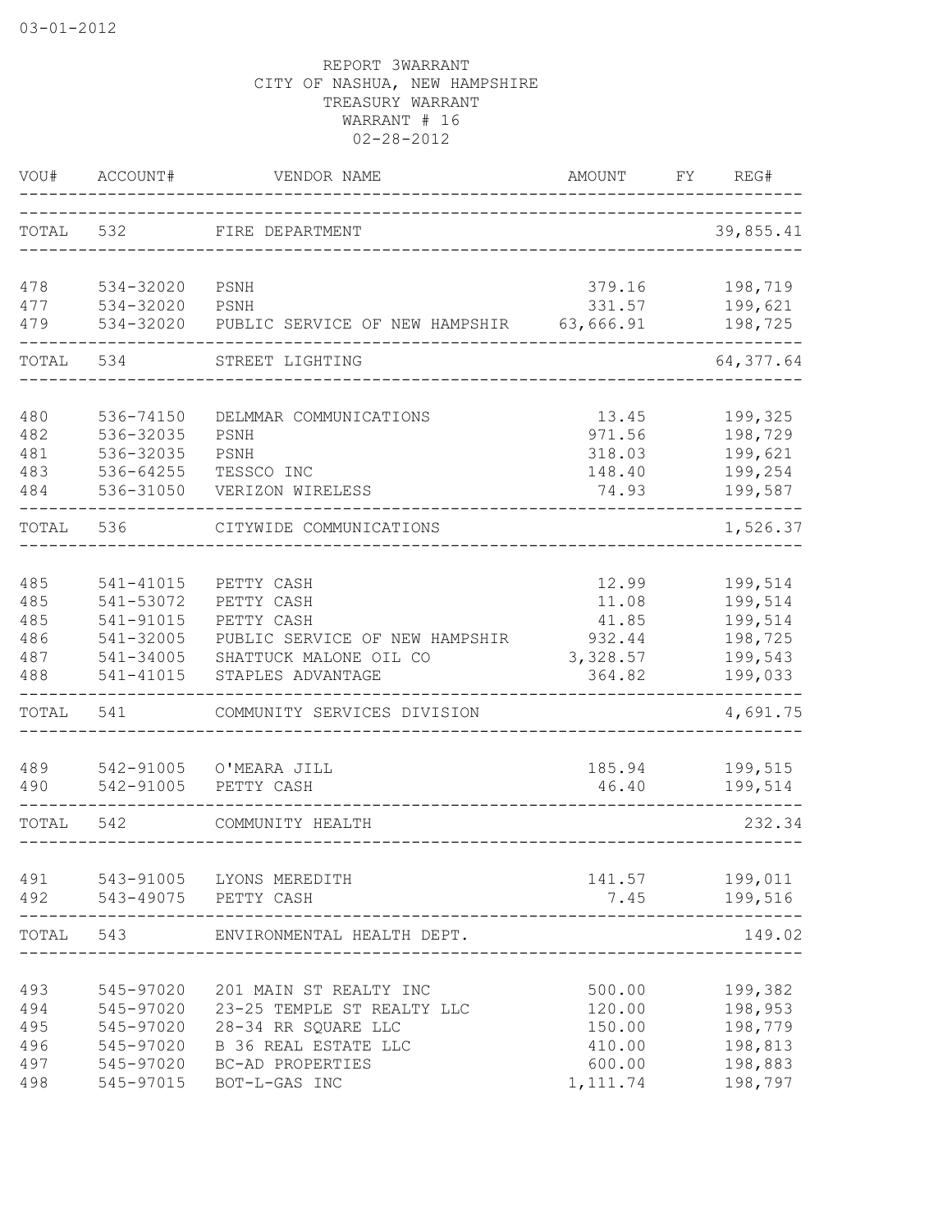03-01-2012

REPORT 3WARRANT
CITY OF NASHUA, NEW HAMPSHIRE
TREASURY WARRANT
WARRANT # 16
02-28-2012

| VOU# | ACCOUNT# | VENDOR NAME | AMOUNT | FY | REG# |
|---|---|---|---|---|---|
| TOTAL | 532 | FIRE DEPARTMENT | | | 39,855.41 |
| 478 | 534-32020 | PSNH | 379.16 | | 198,719 |
| 477 | 534-32020 | PSNH | 331.57 | | 199,621 |
| 479 | 534-32020 | PUBLIC SERVICE OF NEW HAMPSHIR | 63,666.91 | | 198,725 |
| TOTAL | 534 | STREET LIGHTING | | | 64,377.64 |
| 480 | 536-74150 | DELMMAR COMMUNICATIONS | 13.45 | | 199,325 |
| 482 | 536-32035 | PSNH | 971.56 | | 198,729 |
| 481 | 536-32035 | PSNH | 318.03 | | 199,621 |
| 483 | 536-64255 | TESSCO INC | 148.40 | | 199,254 |
| 484 | 536-31050 | VERIZON WIRELESS | 74.93 | | 199,587 |
| TOTAL | 536 | CITYWIDE COMMUNICATIONS | | | 1,526.37 |
| 485 | 541-41015 | PETTY CASH | 12.99 | | 199,514 |
| 485 | 541-53072 | PETTY CASH | 11.08 | | 199,514 |
| 485 | 541-91015 | PETTY CASH | 41.85 | | 199,514 |
| 486 | 541-32005 | PUBLIC SERVICE OF NEW HAMPSHIR | 932.44 | | 198,725 |
| 487 | 541-34005 | SHATTUCK MALONE OIL CO | 3,328.57 | | 199,543 |
| 488 | 541-41015 | STAPLES ADVANTAGE | 364.82 | | 199,033 |
| TOTAL | 541 | COMMUNITY SERVICES DIVISION | | | 4,691.75 |
| 489 | 542-91005 | O'MEARA JILL | 185.94 | | 199,515 |
| 490 | 542-91005 | PETTY CASH | 46.40 | | 199,514 |
| TOTAL | 542 | COMMUNITY HEALTH | | | 232.34 |
| 491 | 543-91005 | LYONS MEREDITH | 141.57 | | 199,011 |
| 492 | 543-49075 | PETTY CASH | 7.45 | | 199,516 |
| TOTAL | 543 | ENVIRONMENTAL HEALTH DEPT. | | | 149.02 |
| 493 | 545-97020 | 201 MAIN ST REALTY INC | 500.00 | | 199,382 |
| 494 | 545-97020 | 23-25 TEMPLE ST REALTY LLC | 120.00 | | 198,953 |
| 495 | 545-97020 | 28-34 RR SQUARE LLC | 150.00 | | 198,779 |
| 496 | 545-97020 | B 36 REAL ESTATE LLC | 410.00 | | 198,813 |
| 497 | 545-97020 | BC-AD PROPERTIES | 600.00 | | 198,883 |
| 498 | 545-97015 | BOT-L-GAS INC | 1,111.74 | | 198,797 |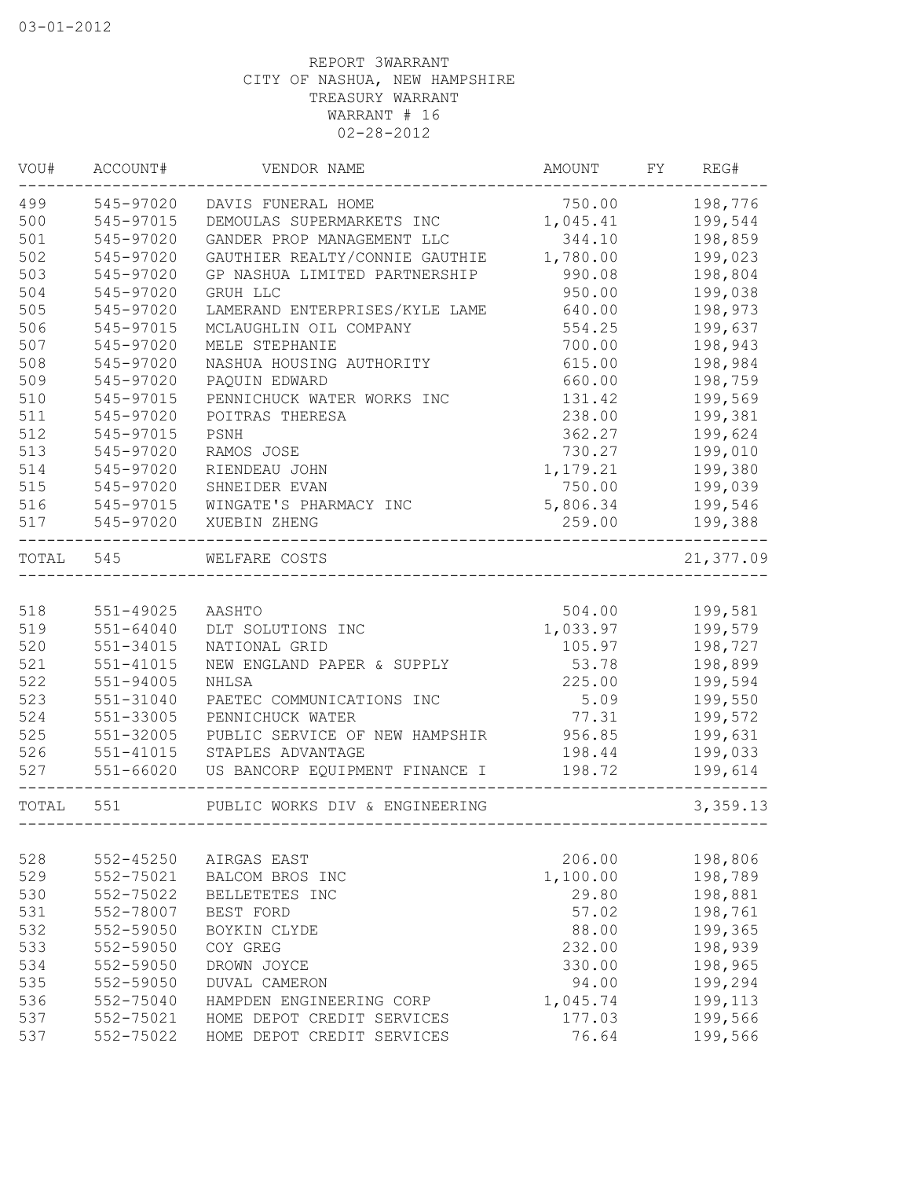03-01-2012

REPORT 3WARRANT
CITY OF NASHUA, NEW HAMPSHIRE
TREASURY WARRANT
WARRANT # 16
02-28-2012

| VOU# | ACCOUNT# | VENDOR NAME | AMOUNT | FY | REG# |
|---|---|---|---|---|---|
| 499 | 545-97020 | DAVIS FUNERAL HOME | 750.00 | | 198,776 |
| 500 | 545-97015 | DEMOULAS SUPERMARKETS INC | 1,045.41 | | 199,544 |
| 501 | 545-97020 | GANDER PROP MANAGEMENT LLC | 344.10 | | 198,859 |
| 502 | 545-97020 | GAUTHIER REALTY/CONNIE GAUTHIE | 1,780.00 | | 199,023 |
| 503 | 545-97020 | GP NASHUA LIMITED PARTNERSHIP | 990.08 | | 198,804 |
| 504 | 545-97020 | GRUH LLC | 950.00 | | 199,038 |
| 505 | 545-97020 | LAMERAND ENTERPRISES/KYLE LAME | 640.00 | | 198,973 |
| 506 | 545-97015 | MCLAUGHLIN OIL COMPANY | 554.25 | | 199,637 |
| 507 | 545-97020 | MELE STEPHANIE | 700.00 | | 198,943 |
| 508 | 545-97020 | NASHUA HOUSING AUTHORITY | 615.00 | | 198,984 |
| 509 | 545-97020 | PAQUIN EDWARD | 660.00 | | 198,759 |
| 510 | 545-97015 | PENNICHUCK WATER WORKS INC | 131.42 | | 199,569 |
| 511 | 545-97020 | POITRAS THERESA | 238.00 | | 199,381 |
| 512 | 545-97015 | PSNH | 362.27 | | 199,624 |
| 513 | 545-97020 | RAMOS JOSE | 730.27 | | 199,010 |
| 514 | 545-97020 | RIENDEAU JOHN | 1,179.21 | | 199,380 |
| 515 | 545-97020 | SHNEIDER EVAN | 750.00 | | 199,039 |
| 516 | 545-97015 | WINGATE'S PHARMACY INC | 5,806.34 | | 199,546 |
| 517 | 545-97020 | XUEBIN ZHENG | 259.00 | | 199,388 |
| TOTAL | 545 | WELFARE COSTS | | | 21,377.09 |
| 518 | 551-49025 | AASHTO | 504.00 | | 199,581 |
| 519 | 551-64040 | DLT SOLUTIONS INC | 1,033.97 | | 199,579 |
| 520 | 551-34015 | NATIONAL GRID | 105.97 | | 198,727 |
| 521 | 551-41015 | NEW ENGLAND PAPER & SUPPLY | 53.78 | | 198,899 |
| 522 | 551-94005 | NHLSA | 225.00 | | 199,594 |
| 523 | 551-31040 | PAETEC COMMUNICATIONS INC | 5.09 | | 199,550 |
| 524 | 551-33005 | PENNICHUCK WATER | 77.31 | | 199,572 |
| 525 | 551-32005 | PUBLIC SERVICE OF NEW HAMPSHIR | 956.85 | | 199,631 |
| 526 | 551-41015 | STAPLES ADVANTAGE | 198.44 | | 199,033 |
| 527 | 551-66020 | US BANCORP EQUIPMENT FINANCE I | 198.72 | | 199,614 |
| TOTAL | 551 | PUBLIC WORKS DIV & ENGINEERING | | | 3,359.13 |
| 528 | 552-45250 | AIRGAS EAST | 206.00 | | 198,806 |
| 529 | 552-75021 | BALCOM BROS INC | 1,100.00 | | 198,789 |
| 530 | 552-75022 | BELLETETES INC | 29.80 | | 198,881 |
| 531 | 552-78007 | BEST FORD | 57.02 | | 198,761 |
| 532 | 552-59050 | BOYKIN CLYDE | 88.00 | | 199,365 |
| 533 | 552-59050 | COY GREG | 232.00 | | 198,939 |
| 534 | 552-59050 | DROWN JOYCE | 330.00 | | 198,965 |
| 535 | 552-59050 | DUVAL CAMERON | 94.00 | | 199,294 |
| 536 | 552-75040 | HAMPDEN ENGINEERING CORP | 1,045.74 | | 199,113 |
| 537 | 552-75021 | HOME DEPOT CREDIT SERVICES | 177.03 | | 199,566 |
| 537 | 552-75022 | HOME DEPOT CREDIT SERVICES | 76.64 | | 199,566 |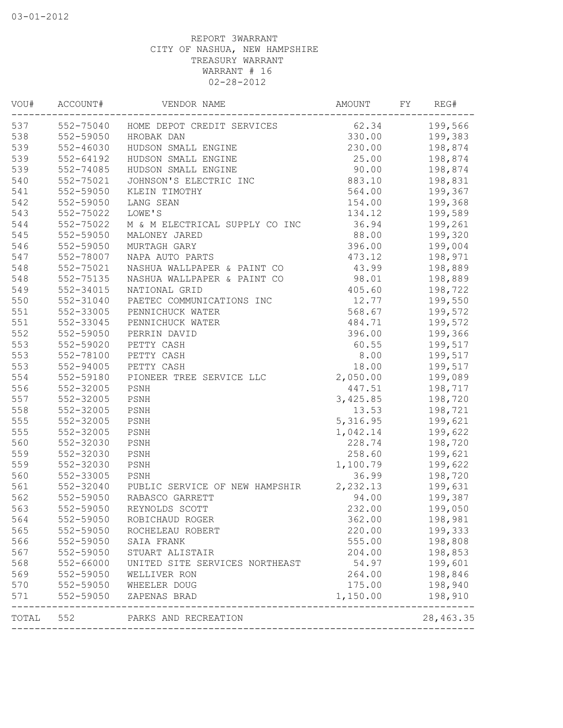03-01-2012

REPORT 3WARRANT
CITY OF NASHUA, NEW HAMPSHIRE
TREASURY WARRANT
WARRANT # 16
02-28-2012

| VOU# | ACCOUNT# | VENDOR NAME | AMOUNT | FY | REG# |
|---|---|---|---|---|---|
| 537 | 552-75040 | HOME DEPOT CREDIT SERVICES | 62.34 | | 199,566 |
| 538 | 552-59050 | HROBAK DAN | 330.00 | | 199,383 |
| 539 | 552-46030 | HUDSON SMALL ENGINE | 230.00 | | 198,874 |
| 539 | 552-64192 | HUDSON SMALL ENGINE | 25.00 | | 198,874 |
| 539 | 552-74085 | HUDSON SMALL ENGINE | 90.00 | | 198,874 |
| 540 | 552-75021 | JOHNSON'S ELECTRIC INC | 883.10 | | 198,831 |
| 541 | 552-59050 | KLEIN TIMOTHY | 564.00 | | 199,367 |
| 542 | 552-59050 | LANG SEAN | 154.00 | | 199,368 |
| 543 | 552-75022 | LOWE'S | 134.12 | | 199,589 |
| 544 | 552-75022 | M & M ELECTRICAL SUPPLY CO INC | 36.94 | | 199,261 |
| 545 | 552-59050 | MALONEY JARED | 88.00 | | 199,320 |
| 546 | 552-59050 | MURTAGH GARY | 396.00 | | 199,004 |
| 547 | 552-78007 | NAPA AUTO PARTS | 473.12 | | 198,971 |
| 548 | 552-75021 | NASHUA WALLPAPER & PAINT CO | 43.99 | | 198,889 |
| 548 | 552-75135 | NASHUA WALLPAPER & PAINT CO | 98.01 | | 198,889 |
| 549 | 552-34015 | NATIONAL GRID | 405.60 | | 198,722 |
| 550 | 552-31040 | PAETEC COMMUNICATIONS INC | 12.77 | | 199,550 |
| 551 | 552-33005 | PENNICHUCK WATER | 568.67 | | 199,572 |
| 551 | 552-33045 | PENNICHUCK WATER | 484.71 | | 199,572 |
| 552 | 552-59050 | PERRIN DAVID | 396.00 | | 199,366 |
| 553 | 552-59020 | PETTY CASH | 60.55 | | 199,517 |
| 553 | 552-78100 | PETTY CASH | 8.00 | | 199,517 |
| 553 | 552-94005 | PETTY CASH | 18.00 | | 199,517 |
| 554 | 552-59180 | PIONEER TREE SERVICE LLC | 2,050.00 | | 199,089 |
| 556 | 552-32005 | PSNH | 447.51 | | 198,717 |
| 557 | 552-32005 | PSNH | 3,425.85 | | 198,720 |
| 558 | 552-32005 | PSNH | 13.53 | | 198,721 |
| 555 | 552-32005 | PSNH | 5,316.95 | | 199,621 |
| 555 | 552-32005 | PSNH | 1,042.14 | | 199,622 |
| 560 | 552-32030 | PSNH | 228.74 | | 198,720 |
| 559 | 552-32030 | PSNH | 258.60 | | 199,621 |
| 559 | 552-32030 | PSNH | 1,100.79 | | 199,622 |
| 560 | 552-33005 | PSNH | 36.99 | | 198,720 |
| 561 | 552-32040 | PUBLIC SERVICE OF NEW HAMPSHIR | 2,232.13 | | 199,631 |
| 562 | 552-59050 | RABASCO GARRETT | 94.00 | | 199,387 |
| 563 | 552-59050 | REYNOLDS SCOTT | 232.00 | | 199,050 |
| 564 | 552-59050 | ROBICHAUD ROGER | 362.00 | | 198,981 |
| 565 | 552-59050 | ROCHELEAU ROBERT | 220.00 | | 199,333 |
| 566 | 552-59050 | SAIA FRANK | 555.00 | | 198,808 |
| 567 | 552-59050 | STUART ALISTAIR | 204.00 | | 198,853 |
| 568 | 552-66000 | UNITED SITE SERVICES NORTHEAST | 54.97 | | 199,601 |
| 569 | 552-59050 | WELLIVER RON | 264.00 | | 198,846 |
| 570 | 552-59050 | WHEELER DOUG | 175.00 | | 198,940 |
| 571 | 552-59050 | ZAPENAS BRAD | 1,150.00 | | 198,910 |
| TOTAL | 552 | PARKS AND RECREATION | | | 28,463.35 |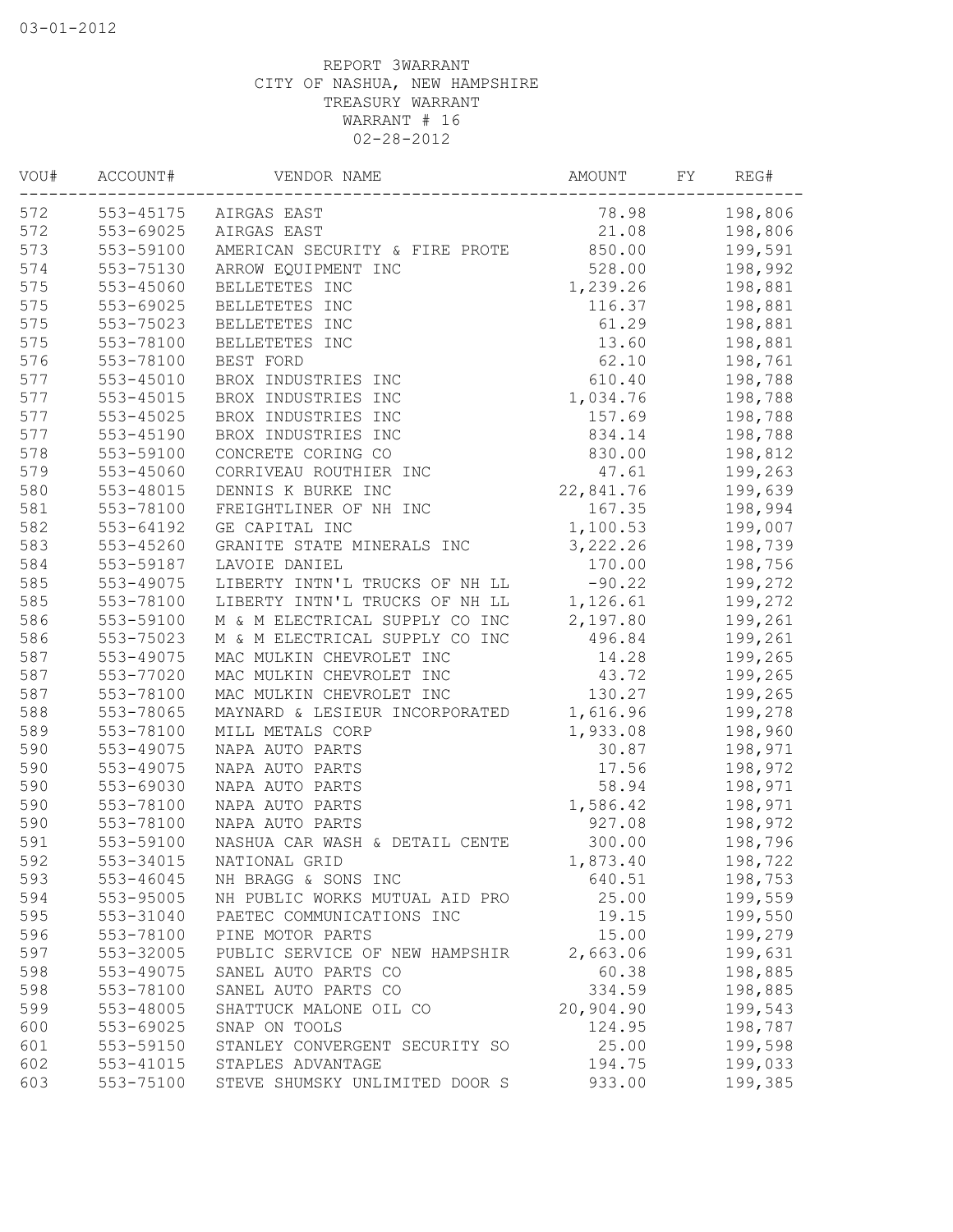03-01-2012

REPORT 3WARRANT
CITY OF NASHUA, NEW HAMPSHIRE
TREASURY WARRANT
WARRANT # 16
02-28-2012

| VOU# | ACCOUNT# | VENDOR NAME | AMOUNT | FY | REG# |
|---|---|---|---|---|---|
| 572 | 553-45175 | AIRGAS EAST | 78.98 | | 198,806 |
| 572 | 553-69025 | AIRGAS EAST | 21.08 | | 198,806 |
| 573 | 553-59100 | AMERICAN SECURITY & FIRE PROTE | 850.00 | | 199,591 |
| 574 | 553-75130 | ARROW EQUIPMENT INC | 528.00 | | 198,992 |
| 575 | 553-45060 | BELLETETES INC | 1,239.26 | | 198,881 |
| 575 | 553-69025 | BELLETETES INC | 116.37 | | 198,881 |
| 575 | 553-75023 | BELLETETES INC | 61.29 | | 198,881 |
| 575 | 553-78100 | BELLETETES INC | 13.60 | | 198,881 |
| 576 | 553-78100 | BEST FORD | 62.10 | | 198,761 |
| 577 | 553-45010 | BROX INDUSTRIES INC | 610.40 | | 198,788 |
| 577 | 553-45015 | BROX INDUSTRIES INC | 1,034.76 | | 198,788 |
| 577 | 553-45025 | BROX INDUSTRIES INC | 157.69 | | 198,788 |
| 577 | 553-45190 | BROX INDUSTRIES INC | 834.14 | | 198,788 |
| 578 | 553-59100 | CONCRETE CORING CO | 830.00 | | 198,812 |
| 579 | 553-45060 | CORRIVEAU ROUTHIER INC | 47.61 | | 199,263 |
| 580 | 553-48015 | DENNIS K BURKE INC | 22,841.76 | | 199,639 |
| 581 | 553-78100 | FREIGHTLINER OF NH INC | 167.35 | | 198,994 |
| 582 | 553-64192 | GE CAPITAL INC | 1,100.53 | | 199,007 |
| 583 | 553-45260 | GRANITE STATE MINERALS INC | 3,222.26 | | 198,739 |
| 584 | 553-59187 | LAVOIE DANIEL | 170.00 | | 198,756 |
| 585 | 553-49075 | LIBERTY INTN'L TRUCKS OF NH LL | -90.22 | | 199,272 |
| 585 | 553-78100 | LIBERTY INTN'L TRUCKS OF NH LL | 1,126.61 | | 199,272 |
| 586 | 553-59100 | M & M ELECTRICAL SUPPLY CO INC | 2,197.80 | | 199,261 |
| 586 | 553-75023 | M & M ELECTRICAL SUPPLY CO INC | 496.84 | | 199,261 |
| 587 | 553-49075 | MAC MULKIN CHEVROLET INC | 14.28 | | 199,265 |
| 587 | 553-77020 | MAC MULKIN CHEVROLET INC | 43.72 | | 199,265 |
| 587 | 553-78100 | MAC MULKIN CHEVROLET INC | 130.27 | | 199,265 |
| 588 | 553-78065 | MAYNARD & LESIEUR INCORPORATED | 1,616.96 | | 199,278 |
| 589 | 553-78100 | MILL METALS CORP | 1,933.08 | | 198,960 |
| 590 | 553-49075 | NAPA AUTO PARTS | 30.87 | | 198,971 |
| 590 | 553-49075 | NAPA AUTO PARTS | 17.56 | | 198,972 |
| 590 | 553-69030 | NAPA AUTO PARTS | 58.94 | | 198,971 |
| 590 | 553-78100 | NAPA AUTO PARTS | 1,586.42 | | 198,971 |
| 590 | 553-78100 | NAPA AUTO PARTS | 927.08 | | 198,972 |
| 591 | 553-59100 | NASHUA CAR WASH & DETAIL CENTE | 300.00 | | 198,796 |
| 592 | 553-34015 | NATIONAL GRID | 1,873.40 | | 198,722 |
| 593 | 553-46045 | NH BRAGG & SONS INC | 640.51 | | 198,753 |
| 594 | 553-95005 | NH PUBLIC WORKS MUTUAL AID PRO | 25.00 | | 199,559 |
| 595 | 553-31040 | PAETEC COMMUNICATIONS INC | 19.15 | | 199,550 |
| 596 | 553-78100 | PINE MOTOR PARTS | 15.00 | | 199,279 |
| 597 | 553-32005 | PUBLIC SERVICE OF NEW HAMPSHIR | 2,663.06 | | 199,631 |
| 598 | 553-49075 | SANEL AUTO PARTS CO | 60.38 | | 198,885 |
| 598 | 553-78100 | SANEL AUTO PARTS CO | 334.59 | | 198,885 |
| 599 | 553-48005 | SHATTUCK MALONE OIL CO | 20,904.90 | | 199,543 |
| 600 | 553-69025 | SNAP ON TOOLS | 124.95 | | 198,787 |
| 601 | 553-59150 | STANLEY CONVERGENT SECURITY SO | 25.00 | | 199,598 |
| 602 | 553-41015 | STAPLES ADVANTAGE | 194.75 | | 199,033 |
| 603 | 553-75100 | STEVE SHUMSKY UNLIMITED DOOR S | 933.00 | | 199,385 |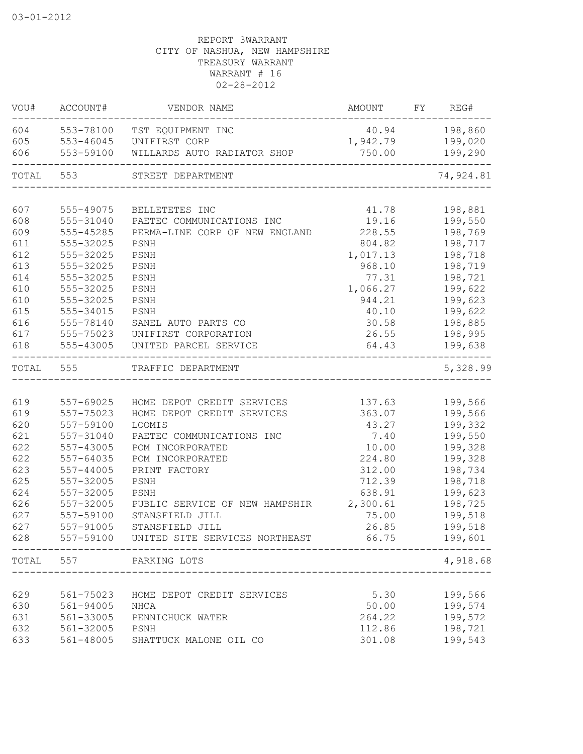REPORT 3WARRANT
CITY OF NASHUA, NEW HAMPSHIRE
TREASURY WARRANT
WARRANT # 16
02-28-2012

| VOU# | ACCOUNT# | VENDOR NAME | AMOUNT | FY | REG# |
|---|---|---|---|---|---|
| 604 | 553-78100 | TST EQUIPMENT INC | 40.94 | | 198,860 |
| 605 | 553-46045 | UNIFIRST CORP | 1,942.79 | | 199,020 |
| 606 | 553-59100 | WILLARDS AUTO RADIATOR SHOP | 750.00 | | 199,290 |
| TOTAL | 553 | STREET DEPARTMENT | | | 74,924.81 |
| 607 | 555-49075 | BELLETETES INC | 41.78 | | 198,881 |
| 608 | 555-31040 | PAETEC COMMUNICATIONS INC | 19.16 | | 199,550 |
| 609 | 555-45285 | PERMA-LINE CORP OF NEW ENGLAND | 228.55 | | 198,769 |
| 611 | 555-32025 | PSNH | 804.82 | | 198,717 |
| 612 | 555-32025 | PSNH | 1,017.13 | | 198,718 |
| 613 | 555-32025 | PSNH | 968.10 | | 198,719 |
| 614 | 555-32025 | PSNH | 77.31 | | 198,721 |
| 610 | 555-32025 | PSNH | 1,066.27 | | 199,622 |
| 610 | 555-32025 | PSNH | 944.21 | | 199,623 |
| 615 | 555-34015 | PSNH | 40.10 | | 199,622 |
| 616 | 555-78140 | SANEL AUTO PARTS CO | 30.58 | | 198,885 |
| 617 | 555-75023 | UNIFIRST CORPORATION | 26.55 | | 198,995 |
| 618 | 555-43005 | UNITED PARCEL SERVICE | 64.43 | | 199,638 |
| TOTAL | 555 | TRAFFIC DEPARTMENT | | | 5,328.99 |
| 619 | 557-69025 | HOME DEPOT CREDIT SERVICES | 137.63 | | 199,566 |
| 619 | 557-75023 | HOME DEPOT CREDIT SERVICES | 363.07 | | 199,566 |
| 620 | 557-59100 | LOOMIS | 43.27 | | 199,332 |
| 621 | 557-31040 | PAETEC COMMUNICATIONS INC | 7.40 | | 199,550 |
| 622 | 557-43005 | POM INCORPORATED | 10.00 | | 199,328 |
| 622 | 557-64035 | POM INCORPORATED | 224.80 | | 199,328 |
| 623 | 557-44005 | PRINT FACTORY | 312.00 | | 198,734 |
| 625 | 557-32005 | PSNH | 712.39 | | 198,718 |
| 624 | 557-32005 | PSNH | 638.91 | | 199,623 |
| 626 | 557-32005 | PUBLIC SERVICE OF NEW HAMPSHIR | 2,300.61 | | 198,725 |
| 627 | 557-59100 | STANSFIELD JILL | 75.00 | | 199,518 |
| 627 | 557-91005 | STANSFIELD JILL | 26.85 | | 199,518 |
| 628 | 557-59100 | UNITED SITE SERVICES NORTHEAST | 66.75 | | 199,601 |
| TOTAL | 557 | PARKING LOTS | | | 4,918.68 |
| 629 | 561-75023 | HOME DEPOT CREDIT SERVICES | 5.30 | | 199,566 |
| 630 | 561-94005 | NHCA | 50.00 | | 199,574 |
| 631 | 561-33005 | PENNICHUCK WATER | 264.22 | | 199,572 |
| 632 | 561-32005 | PSNH | 112.86 | | 198,721 |
| 633 | 561-48005 | SHATTUCK MALONE OIL CO | 301.08 | | 199,543 |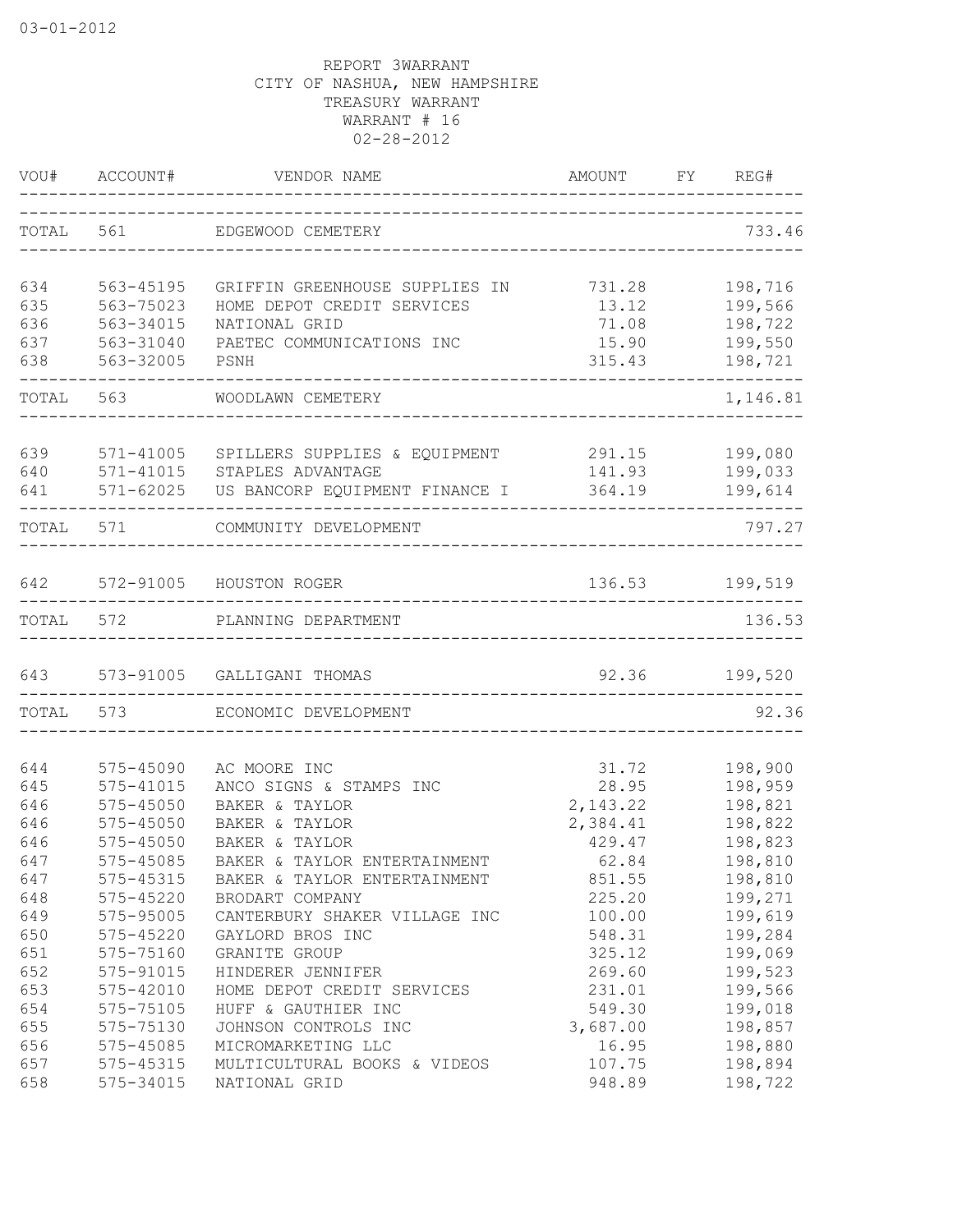03-01-2012

REPORT 3WARRANT
CITY OF NASHUA, NEW HAMPSHIRE
TREASURY WARRANT
WARRANT # 16
02-28-2012

| VOU# | ACCOUNT# | VENDOR NAME | AMOUNT | FY | REG# |
|---|---|---|---|---|---|
| TOTAL | 561 | EDGEWOOD CEMETERY | | | 733.46 |
| 634 | 563-45195 | GRIFFIN GREENHOUSE SUPPLIES IN | 731.28 | | 198,716 |
| 635 | 563-75023 | HOME DEPOT CREDIT SERVICES | 13.12 | | 199,566 |
| 636 | 563-34015 | NATIONAL GRID | 71.08 | | 198,722 |
| 637 | 563-31040 | PAETEC COMMUNICATIONS INC | 15.90 | | 199,550 |
| 638 | 563-32005 | PSNH | 315.43 | | 198,721 |
| TOTAL | 563 | WOODLAWN CEMETERY | | | 1,146.81 |
| 639 | 571-41005 | SPILLERS SUPPLIES & EQUIPMENT | 291.15 | | 199,080 |
| 640 | 571-41015 | STAPLES ADVANTAGE | 141.93 | | 199,033 |
| 641 | 571-62025 | US BANCORP EQUIPMENT FINANCE I | 364.19 | | 199,614 |
| TOTAL | 571 | COMMUNITY DEVELOPMENT | | | 797.27 |
| 642 | 572-91005 | HOUSTON ROGER | 136.53 | | 199,519 |
| TOTAL | 572 | PLANNING DEPARTMENT | | | 136.53 |
| 643 | 573-91005 | GALLIGANI THOMAS | 92.36 | | 199,520 |
| TOTAL | 573 | ECONOMIC DEVELOPMENT | | | 92.36 |
| 644 | 575-45090 | AC MOORE INC | 31.72 | | 198,900 |
| 645 | 575-41015 | ANCO SIGNS & STAMPS INC | 28.95 | | 198,959 |
| 646 | 575-45050 | BAKER & TAYLOR | 2,143.22 | | 198,821 |
| 646 | 575-45050 | BAKER & TAYLOR | 2,384.41 | | 198,822 |
| 646 | 575-45050 | BAKER & TAYLOR | 429.47 | | 198,823 |
| 647 | 575-45085 | BAKER & TAYLOR ENTERTAINMENT | 62.84 | | 198,810 |
| 647 | 575-45315 | BAKER & TAYLOR ENTERTAINMENT | 851.55 | | 198,810 |
| 648 | 575-45220 | BRODART COMPANY | 225.20 | | 199,271 |
| 649 | 575-95005 | CANTERBURY SHAKER VILLAGE INC | 100.00 | | 199,619 |
| 650 | 575-45220 | GAYLORD BROS INC | 548.31 | | 199,284 |
| 651 | 575-75160 | GRANITE GROUP | 325.12 | | 199,069 |
| 652 | 575-91015 | HINDERER JENNIFER | 269.60 | | 199,523 |
| 653 | 575-42010 | HOME DEPOT CREDIT SERVICES | 231.01 | | 199,566 |
| 654 | 575-75105 | HUFF & GAUTHIER INC | 549.30 | | 199,018 |
| 655 | 575-75130 | JOHNSON CONTROLS INC | 3,687.00 | | 198,857 |
| 656 | 575-45085 | MICROMARKETING LLC | 16.95 | | 198,880 |
| 657 | 575-45315 | MULTICULTURAL BOOKS & VIDEOS | 107.75 | | 198,894 |
| 658 | 575-34015 | NATIONAL GRID | 948.89 | | 198,722 |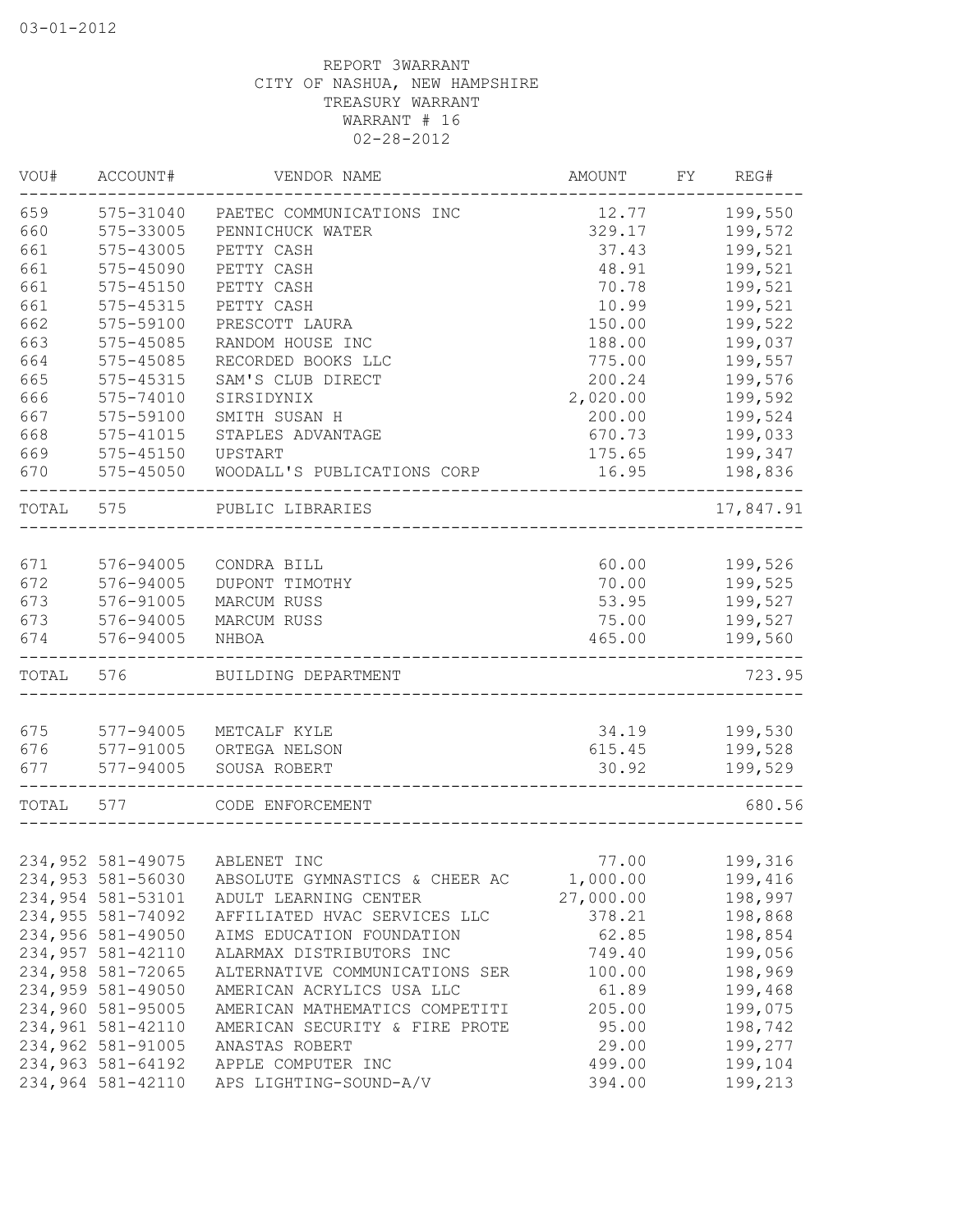03-01-2012

REPORT 3WARRANT
CITY OF NASHUA, NEW HAMPSHIRE
TREASURY WARRANT
WARRANT # 16
02-28-2012

| VOU# | ACCOUNT# | VENDOR NAME | AMOUNT | FY | REG# |
|---|---|---|---|---|---|
| 659 | 575-31040 | PAETEC COMMUNICATIONS INC | 12.77 | | 199,550 |
| 660 | 575-33005 | PENNICHUCK WATER | 329.17 | | 199,572 |
| 661 | 575-43005 | PETTY CASH | 37.43 | | 199,521 |
| 661 | 575-45090 | PETTY CASH | 48.91 | | 199,521 |
| 661 | 575-45150 | PETTY CASH | 70.78 | | 199,521 |
| 661 | 575-45315 | PETTY CASH | 10.99 | | 199,521 |
| 662 | 575-59100 | PRESCOTT LAURA | 150.00 | | 199,522 |
| 663 | 575-45085 | RANDOM HOUSE INC | 188.00 | | 199,037 |
| 664 | 575-45085 | RECORDED BOOKS LLC | 775.00 | | 199,557 |
| 665 | 575-45315 | SAM'S CLUB DIRECT | 200.24 | | 199,576 |
| 666 | 575-74010 | SIRSIDYNIX | 2,020.00 | | 199,592 |
| 667 | 575-59100 | SMITH SUSAN H | 200.00 | | 199,524 |
| 668 | 575-41015 | STAPLES ADVANTAGE | 670.73 | | 199,033 |
| 669 | 575-45150 | UPSTART | 175.65 | | 199,347 |
| 670 | 575-45050 | WOODALL'S PUBLICATIONS CORP | 16.95 | | 198,836 |
| TOTAL | 575 | PUBLIC LIBRARIES | | | 17,847.91 |
| 671 | 576-94005 | CONDRA BILL | 60.00 | | 199,526 |
| 672 | 576-94005 | DUPONT TIMOTHY | 70.00 | | 199,525 |
| 673 | 576-91005 | MARCUM RUSS | 53.95 | | 199,527 |
| 673 | 576-94005 | MARCUM RUSS | 75.00 | | 199,527 |
| 674 | 576-94005 | NHBOA | 465.00 | | 199,560 |
| TOTAL | 576 | BUILDING DEPARTMENT | | | 723.95 |
| 675 | 577-94005 | METCALF KYLE | 34.19 | | 199,530 |
| 676 | 577-91005 | ORTEGA NELSON | 615.45 | | 199,528 |
| 677 | 577-94005 | SOUSA ROBERT | 30.92 | | 199,529 |
| TOTAL | 577 | CODE ENFORCEMENT | | | 680.56 |
| 234,952 | 581-49075 | ABLENET INC | 77.00 | | 199,316 |
| 234,953 | 581-56030 | ABSOLUTE GYMNASTICS & CHEER AC | 1,000.00 | | 199,416 |
| 234,954 | 581-53101 | ADULT LEARNING CENTER | 27,000.00 | | 198,997 |
| 234,955 | 581-74092 | AFFILIATED HVAC SERVICES LLC | 378.21 | | 198,868 |
| 234,956 | 581-49050 | AIMS EDUCATION FOUNDATION | 62.85 | | 198,854 |
| 234,957 | 581-42110 | ALARMAX DISTRIBUTORS INC | 749.40 | | 199,056 |
| 234,958 | 581-72065 | ALTERNATIVE COMMUNICATIONS SER | 100.00 | | 198,969 |
| 234,959 | 581-49050 | AMERICAN ACRYLICS USA LLC | 61.89 | | 199,468 |
| 234,960 | 581-95005 | AMERICAN MATHEMATICS COMPETITI | 205.00 | | 199,075 |
| 234,961 | 581-42110 | AMERICAN SECURITY & FIRE PROTE | 95.00 | | 198,742 |
| 234,962 | 581-91005 | ANASTAS ROBERT | 29.00 | | 199,277 |
| 234,963 | 581-64192 | APPLE COMPUTER INC | 499.00 | | 199,104 |
| 234,964 | 581-42110 | APS LIGHTING-SOUND-A/V | 394.00 | | 199,213 |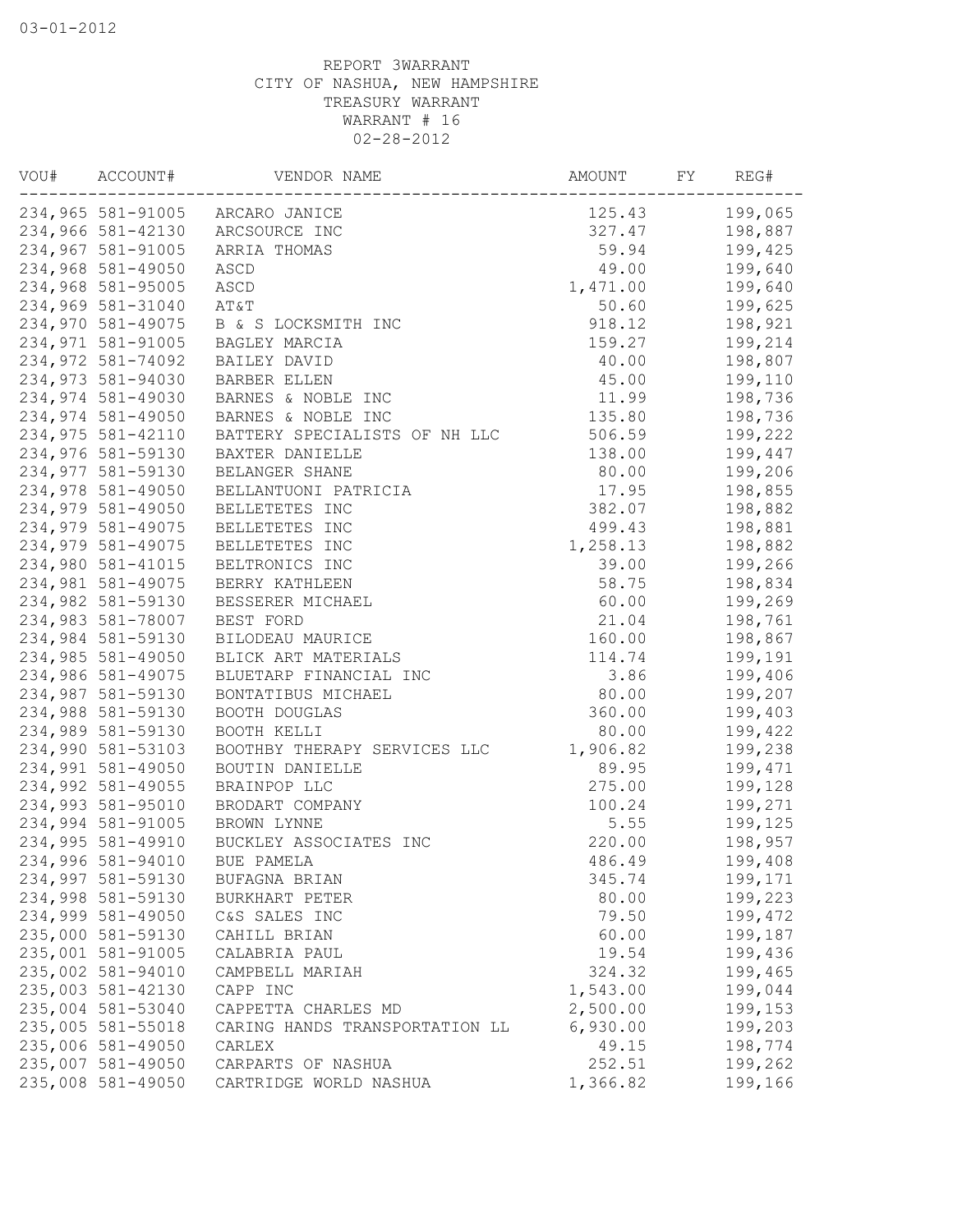03-01-2012

REPORT 3WARRANT
CITY OF NASHUA, NEW HAMPSHIRE
TREASURY WARRANT
WARRANT # 16
02-28-2012

| VOU# | ACCOUNT# | VENDOR NAME | AMOUNT | FY | REG# |
|---|---|---|---|---|---|
| 234,965 | 581-91005 | ARCARO JANICE | 125.43 | | 199,065 |
| 234,966 | 581-42130 | ARCSOURCE INC | 327.47 | | 198,887 |
| 234,967 | 581-91005 | ARRIA THOMAS | 59.94 | | 199,425 |
| 234,968 | 581-49050 | ASCD | 49.00 | | 199,640 |
| 234,968 | 581-95005 | ASCD | 1,471.00 | | 199,640 |
| 234,969 | 581-31040 | AT&T | 50.60 | | 199,625 |
| 234,970 | 581-49075 | B & S LOCKSMITH INC | 918.12 | | 198,921 |
| 234,971 | 581-91005 | BAGLEY MARCIA | 159.27 | | 199,214 |
| 234,972 | 581-74092 | BAILEY DAVID | 40.00 | | 198,807 |
| 234,973 | 581-94030 | BARBER ELLEN | 45.00 | | 199,110 |
| 234,974 | 581-49030 | BARNES & NOBLE INC | 11.99 | | 198,736 |
| 234,974 | 581-49050 | BARNES & NOBLE INC | 135.80 | | 198,736 |
| 234,975 | 581-42110 | BATTERY SPECIALISTS OF NH LLC | 506.59 | | 199,222 |
| 234,976 | 581-59130 | BAXTER DANIELLE | 138.00 | | 199,447 |
| 234,977 | 581-59130 | BELANGER SHANE | 80.00 | | 199,206 |
| 234,978 | 581-49050 | BELLANTUONI PATRICIA | 17.95 | | 198,855 |
| 234,979 | 581-49050 | BELLETETES INC | 382.07 | | 198,882 |
| 234,979 | 581-49075 | BELLETETES INC | 499.43 | | 198,881 |
| 234,979 | 581-49075 | BELLETETES INC | 1,258.13 | | 198,882 |
| 234,980 | 581-41015 | BELTRONICS INC | 39.00 | | 199,266 |
| 234,981 | 581-49075 | BERRY KATHLEEN | 58.75 | | 198,834 |
| 234,982 | 581-59130 | BESSERER MICHAEL | 60.00 | | 199,269 |
| 234,983 | 581-78007 | BEST FORD | 21.04 | | 198,761 |
| 234,984 | 581-59130 | BILODEAU MAURICE | 160.00 | | 198,867 |
| 234,985 | 581-49050 | BLICK ART MATERIALS | 114.74 | | 199,191 |
| 234,986 | 581-49075 | BLUETARP FINANCIAL INC | 3.86 | | 199,406 |
| 234,987 | 581-59130 | BONTATIBUS MICHAEL | 80.00 | | 199,207 |
| 234,988 | 581-59130 | BOOTH DOUGLAS | 360.00 | | 199,403 |
| 234,989 | 581-59130 | BOOTH KELLI | 80.00 | | 199,422 |
| 234,990 | 581-53103 | BOOTHBY THERAPY SERVICES LLC | 1,906.82 | | 199,238 |
| 234,991 | 581-49050 | BOUTIN DANIELLE | 89.95 | | 199,471 |
| 234,992 | 581-49055 | BRAINPOP LLC | 275.00 | | 199,128 |
| 234,993 | 581-95010 | BRODART COMPANY | 100.24 | | 199,271 |
| 234,994 | 581-91005 | BROWN LYNNE | 5.55 | | 199,125 |
| 234,995 | 581-49910 | BUCKLEY ASSOCIATES INC | 220.00 | | 198,957 |
| 234,996 | 581-94010 | BUE PAMELA | 486.49 | | 199,408 |
| 234,997 | 581-59130 | BUFAGNA BRIAN | 345.74 | | 199,171 |
| 234,998 | 581-59130 | BURKHART PETER | 80.00 | | 199,223 |
| 234,999 | 581-49050 | C&S SALES INC | 79.50 | | 199,472 |
| 235,000 | 581-59130 | CAHILL BRIAN | 60.00 | | 199,187 |
| 235,001 | 581-91005 | CALABRIA PAUL | 19.54 | | 199,436 |
| 235,002 | 581-94010 | CAMPBELL MARIAH | 324.32 | | 199,465 |
| 235,003 | 581-42130 | CAPP INC | 1,543.00 | | 199,044 |
| 235,004 | 581-53040 | CAPPETTA CHARLES MD | 2,500.00 | | 199,153 |
| 235,005 | 581-55018 | CARING HANDS TRANSPORTATION LL | 6,930.00 | | 199,203 |
| 235,006 | 581-49050 | CARLEX | 49.15 | | 198,774 |
| 235,007 | 581-49050 | CARPARTS OF NASHUA | 252.51 | | 199,262 |
| 235,008 | 581-49050 | CARTRIDGE WORLD NASHUA | 1,366.82 | | 199,166 |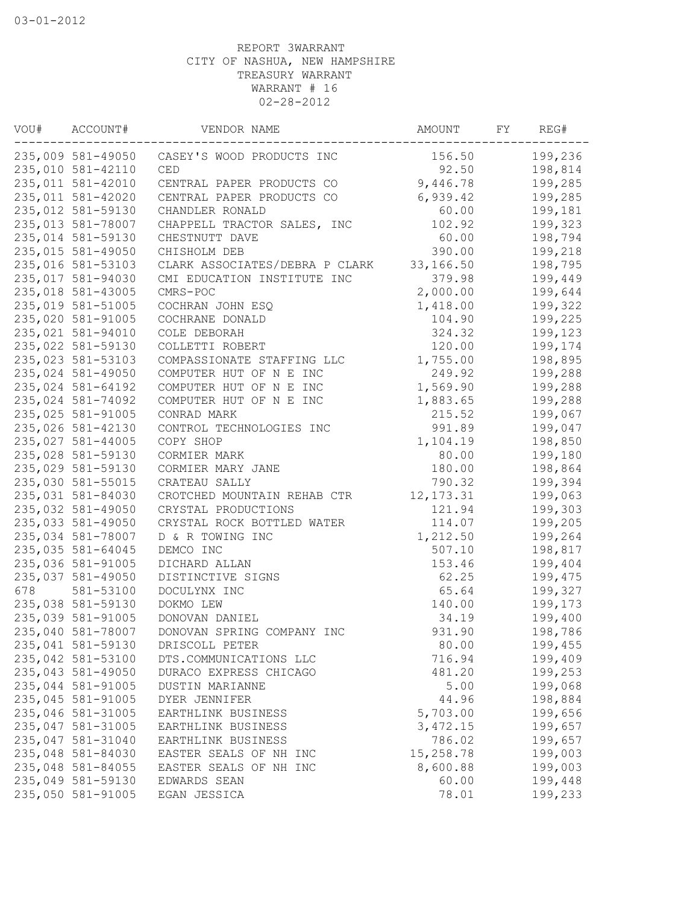03-01-2012

REPORT 3WARRANT
CITY OF NASHUA, NEW HAMPSHIRE
TREASURY WARRANT
WARRANT # 16
02-28-2012

| VOU# | ACCOUNT# | VENDOR NAME | AMOUNT | FY | REG# |
|---|---|---|---|---|---|
| 235,009 | 581-49050 | CASEY'S WOOD PRODUCTS INC | 156.50 | | 199,236 |
| 235,010 | 581-42110 | CED | 92.50 | | 198,814 |
| 235,011 | 581-42010 | CENTRAL PAPER PRODUCTS CO | 9,446.78 | | 199,285 |
| 235,011 | 581-42020 | CENTRAL PAPER PRODUCTS CO | 6,939.42 | | 199,285 |
| 235,012 | 581-59130 | CHANDLER RONALD | 60.00 | | 199,181 |
| 235,013 | 581-78007 | CHAPPELL TRACTOR SALES, INC | 102.92 | | 199,323 |
| 235,014 | 581-59130 | CHESTNUTT DAVE | 60.00 | | 198,794 |
| 235,015 | 581-49050 | CHISHOLM DEB | 390.00 | | 199,218 |
| 235,016 | 581-53103 | CLARK ASSOCIATES/DEBRA P CLARK | 33,166.50 | | 198,795 |
| 235,017 | 581-94030 | CMI EDUCATION INSTITUTE INC | 379.98 | | 199,449 |
| 235,018 | 581-43005 | CMRS-POC | 2,000.00 | | 199,644 |
| 235,019 | 581-51005 | COCHRAN JOHN ESQ | 1,418.00 | | 199,322 |
| 235,020 | 581-91005 | COCHRANE DONALD | 104.90 | | 199,225 |
| 235,021 | 581-94010 | COLE DEBORAH | 324.32 | | 199,123 |
| 235,022 | 581-59130 | COLLETTI ROBERT | 120.00 | | 199,174 |
| 235,023 | 581-53103 | COMPASSIONATE STAFFING LLC | 1,755.00 | | 198,895 |
| 235,024 | 581-49050 | COMPUTER HUT OF N E INC | 249.92 | | 199,288 |
| 235,024 | 581-64192 | COMPUTER HUT OF N E INC | 1,569.90 | | 199,288 |
| 235,024 | 581-74092 | COMPUTER HUT OF N E INC | 1,883.65 | | 199,288 |
| 235,025 | 581-91005 | CONRAD MARK | 215.52 | | 199,067 |
| 235,026 | 581-42130 | CONTROL TECHNOLOGIES INC | 991.89 | | 199,047 |
| 235,027 | 581-44005 | COPY SHOP | 1,104.19 | | 198,850 |
| 235,028 | 581-59130 | CORMIER MARK | 80.00 | | 199,180 |
| 235,029 | 581-59130 | CORMIER MARY JANE | 180.00 | | 198,864 |
| 235,030 | 581-55015 | CRATEAU SALLY | 790.32 | | 199,394 |
| 235,031 | 581-84030 | CROTCHED MOUNTAIN REHAB CTR | 12,173.31 | | 199,063 |
| 235,032 | 581-49050 | CRYSTAL PRODUCTIONS | 121.94 | | 199,303 |
| 235,033 | 581-49050 | CRYSTAL ROCK BOTTLED WATER | 114.07 | | 199,205 |
| 235,034 | 581-78007 | D & R TOWING INC | 1,212.50 | | 199,264 |
| 235,035 | 581-64045 | DEMCO INC | 507.10 | | 198,817 |
| 235,036 | 581-91005 | DICHARD ALLAN | 153.46 | | 199,404 |
| 235,037 | 581-49050 | DISTINCTIVE SIGNS | 62.25 | | 199,475 |
| 678 | 581-53100 | DOCULYNX INC | 65.64 | | 199,327 |
| 235,038 | 581-59130 | DOKMO LEW | 140.00 | | 199,173 |
| 235,039 | 581-91005 | DONOVAN DANIEL | 34.19 | | 199,400 |
| 235,040 | 581-78007 | DONOVAN SPRING COMPANY INC | 931.90 | | 198,786 |
| 235,041 | 581-59130 | DRISCOLL PETER | 80.00 | | 199,455 |
| 235,042 | 581-53100 | DTS.COMMUNICATIONS LLC | 716.94 | | 199,409 |
| 235,043 | 581-49050 | DURACO EXPRESS CHICAGO | 481.20 | | 199,253 |
| 235,044 | 581-91005 | DUSTIN MARIANNE | 5.00 | | 199,068 |
| 235,045 | 581-91005 | DYER JENNIFER | 44.96 | | 198,884 |
| 235,046 | 581-31005 | EARTHLINK BUSINESS | 5,703.00 | | 199,656 |
| 235,047 | 581-31005 | EARTHLINK BUSINESS | 3,472.15 | | 199,657 |
| 235,047 | 581-31040 | EARTHLINK BUSINESS | 786.02 | | 199,657 |
| 235,048 | 581-84030 | EASTER SEALS OF NH INC | 15,258.78 | | 199,003 |
| 235,048 | 581-84055 | EASTER SEALS OF NH INC | 8,600.88 | | 199,003 |
| 235,049 | 581-59130 | EDWARDS SEAN | 60.00 | | 199,448 |
| 235,050 | 581-91005 | EGAN JESSICA | 78.01 | | 199,233 |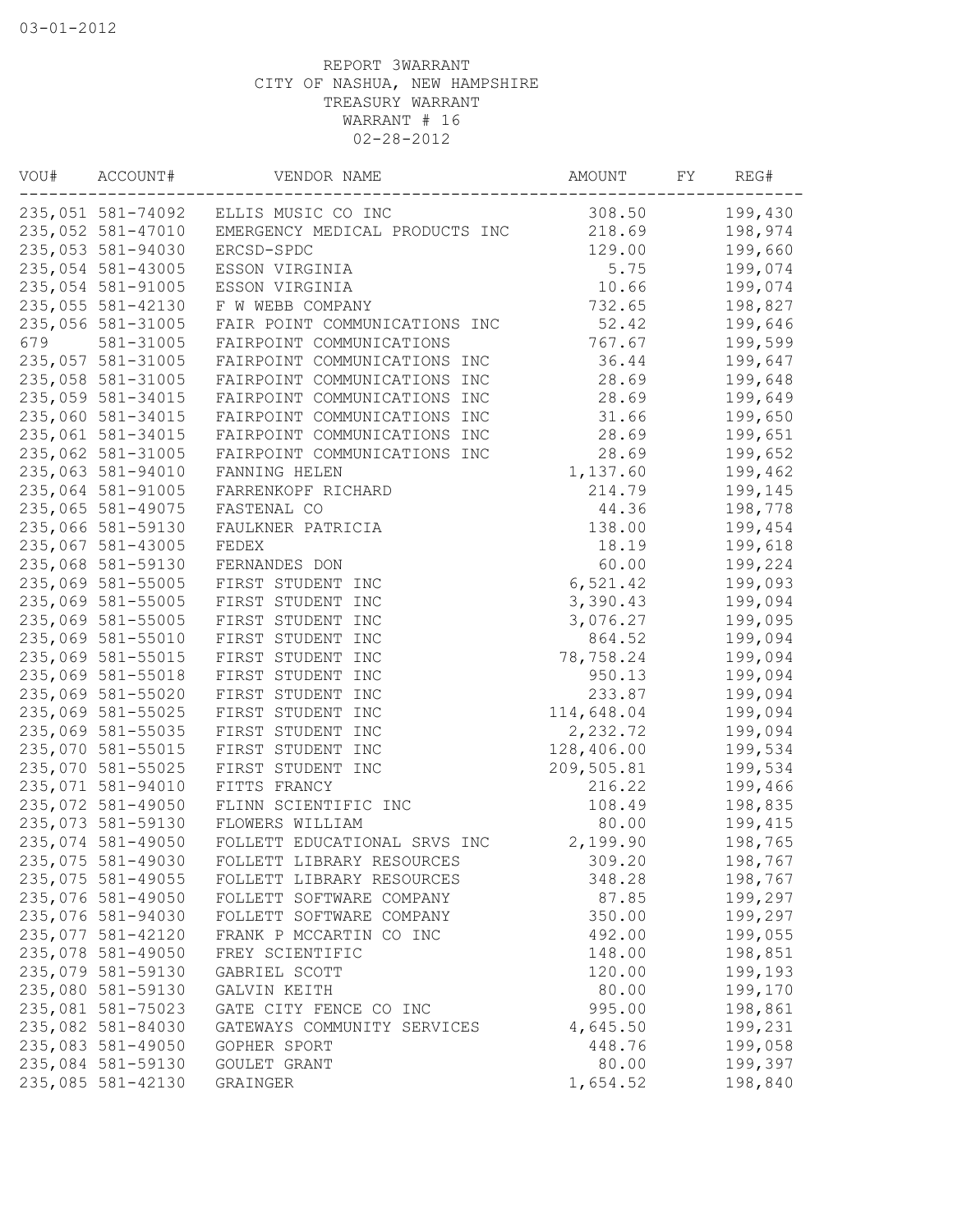03-01-2012

REPORT 3WARRANT
CITY OF NASHUA, NEW HAMPSHIRE
TREASURY WARRANT
WARRANT # 16
02-28-2012

| VOU# | ACCOUNT# | VENDOR NAME | AMOUNT | FY | REG# |
|---|---|---|---|---|---|
| 235,051 | 581-74092 | ELLIS MUSIC CO INC | 308.50 | | 199,430 |
| 235,052 | 581-47010 | EMERGENCY MEDICAL PRODUCTS INC | 218.69 | | 198,974 |
| 235,053 | 581-94030 | ERCSD-SPDC | 129.00 | | 199,660 |
| 235,054 | 581-43005 | ESSON VIRGINIA | 5.75 | | 199,074 |
| 235,054 | 581-91005 | ESSON VIRGINIA | 10.66 | | 199,074 |
| 235,055 | 581-42130 | F W WEBB COMPANY | 732.65 | | 198,827 |
| 235,056 | 581-31005 | FAIR POINT COMMUNICATIONS INC | 52.42 | | 199,646 |
| 679 | 581-31005 | FAIRPOINT COMMUNICATIONS | 767.67 | | 199,599 |
| 235,057 | 581-31005 | FAIRPOINT COMMUNICATIONS INC | 36.44 | | 199,647 |
| 235,058 | 581-31005 | FAIRPOINT COMMUNICATIONS INC | 28.69 | | 199,648 |
| 235,059 | 581-34015 | FAIRPOINT COMMUNICATIONS INC | 28.69 | | 199,649 |
| 235,060 | 581-34015 | FAIRPOINT COMMUNICATIONS INC | 31.66 | | 199,650 |
| 235,061 | 581-34015 | FAIRPOINT COMMUNICATIONS INC | 28.69 | | 199,651 |
| 235,062 | 581-31005 | FAIRPOINT COMMUNICATIONS INC | 28.69 | | 199,652 |
| 235,063 | 581-94010 | FANNING HELEN | 1,137.60 | | 199,462 |
| 235,064 | 581-91005 | FARRENKOPF RICHARD | 214.79 | | 199,145 |
| 235,065 | 581-49075 | FASTENAL CO | 44.36 | | 198,778 |
| 235,066 | 581-59130 | FAULKNER PATRICIA | 138.00 | | 199,454 |
| 235,067 | 581-43005 | FEDEX | 18.19 | | 199,618 |
| 235,068 | 581-59130 | FERNANDES DON | 60.00 | | 199,224 |
| 235,069 | 581-55005 | FIRST STUDENT INC | 6,521.42 | | 199,093 |
| 235,069 | 581-55005 | FIRST STUDENT INC | 3,390.43 | | 199,094 |
| 235,069 | 581-55005 | FIRST STUDENT INC | 3,076.27 | | 199,095 |
| 235,069 | 581-55010 | FIRST STUDENT INC | 864.52 | | 199,094 |
| 235,069 | 581-55015 | FIRST STUDENT INC | 78,758.24 | | 199,094 |
| 235,069 | 581-55018 | FIRST STUDENT INC | 950.13 | | 199,094 |
| 235,069 | 581-55020 | FIRST STUDENT INC | 233.87 | | 199,094 |
| 235,069 | 581-55025 | FIRST STUDENT INC | 114,648.04 | | 199,094 |
| 235,069 | 581-55035 | FIRST STUDENT INC | 2,232.72 | | 199,094 |
| 235,070 | 581-55015 | FIRST STUDENT INC | 128,406.00 | | 199,534 |
| 235,070 | 581-55025 | FIRST STUDENT INC | 209,505.81 | | 199,534 |
| 235,071 | 581-94010 | FITTS FRANCY | 216.22 | | 199,466 |
| 235,072 | 581-49050 | FLINN SCIENTIFIC INC | 108.49 | | 198,835 |
| 235,073 | 581-59130 | FLOWERS WILLIAM | 80.00 | | 199,415 |
| 235,074 | 581-49050 | FOLLETT EDUCATIONAL SRVS INC | 2,199.90 | | 198,765 |
| 235,075 | 581-49030 | FOLLETT LIBRARY RESOURCES | 309.20 | | 198,767 |
| 235,075 | 581-49055 | FOLLETT LIBRARY RESOURCES | 348.28 | | 198,767 |
| 235,076 | 581-49050 | FOLLETT SOFTWARE COMPANY | 87.85 | | 199,297 |
| 235,076 | 581-94030 | FOLLETT SOFTWARE COMPANY | 350.00 | | 199,297 |
| 235,077 | 581-42120 | FRANK P MCCARTIN CO INC | 492.00 | | 199,055 |
| 235,078 | 581-49050 | FREY SCIENTIFIC | 148.00 | | 198,851 |
| 235,079 | 581-59130 | GABRIEL SCOTT | 120.00 | | 199,193 |
| 235,080 | 581-59130 | GALVIN KEITH | 80.00 | | 199,170 |
| 235,081 | 581-75023 | GATE CITY FENCE CO INC | 995.00 | | 198,861 |
| 235,082 | 581-84030 | GATEWAYS COMMUNITY SERVICES | 4,645.50 | | 199,231 |
| 235,083 | 581-49050 | GOPHER SPORT | 448.76 | | 199,058 |
| 235,084 | 581-59130 | GOULET GRANT | 80.00 | | 199,397 |
| 235,085 | 581-42130 | GRAINGER | 1,654.52 | | 198,840 |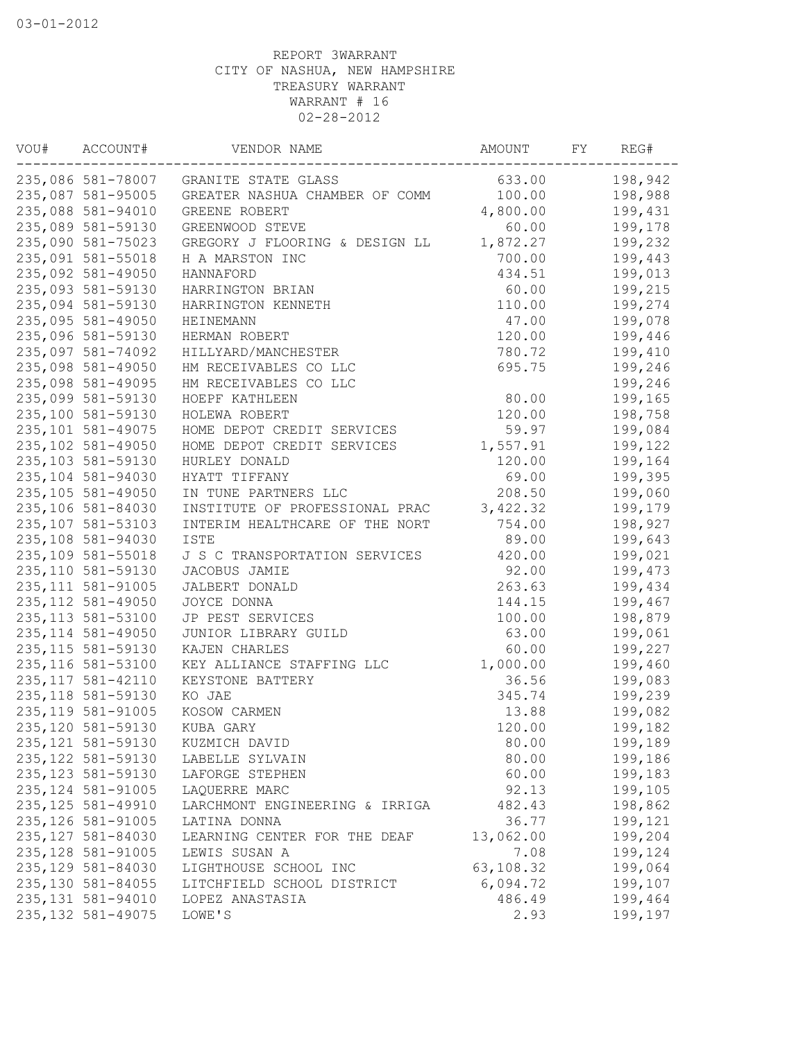03-01-2012

REPORT 3WARRANT
CITY OF NASHUA, NEW HAMPSHIRE
TREASURY WARRANT
WARRANT # 16
02-28-2012

| VOU# | ACCOUNT# | VENDOR NAME | AMOUNT | FY | REG# |
|---|---|---|---|---|---|
| 235,086 | 581-78007 | GRANITE STATE GLASS | 633.00 | | 198,942 |
| 235,087 | 581-95005 | GREATER NASHUA CHAMBER OF COMM | 100.00 | | 198,988 |
| 235,088 | 581-94010 | GREENE ROBERT | 4,800.00 | | 199,431 |
| 235,089 | 581-59130 | GREENWOOD STEVE | 60.00 | | 199,178 |
| 235,090 | 581-75023 | GREGORY J FLOORING & DESIGN LL | 1,872.27 | | 199,232 |
| 235,091 | 581-55018 | H A MARSTON INC | 700.00 | | 199,443 |
| 235,092 | 581-49050 | HANNAFORD | 434.51 | | 199,013 |
| 235,093 | 581-59130 | HARRINGTON BRIAN | 60.00 | | 199,215 |
| 235,094 | 581-59130 | HARRINGTON KENNETH | 110.00 | | 199,274 |
| 235,095 | 581-49050 | HEINEMANN | 47.00 | | 199,078 |
| 235,096 | 581-59130 | HERMAN ROBERT | 120.00 | | 199,446 |
| 235,097 | 581-74092 | HILLYARD/MANCHESTER | 780.72 | | 199,410 |
| 235,098 | 581-49050 | HM RECEIVABLES CO LLC | 695.75 | | 199,246 |
| 235,098 | 581-49095 | HM RECEIVABLES CO LLC | | | 199,246 |
| 235,099 | 581-59130 | HOEPF KATHLEEN | 80.00 | | 199,165 |
| 235,100 | 581-59130 | HOLEWA ROBERT | 120.00 | | 198,758 |
| 235,101 | 581-49075 | HOME DEPOT CREDIT SERVICES | 59.97 | | 199,084 |
| 235,102 | 581-49050 | HOME DEPOT CREDIT SERVICES | 1,557.91 | | 199,122 |
| 235,103 | 581-59130 | HURLEY DONALD | 120.00 | | 199,164 |
| 235,104 | 581-94030 | HYATT TIFFANY | 69.00 | | 199,395 |
| 235,105 | 581-49050 | IN TUNE PARTNERS LLC | 208.50 | | 199,060 |
| 235,106 | 581-84030 | INSTITUTE OF PROFESSIONAL PRAC | 3,422.32 | | 199,179 |
| 235,107 | 581-53103 | INTERIM HEALTHCARE OF THE NORT | 754.00 | | 198,927 |
| 235,108 | 581-94030 | ISTE | 89.00 | | 199,643 |
| 235,109 | 581-55018 | J S C TRANSPORTATION SERVICES | 420.00 | | 199,021 |
| 235,110 | 581-59130 | JACOBUS JAMIE | 92.00 | | 199,473 |
| 235,111 | 581-91005 | JALBERT DONALD | 263.63 | | 199,434 |
| 235,112 | 581-49050 | JOYCE DONNA | 144.15 | | 199,467 |
| 235,113 | 581-53100 | JP PEST SERVICES | 100.00 | | 198,879 |
| 235,114 | 581-49050 | JUNIOR LIBRARY GUILD | 63.00 | | 199,061 |
| 235,115 | 581-59130 | KAJEN CHARLES | 60.00 | | 199,227 |
| 235,116 | 581-53100 | KEY ALLIANCE STAFFING LLC | 1,000.00 | | 199,460 |
| 235,117 | 581-42110 | KEYSTONE BATTERY | 36.56 | | 199,083 |
| 235,118 | 581-59130 | KO JAE | 345.74 | | 199,239 |
| 235,119 | 581-91005 | KOSOW CARMEN | 13.88 | | 199,082 |
| 235,120 | 581-59130 | KUBA GARY | 120.00 | | 199,182 |
| 235,121 | 581-59130 | KUZMICH DAVID | 80.00 | | 199,189 |
| 235,122 | 581-59130 | LABELLE SYLVAIN | 80.00 | | 199,186 |
| 235,123 | 581-59130 | LAFORGE STEPHEN | 60.00 | | 199,183 |
| 235,124 | 581-91005 | LAQUERRE MARC | 92.13 | | 199,105 |
| 235,125 | 581-49910 | LARCHMONT ENGINEERING & IRRIGA | 482.43 | | 198,862 |
| 235,126 | 581-91005 | LATINA DONNA | 36.77 | | 199,121 |
| 235,127 | 581-84030 | LEARNING CENTER FOR THE DEAF | 13,062.00 | | 199,204 |
| 235,128 | 581-91005 | LEWIS SUSAN A | 7.08 | | 199,124 |
| 235,129 | 581-84030 | LIGHTHOUSE SCHOOL INC | 63,108.32 | | 199,064 |
| 235,130 | 581-84055 | LITCHFIELD SCHOOL DISTRICT | 6,094.72 | | 199,107 |
| 235,131 | 581-94010 | LOPEZ ANASTASIA | 486.49 | | 199,464 |
| 235,132 | 581-49075 | LOWE'S | 2.93 | | 199,197 |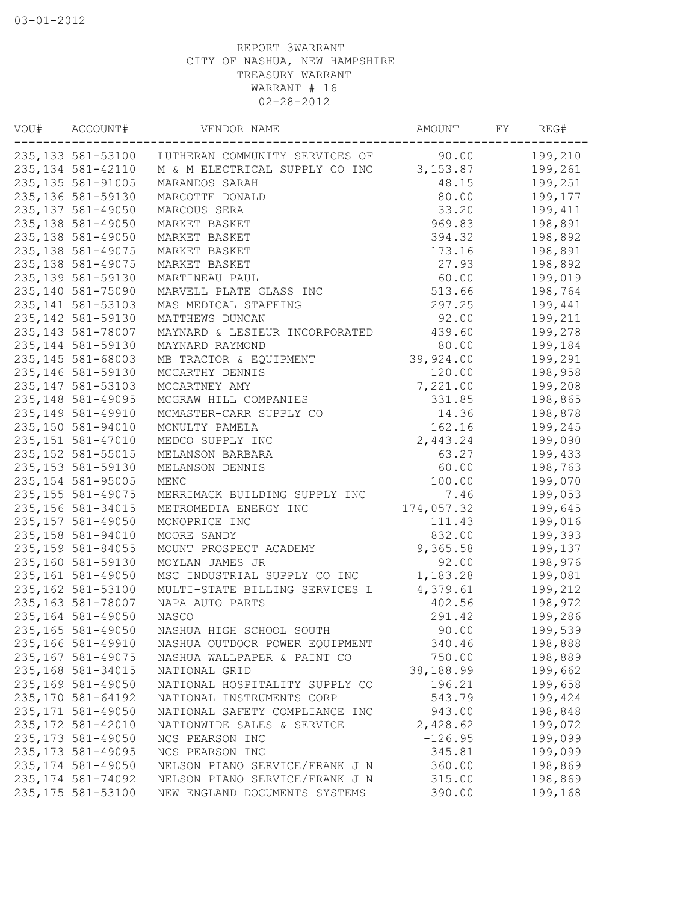03-01-2012

REPORT 3WARRANT
CITY OF NASHUA, NEW HAMPSHIRE
TREASURY WARRANT
WARRANT # 16
02-28-2012

| VOU# | ACCOUNT# | VENDOR NAME | AMOUNT | FY | REG# |
|---|---|---|---|---|---|
| 235,133 | 581-53100 | LUTHERAN COMMUNITY SERVICES OF | 90.00 | | 199,210 |
| 235,134 | 581-42110 | M & M ELECTRICAL SUPPLY CO INC | 3,153.87 | | 199,261 |
| 235,135 | 581-91005 | MARANDOS SARAH | 48.15 | | 199,251 |
| 235,136 | 581-59130 | MARCOTTE DONALD | 80.00 | | 199,177 |
| 235,137 | 581-49050 | MARCOUS SERA | 33.20 | | 199,411 |
| 235,138 | 581-49050 | MARKET BASKET | 969.83 | | 198,891 |
| 235,138 | 581-49050 | MARKET BASKET | 394.32 | | 198,892 |
| 235,138 | 581-49075 | MARKET BASKET | 173.16 | | 198,891 |
| 235,138 | 581-49075 | MARKET BASKET | 27.93 | | 198,892 |
| 235,139 | 581-59130 | MARTINEAU PAUL | 60.00 | | 199,019 |
| 235,140 | 581-75090 | MARVELL PLATE GLASS INC | 513.66 | | 198,764 |
| 235,141 | 581-53103 | MAS MEDICAL STAFFING | 297.25 | | 199,441 |
| 235,142 | 581-59130 | MATTHEWS DUNCAN | 92.00 | | 199,211 |
| 235,143 | 581-78007 | MAYNARD & LESIEUR INCORPORATED | 439.60 | | 199,278 |
| 235,144 | 581-59130 | MAYNARD RAYMOND | 80.00 | | 199,184 |
| 235,145 | 581-68003 | MB TRACTOR & EQUIPMENT | 39,924.00 | | 199,291 |
| 235,146 | 581-59130 | MCCARTHY DENNIS | 120.00 | | 198,958 |
| 235,147 | 581-53103 | MCCARTNEY AMY | 7,221.00 | | 199,208 |
| 235,148 | 581-49095 | MCGRAW HILL COMPANIES | 331.85 | | 198,865 |
| 235,149 | 581-49910 | MCMASTER-CARR SUPPLY CO | 14.36 | | 198,878 |
| 235,150 | 581-94010 | MCNULTY PAMELA | 162.16 | | 199,245 |
| 235,151 | 581-47010 | MEDCO SUPPLY INC | 2,443.24 | | 199,090 |
| 235,152 | 581-55015 | MELANSON BARBARA | 63.27 | | 199,433 |
| 235,153 | 581-59130 | MELANSON DENNIS | 60.00 | | 198,763 |
| 235,154 | 581-95005 | MENC | 100.00 | | 199,070 |
| 235,155 | 581-49075 | MERRIMACK BUILDING SUPPLY INC | 7.46 | | 199,053 |
| 235,156 | 581-34015 | METROMEDIA ENERGY INC | 174,057.32 | | 199,645 |
| 235,157 | 581-49050 | MONOPRICE INC | 111.43 | | 199,016 |
| 235,158 | 581-94010 | MOORE SANDY | 832.00 | | 199,393 |
| 235,159 | 581-84055 | MOUNT PROSPECT ACADEMY | 9,365.58 | | 199,137 |
| 235,160 | 581-59130 | MOYLAN JAMES JR | 92.00 | | 198,976 |
| 235,161 | 581-49050 | MSC INDUSTRIAL SUPPLY CO INC | 1,183.28 | | 199,081 |
| 235,162 | 581-53100 | MULTI-STATE BILLING SERVICES L | 4,379.61 | | 199,212 |
| 235,163 | 581-78007 | NAPA AUTO PARTS | 402.56 | | 198,972 |
| 235,164 | 581-49050 | NASCO | 291.42 | | 199,286 |
| 235,165 | 581-49050 | NASHUA HIGH SCHOOL SOUTH | 90.00 | | 199,539 |
| 235,166 | 581-49910 | NASHUA OUTDOOR POWER EQUIPMENT | 340.46 | | 198,888 |
| 235,167 | 581-49075 | NASHUA WALLPAPER & PAINT CO | 750.00 | | 198,889 |
| 235,168 | 581-34015 | NATIONAL GRID | 38,188.99 | | 199,662 |
| 235,169 | 581-49050 | NATIONAL HOSPITALITY SUPPLY CO | 196.21 | | 199,658 |
| 235,170 | 581-64192 | NATIONAL INSTRUMENTS CORP | 543.79 | | 199,424 |
| 235,171 | 581-49050 | NATIONAL SAFETY COMPLIANCE INC | 943.00 | | 198,848 |
| 235,172 | 581-42010 | NATIONWIDE SALES & SERVICE | 2,428.62 | | 199,072 |
| 235,173 | 581-49050 | NCS PEARSON INC | -126.95 | | 199,099 |
| 235,173 | 581-49095 | NCS PEARSON INC | 345.81 | | 199,099 |
| 235,174 | 581-49050 | NELSON PIANO SERVICE/FRANK J N | 360.00 | | 198,869 |
| 235,174 | 581-74092 | NELSON PIANO SERVICE/FRANK J N | 315.00 | | 198,869 |
| 235,175 | 581-53100 | NEW ENGLAND DOCUMENTS SYSTEMS | 390.00 | | 199,168 |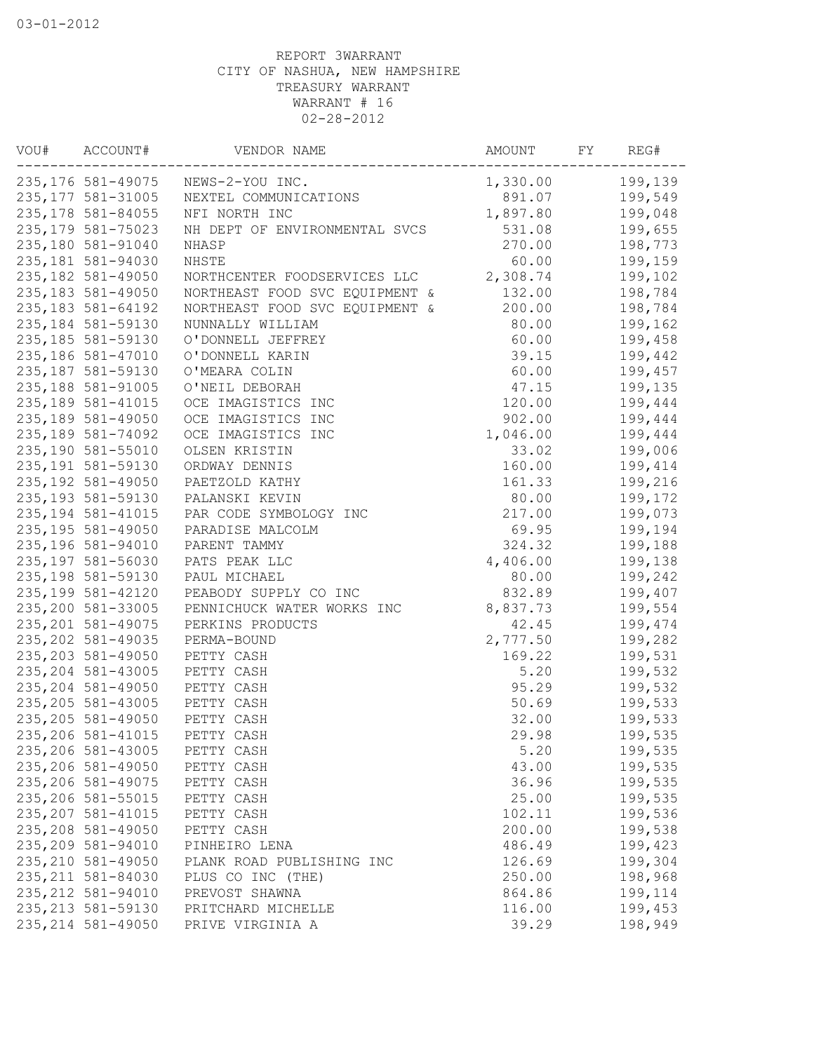03-01-2012

REPORT 3WARRANT
CITY OF NASHUA, NEW HAMPSHIRE
TREASURY WARRANT
WARRANT # 16
02-28-2012

| VOU# | ACCOUNT# | VENDOR NAME | AMOUNT | FY | REG# |
|---|---|---|---|---|---|
| 235,176 | 581-49075 | NEWS-2-YOU INC. | 1,330.00 | | 199,139 |
| 235,177 | 581-31005 | NEXTEL COMMUNICATIONS | 891.07 | | 199,549 |
| 235,178 | 581-84055 | NFI NORTH INC | 1,897.80 | | 199,048 |
| 235,179 | 581-75023 | NH DEPT OF ENVIRONMENTAL SVCS | 531.08 | | 199,655 |
| 235,180 | 581-91040 | NHASP | 270.00 | | 198,773 |
| 235,181 | 581-94030 | NHSTE | 60.00 | | 199,159 |
| 235,182 | 581-49050 | NORTHCENTER FOODSERVICES LLC | 2,308.74 | | 199,102 |
| 235,183 | 581-49050 | NORTHEAST FOOD SVC EQUIPMENT & | 132.00 | | 198,784 |
| 235,183 | 581-64192 | NORTHEAST FOOD SVC EQUIPMENT & | 200.00 | | 198,784 |
| 235,184 | 581-59130 | NUNNALLY WILLIAM | 80.00 | | 199,162 |
| 235,185 | 581-59130 | O'DONNELL JEFFREY | 60.00 | | 199,458 |
| 235,186 | 581-47010 | O'DONNELL KARIN | 39.15 | | 199,442 |
| 235,187 | 581-59130 | O'MEARA COLIN | 60.00 | | 199,457 |
| 235,188 | 581-91005 | O'NEIL DEBORAH | 47.15 | | 199,135 |
| 235,189 | 581-41015 | OCE IMAGISTICS INC | 120.00 | | 199,444 |
| 235,189 | 581-49050 | OCE IMAGISTICS INC | 902.00 | | 199,444 |
| 235,189 | 581-74092 | OCE IMAGISTICS INC | 1,046.00 | | 199,444 |
| 235,190 | 581-55010 | OLSEN KRISTIN | 33.02 | | 199,006 |
| 235,191 | 581-59130 | ORDWAY DENNIS | 160.00 | | 199,414 |
| 235,192 | 581-49050 | PAETZOLD KATHY | 161.33 | | 199,216 |
| 235,193 | 581-59130 | PALANSKI KEVIN | 80.00 | | 199,172 |
| 235,194 | 581-41015 | PAR CODE SYMBOLOGY INC | 217.00 | | 199,073 |
| 235,195 | 581-49050 | PARADISE MALCOLM | 69.95 | | 199,194 |
| 235,196 | 581-94010 | PARENT TAMMY | 324.32 | | 199,188 |
| 235,197 | 581-56030 | PATS PEAK LLC | 4,406.00 | | 199,138 |
| 235,198 | 581-59130 | PAUL MICHAEL | 80.00 | | 199,242 |
| 235,199 | 581-42120 | PEABODY SUPPLY CO INC | 832.89 | | 199,407 |
| 235,200 | 581-33005 | PENNICHUCK WATER WORKS INC | 8,837.73 | | 199,554 |
| 235,201 | 581-49075 | PERKINS PRODUCTS | 42.45 | | 199,474 |
| 235,202 | 581-49035 | PERMA-BOUND | 2,777.50 | | 199,282 |
| 235,203 | 581-49050 | PETTY CASH | 169.22 | | 199,531 |
| 235,204 | 581-43005 | PETTY CASH | 5.20 | | 199,532 |
| 235,204 | 581-49050 | PETTY CASH | 95.29 | | 199,532 |
| 235,205 | 581-43005 | PETTY CASH | 50.69 | | 199,533 |
| 235,205 | 581-49050 | PETTY CASH | 32.00 | | 199,533 |
| 235,206 | 581-41015 | PETTY CASH | 29.98 | | 199,535 |
| 235,206 | 581-43005 | PETTY CASH | 5.20 | | 199,535 |
| 235,206 | 581-49050 | PETTY CASH | 43.00 | | 199,535 |
| 235,206 | 581-49075 | PETTY CASH | 36.96 | | 199,535 |
| 235,206 | 581-55015 | PETTY CASH | 25.00 | | 199,535 |
| 235,207 | 581-41015 | PETTY CASH | 102.11 | | 199,536 |
| 235,208 | 581-49050 | PETTY CASH | 200.00 | | 199,538 |
| 235,209 | 581-94010 | PINHEIRO LENA | 486.49 | | 199,423 |
| 235,210 | 581-49050 | PLANK ROAD PUBLISHING INC | 126.69 | | 199,304 |
| 235,211 | 581-84030 | PLUS CO INC (THE) | 250.00 | | 198,968 |
| 235,212 | 581-94010 | PREVOST SHAWNA | 864.86 | | 199,114 |
| 235,213 | 581-59130 | PRITCHARD MICHELLE | 116.00 | | 199,453 |
| 235,214 | 581-49050 | PRIVE VIRGINIA A | 39.29 | | 198,949 |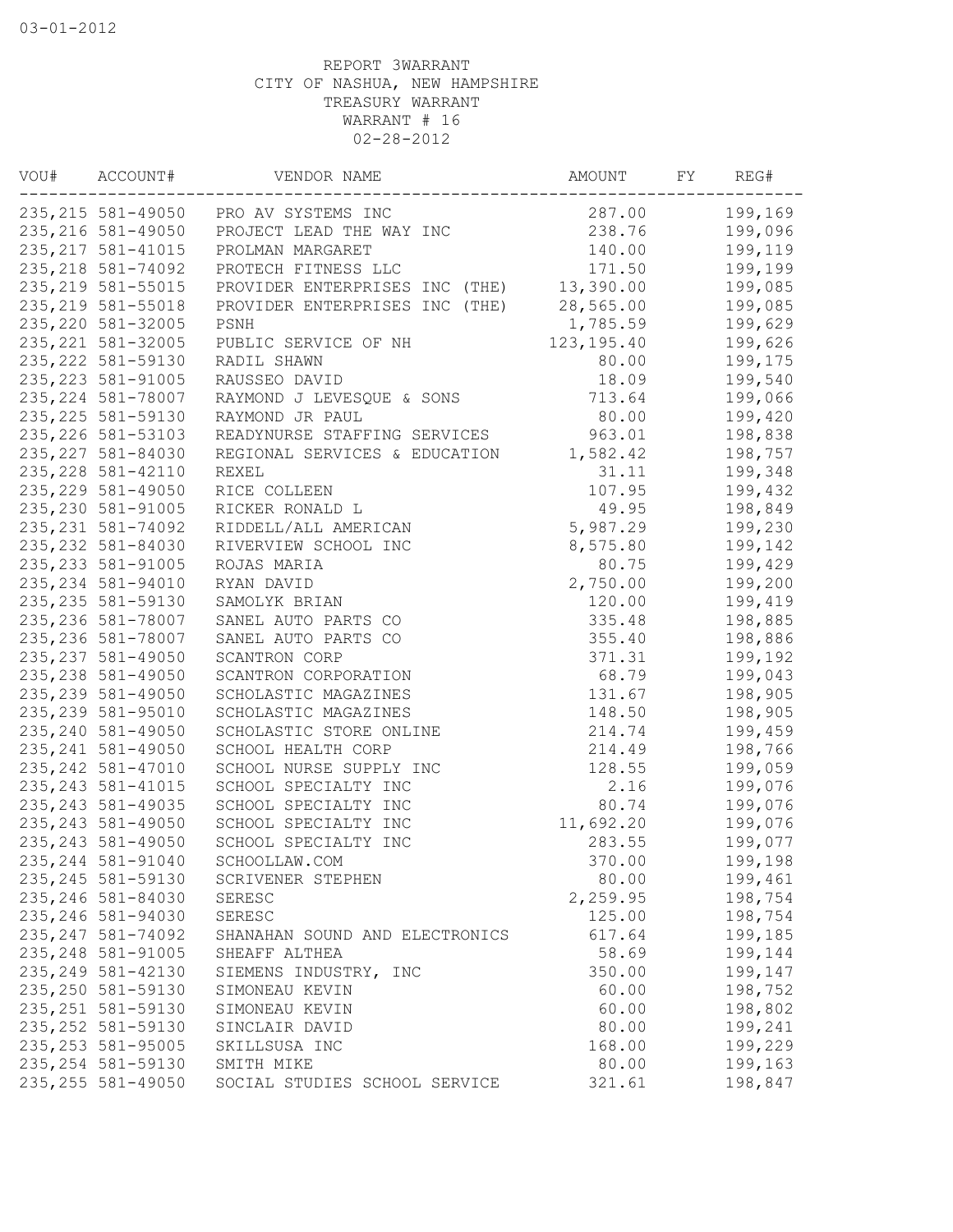03-01-2012

REPORT 3WARRANT
CITY OF NASHUA, NEW HAMPSHIRE
TREASURY WARRANT
WARRANT # 16
02-28-2012

| VOU# | ACCOUNT# | VENDOR NAME | AMOUNT | FY | REG# |
|---|---|---|---|---|---|
| 235,215 | 581-49050 | PRO AV SYSTEMS INC | 287.00 | | 199,169 |
| 235,216 | 581-49050 | PROJECT LEAD THE WAY INC | 238.76 | | 199,096 |
| 235,217 | 581-41015 | PROLMAN MARGARET | 140.00 | | 199,119 |
| 235,218 | 581-74092 | PROTECH FITNESS LLC | 171.50 | | 199,199 |
| 235,219 | 581-55015 | PROVIDER ENTERPRISES INC (THE) | 13,390.00 | | 199,085 |
| 235,219 | 581-55018 | PROVIDER ENTERPRISES INC (THE) | 28,565.00 | | 199,085 |
| 235,220 | 581-32005 | PSNH | 1,785.59 | | 199,629 |
| 235,221 | 581-32005 | PUBLIC SERVICE OF NH | 123,195.40 | | 199,626 |
| 235,222 | 581-59130 | RADIL SHAWN | 80.00 | | 199,175 |
| 235,223 | 581-91005 | RAUSSEO DAVID | 18.09 | | 199,540 |
| 235,224 | 581-78007 | RAYMOND J LEVESQUE & SONS | 713.64 | | 199,066 |
| 235,225 | 581-59130 | RAYMOND JR PAUL | 80.00 | | 199,420 |
| 235,226 | 581-53103 | READYNURSE STAFFING SERVICES | 963.01 | | 198,838 |
| 235,227 | 581-84030 | REGIONAL SERVICES & EDUCATION | 1,582.42 | | 198,757 |
| 235,228 | 581-42110 | REXEL | 31.11 | | 199,348 |
| 235,229 | 581-49050 | RICE COLLEEN | 107.95 | | 199,432 |
| 235,230 | 581-91005 | RICKER RONALD L | 49.95 | | 198,849 |
| 235,231 | 581-74092 | RIDDELL/ALL AMERICAN | 5,987.29 | | 199,230 |
| 235,232 | 581-84030 | RIVERVIEW SCHOOL INC | 8,575.80 | | 199,142 |
| 235,233 | 581-91005 | ROJAS MARIA | 80.75 | | 199,429 |
| 235,234 | 581-94010 | RYAN DAVID | 2,750.00 | | 199,200 |
| 235,235 | 581-59130 | SAMOLYK BRIAN | 120.00 | | 199,419 |
| 235,236 | 581-78007 | SANEL AUTO PARTS CO | 335.48 | | 198,885 |
| 235,236 | 581-78007 | SANEL AUTO PARTS CO | 355.40 | | 198,886 |
| 235,237 | 581-49050 | SCANTRON CORP | 371.31 | | 199,192 |
| 235,238 | 581-49050 | SCANTRON CORPORATION | 68.79 | | 199,043 |
| 235,239 | 581-49050 | SCHOLASTIC MAGAZINES | 131.67 | | 198,905 |
| 235,239 | 581-95010 | SCHOLASTIC MAGAZINES | 148.50 | | 198,905 |
| 235,240 | 581-49050 | SCHOLASTIC STORE ONLINE | 214.74 | | 199,459 |
| 235,241 | 581-49050 | SCHOOL HEALTH CORP | 214.49 | | 198,766 |
| 235,242 | 581-47010 | SCHOOL NURSE SUPPLY INC | 128.55 | | 199,059 |
| 235,243 | 581-41015 | SCHOOL SPECIALTY INC | 2.16 | | 199,076 |
| 235,243 | 581-49035 | SCHOOL SPECIALTY INC | 80.74 | | 199,076 |
| 235,243 | 581-49050 | SCHOOL SPECIALTY INC | 11,692.20 | | 199,076 |
| 235,243 | 581-49050 | SCHOOL SPECIALTY INC | 283.55 | | 199,077 |
| 235,244 | 581-91040 | SCHOOLLAW.COM | 370.00 | | 199,198 |
| 235,245 | 581-59130 | SCRIVENER STEPHEN | 80.00 | | 199,461 |
| 235,246 | 581-84030 | SERESC | 2,259.95 | | 198,754 |
| 235,246 | 581-94030 | SERESC | 125.00 | | 198,754 |
| 235,247 | 581-74092 | SHANAHAN SOUND AND ELECTRONICS | 617.64 | | 199,185 |
| 235,248 | 581-91005 | SHEAFF ALTHEA | 58.69 | | 199,144 |
| 235,249 | 581-42130 | SIEMENS INDUSTRY, INC | 350.00 | | 199,147 |
| 235,250 | 581-59130 | SIMONEAU KEVIN | 60.00 | | 198,752 |
| 235,251 | 581-59130 | SIMONEAU KEVIN | 60.00 | | 198,802 |
| 235,252 | 581-59130 | SINCLAIR DAVID | 80.00 | | 199,241 |
| 235,253 | 581-95005 | SKILLSUSA INC | 168.00 | | 199,229 |
| 235,254 | 581-59130 | SMITH MIKE | 80.00 | | 199,163 |
| 235,255 | 581-49050 | SOCIAL STUDIES SCHOOL SERVICE | 321.61 | | 198,847 |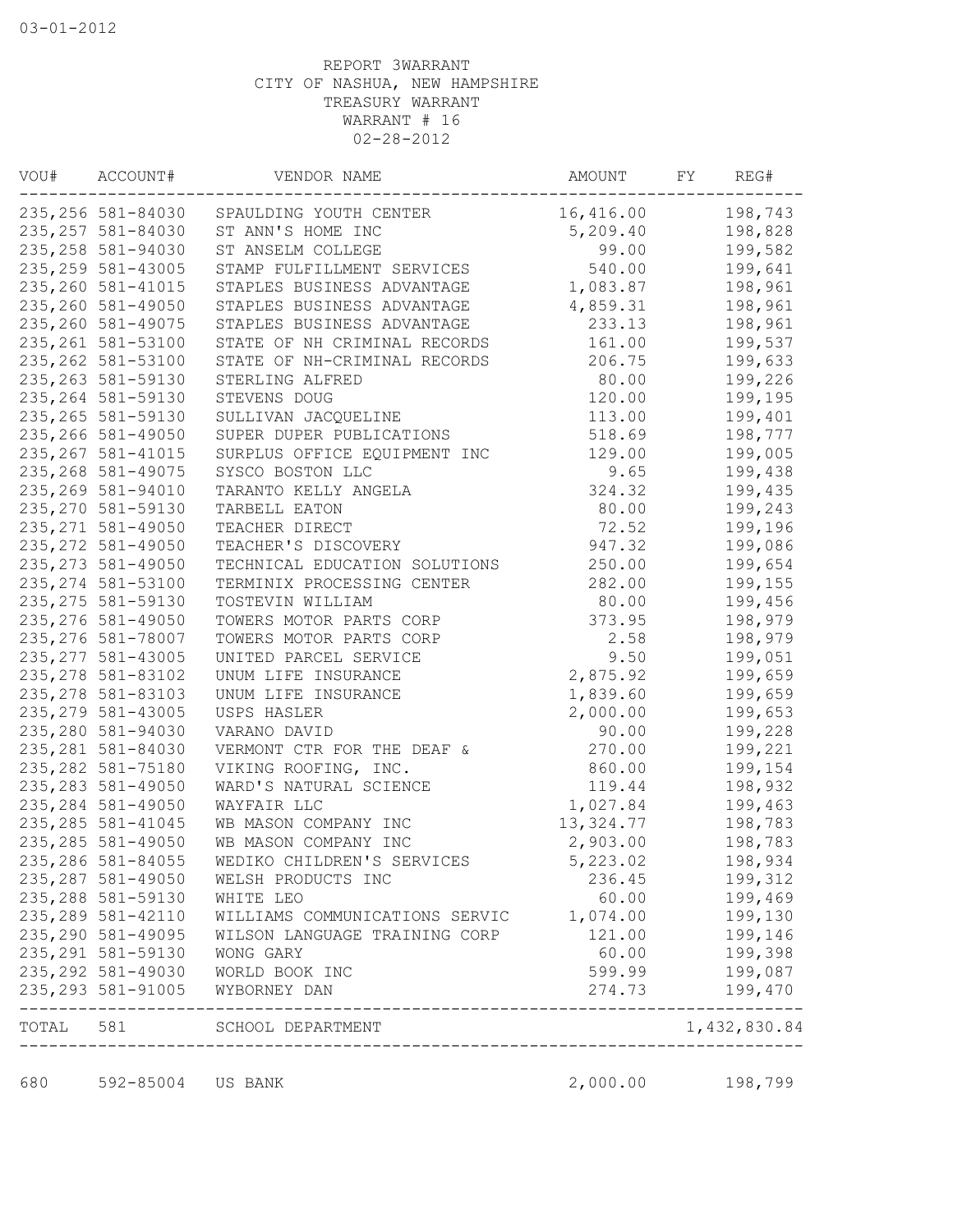03-01-2012

REPORT 3WARRANT
CITY OF NASHUA, NEW HAMPSHIRE
TREASURY WARRANT
WARRANT # 16
02-28-2012

| VOU# | ACCOUNT# | VENDOR NAME | AMOUNT | FY | REG# |
|---|---|---|---|---|---|
| 235,256 | 581-84030 | SPAULDING YOUTH CENTER | 16,416.00 | | 198,743 |
| 235,257 | 581-84030 | ST ANN'S HOME INC | 5,209.40 | | 198,828 |
| 235,258 | 581-94030 | ST ANSELM COLLEGE | 99.00 | | 199,582 |
| 235,259 | 581-43005 | STAMP FULFILLMENT SERVICES | 540.00 | | 199,641 |
| 235,260 | 581-41015 | STAPLES BUSINESS ADVANTAGE | 1,083.87 | | 198,961 |
| 235,260 | 581-49050 | STAPLES BUSINESS ADVANTAGE | 4,859.31 | | 198,961 |
| 235,260 | 581-49075 | STAPLES BUSINESS ADVANTAGE | 233.13 | | 198,961 |
| 235,261 | 581-53100 | STATE OF NH CRIMINAL RECORDS | 161.00 | | 199,537 |
| 235,262 | 581-53100 | STATE OF NH-CRIMINAL RECORDS | 206.75 | | 199,633 |
| 235,263 | 581-59130 | STERLING ALFRED | 80.00 | | 199,226 |
| 235,264 | 581-59130 | STEVENS DOUG | 120.00 | | 199,195 |
| 235,265 | 581-59130 | SULLIVAN JACQUELINE | 113.00 | | 199,401 |
| 235,266 | 581-49050 | SUPER DUPER PUBLICATIONS | 518.69 | | 198,777 |
| 235,267 | 581-41015 | SURPLUS OFFICE EQUIPMENT INC | 129.00 | | 199,005 |
| 235,268 | 581-49075 | SYSCO BOSTON LLC | 9.65 | | 199,438 |
| 235,269 | 581-94010 | TARANTO KELLY ANGELA | 324.32 | | 199,435 |
| 235,270 | 581-59130 | TARBELL EATON | 80.00 | | 199,243 |
| 235,271 | 581-49050 | TEACHER DIRECT | 72.52 | | 199,196 |
| 235,272 | 581-49050 | TEACHER'S DISCOVERY | 947.32 | | 199,086 |
| 235,273 | 581-49050 | TECHNICAL EDUCATION SOLUTIONS | 250.00 | | 199,654 |
| 235,274 | 581-53100 | TERMINIX PROCESSING CENTER | 282.00 | | 199,155 |
| 235,275 | 581-59130 | TOSTEVIN WILLIAM | 80.00 | | 199,456 |
| 235,276 | 581-49050 | TOWERS MOTOR PARTS CORP | 373.95 | | 198,979 |
| 235,276 | 581-78007 | TOWERS MOTOR PARTS CORP | 2.58 | | 198,979 |
| 235,277 | 581-43005 | UNITED PARCEL SERVICE | 9.50 | | 199,051 |
| 235,278 | 581-83102 | UNUM LIFE INSURANCE | 2,875.92 | | 199,659 |
| 235,278 | 581-83103 | UNUM LIFE INSURANCE | 1,839.60 | | 199,659 |
| 235,279 | 581-43005 | USPS HASLER | 2,000.00 | | 199,653 |
| 235,280 | 581-94030 | VARANO DAVID | 90.00 | | 199,228 |
| 235,281 | 581-84030 | VERMONT CTR FOR THE DEAF & | 270.00 | | 199,221 |
| 235,282 | 581-75180 | VIKING ROOFING, INC. | 860.00 | | 199,154 |
| 235,283 | 581-49050 | WARD'S NATURAL SCIENCE | 119.44 | | 198,932 |
| 235,284 | 581-49050 | WAYFAIR LLC | 1,027.84 | | 199,463 |
| 235,285 | 581-41045 | WB MASON COMPANY INC | 13,324.77 | | 198,783 |
| 235,285 | 581-49050 | WB MASON COMPANY INC | 2,903.00 | | 198,783 |
| 235,286 | 581-84055 | WEDIKO CHILDREN'S SERVICES | 5,223.02 | | 198,934 |
| 235,287 | 581-49050 | WELSH PRODUCTS INC | 236.45 | | 199,312 |
| 235,288 | 581-59130 | WHITE LEO | 60.00 | | 199,469 |
| 235,289 | 581-42110 | WILLIAMS COMMUNICATIONS SERVIC | 1,074.00 | | 199,130 |
| 235,290 | 581-49095 | WILSON LANGUAGE TRAINING CORP | 121.00 | | 199,146 |
| 235,291 | 581-59130 | WONG GARY | 60.00 | | 199,398 |
| 235,292 | 581-49030 | WORLD BOOK INC | 599.99 | | 199,087 |
| 235,293 | 581-91005 | WYBORNEY DAN | 274.73 | | 199,470 |
| TOTAL | 581 | SCHOOL DEPARTMENT | | | 1,432,830.84 |
| 680 | 592-85004 | US BANK | 2,000.00 | | 198,799 |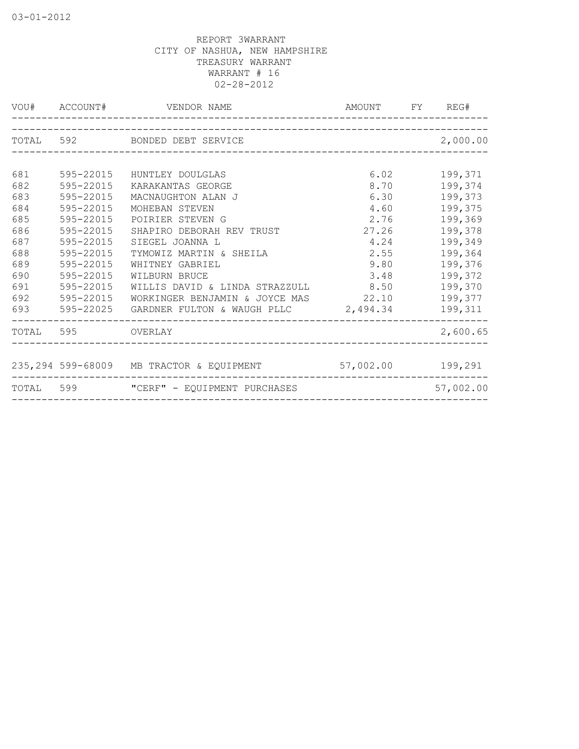03-01-2012

REPORT 3WARRANT
CITY OF NASHUA, NEW HAMPSHIRE
TREASURY WARRANT
WARRANT # 16
02-28-2012

| VOU# | ACCOUNT# | VENDOR NAME | AMOUNT | FY | REG# |
|---|---|---|---|---|---|
| TOTAL | 592 | BONDED DEBT SERVICE | | | 2,000.00 |
| 681 | 595-22015 | HUNTLEY DOULGLAS | 6.02 | | 199,371 |
| 682 | 595-22015 | KARAKANTAS GEORGE | 8.70 | | 199,374 |
| 683 | 595-22015 | MACNAUGHTON ALAN J | 6.30 | | 199,373 |
| 684 | 595-22015 | MOHEBAN STEVEN | 4.60 | | 199,375 |
| 685 | 595-22015 | POIRIER STEVEN G | 2.76 | | 199,369 |
| 686 | 595-22015 | SHAPIRO DEBORAH REV TRUST | 27.26 | | 199,378 |
| 687 | 595-22015 | SIEGEL JOANNA L | 4.24 | | 199,349 |
| 688 | 595-22015 | TYMOWIZ MARTIN & SHEILA | 2.55 | | 199,364 |
| 689 | 595-22015 | WHITNEY GABRIEL | 9.80 | | 199,376 |
| 690 | 595-22015 | WILBURN BRUCE | 3.48 | | 199,372 |
| 691 | 595-22015 | WILLIS DAVID & LINDA STRAZZULL | 8.50 | | 199,370 |
| 692 | 595-22015 | WORKINGER BENJAMIN & JOYCE MAS | 22.10 | | 199,377 |
| 693 | 595-22025 | GARDNER FULTON & WAUGH PLLC | 2,494.34 | | 199,311 |
| TOTAL | 595 | OVERLAY | | | 2,600.65 |
| 235,294 | 599-68009 | MB TRACTOR & EQUIPMENT | 57,002.00 | | 199,291 |
| TOTAL | 599 | "CERF" - EQUIPMENT PURCHASES | | | 57,002.00 |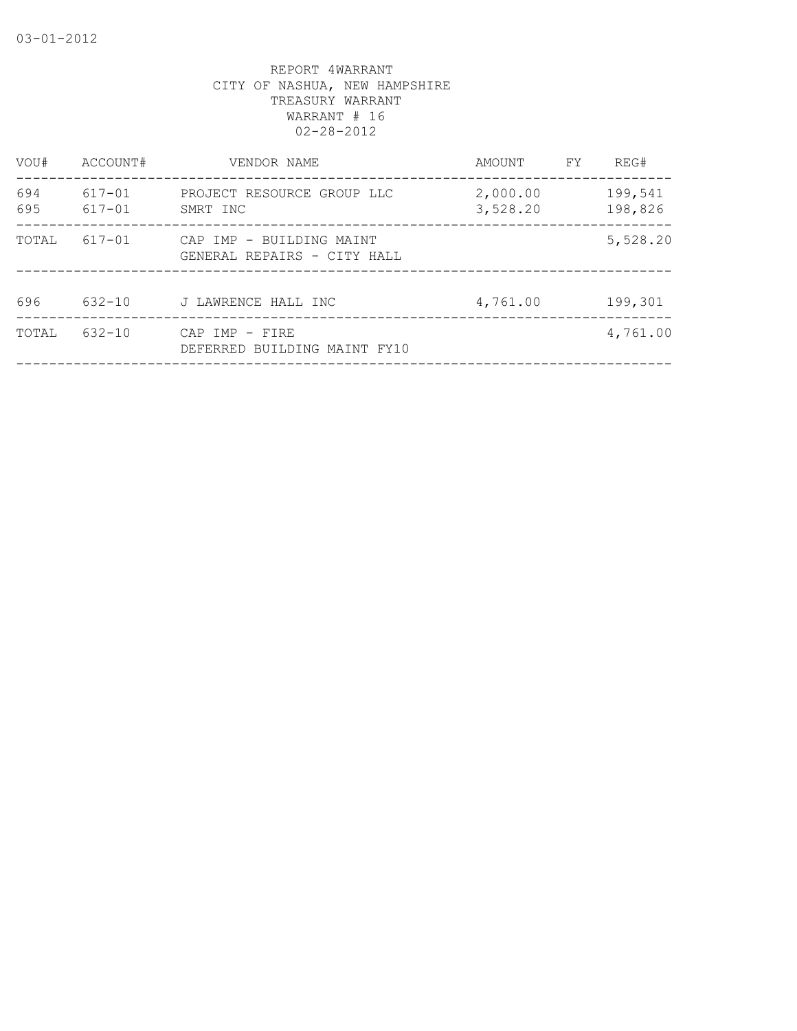03-01-2012

REPORT 4WARRANT
CITY OF NASHUA, NEW HAMPSHIRE
TREASURY WARRANT
WARRANT # 16
02-28-2012

| VOU# | ACCOUNT# | VENDOR NAME | AMOUNT | FY | REG# |
|---|---|---|---|---|---|
| 694 | 617-01 | PROJECT RESOURCE GROUP LLC | 2,000.00 | | 199,541 |
| 695 | 617-01 | SMRT INC | 3,528.20 | | 198,826 |
| TOTAL | 617-01 | CAP IMP - BUILDING MAINT GENERAL REPAIRS - CITY HALL | | | 5,528.20 |
| 696 | 632-10 | J LAWRENCE HALL INC | 4,761.00 | | 199,301 |
| TOTAL | 632-10 | CAP IMP - FIRE DEFERRED BUILDING MAINT FY10 | | | 4,761.00 |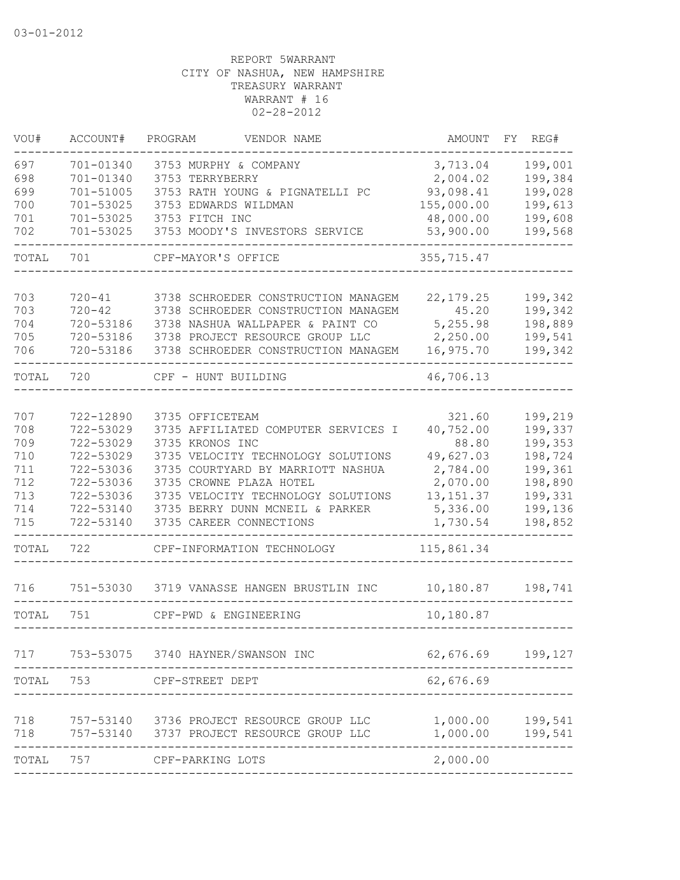03-01-2012

REPORT 5WARRANT
CITY OF NASHUA, NEW HAMPSHIRE
TREASURY WARRANT
WARRANT # 16
02-28-2012

| VOU# | ACCOUNT# | PROGRAM | VENDOR NAME | AMOUNT | FY REG# |
|---|---|---|---|---|---|
| 697 | 701-01340 | 3753 | MURPHY & COMPANY | 3,713.04 | 199,001 |
| 698 | 701-01340 | 3753 | TERRYBERRY | 2,004.02 | 199,384 |
| 699 | 701-51005 | 3753 | RATH YOUNG & PIGNATELLI PC | 93,098.41 | 199,028 |
| 700 | 701-53025 | 3753 | EDWARDS WILDMAN | 155,000.00 | 199,613 |
| 701 | 701-53025 | 3753 | FITCH INC | 48,000.00 | 199,608 |
| 702 | 701-53025 | 3753 | MOODY'S INVESTORS SERVICE | 53,900.00 | 199,568 |
| TOTAL | 701 | | CPF-MAYOR'S OFFICE | 355,715.47 | |
| 703 | 720-41 | 3738 | SCHROEDER CONSTRUCTION MANAGEM | 22,179.25 | 199,342 |
| 703 | 720-42 | 3738 | SCHROEDER CONSTRUCTION MANAGEM | 45.20 | 199,342 |
| 704 | 720-53186 | 3738 | NASHUA WALLPAPER & PAINT CO | 5,255.98 | 198,889 |
| 705 | 720-53186 | 3738 | PROJECT RESOURCE GROUP LLC | 2,250.00 | 199,541 |
| 706 | 720-53186 | 3738 | SCHROEDER CONSTRUCTION MANAGEM | 16,975.70 | 199,342 |
| TOTAL | 720 | | CPF - HUNT BUILDING | 46,706.13 | |
| 707 | 722-12890 | 3735 | OFFICETEAM | 321.60 | 199,219 |
| 708 | 722-53029 | 3735 | AFFILIATED COMPUTER SERVICES I | 40,752.00 | 199,337 |
| 709 | 722-53029 | 3735 | KRONOS INC | 88.80 | 199,353 |
| 710 | 722-53029 | 3735 | VELOCITY TECHNOLOGY SOLUTIONS | 49,627.03 | 198,724 |
| 711 | 722-53036 | 3735 | COURTYARD BY MARRIOTT NASHUA | 2,784.00 | 199,361 |
| 712 | 722-53036 | 3735 | CROWNE PLAZA HOTEL | 2,070.00 | 198,890 |
| 713 | 722-53036 | 3735 | VELOCITY TECHNOLOGY SOLUTIONS | 13,151.37 | 199,331 |
| 714 | 722-53140 | 3735 | BERRY DUNN MCNEIL & PARKER | 5,336.00 | 199,136 |
| 715 | 722-53140 | 3735 | CAREER CONNECTIONS | 1,730.54 | 198,852 |
| TOTAL | 722 | | CPF-INFORMATION TECHNOLOGY | 115,861.34 | |
| 716 | 751-53030 | 3719 | VANASSE HANGEN BRUSTLIN INC | 10,180.87 | 198,741 |
| TOTAL | 751 | | CPF-PWD & ENGINEERING | 10,180.87 | |
| 717 | 753-53075 | 3740 | HAYNER/SWANSON INC | 62,676.69 | 199,127 |
| TOTAL | 753 | | CPF-STREET DEPT | 62,676.69 | |
| 718 | 757-53140 | 3736 | PROJECT RESOURCE GROUP LLC | 1,000.00 | 199,541 |
| 718 | 757-53140 | 3737 | PROJECT RESOURCE GROUP LLC | 1,000.00 | 199,541 |
| TOTAL | 757 | | CPF-PARKING LOTS | 2,000.00 | |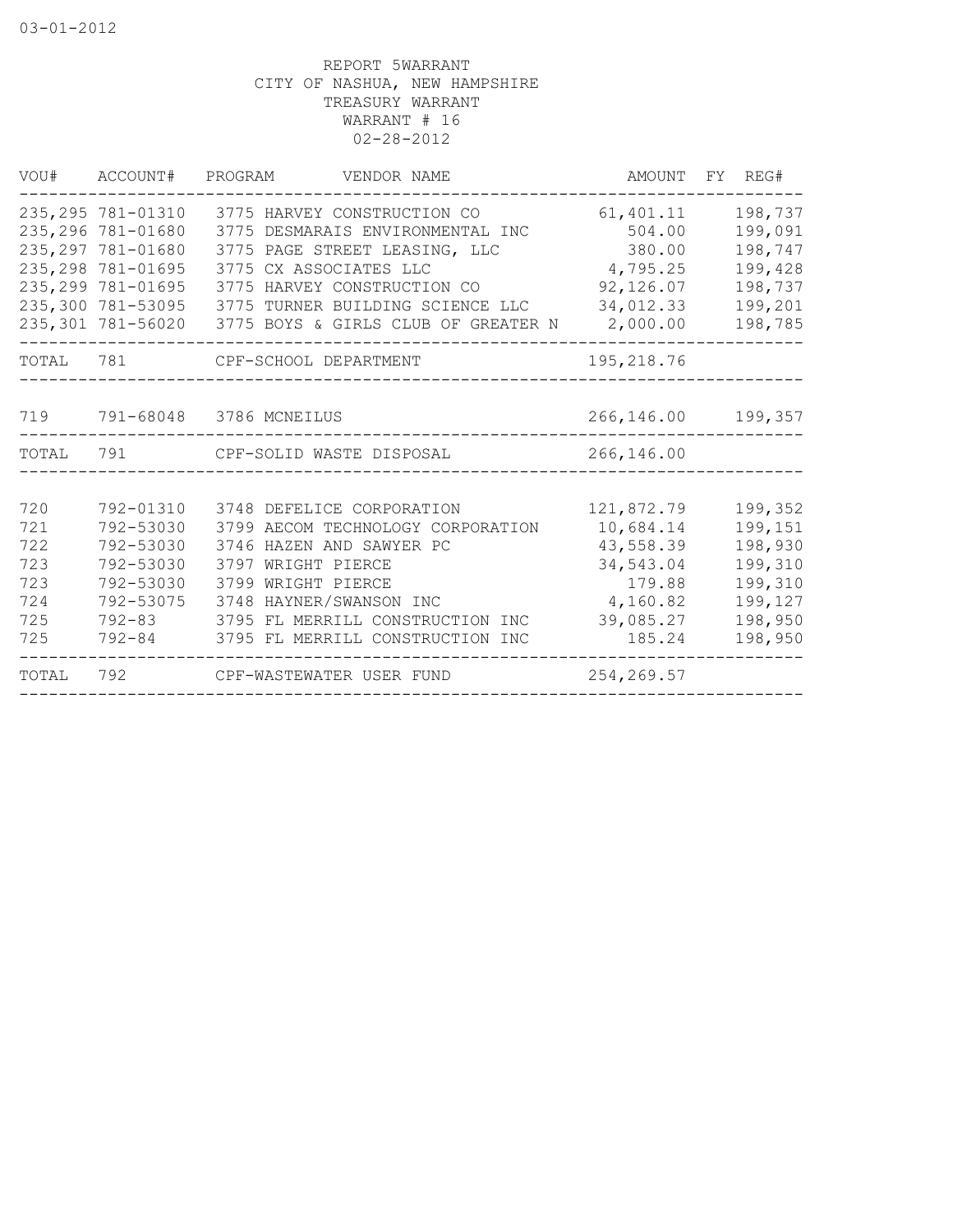03-01-2012

REPORT 5WARRANT
CITY OF NASHUA, NEW HAMPSHIRE
TREASURY WARRANT
WARRANT # 16
02-28-2012

| VOU# | ACCOUNT# | PROGRAM | VENDOR NAME | AMOUNT | FY | REG# |
|---|---|---|---|---|---|---|
| 235,295 | 781-01310 | 3775 | HARVEY CONSTRUCTION CO | 61,401.11 | | 198,737 |
| 235,296 | 781-01680 | 3775 | DESMARAIS ENVIRONMENTAL INC | 504.00 | | 199,091 |
| 235,297 | 781-01680 | 3775 | PAGE STREET LEASING, LLC | 380.00 | | 198,747 |
| 235,298 | 781-01695 | 3775 | CX ASSOCIATES LLC | 4,795.25 | | 199,428 |
| 235,299 | 781-01695 | 3775 | HARVEY CONSTRUCTION CO | 92,126.07 | | 198,737 |
| 235,300 | 781-53095 | 3775 | TURNER BUILDING SCIENCE LLC | 34,012.33 | | 199,201 |
| 235,301 | 781-56020 | 3775 | BOYS & GIRLS CLUB OF GREATER N | 2,000.00 | | 198,785 |
| TOTAL | 781 | | CPF-SCHOOL DEPARTMENT | 195,218.76 | | |
| 719 | 791-68048 | 3786 | MCNEILUS | 266,146.00 | | 199,357 |
| TOTAL | 791 | | CPF-SOLID WASTE DISPOSAL | 266,146.00 | | |
| 720 | 792-01310 | 3748 | DEFELICE CORPORATION | 121,872.79 | | 199,352 |
| 721 | 792-53030 | 3799 | AECOM TECHNOLOGY CORPORATION | 10,684.14 | | 199,151 |
| 722 | 792-53030 | 3746 | HAZEN AND SAWYER PC | 43,558.39 | | 198,930 |
| 723 | 792-53030 | 3797 | WRIGHT PIERCE | 34,543.04 | | 199,310 |
| 723 | 792-53030 | 3799 | WRIGHT PIERCE | 179.88 | | 199,310 |
| 724 | 792-53075 | 3748 | HAYNER/SWANSON INC | 4,160.82 | | 199,127 |
| 725 | 792-83 | 3795 | FL MERRILL CONSTRUCTION INC | 39,085.27 | | 198,950 |
| 725 | 792-84 | 3795 | FL MERRILL CONSTRUCTION INC | 185.24 | | 198,950 |
| TOTAL | 792 | | CPF-WASTEWATER USER FUND | 254,269.57 | | |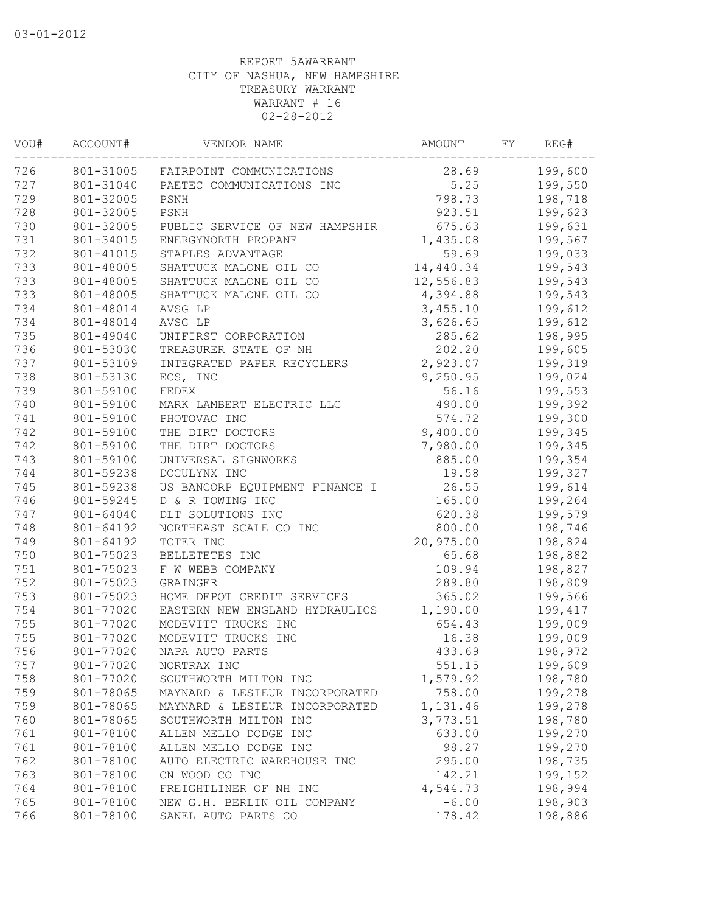03-01-2012

REPORT 5AWARRANT
CITY OF NASHUA, NEW HAMPSHIRE
TREASURY WARRANT
WARRANT # 16
02-28-2012

| VOU# | ACCOUNT# | VENDOR NAME | AMOUNT | FY | REG# |
|---|---|---|---|---|---|
| 726 | 801-31005 | FAIRPOINT COMMUNICATIONS | 28.69 | | 199,600 |
| 727 | 801-31040 | PAETEC COMMUNICATIONS INC | 5.25 | | 199,550 |
| 729 | 801-32005 | PSNH | 798.73 | | 198,718 |
| 728 | 801-32005 | PSNH | 923.51 | | 199,623 |
| 730 | 801-32005 | PUBLIC SERVICE OF NEW HAMPSHIR | 675.63 | | 199,631 |
| 731 | 801-34015 | ENERGYNORTH PROPANE | 1,435.08 | | 199,567 |
| 732 | 801-41015 | STAPLES ADVANTAGE | 59.69 | | 199,033 |
| 733 | 801-48005 | SHATTUCK MALONE OIL CO | 14,440.34 | | 199,543 |
| 733 | 801-48005 | SHATTUCK MALONE OIL CO | 12,556.83 | | 199,543 |
| 733 | 801-48005 | SHATTUCK MALONE OIL CO | 4,394.88 | | 199,543 |
| 734 | 801-48014 | AVSG LP | 3,455.10 | | 199,612 |
| 734 | 801-48014 | AVSG LP | 3,626.65 | | 199,612 |
| 735 | 801-49040 | UNIFIRST CORPORATION | 285.62 | | 198,995 |
| 736 | 801-53030 | TREASURER STATE OF NH | 202.20 | | 199,605 |
| 737 | 801-53109 | INTEGRATED PAPER RECYCLERS | 2,923.07 | | 199,319 |
| 738 | 801-53130 | ECS, INC | 9,250.95 | | 199,024 |
| 739 | 801-59100 | FEDEX | 56.16 | | 199,553 |
| 740 | 801-59100 | MARK LAMBERT ELECTRIC LLC | 490.00 | | 199,392 |
| 741 | 801-59100 | PHOTOVAC INC | 574.72 | | 199,300 |
| 742 | 801-59100 | THE DIRT DOCTORS | 9,400.00 | | 199,345 |
| 742 | 801-59100 | THE DIRT DOCTORS | 7,980.00 | | 199,345 |
| 743 | 801-59100 | UNIVERSAL SIGNWORKS | 885.00 | | 199,354 |
| 744 | 801-59238 | DOCULYNX INC | 19.58 | | 199,327 |
| 745 | 801-59238 | US BANCORP EQUIPMENT FINANCE I | 26.55 | | 199,614 |
| 746 | 801-59245 | D & R TOWING INC | 165.00 | | 199,264 |
| 747 | 801-64040 | DLT SOLUTIONS INC | 620.38 | | 199,579 |
| 748 | 801-64192 | NORTHEAST SCALE CO INC | 800.00 | | 198,746 |
| 749 | 801-64192 | TOTER INC | 20,975.00 | | 198,824 |
| 750 | 801-75023 | BELLETETES INC | 65.68 | | 198,882 |
| 751 | 801-75023 | F W WEBB COMPANY | 109.94 | | 198,827 |
| 752 | 801-75023 | GRAINGER | 289.80 | | 198,809 |
| 753 | 801-75023 | HOME DEPOT CREDIT SERVICES | 365.02 | | 199,566 |
| 754 | 801-77020 | EASTERN NEW ENGLAND HYDRAULICS | 1,190.00 | | 199,417 |
| 755 | 801-77020 | MCDEVITT TRUCKS INC | 654.43 | | 199,009 |
| 755 | 801-77020 | MCDEVITT TRUCKS INC | 16.38 | | 199,009 |
| 756 | 801-77020 | NAPA AUTO PARTS | 433.69 | | 198,972 |
| 757 | 801-77020 | NORTRAX INC | 551.15 | | 199,609 |
| 758 | 801-77020 | SOUTHWORTH MILTON INC | 1,579.92 | | 198,780 |
| 759 | 801-78065 | MAYNARD & LESIEUR INCORPORATED | 758.00 | | 199,278 |
| 759 | 801-78065 | MAYNARD & LESIEUR INCORPORATED | 1,131.46 | | 199,278 |
| 760 | 801-78065 | SOUTHWORTH MILTON INC | 3,773.51 | | 198,780 |
| 761 | 801-78100 | ALLEN MELLO DODGE INC | 633.00 | | 199,270 |
| 761 | 801-78100 | ALLEN MELLO DODGE INC | 98.27 | | 199,270 |
| 762 | 801-78100 | AUTO ELECTRIC WAREHOUSE INC | 295.00 | | 198,735 |
| 763 | 801-78100 | CN WOOD CO INC | 142.21 | | 199,152 |
| 764 | 801-78100 | FREIGHTLINER OF NH INC | 4,544.73 | | 198,994 |
| 765 | 801-78100 | NEW G.H. BERLIN OIL COMPANY | -6.00 | | 198,903 |
| 766 | 801-78100 | SANEL AUTO PARTS CO | 178.42 | | 198,886 |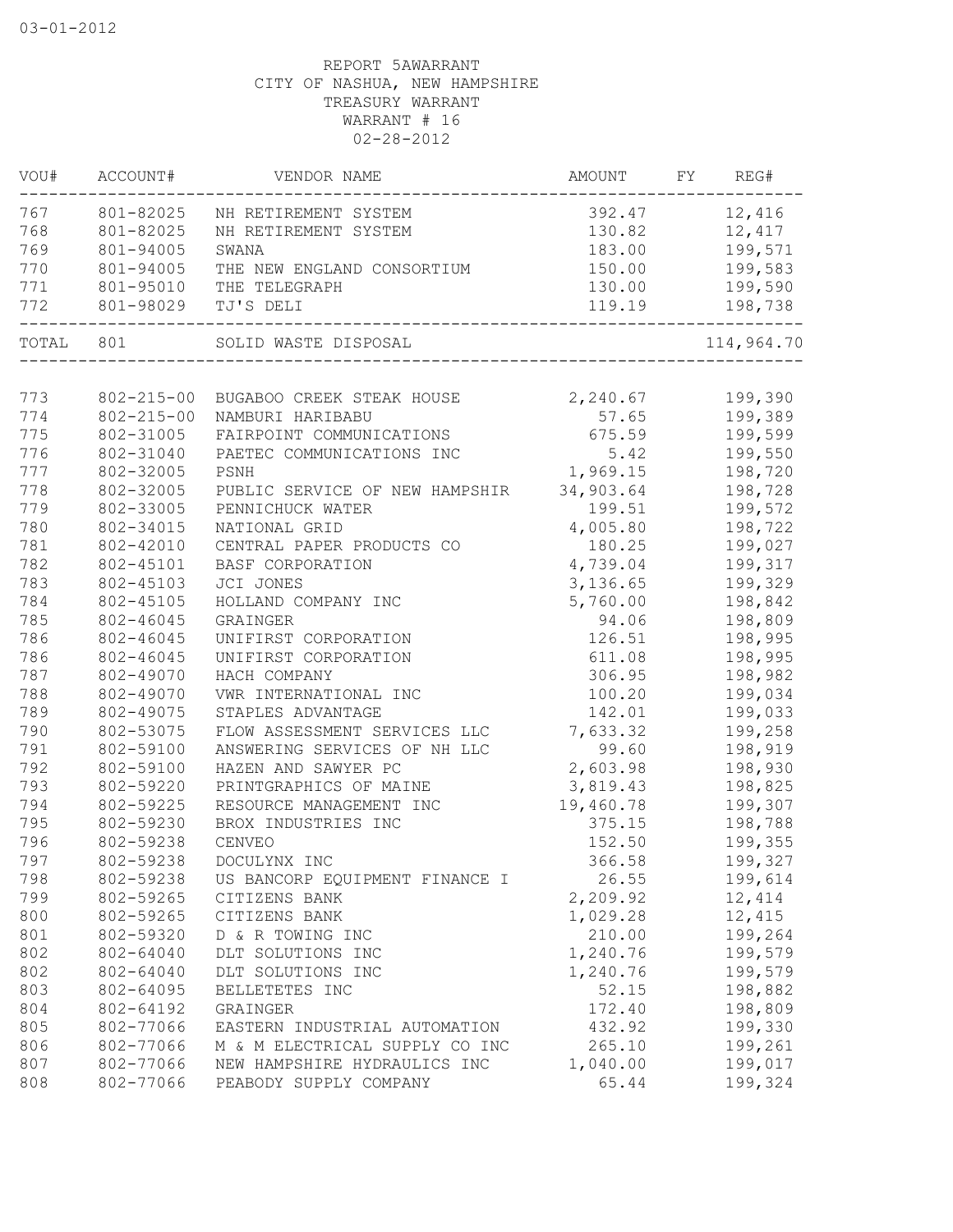03-01-2012

REPORT 5AWARRANT
CITY OF NASHUA, NEW HAMPSHIRE
TREASURY WARRANT
WARRANT # 16
02-28-2012

| VOU# | ACCOUNT# | VENDOR NAME | AMOUNT | FY | REG# |
|---|---|---|---|---|---|
| 767 | 801-82025 | NH RETIREMENT SYSTEM | 392.47 | | 12,416 |
| 768 | 801-82025 | NH RETIREMENT SYSTEM | 130.82 | | 12,417 |
| 769 | 801-94005 | SWANA | 183.00 | | 199,571 |
| 770 | 801-94005 | THE NEW ENGLAND CONSORTIUM | 150.00 | | 199,583 |
| 771 | 801-95010 | THE TELEGRAPH | 130.00 | | 199,590 |
| 772 | 801-98029 | TJ'S DELI | 119.19 | | 198,738 |
| TOTAL | 801 | SOLID WASTE DISPOSAL | | | 114,964.70 |
| 773 | 802-215-00 | BUGABOO CREEK STEAK HOUSE | 2,240.67 | | 199,390 |
| 774 | 802-215-00 | NAMBURI HARIBABU | 57.65 | | 199,389 |
| 775 | 802-31005 | FAIRPOINT COMMUNICATIONS | 675.59 | | 199,599 |
| 776 | 802-31040 | PAETEC COMMUNICATIONS INC | 5.42 | | 199,550 |
| 777 | 802-32005 | PSNH | 1,969.15 | | 198,720 |
| 778 | 802-32005 | PUBLIC SERVICE OF NEW HAMPSHIR | 34,903.64 | | 198,728 |
| 779 | 802-33005 | PENNICHUCK WATER | 199.51 | | 199,572 |
| 780 | 802-34015 | NATIONAL GRID | 4,005.80 | | 198,722 |
| 781 | 802-42010 | CENTRAL PAPER PRODUCTS CO | 180.25 | | 199,027 |
| 782 | 802-45101 | BASF CORPORATION | 4,739.04 | | 199,317 |
| 783 | 802-45103 | JCI JONES | 3,136.65 | | 199,329 |
| 784 | 802-45105 | HOLLAND COMPANY INC | 5,760.00 | | 198,842 |
| 785 | 802-46045 | GRAINGER | 94.06 | | 198,809 |
| 786 | 802-46045 | UNIFIRST CORPORATION | 126.51 | | 198,995 |
| 786 | 802-46045 | UNIFIRST CORPORATION | 611.08 | | 198,995 |
| 787 | 802-49070 | HACH COMPANY | 306.95 | | 198,982 |
| 788 | 802-49070 | VWR INTERNATIONAL INC | 100.20 | | 199,034 |
| 789 | 802-49075 | STAPLES ADVANTAGE | 142.01 | | 199,033 |
| 790 | 802-53075 | FLOW ASSESSMENT SERVICES LLC | 7,633.32 | | 199,258 |
| 791 | 802-59100 | ANSWERING SERVICES OF NH LLC | 99.60 | | 198,919 |
| 792 | 802-59100 | HAZEN AND SAWYER PC | 2,603.98 | | 198,930 |
| 793 | 802-59220 | PRINTGRAPHICS OF MAINE | 3,819.43 | | 198,825 |
| 794 | 802-59225 | RESOURCE MANAGEMENT INC | 19,460.78 | | 199,307 |
| 795 | 802-59230 | BROX INDUSTRIES INC | 375.15 | | 198,788 |
| 796 | 802-59238 | CENVEO | 152.50 | | 199,355 |
| 797 | 802-59238 | DOCULYNX INC | 366.58 | | 199,327 |
| 798 | 802-59238 | US BANCORP EQUIPMENT FINANCE I | 26.55 | | 199,614 |
| 799 | 802-59265 | CITIZENS BANK | 2,209.92 | | 12,414 |
| 800 | 802-59265 | CITIZENS BANK | 1,029.28 | | 12,415 |
| 801 | 802-59320 | D & R TOWING INC | 210.00 | | 199,264 |
| 802 | 802-64040 | DLT SOLUTIONS INC | 1,240.76 | | 199,579 |
| 802 | 802-64040 | DLT SOLUTIONS INC | 1,240.76 | | 199,579 |
| 803 | 802-64095 | BELLETETES INC | 52.15 | | 198,882 |
| 804 | 802-64192 | GRAINGER | 172.40 | | 198,809 |
| 805 | 802-77066 | EASTERN INDUSTRIAL AUTOMATION | 432.92 | | 199,330 |
| 806 | 802-77066 | M & M ELECTRICAL SUPPLY CO INC | 265.10 | | 199,261 |
| 807 | 802-77066 | NEW HAMPSHIRE HYDRAULICS INC | 1,040.00 | | 199,017 |
| 808 | 802-77066 | PEABODY SUPPLY COMPANY | 65.44 | | 199,324 |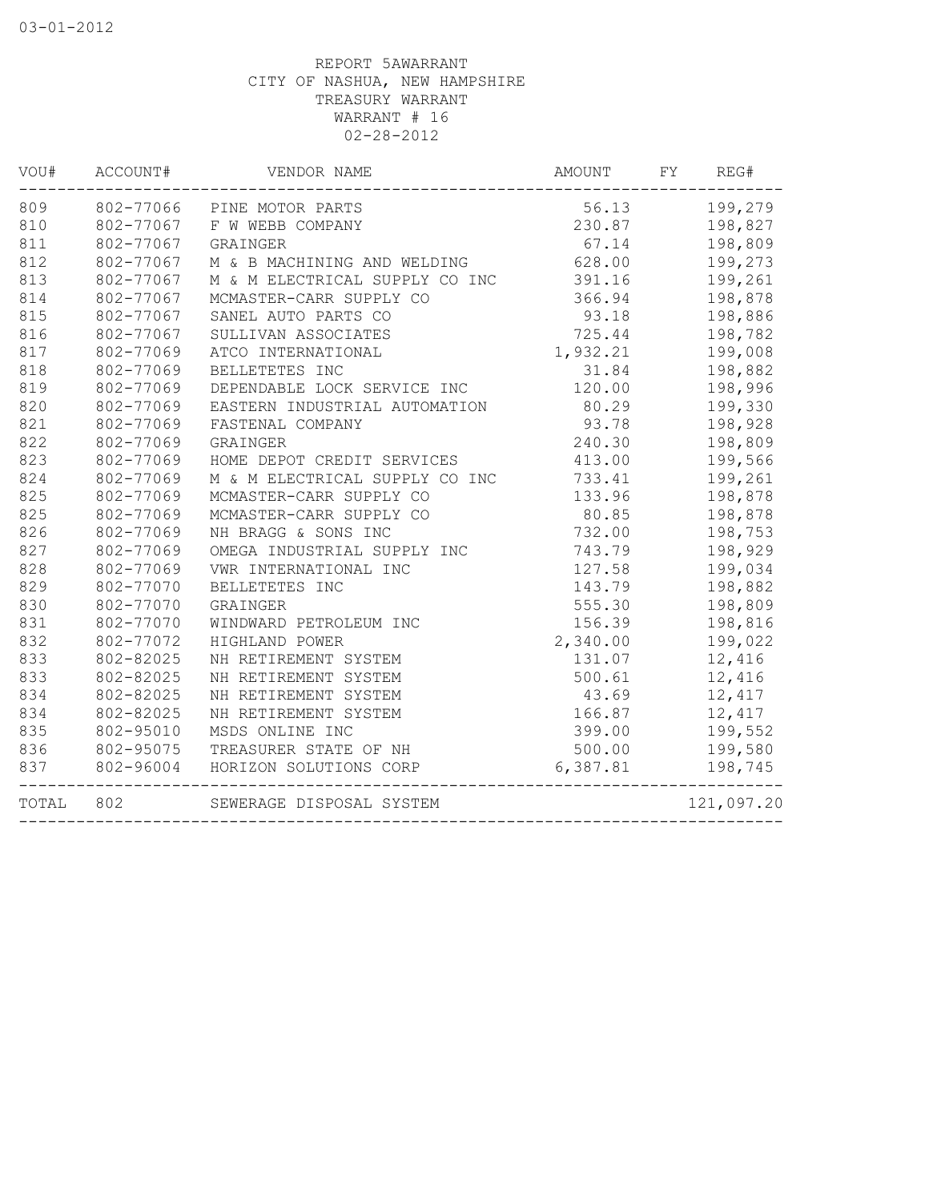03-01-2012

REPORT 5AWARRANT
CITY OF NASHUA, NEW HAMPSHIRE
TREASURY WARRANT
WARRANT # 16
02-28-2012

| VOU# | ACCOUNT# | VENDOR NAME | AMOUNT | FY | REG# |
|---|---|---|---|---|---|
| 809 | 802-77066 | PINE MOTOR PARTS | 56.13 | | 199,279 |
| 810 | 802-77067 | F W WEBB COMPANY | 230.87 | | 198,827 |
| 811 | 802-77067 | GRAINGER | 67.14 | | 198,809 |
| 812 | 802-77067 | M & B MACHINING AND WELDING | 628.00 | | 199,273 |
| 813 | 802-77067 | M & M ELECTRICAL SUPPLY CO INC | 391.16 | | 199,261 |
| 814 | 802-77067 | MCMASTER-CARR SUPPLY CO | 366.94 | | 198,878 |
| 815 | 802-77067 | SANEL AUTO PARTS CO | 93.18 | | 198,886 |
| 816 | 802-77067 | SULLIVAN ASSOCIATES | 725.44 | | 198,782 |
| 817 | 802-77069 | ATCO INTERNATIONAL | 1,932.21 | | 199,008 |
| 818 | 802-77069 | BELLETETES INC | 31.84 | | 198,882 |
| 819 | 802-77069 | DEPENDABLE LOCK SERVICE INC | 120.00 | | 198,996 |
| 820 | 802-77069 | EASTERN INDUSTRIAL AUTOMATION | 80.29 | | 199,330 |
| 821 | 802-77069 | FASTENAL COMPANY | 93.78 | | 198,928 |
| 822 | 802-77069 | GRAINGER | 240.30 | | 198,809 |
| 823 | 802-77069 | HOME DEPOT CREDIT SERVICES | 413.00 | | 199,566 |
| 824 | 802-77069 | M & M ELECTRICAL SUPPLY CO INC | 733.41 | | 199,261 |
| 825 | 802-77069 | MCMASTER-CARR SUPPLY CO | 133.96 | | 198,878 |
| 825 | 802-77069 | MCMASTER-CARR SUPPLY CO | 80.85 | | 198,878 |
| 826 | 802-77069 | NH BRAGG & SONS INC | 732.00 | | 198,753 |
| 827 | 802-77069 | OMEGA INDUSTRIAL SUPPLY INC | 743.79 | | 198,929 |
| 828 | 802-77069 | VWR INTERNATIONAL INC | 127.58 | | 199,034 |
| 829 | 802-77070 | BELLETETES INC | 143.79 | | 198,882 |
| 830 | 802-77070 | GRAINGER | 555.30 | | 198,809 |
| 831 | 802-77070 | WINDWARD PETROLEUM INC | 156.39 | | 198,816 |
| 832 | 802-77072 | HIGHLAND POWER | 2,340.00 | | 199,022 |
| 833 | 802-82025 | NH RETIREMENT SYSTEM | 131.07 | | 12,416 |
| 833 | 802-82025 | NH RETIREMENT SYSTEM | 500.61 | | 12,416 |
| 834 | 802-82025 | NH RETIREMENT SYSTEM | 43.69 | | 12,417 |
| 834 | 802-82025 | NH RETIREMENT SYSTEM | 166.87 | | 12,417 |
| 835 | 802-95010 | MSDS ONLINE INC | 399.00 | | 199,552 |
| 836 | 802-95075 | TREASURER STATE OF NH | 500.00 | | 199,580 |
| 837 | 802-96004 | HORIZON SOLUTIONS CORP | 6,387.81 | | 198,745 |
| TOTAL | 802 | SEWERAGE DISPOSAL SYSTEM | | | 121,097.20 |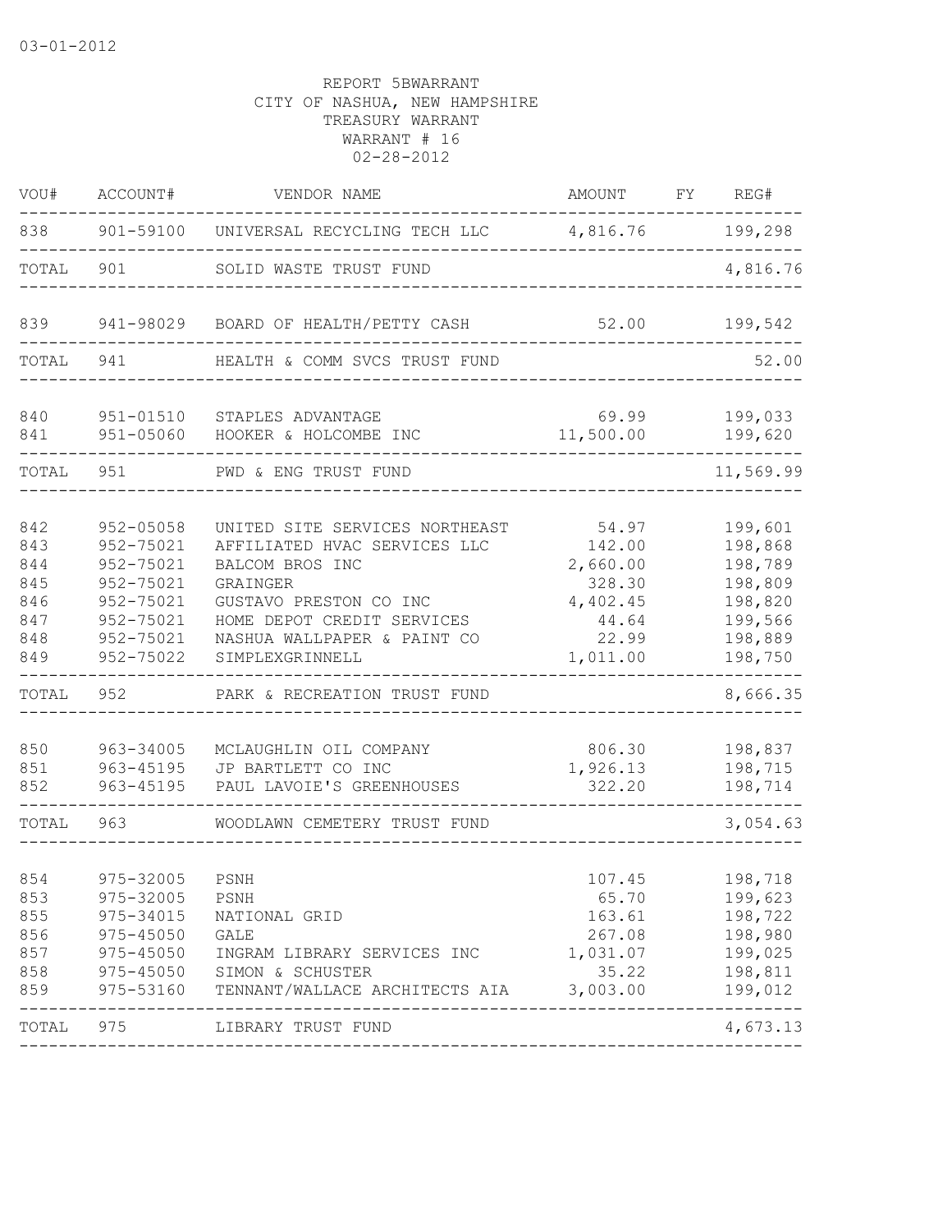03-01-2012

REPORT 5BWARRANT
CITY OF NASHUA, NEW HAMPSHIRE
TREASURY WARRANT
WARRANT # 16
02-28-2012

| VOU# | ACCOUNT# | VENDOR NAME | AMOUNT | FY | REG# |
|---|---|---|---|---|---|
| 838 | 901-59100 | UNIVERSAL RECYCLING TECH LLC | 4,816.76 | | 199,298 |
| TOTAL | 901 | SOLID WASTE TRUST FUND | | | 4,816.76 |
| 839 | 941-98029 | BOARD OF HEALTH/PETTY CASH | 52.00 | | 199,542 |
| TOTAL | 941 | HEALTH & COMM SVCS TRUST FUND | | | 52.00 |
| 840 | 951-01510 | STAPLES ADVANTAGE | 69.99 | | 199,033 |
| 841 | 951-05060 | HOOKER & HOLCOMBE INC | 11,500.00 | | 199,620 |
| TOTAL | 951 | PWD & ENG TRUST FUND | | | 11,569.99 |
| 842 | 952-05058 | UNITED SITE SERVICES NORTHEAST | 54.97 | | 199,601 |
| 843 | 952-75021 | AFFILIATED HVAC SERVICES LLC | 142.00 | | 198,868 |
| 844 | 952-75021 | BALCOM BROS INC | 2,660.00 | | 198,789 |
| 845 | 952-75021 | GRAINGER | 328.30 | | 198,809 |
| 846 | 952-75021 | GUSTAVO PRESTON CO INC | 4,402.45 | | 198,820 |
| 847 | 952-75021 | HOME DEPOT CREDIT SERVICES | 44.64 | | 199,566 |
| 848 | 952-75021 | NASHUA WALLPAPER & PAINT CO | 22.99 | | 198,889 |
| 849 | 952-75022 | SIMPLEXGRINNELL | 1,011.00 | | 198,750 |
| TOTAL | 952 | PARK & RECREATION TRUST FUND | | | 8,666.35 |
| 850 | 963-34005 | MCLAUGHLIN OIL COMPANY | 806.30 | | 198,837 |
| 851 | 963-45195 | JP BARTLETT CO INC | 1,926.13 | | 198,715 |
| 852 | 963-45195 | PAUL LAVOIE'S GREENHOUSES | 322.20 | | 198,714 |
| TOTAL | 963 | WOODLAWN CEMETERY TRUST FUND | | | 3,054.63 |
| 854 | 975-32005 | PSNH | 107.45 | | 198,718 |
| 853 | 975-32005 | PSNH | 65.70 | | 199,623 |
| 855 | 975-34015 | NATIONAL GRID | 163.61 | | 198,722 |
| 856 | 975-45050 | GALE | 267.08 | | 198,980 |
| 857 | 975-45050 | INGRAM LIBRARY SERVICES INC | 1,031.07 | | 199,025 |
| 858 | 975-45050 | SIMON & SCHUSTER | 35.22 | | 198,811 |
| 859 | 975-53160 | TENNANT/WALLACE ARCHITECTS AIA | 3,003.00 | | 199,012 |
| TOTAL | 975 | LIBRARY TRUST FUND | | | 4,673.13 |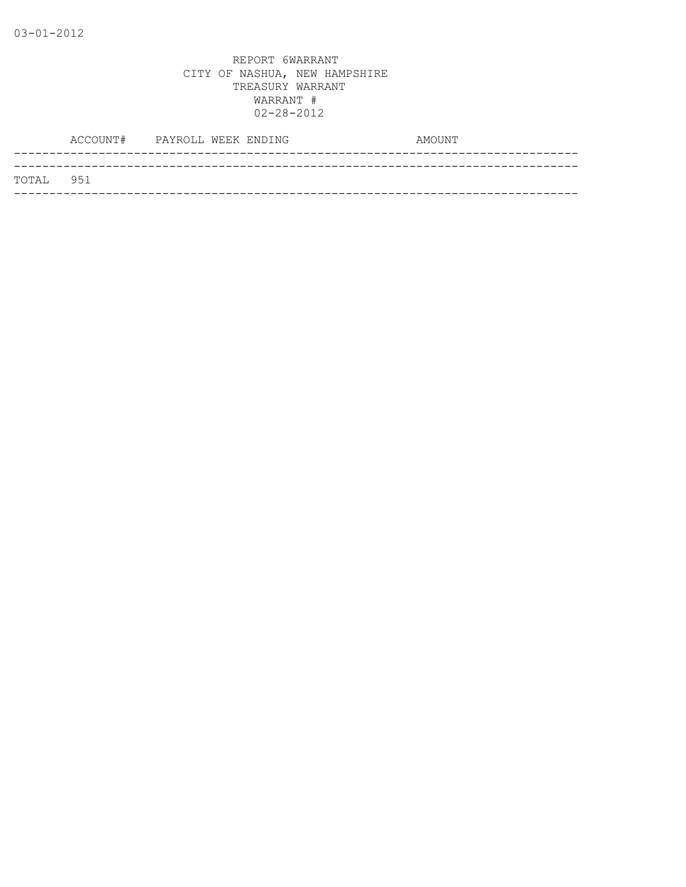REPORT 6WARRANT
CITY OF NASHUA, NEW HAMPSHIRE
TREASURY WARRANT
WARRANT #
02-28-2012

| ACCOUNT# | PAYROLL WEEK ENDING | AMOUNT |
|---|---|---|
| TOTAL 951 | | |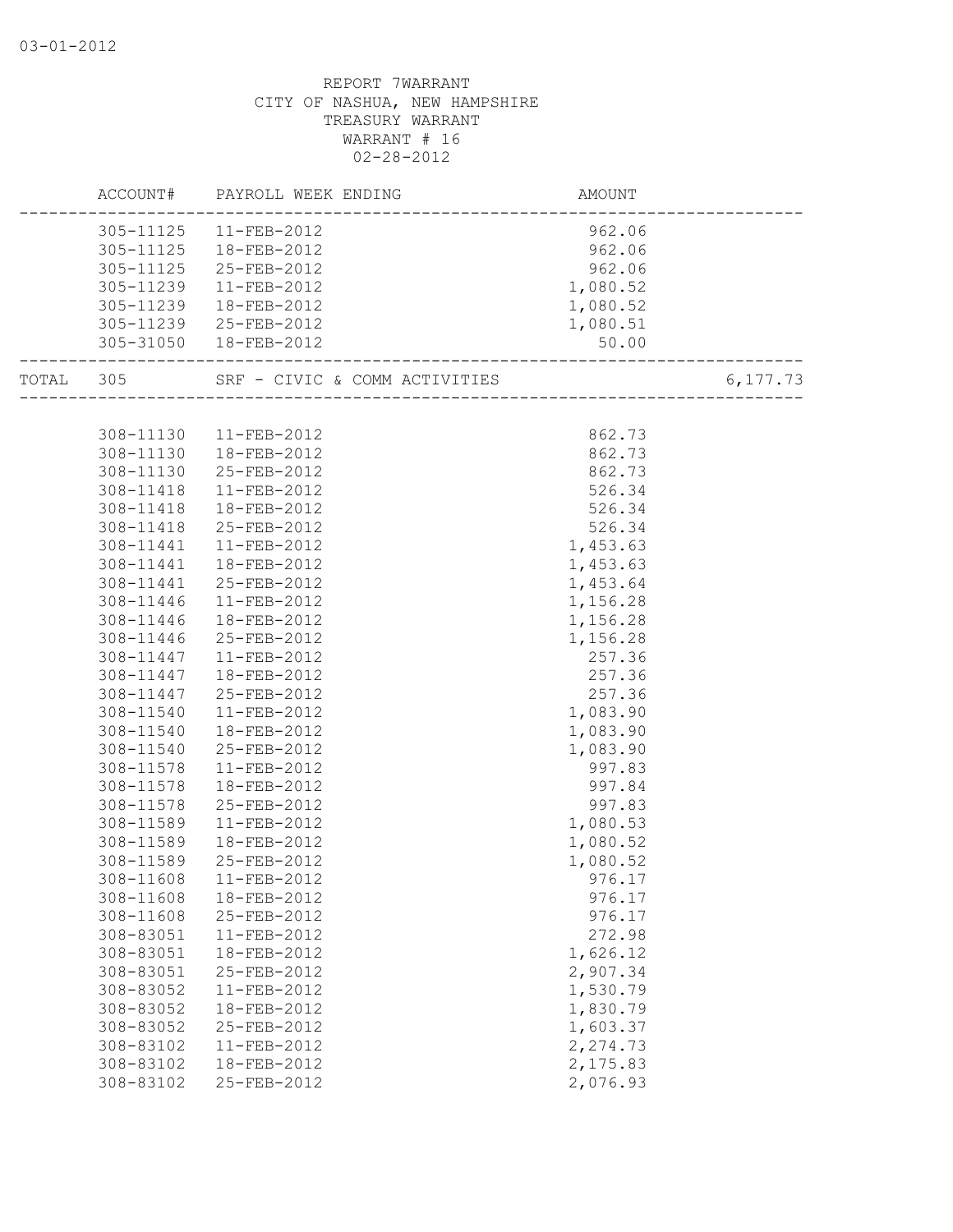REPORT 7WARRANT
CITY OF NASHUA, NEW HAMPSHIRE
TREASURY WARRANT
WARRANT # 16
02-28-2012

| ACCOUNT# | PAYROLL WEEK ENDING | AMOUNT | |
|---|---|---|---|
| 305-11125 | 11-FEB-2012 | 962.06 | |
| 305-11125 | 18-FEB-2012 | 962.06 | |
| 305-11125 | 25-FEB-2012 | 962.06 | |
| 305-11239 | 11-FEB-2012 | 1,080.52 | |
| 305-11239 | 18-FEB-2012 | 1,080.52 | |
| 305-11239 | 25-FEB-2012 | 1,080.51 | |
| 305-31050 | 18-FEB-2012 | 50.00 | |
| TOTAL 305 | SRF - CIVIC & COMM ACTIVITIES | | 6,177.73 |
| 308-11130 | 11-FEB-2012 | 862.73 | |
| 308-11130 | 18-FEB-2012 | 862.73 | |
| 308-11130 | 25-FEB-2012 | 862.73 | |
| 308-11418 | 11-FEB-2012 | 526.34 | |
| 308-11418 | 18-FEB-2012 | 526.34 | |
| 308-11418 | 25-FEB-2012 | 526.34 | |
| 308-11441 | 11-FEB-2012 | 1,453.63 | |
| 308-11441 | 18-FEB-2012 | 1,453.63 | |
| 308-11441 | 25-FEB-2012 | 1,453.64 | |
| 308-11446 | 11-FEB-2012 | 1,156.28 | |
| 308-11446 | 18-FEB-2012 | 1,156.28 | |
| 308-11446 | 25-FEB-2012 | 1,156.28 | |
| 308-11447 | 11-FEB-2012 | 257.36 | |
| 308-11447 | 18-FEB-2012 | 257.36 | |
| 308-11447 | 25-FEB-2012 | 257.36 | |
| 308-11540 | 11-FEB-2012 | 1,083.90 | |
| 308-11540 | 18-FEB-2012 | 1,083.90 | |
| 308-11540 | 25-FEB-2012 | 1,083.90 | |
| 308-11578 | 11-FEB-2012 | 997.83 | |
| 308-11578 | 18-FEB-2012 | 997.84 | |
| 308-11578 | 25-FEB-2012 | 997.83 | |
| 308-11589 | 11-FEB-2012 | 1,080.53 | |
| 308-11589 | 18-FEB-2012 | 1,080.52 | |
| 308-11589 | 25-FEB-2012 | 1,080.52 | |
| 308-11608 | 11-FEB-2012 | 976.17 | |
| 308-11608 | 18-FEB-2012 | 976.17 | |
| 308-11608 | 25-FEB-2012 | 976.17 | |
| 308-83051 | 11-FEB-2012 | 272.98 | |
| 308-83051 | 18-FEB-2012 | 1,626.12 | |
| 308-83051 | 25-FEB-2012 | 2,907.34 | |
| 308-83052 | 11-FEB-2012 | 1,530.79 | |
| 308-83052 | 18-FEB-2012 | 1,830.79 | |
| 308-83052 | 25-FEB-2012 | 1,603.37 | |
| 308-83102 | 11-FEB-2012 | 2,274.73 | |
| 308-83102 | 18-FEB-2012 | 2,175.83 | |
| 308-83102 | 25-FEB-2012 | 2,076.93 | |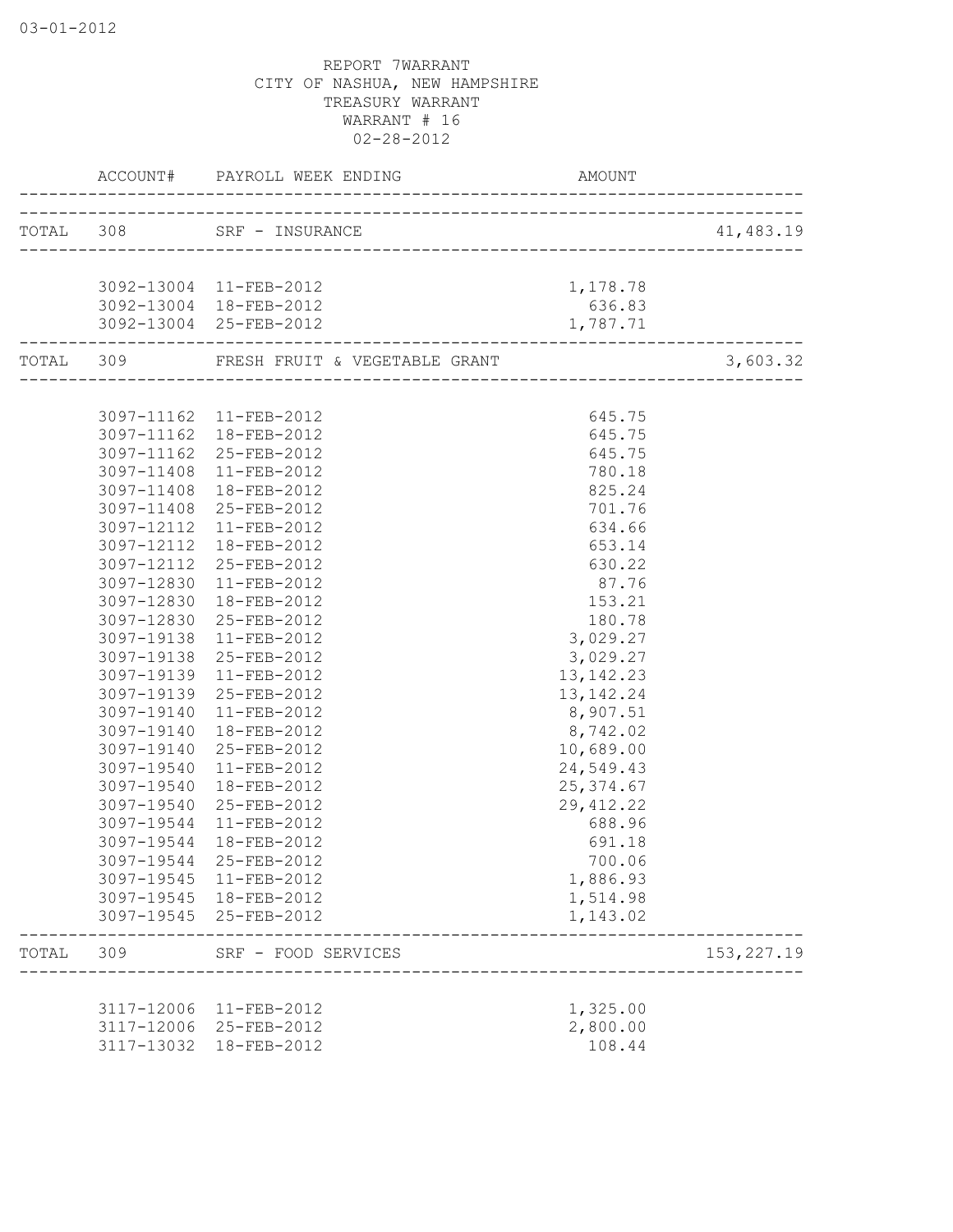REPORT 7WARRANT
CITY OF NASHUA, NEW HAMPSHIRE
TREASURY WARRANT
WARRANT # 16
02-28-2012

| | ACCOUNT# | PAYROLL WEEK ENDING | AMOUNT | |
|---|---|---|---|---|
| TOTAL | 308 | SRF - INSURANCE | | 41,483.19 |
| | 3092-13004 | 11-FEB-2012 | 1,178.78 | |
| | 3092-13004 | 18-FEB-2012 | 636.83 | |
| | 3092-13004 | 25-FEB-2012 | 1,787.71 | |
| TOTAL | 309 | FRESH FRUIT & VEGETABLE GRANT | | 3,603.32 |
| | 3097-11162 | 11-FEB-2012 | 645.75 | |
| | 3097-11162 | 18-FEB-2012 | 645.75 | |
| | 3097-11162 | 25-FEB-2012 | 645.75 | |
| | 3097-11408 | 11-FEB-2012 | 780.18 | |
| | 3097-11408 | 18-FEB-2012 | 825.24 | |
| | 3097-11408 | 25-FEB-2012 | 701.76 | |
| | 3097-12112 | 11-FEB-2012 | 634.66 | |
| | 3097-12112 | 18-FEB-2012 | 653.14 | |
| | 3097-12112 | 25-FEB-2012 | 630.22 | |
| | 3097-12830 | 11-FEB-2012 | 87.76 | |
| | 3097-12830 | 18-FEB-2012 | 153.21 | |
| | 3097-12830 | 25-FEB-2012 | 180.78 | |
| | 3097-19138 | 11-FEB-2012 | 3,029.27 | |
| | 3097-19138 | 25-FEB-2012 | 3,029.27 | |
| | 3097-19139 | 11-FEB-2012 | 13,142.23 | |
| | 3097-19139 | 25-FEB-2012 | 13,142.24 | |
| | 3097-19140 | 11-FEB-2012 | 8,907.51 | |
| | 3097-19140 | 18-FEB-2012 | 8,742.02 | |
| | 3097-19140 | 25-FEB-2012 | 10,689.00 | |
| | 3097-19540 | 11-FEB-2012 | 24,549.43 | |
| | 3097-19540 | 18-FEB-2012 | 25,374.67 | |
| | 3097-19540 | 25-FEB-2012 | 29,412.22 | |
| | 3097-19544 | 11-FEB-2012 | 688.96 | |
| | 3097-19544 | 18-FEB-2012 | 691.18 | |
| | 3097-19544 | 25-FEB-2012 | 700.06 | |
| | 3097-19545 | 11-FEB-2012 | 1,886.93 | |
| | 3097-19545 | 18-FEB-2012 | 1,514.98 | |
| | 3097-19545 | 25-FEB-2012 | 1,143.02 | |
| TOTAL | 309 | SRF - FOOD SERVICES | | 153,227.19 |
| | 3117-12006 | 11-FEB-2012 | 1,325.00 | |
| | 3117-12006 | 25-FEB-2012 | 2,800.00 | |
| | 3117-13032 | 18-FEB-2012 | 108.44 | |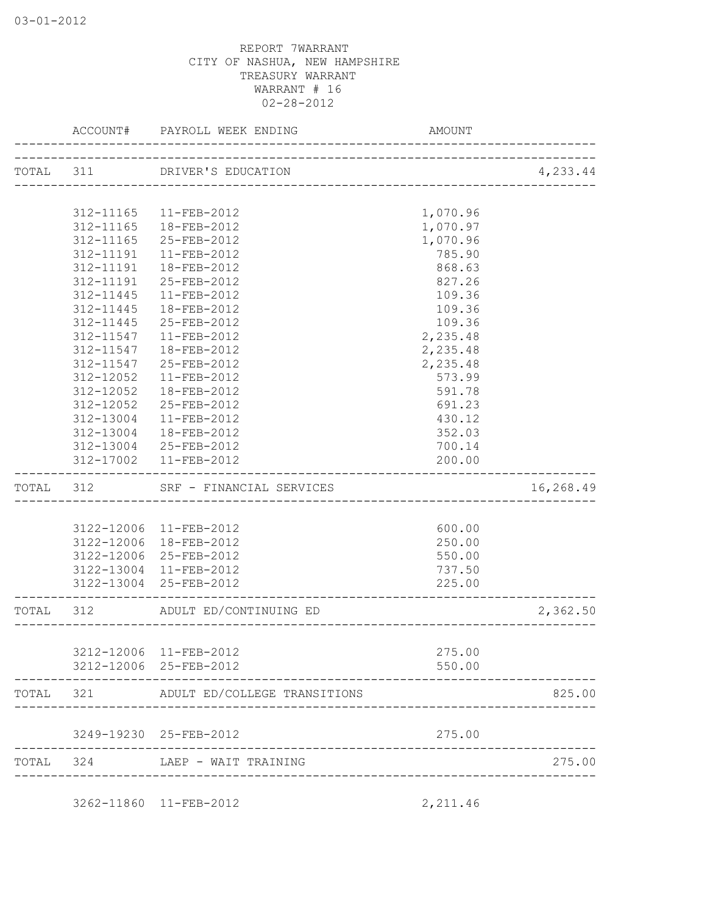03-01-2012

REPORT 7WARRANT
CITY OF NASHUA, NEW HAMPSHIRE
TREASURY WARRANT
WARRANT # 16
02-28-2012

| | ACCOUNT# | PAYROLL WEEK ENDING | AMOUNT | |
|---|---|---|---|---|
| TOTAL | 311 | DRIVER'S EDUCATION | | 4,233.44 |
| | 312-11165 | 11-FEB-2012 | 1,070.96 | |
| | 312-11165 | 18-FEB-2012 | 1,070.97 | |
| | 312-11165 | 25-FEB-2012 | 1,070.96 | |
| | 312-11191 | 11-FEB-2012 | 785.90 | |
| | 312-11191 | 18-FEB-2012 | 868.63 | |
| | 312-11191 | 25-FEB-2012 | 827.26 | |
| | 312-11445 | 11-FEB-2012 | 109.36 | |
| | 312-11445 | 18-FEB-2012 | 109.36 | |
| | 312-11445 | 25-FEB-2012 | 109.36 | |
| | 312-11547 | 11-FEB-2012 | 2,235.48 | |
| | 312-11547 | 18-FEB-2012 | 2,235.48 | |
| | 312-11547 | 25-FEB-2012 | 2,235.48 | |
| | 312-12052 | 11-FEB-2012 | 573.99 | |
| | 312-12052 | 18-FEB-2012 | 591.78 | |
| | 312-12052 | 25-FEB-2012 | 691.23 | |
| | 312-13004 | 11-FEB-2012 | 430.12 | |
| | 312-13004 | 18-FEB-2012 | 352.03 | |
| | 312-13004 | 25-FEB-2012 | 700.14 | |
| | 312-17002 | 11-FEB-2012 | 200.00 | |
| TOTAL | 312 | SRF - FINANCIAL SERVICES | | 16,268.49 |
| | 3122-12006 | 11-FEB-2012 | 600.00 | |
| | 3122-12006 | 18-FEB-2012 | 250.00 | |
| | 3122-12006 | 25-FEB-2012 | 550.00 | |
| | 3122-13004 | 11-FEB-2012 | 737.50 | |
| | 3122-13004 | 25-FEB-2012 | 225.00 | |
| TOTAL | 312 | ADULT ED/CONTINUING ED | | 2,362.50 |
| | 3212-12006 | 11-FEB-2012 | 275.00 | |
| | 3212-12006 | 25-FEB-2012 | 550.00 | |
| TOTAL | 321 | ADULT ED/COLLEGE TRANSITIONS | | 825.00 |
| | 3249-19230 | 25-FEB-2012 | 275.00 | |
| TOTAL | 324 | LAEP - WAIT TRAINING | | 275.00 |
| | 3262-11860 | 11-FEB-2012 | 2,211.46 | |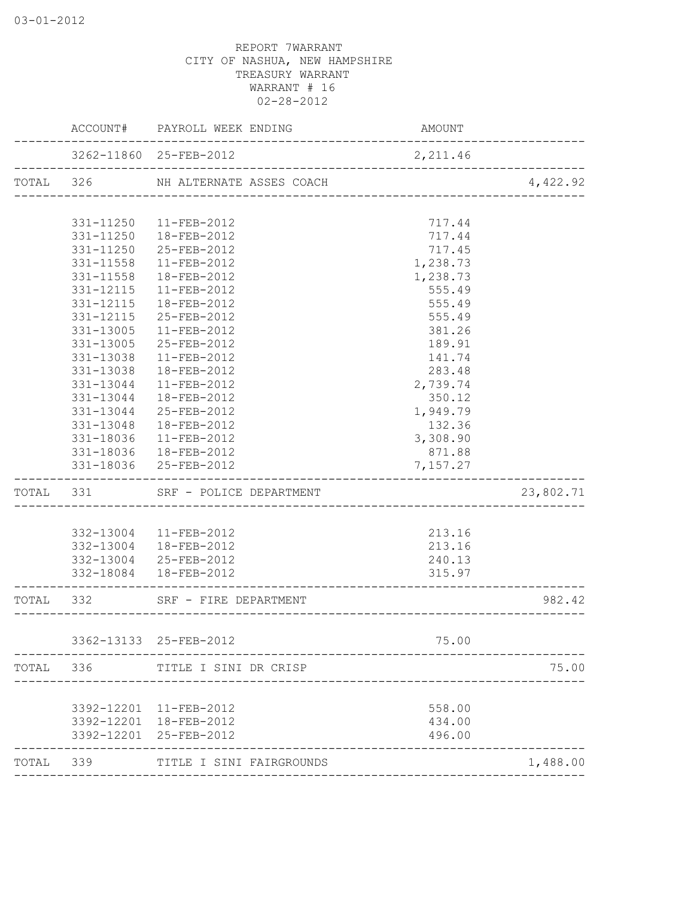03-01-2012

REPORT 7WARRANT
CITY OF NASHUA, NEW HAMPSHIRE
TREASURY WARRANT
WARRANT # 16
02-28-2012

| | ACCOUNT# | PAYROLL WEEK ENDING | AMOUNT | |
|---|---|---|---|---|
| | 3262-11860 | 25-FEB-2012 | 2,211.46 | |
| TOTAL | 326 | NH ALTERNATE ASSES COACH | | 4,422.92 |
| | 331-11250 | 11-FEB-2012 | 717.44 | |
| | 331-11250 | 18-FEB-2012 | 717.44 | |
| | 331-11250 | 25-FEB-2012 | 717.45 | |
| | 331-11558 | 11-FEB-2012 | 1,238.73 | |
| | 331-11558 | 18-FEB-2012 | 1,238.73 | |
| | 331-12115 | 11-FEB-2012 | 555.49 | |
| | 331-12115 | 18-FEB-2012 | 555.49 | |
| | 331-12115 | 25-FEB-2012 | 555.49 | |
| | 331-13005 | 11-FEB-2012 | 381.26 | |
| | 331-13005 | 25-FEB-2012 | 189.91 | |
| | 331-13038 | 11-FEB-2012 | 141.74 | |
| | 331-13038 | 18-FEB-2012 | 283.48 | |
| | 331-13044 | 11-FEB-2012 | 2,739.74 | |
| | 331-13044 | 18-FEB-2012 | 350.12 | |
| | 331-13044 | 25-FEB-2012 | 1,949.79 | |
| | 331-13048 | 18-FEB-2012 | 132.36 | |
| | 331-18036 | 11-FEB-2012 | 3,308.90 | |
| | 331-18036 | 18-FEB-2012 | 871.88 | |
| | 331-18036 | 25-FEB-2012 | 7,157.27 | |
| TOTAL | 331 | SRF - POLICE DEPARTMENT | | 23,802.71 |
| | 332-13004 | 11-FEB-2012 | 213.16 | |
| | 332-13004 | 18-FEB-2012 | 213.16 | |
| | 332-13004 | 25-FEB-2012 | 240.13 | |
| | 332-18084 | 18-FEB-2012 | 315.97 | |
| TOTAL | 332 | SRF - FIRE DEPARTMENT | | 982.42 |
| | 3362-13133 | 25-FEB-2012 | 75.00 | |
| TOTAL | 336 | TITLE I SINI DR CRISP | | 75.00 |
| | 3392-12201 | 11-FEB-2012 | 558.00 | |
| | 3392-12201 | 18-FEB-2012 | 434.00 | |
| | 3392-12201 | 25-FEB-2012 | 496.00 | |
| TOTAL | 339 | TITLE I SINI FAIRGROUNDS | | 1,488.00 |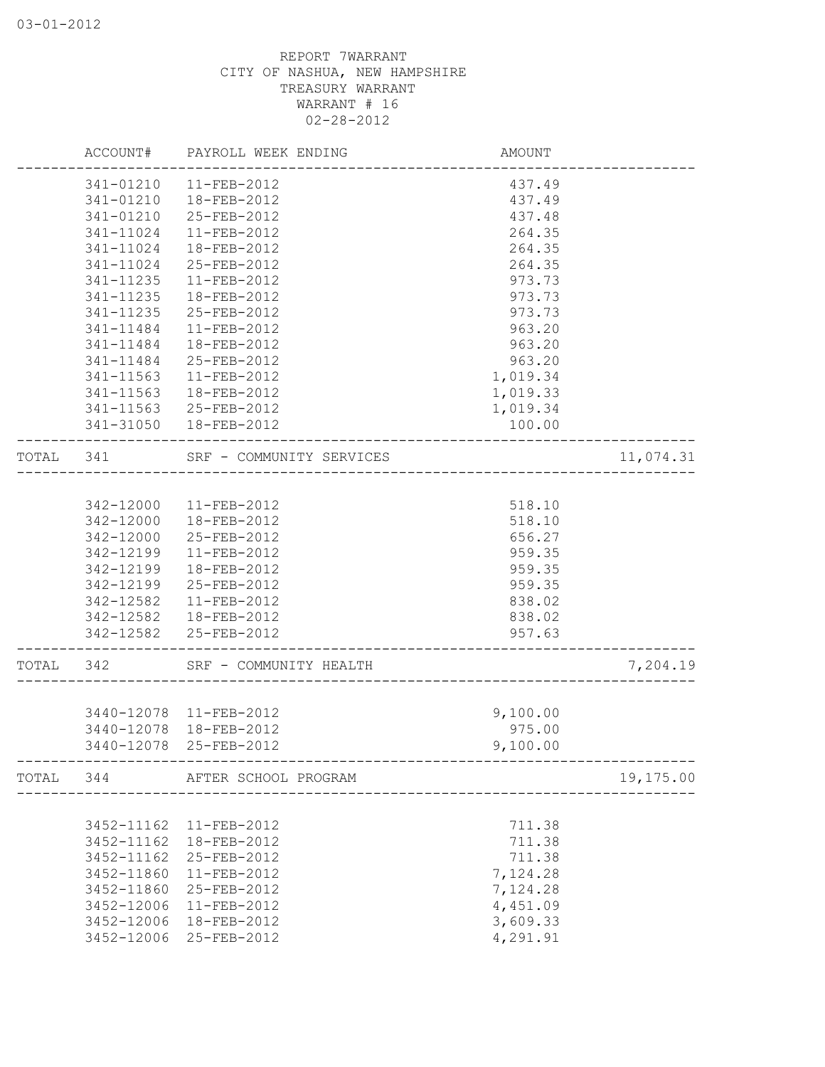REPORT 7WARRANT
CITY OF NASHUA, NEW HAMPSHIRE
TREASURY WARRANT
WARRANT # 16
02-28-2012

| | ACCOUNT# | PAYROLL WEEK ENDING | AMOUNT | |
|---|---|---|---|---|
| | 341-01210 | 11-FEB-2012 | 437.49 | |
| | 341-01210 | 18-FEB-2012 | 437.49 | |
| | 341-01210 | 25-FEB-2012 | 437.48 | |
| | 341-11024 | 11-FEB-2012 | 264.35 | |
| | 341-11024 | 18-FEB-2012 | 264.35 | |
| | 341-11024 | 25-FEB-2012 | 264.35 | |
| | 341-11235 | 11-FEB-2012 | 973.73 | |
| | 341-11235 | 18-FEB-2012 | 973.73 | |
| | 341-11235 | 25-FEB-2012 | 973.73 | |
| | 341-11484 | 11-FEB-2012 | 963.20 | |
| | 341-11484 | 18-FEB-2012 | 963.20 | |
| | 341-11484 | 25-FEB-2012 | 963.20 | |
| | 341-11563 | 11-FEB-2012 | 1,019.34 | |
| | 341-11563 | 18-FEB-2012 | 1,019.33 | |
| | 341-11563 | 25-FEB-2012 | 1,019.34 | |
| | 341-31050 | 18-FEB-2012 | 100.00 | |
| TOTAL | 341 | SRF - COMMUNITY SERVICES | | 11,074.31 |
| | 342-12000 | 11-FEB-2012 | 518.10 | |
| | 342-12000 | 18-FEB-2012 | 518.10 | |
| | 342-12000 | 25-FEB-2012 | 656.27 | |
| | 342-12199 | 11-FEB-2012 | 959.35 | |
| | 342-12199 | 18-FEB-2012 | 959.35 | |
| | 342-12199 | 25-FEB-2012 | 959.35 | |
| | 342-12582 | 11-FEB-2012 | 838.02 | |
| | 342-12582 | 18-FEB-2012 | 838.02 | |
| | 342-12582 | 25-FEB-2012 | 957.63 | |
| TOTAL | 342 | SRF - COMMUNITY HEALTH | | 7,204.19 |
| | 3440-12078 | 11-FEB-2012 | 9,100.00 | |
| | 3440-12078 | 18-FEB-2012 | 975.00 | |
| | 3440-12078 | 25-FEB-2012 | 9,100.00 | |
| TOTAL | 344 | AFTER SCHOOL PROGRAM | | 19,175.00 |
| | 3452-11162 | 11-FEB-2012 | 711.38 | |
| | 3452-11162 | 18-FEB-2012 | 711.38 | |
| | 3452-11162 | 25-FEB-2012 | 711.38 | |
| | 3452-11860 | 11-FEB-2012 | 7,124.28 | |
| | 3452-11860 | 25-FEB-2012 | 7,124.28 | |
| | 3452-12006 | 11-FEB-2012 | 4,451.09 | |
| | 3452-12006 | 18-FEB-2012 | 3,609.33 | |
| | 3452-12006 | 25-FEB-2012 | 4,291.91 | |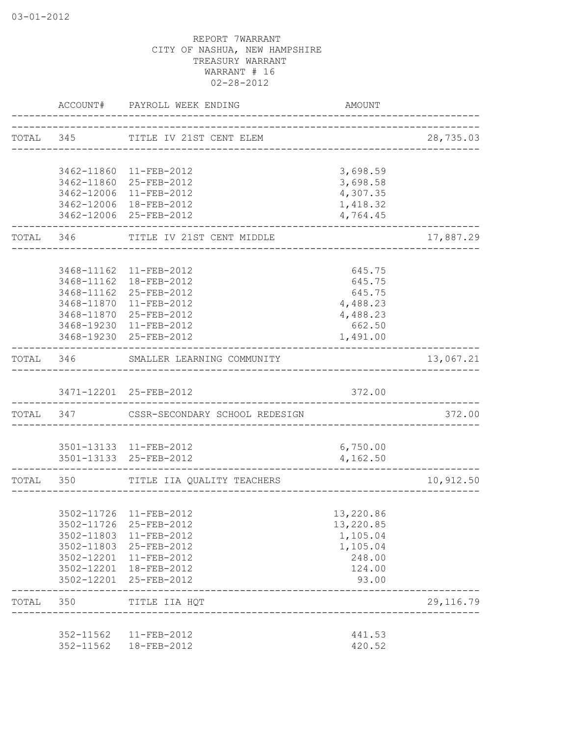03-01-2012

REPORT 7WARRANT
CITY OF NASHUA, NEW HAMPSHIRE
TREASURY WARRANT
WARRANT # 16
02-28-2012

| | ACCOUNT# | PAYROLL WEEK ENDING | AMOUNT | |
|---|---|---|---|---|
| TOTAL | 345 | TITLE IV 21ST CENT ELEM | | 28,735.03 |
| | 3462-11860 | 11-FEB-2012 | 3,698.59 | |
| | 3462-11860 | 25-FEB-2012 | 3,698.58 | |
| | 3462-12006 | 11-FEB-2012 | 4,307.35 | |
| | 3462-12006 | 18-FEB-2012 | 1,418.32 | |
| | 3462-12006 | 25-FEB-2012 | 4,764.45 | |
| TOTAL | 346 | TITLE IV 21ST CENT MIDDLE | | 17,887.29 |
| | 3468-11162 | 11-FEB-2012 | 645.75 | |
| | 3468-11162 | 18-FEB-2012 | 645.75 | |
| | 3468-11162 | 25-FEB-2012 | 645.75 | |
| | 3468-11870 | 11-FEB-2012 | 4,488.23 | |
| | 3468-11870 | 25-FEB-2012 | 4,488.23 | |
| | 3468-19230 | 11-FEB-2012 | 662.50 | |
| | 3468-19230 | 25-FEB-2012 | 1,491.00 | |
| TOTAL | 346 | SMALLER LEARNING COMMUNITY | | 13,067.21 |
| | 3471-12201 | 25-FEB-2012 | 372.00 | |
| TOTAL | 347 | CSSR-SECONDARY SCHOOL REDESIGN | | 372.00 |
| | 3501-13133 | 11-FEB-2012 | 6,750.00 | |
| | 3501-13133 | 25-FEB-2012 | 4,162.50 | |
| TOTAL | 350 | TITLE IIA QUALITY TEACHERS | | 10,912.50 |
| | 3502-11726 | 11-FEB-2012 | 13,220.86 | |
| | 3502-11726 | 25-FEB-2012 | 13,220.85 | |
| | 3502-11803 | 11-FEB-2012 | 1,105.04 | |
| | 3502-11803 | 25-FEB-2012 | 1,105.04 | |
| | 3502-12201 | 11-FEB-2012 | 248.00 | |
| | 3502-12201 | 18-FEB-2012 | 124.00 | |
| | 3502-12201 | 25-FEB-2012 | 93.00 | |
| TOTAL | 350 | TITLE IIA HQT | | 29,116.79 |
| | 352-11562 | 11-FEB-2012 | 441.53 | |
| | 352-11562 | 18-FEB-2012 | 420.52 | |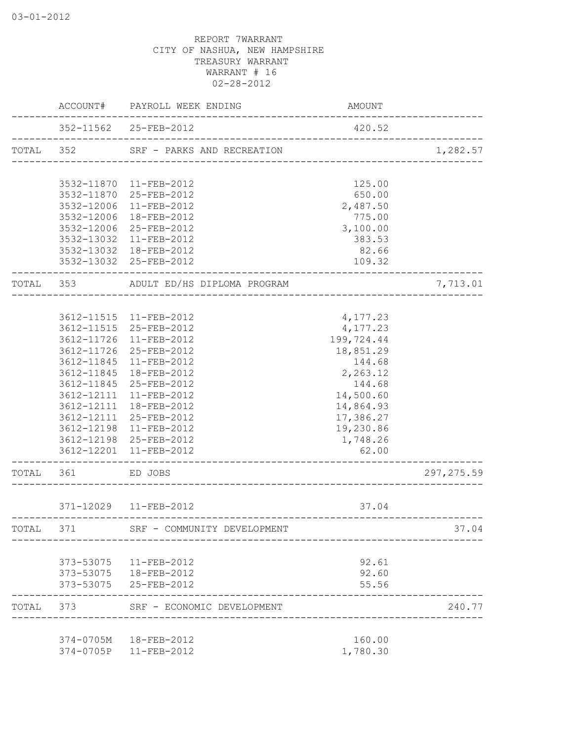03-01-2012

REPORT 7WARRANT
CITY OF NASHUA, NEW HAMPSHIRE
TREASURY WARRANT
WARRANT # 16
02-28-2012

| | ACCOUNT# | PAYROLL WEEK ENDING | AMOUNT | |
|---|---|---|---|---|
| | 352-11562 | 25-FEB-2012 | 420.52 | |
| TOTAL | 352 | SRF - PARKS AND RECREATION | | 1,282.57 |
| | 3532-11870 | 11-FEB-2012 | 125.00 | |
| | 3532-11870 | 25-FEB-2012 | 650.00 | |
| | 3532-12006 | 11-FEB-2012 | 2,487.50 | |
| | 3532-12006 | 18-FEB-2012 | 775.00 | |
| | 3532-12006 | 25-FEB-2012 | 3,100.00 | |
| | 3532-13032 | 11-FEB-2012 | 383.53 | |
| | 3532-13032 | 18-FEB-2012 | 82.66 | |
| | 3532-13032 | 25-FEB-2012 | 109.32 | |
| TOTAL | 353 | ADULT ED/HS DIPLOMA PROGRAM | | 7,713.01 |
| | 3612-11515 | 11-FEB-2012 | 4,177.23 | |
| | 3612-11515 | 25-FEB-2012 | 4,177.23 | |
| | 3612-11726 | 11-FEB-2012 | 199,724.44 | |
| | 3612-11726 | 25-FEB-2012 | 18,851.29 | |
| | 3612-11845 | 11-FEB-2012 | 144.68 | |
| | 3612-11845 | 18-FEB-2012 | 2,263.12 | |
| | 3612-11845 | 25-FEB-2012 | 144.68 | |
| | 3612-12111 | 11-FEB-2012 | 14,500.60 | |
| | 3612-12111 | 18-FEB-2012 | 14,864.93 | |
| | 3612-12111 | 25-FEB-2012 | 17,386.27 | |
| | 3612-12198 | 11-FEB-2012 | 19,230.86 | |
| | 3612-12198 | 25-FEB-2012 | 1,748.26 | |
| | 3612-12201 | 11-FEB-2012 | 62.00 | |
| TOTAL | 361 | ED JOBS | | 297,275.59 |
| | 371-12029 | 11-FEB-2012 | 37.04 | |
| TOTAL | 371 | SRF - COMMUNITY DEVELOPMENT | | 37.04 |
| | 373-53075 | 11-FEB-2012 | 92.61 | |
| | 373-53075 | 18-FEB-2012 | 92.60 | |
| | 373-53075 | 25-FEB-2012 | 55.56 | |
| TOTAL | 373 | SRF - ECONOMIC DEVELOPMENT | | 240.77 |
| | 374-0705M | 18-FEB-2012 | 160.00 | |
| | 374-0705P | 11-FEB-2012 | 1,780.30 | |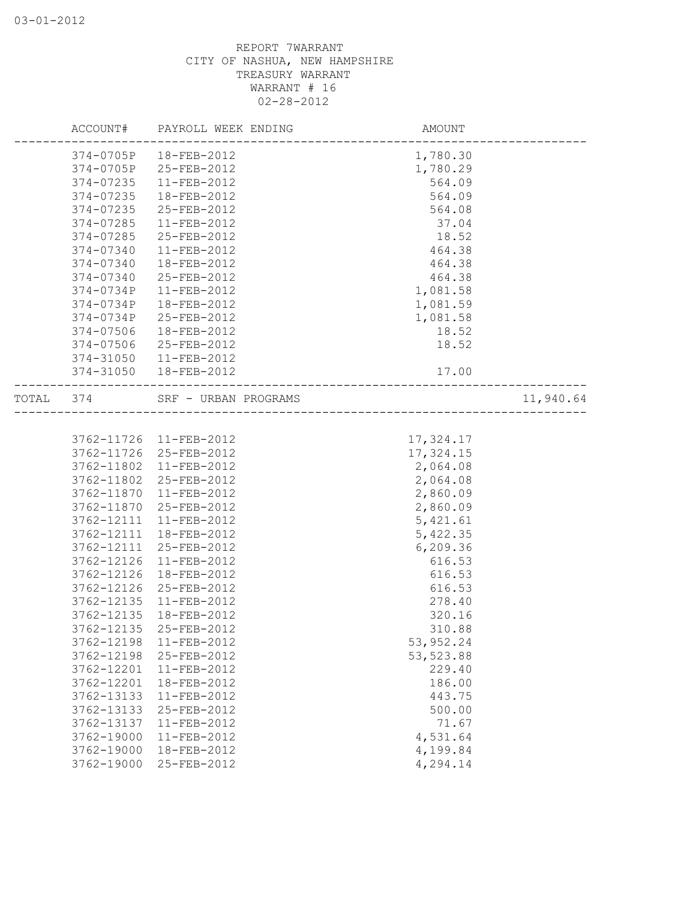REPORT 7WARRANT
CITY OF NASHUA, NEW HAMPSHIRE
TREASURY WARRANT
WARRANT # 16
02-28-2012

| | ACCOUNT# | PAYROLL WEEK ENDING | AMOUNT | |
|---|---|---|---|---|
| | 374-0705P | 18-FEB-2012 | 1,780.30 | |
| | 374-0705P | 25-FEB-2012 | 1,780.29 | |
| | 374-07235 | 11-FEB-2012 | 564.09 | |
| | 374-07235 | 18-FEB-2012 | 564.09 | |
| | 374-07235 | 25-FEB-2012 | 564.08 | |
| | 374-07285 | 11-FEB-2012 | 37.04 | |
| | 374-07285 | 25-FEB-2012 | 18.52 | |
| | 374-07340 | 11-FEB-2012 | 464.38 | |
| | 374-07340 | 18-FEB-2012 | 464.38 | |
| | 374-07340 | 25-FEB-2012 | 464.38 | |
| | 374-0734P | 11-FEB-2012 | 1,081.58 | |
| | 374-0734P | 18-FEB-2012 | 1,081.59 | |
| | 374-0734P | 25-FEB-2012 | 1,081.58 | |
| | 374-07506 | 18-FEB-2012 | 18.52 | |
| | 374-07506 | 25-FEB-2012 | 18.52 | |
| | 374-31050 | 11-FEB-2012 | | |
| | 374-31050 | 18-FEB-2012 | 17.00 | |
| TOTAL | 374 | SRF - URBAN PROGRAMS | | 11,940.64 |

| ACCOUNT# | PAYROLL WEEK ENDING | AMOUNT |
|---|---|---|
| 3762-11726 | 11-FEB-2012 | 17,324.17 |
| 3762-11726 | 25-FEB-2012 | 17,324.15 |
| 3762-11802 | 11-FEB-2012 | 2,064.08 |
| 3762-11802 | 25-FEB-2012 | 2,064.08 |
| 3762-11870 | 11-FEB-2012 | 2,860.09 |
| 3762-11870 | 25-FEB-2012 | 2,860.09 |
| 3762-12111 | 11-FEB-2012 | 5,421.61 |
| 3762-12111 | 18-FEB-2012 | 5,422.35 |
| 3762-12111 | 25-FEB-2012 | 6,209.36 |
| 3762-12126 | 11-FEB-2012 | 616.53 |
| 3762-12126 | 18-FEB-2012 | 616.53 |
| 3762-12126 | 25-FEB-2012 | 616.53 |
| 3762-12135 | 11-FEB-2012 | 278.40 |
| 3762-12135 | 18-FEB-2012 | 320.16 |
| 3762-12135 | 25-FEB-2012 | 310.88 |
| 3762-12198 | 11-FEB-2012 | 53,952.24 |
| 3762-12198 | 25-FEB-2012 | 53,523.88 |
| 3762-12201 | 11-FEB-2012 | 229.40 |
| 3762-12201 | 18-FEB-2012 | 186.00 |
| 3762-13133 | 11-FEB-2012 | 443.75 |
| 3762-13133 | 25-FEB-2012 | 500.00 |
| 3762-13137 | 11-FEB-2012 | 71.67 |
| 3762-19000 | 11-FEB-2012 | 4,531.64 |
| 3762-19000 | 18-FEB-2012 | 4,199.84 |
| 3762-19000 | 25-FEB-2012 | 4,294.14 |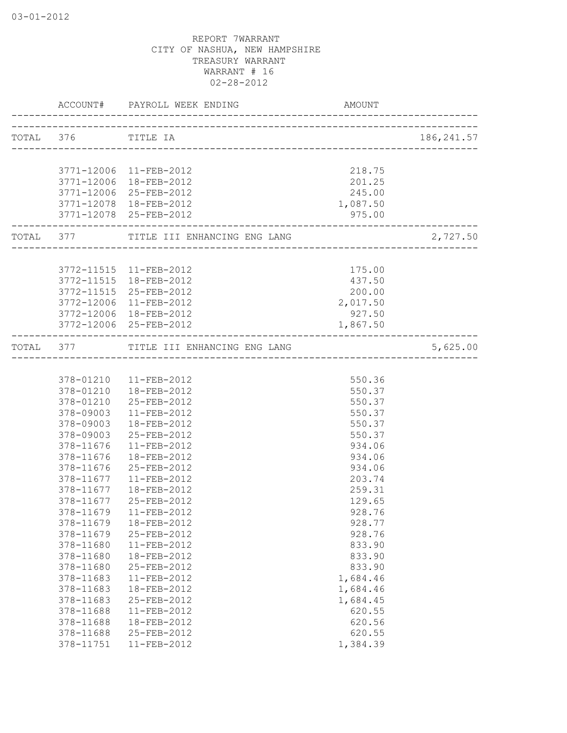REPORT 7WARRANT
CITY OF NASHUA, NEW HAMPSHIRE
TREASURY WARRANT
WARRANT # 16
02-28-2012

| | ACCOUNT# | PAYROLL WEEK ENDING | AMOUNT | |
|---|---|---|---|---|
| TOTAL | 376 | TITLE IA | | 186,241.57 |
| | 3771-12006 | 11-FEB-2012 | 218.75 | |
| | 3771-12006 | 18-FEB-2012 | 201.25 | |
| | 3771-12006 | 25-FEB-2012 | 245.00 | |
| | 3771-12078 | 18-FEB-2012 | 1,087.50 | |
| | 3771-12078 | 25-FEB-2012 | 975.00 | |
| TOTAL | 377 | TITLE III ENHANCING ENG LANG | | 2,727.50 |
| | 3772-11515 | 11-FEB-2012 | 175.00 | |
| | 3772-11515 | 18-FEB-2012 | 437.50 | |
| | 3772-11515 | 25-FEB-2012 | 200.00 | |
| | 3772-12006 | 11-FEB-2012 | 2,017.50 | |
| | 3772-12006 | 18-FEB-2012 | 927.50 | |
| | 3772-12006 | 25-FEB-2012 | 1,867.50 | |
| TOTAL | 377 | TITLE III ENHANCING ENG LANG | | 5,625.00 |
| | 378-01210 | 11-FEB-2012 | 550.36 | |
| | 378-01210 | 18-FEB-2012 | 550.37 | |
| | 378-01210 | 25-FEB-2012 | 550.37 | |
| | 378-09003 | 11-FEB-2012 | 550.37 | |
| | 378-09003 | 18-FEB-2012 | 550.37 | |
| | 378-09003 | 25-FEB-2012 | 550.37 | |
| | 378-11676 | 11-FEB-2012 | 934.06 | |
| | 378-11676 | 18-FEB-2012 | 934.06 | |
| | 378-11676 | 25-FEB-2012 | 934.06 | |
| | 378-11677 | 11-FEB-2012 | 203.74 | |
| | 378-11677 | 18-FEB-2012 | 259.31 | |
| | 378-11677 | 25-FEB-2012 | 129.65 | |
| | 378-11679 | 11-FEB-2012 | 928.76 | |
| | 378-11679 | 18-FEB-2012 | 928.77 | |
| | 378-11679 | 25-FEB-2012 | 928.76 | |
| | 378-11680 | 11-FEB-2012 | 833.90 | |
| | 378-11680 | 18-FEB-2012 | 833.90 | |
| | 378-11680 | 25-FEB-2012 | 833.90 | |
| | 378-11683 | 11-FEB-2012 | 1,684.46 | |
| | 378-11683 | 18-FEB-2012 | 1,684.46 | |
| | 378-11683 | 25-FEB-2012 | 1,684.45 | |
| | 378-11688 | 11-FEB-2012 | 620.55 | |
| | 378-11688 | 18-FEB-2012 | 620.56 | |
| | 378-11688 | 25-FEB-2012 | 620.55 | |
| | 378-11751 | 11-FEB-2012 | 1,384.39 | |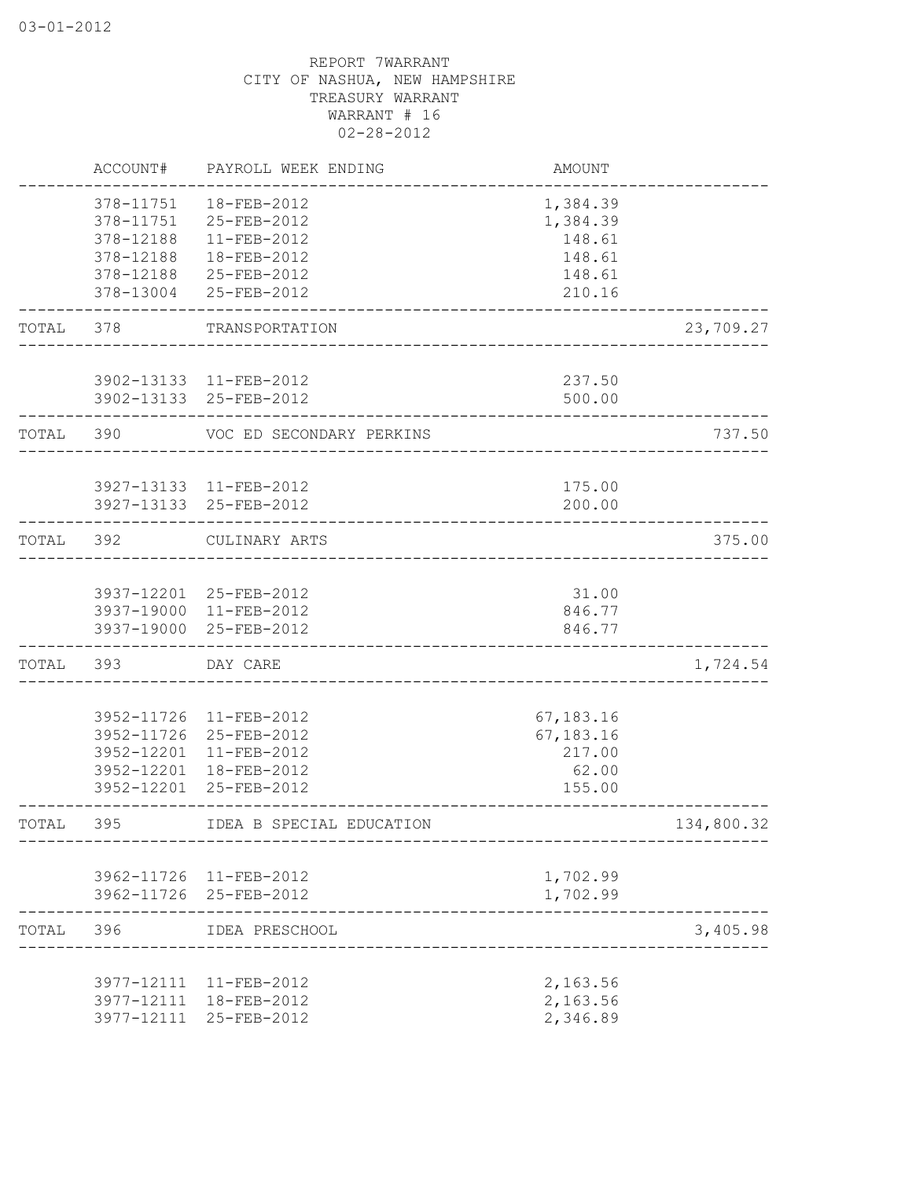REPORT 7WARRANT
CITY OF NASHUA, NEW HAMPSHIRE
TREASURY WARRANT
WARRANT # 16
02-28-2012

| | ACCOUNT# | PAYROLL WEEK ENDING | AMOUNT | |
|---|---|---|---|---|
| | 378-11751 | 18-FEB-2012 | 1,384.39 | |
| | 378-11751 | 25-FEB-2012 | 1,384.39 | |
| | 378-12188 | 11-FEB-2012 | 148.61 | |
| | 378-12188 | 18-FEB-2012 | 148.61 | |
| | 378-12188 | 25-FEB-2012 | 148.61 | |
| | 378-13004 | 25-FEB-2012 | 210.16 | |
| TOTAL | 378 | TRANSPORTATION | | 23,709.27 |
| | 3902-13133 | 11-FEB-2012 | 237.50 | |
| | 3902-13133 | 25-FEB-2012 | 500.00 | |
| TOTAL | 390 | VOC ED SECONDARY PERKINS | | 737.50 |
| | 3927-13133 | 11-FEB-2012 | 175.00 | |
| | 3927-13133 | 25-FEB-2012 | 200.00 | |
| TOTAL | 392 | CULINARY ARTS | | 375.00 |
| | 3937-12201 | 25-FEB-2012 | 31.00 | |
| | 3937-19000 | 11-FEB-2012 | 846.77 | |
| | 3937-19000 | 25-FEB-2012 | 846.77 | |
| TOTAL | 393 | DAY CARE | | 1,724.54 |
| | 3952-11726 | 11-FEB-2012 | 67,183.16 | |
| | 3952-11726 | 25-FEB-2012 | 67,183.16 | |
| | 3952-12201 | 11-FEB-2012 | 217.00 | |
| | 3952-12201 | 18-FEB-2012 | 62.00 | |
| | 3952-12201 | 25-FEB-2012 | 155.00 | |
| TOTAL | 395 | IDEA B SPECIAL EDUCATION | | 134,800.32 |
| | 3962-11726 | 11-FEB-2012 | 1,702.99 | |
| | 3962-11726 | 25-FEB-2012 | 1,702.99 | |
| TOTAL | 396 | IDEA PRESCHOOL | | 3,405.98 |
| | 3977-12111 | 11-FEB-2012 | 2,163.56 | |
| | 3977-12111 | 18-FEB-2012 | 2,163.56 | |
| | 3977-12111 | 25-FEB-2012 | 2,346.89 | |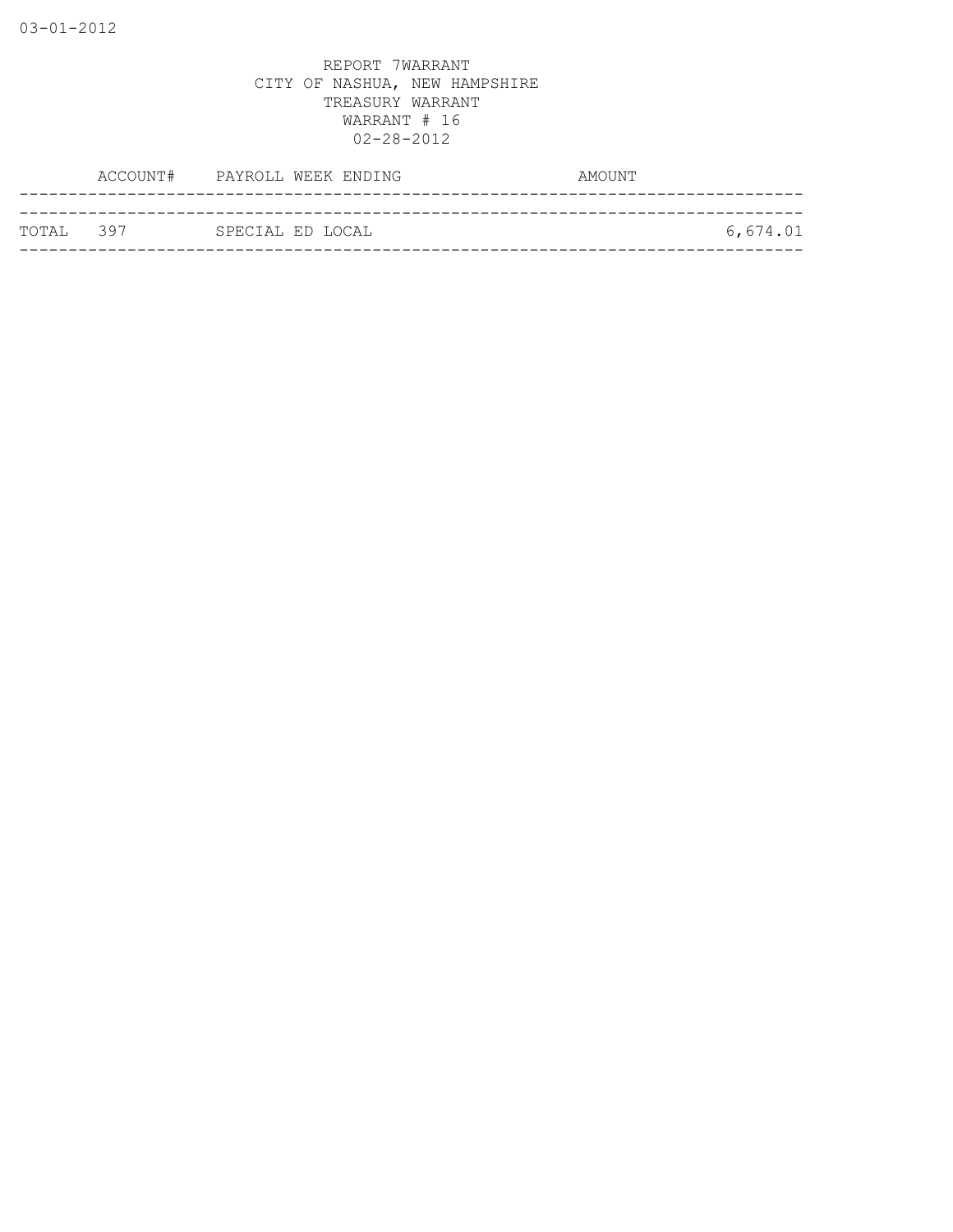REPORT 7WARRANT
CITY OF NASHUA, NEW HAMPSHIRE
TREASURY WARRANT
WARRANT # 16
02-28-2012

| | ACCOUNT# | PAYROLL WEEK ENDING | AMOUNT |
|---|---|---|---|
| TOTAL | 397 | SPECIAL ED LOCAL | 6,674.01 |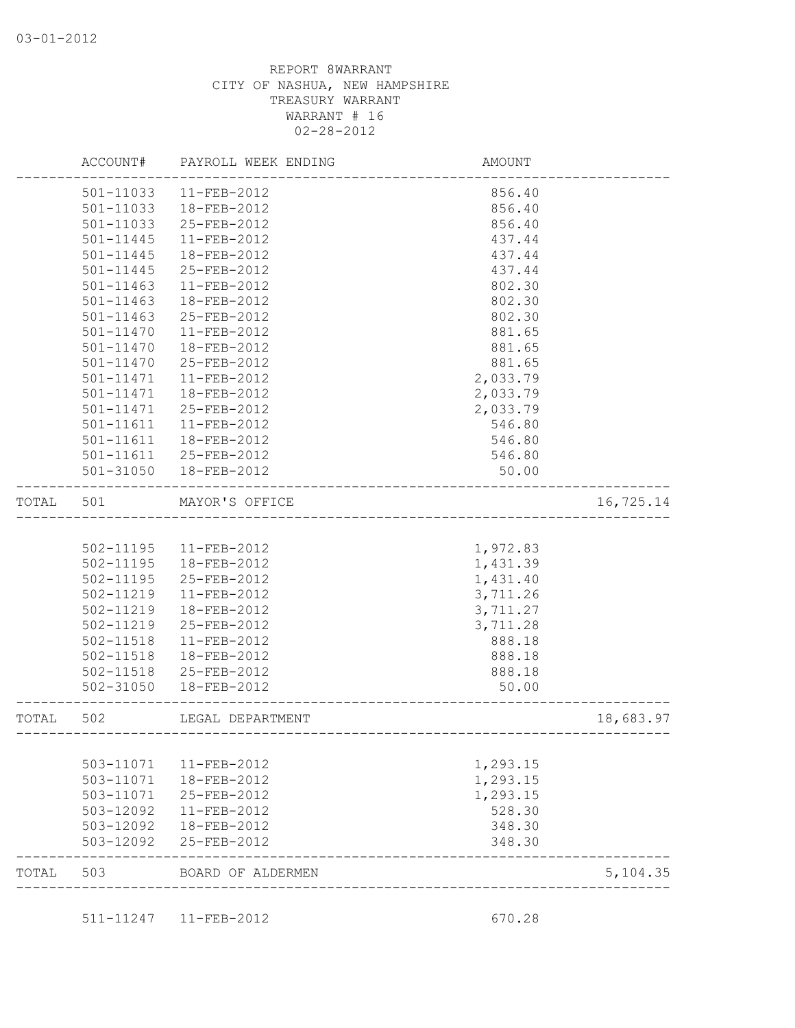REPORT 8WARRANT
CITY OF NASHUA, NEW HAMPSHIRE
TREASURY WARRANT
WARRANT # 16
02-28-2012

| | ACCOUNT# | PAYROLL WEEK ENDING | AMOUNT | |
|---|---|---|---|---|
| | 501-11033 | 11-FEB-2012 | 856.40 | |
| | 501-11033 | 18-FEB-2012 | 856.40 | |
| | 501-11033 | 25-FEB-2012 | 856.40 | |
| | 501-11445 | 11-FEB-2012 | 437.44 | |
| | 501-11445 | 18-FEB-2012 | 437.44 | |
| | 501-11445 | 25-FEB-2012 | 437.44 | |
| | 501-11463 | 11-FEB-2012 | 802.30 | |
| | 501-11463 | 18-FEB-2012 | 802.30 | |
| | 501-11463 | 25-FEB-2012 | 802.30 | |
| | 501-11470 | 11-FEB-2012 | 881.65 | |
| | 501-11470 | 18-FEB-2012 | 881.65 | |
| | 501-11470 | 25-FEB-2012 | 881.65 | |
| | 501-11471 | 11-FEB-2012 | 2,033.79 | |
| | 501-11471 | 18-FEB-2012 | 2,033.79 | |
| | 501-11471 | 25-FEB-2012 | 2,033.79 | |
| | 501-11611 | 11-FEB-2012 | 546.80 | |
| | 501-11611 | 18-FEB-2012 | 546.80 | |
| | 501-11611 | 25-FEB-2012 | 546.80 | |
| | 501-31050 | 18-FEB-2012 | 50.00 | |
| TOTAL | 501 | MAYOR'S OFFICE | | 16,725.14 |
| | 502-11195 | 11-FEB-2012 | 1,972.83 | |
| | 502-11195 | 18-FEB-2012 | 1,431.39 | |
| | 502-11195 | 25-FEB-2012 | 1,431.40 | |
| | 502-11219 | 11-FEB-2012 | 3,711.26 | |
| | 502-11219 | 18-FEB-2012 | 3,711.27 | |
| | 502-11219 | 25-FEB-2012 | 3,711.28 | |
| | 502-11518 | 11-FEB-2012 | 888.18 | |
| | 502-11518 | 18-FEB-2012 | 888.18 | |
| | 502-11518 | 25-FEB-2012 | 888.18 | |
| | 502-31050 | 18-FEB-2012 | 50.00 | |
| TOTAL | 502 | LEGAL DEPARTMENT | | 18,683.97 |
| | 503-11071 | 11-FEB-2012 | 1,293.15 | |
| | 503-11071 | 18-FEB-2012 | 1,293.15 | |
| | 503-11071 | 25-FEB-2012 | 1,293.15 | |
| | 503-12092 | 11-FEB-2012 | 528.30 | |
| | 503-12092 | 18-FEB-2012 | 348.30 | |
| | 503-12092 | 25-FEB-2012 | 348.30 | |
| TOTAL | 503 | BOARD OF ALDERMEN | | 5,104.35 |
| | 511-11247 | 11-FEB-2012 | 670.28 | |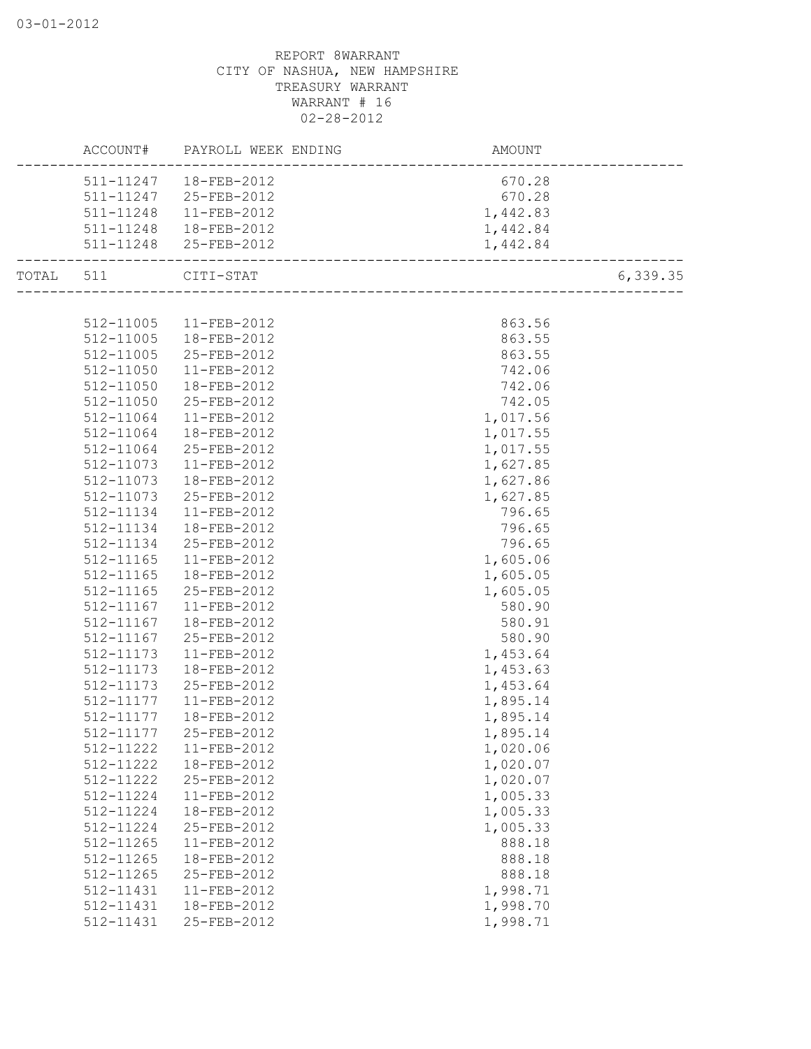REPORT 8WARRANT
CITY OF NASHUA, NEW HAMPSHIRE
TREASURY WARRANT
WARRANT # 16
02-28-2012

| | ACCOUNT# | PAYROLL WEEK ENDING | AMOUNT | |
|---|---|---|---|---|
| | 511-11247 | 18-FEB-2012 | 670.28 | |
| | 511-11247 | 25-FEB-2012 | 670.28 | |
| | 511-11248 | 11-FEB-2012 | 1,442.83 | |
| | 511-11248 | 18-FEB-2012 | 1,442.84 | |
| | 511-11248 | 25-FEB-2012 | 1,442.84 | |
| TOTAL | 511 | CITI-STAT | | 6,339.35 |
| | 512-11005 | 11-FEB-2012 | 863.56 | |
| | 512-11005 | 18-FEB-2012 | 863.55 | |
| | 512-11005 | 25-FEB-2012 | 863.55 | |
| | 512-11050 | 11-FEB-2012 | 742.06 | |
| | 512-11050 | 18-FEB-2012 | 742.06 | |
| | 512-11050 | 25-FEB-2012 | 742.05 | |
| | 512-11064 | 11-FEB-2012 | 1,017.56 | |
| | 512-11064 | 18-FEB-2012 | 1,017.55 | |
| | 512-11064 | 25-FEB-2012 | 1,017.55 | |
| | 512-11073 | 11-FEB-2012 | 1,627.85 | |
| | 512-11073 | 18-FEB-2012 | 1,627.86 | |
| | 512-11073 | 25-FEB-2012 | 1,627.85 | |
| | 512-11134 | 11-FEB-2012 | 796.65 | |
| | 512-11134 | 18-FEB-2012 | 796.65 | |
| | 512-11134 | 25-FEB-2012 | 796.65 | |
| | 512-11165 | 11-FEB-2012 | 1,605.06 | |
| | 512-11165 | 18-FEB-2012 | 1,605.05 | |
| | 512-11165 | 25-FEB-2012 | 1,605.05 | |
| | 512-11167 | 11-FEB-2012 | 580.90 | |
| | 512-11167 | 18-FEB-2012 | 580.91 | |
| | 512-11167 | 25-FEB-2012 | 580.90 | |
| | 512-11173 | 11-FEB-2012 | 1,453.64 | |
| | 512-11173 | 18-FEB-2012 | 1,453.63 | |
| | 512-11173 | 25-FEB-2012 | 1,453.64 | |
| | 512-11177 | 11-FEB-2012 | 1,895.14 | |
| | 512-11177 | 18-FEB-2012 | 1,895.14 | |
| | 512-11177 | 25-FEB-2012 | 1,895.14 | |
| | 512-11222 | 11-FEB-2012 | 1,020.06 | |
| | 512-11222 | 18-FEB-2012 | 1,020.07 | |
| | 512-11222 | 25-FEB-2012 | 1,020.07 | |
| | 512-11224 | 11-FEB-2012 | 1,005.33 | |
| | 512-11224 | 18-FEB-2012 | 1,005.33 | |
| | 512-11224 | 25-FEB-2012 | 1,005.33 | |
| | 512-11265 | 11-FEB-2012 | 888.18 | |
| | 512-11265 | 18-FEB-2012 | 888.18 | |
| | 512-11265 | 25-FEB-2012 | 888.18 | |
| | 512-11431 | 11-FEB-2012 | 1,998.71 | |
| | 512-11431 | 18-FEB-2012 | 1,998.70 | |
| | 512-11431 | 25-FEB-2012 | 1,998.71 | |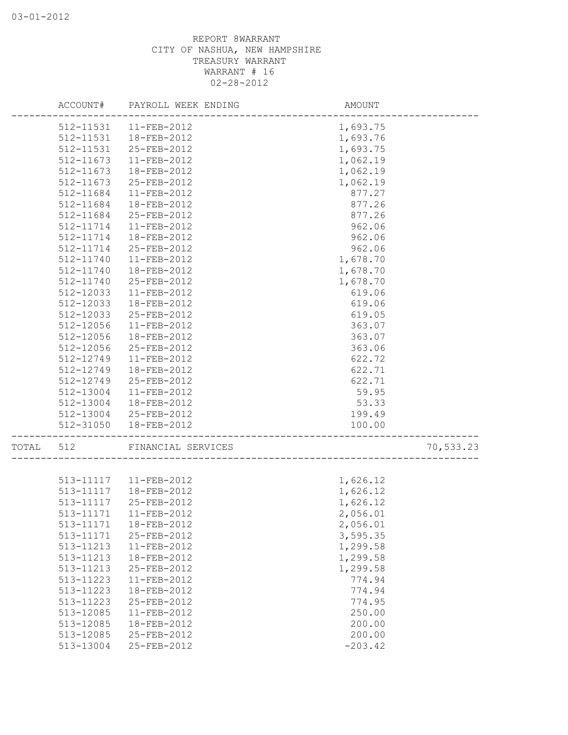REPORT 8WARRANT
CITY OF NASHUA, NEW HAMPSHIRE
TREASURY WARRANT
WARRANT # 16
02-28-2012

| ACCOUNT# | PAYROLL WEEK ENDING | AMOUNT | |
|---|---|---|---|
| 512-11531 | 11-FEB-2012 | 1,693.75 | |
| 512-11531 | 18-FEB-2012 | 1,693.76 | |
| 512-11531 | 25-FEB-2012 | 1,693.75 | |
| 512-11673 | 11-FEB-2012 | 1,062.19 | |
| 512-11673 | 18-FEB-2012 | 1,062.19 | |
| 512-11673 | 25-FEB-2012 | 1,062.19 | |
| 512-11684 | 11-FEB-2012 | 877.27 | |
| 512-11684 | 18-FEB-2012 | 877.26 | |
| 512-11684 | 25-FEB-2012 | 877.26 | |
| 512-11714 | 11-FEB-2012 | 962.06 | |
| 512-11714 | 18-FEB-2012 | 962.06 | |
| 512-11714 | 25-FEB-2012 | 962.06 | |
| 512-11740 | 11-FEB-2012 | 1,678.70 | |
| 512-11740 | 18-FEB-2012 | 1,678.70 | |
| 512-11740 | 25-FEB-2012 | 1,678.70 | |
| 512-12033 | 11-FEB-2012 | 619.06 | |
| 512-12033 | 18-FEB-2012 | 619.06 | |
| 512-12033 | 25-FEB-2012 | 619.05 | |
| 512-12056 | 11-FEB-2012 | 363.07 | |
| 512-12056 | 18-FEB-2012 | 363.07 | |
| 512-12056 | 25-FEB-2012 | 363.06 | |
| 512-12749 | 11-FEB-2012 | 622.72 | |
| 512-12749 | 18-FEB-2012 | 622.71 | |
| 512-12749 | 25-FEB-2012 | 622.71 | |
| 512-13004 | 11-FEB-2012 | 59.95 | |
| 512-13004 | 18-FEB-2012 | 53.33 | |
| 512-13004 | 25-FEB-2012 | 199.49 | |
| 512-31050 | 18-FEB-2012 | 100.00 | |
| TOTAL 512 | FINANCIAL SERVICES | | 70,533.23 |
| 513-11117 | 11-FEB-2012 | 1,626.12 | |
| 513-11117 | 18-FEB-2012 | 1,626.12 | |
| 513-11117 | 25-FEB-2012 | 1,626.12 | |
| 513-11171 | 11-FEB-2012 | 2,056.01 | |
| 513-11171 | 18-FEB-2012 | 2,056.01 | |
| 513-11171 | 25-FEB-2012 | 3,595.35 | |
| 513-11213 | 11-FEB-2012 | 1,299.58 | |
| 513-11213 | 18-FEB-2012 | 1,299.58 | |
| 513-11213 | 25-FEB-2012 | 1,299.58 | |
| 513-11223 | 11-FEB-2012 | 774.94 | |
| 513-11223 | 18-FEB-2012 | 774.94 | |
| 513-11223 | 25-FEB-2012 | 774.95 | |
| 513-12085 | 11-FEB-2012 | 250.00 | |
| 513-12085 | 18-FEB-2012 | 200.00 | |
| 513-12085 | 25-FEB-2012 | 200.00 | |
| 513-13004 | 25-FEB-2012 | -203.42 | |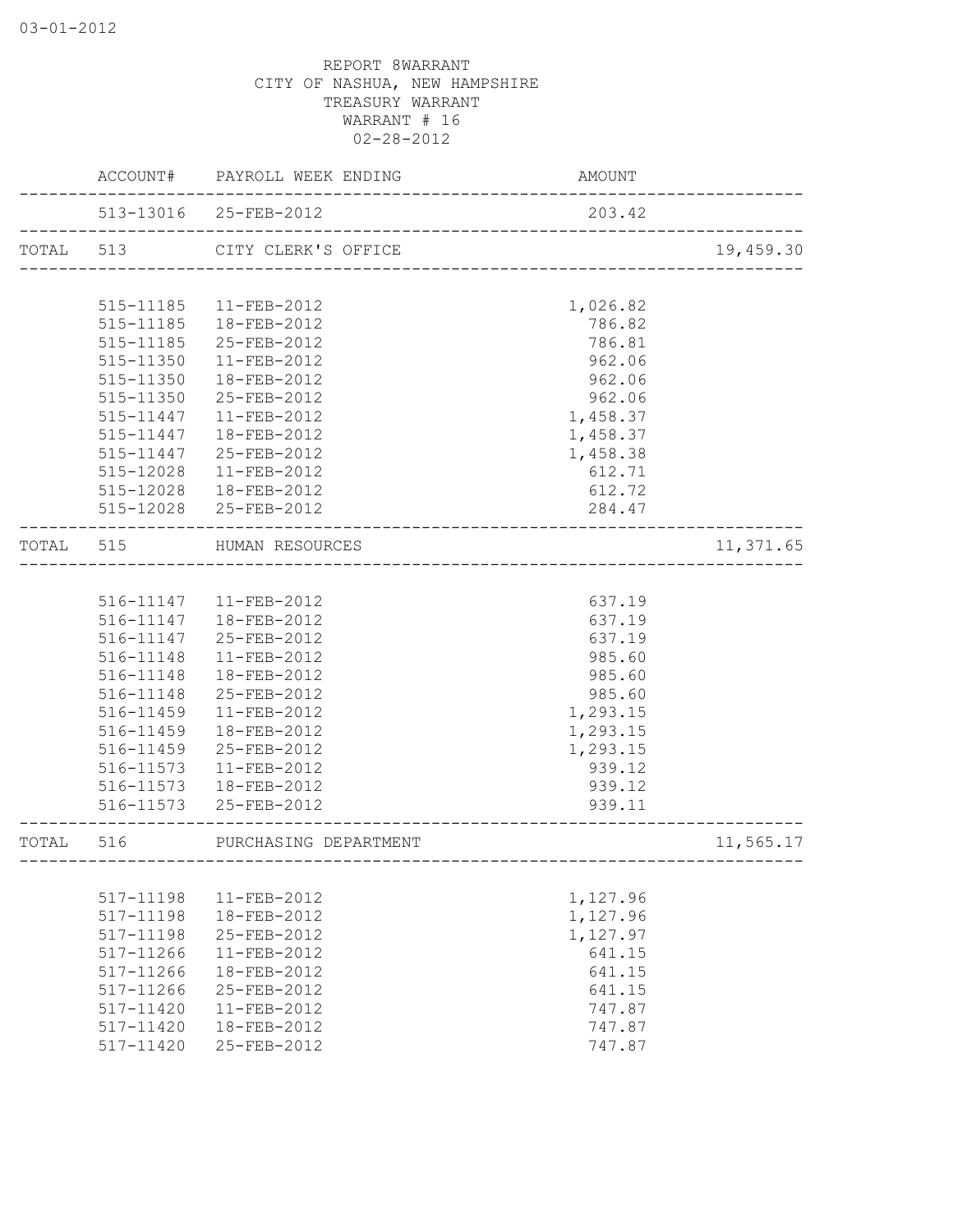REPORT 8WARRANT
CITY OF NASHUA, NEW HAMPSHIRE
TREASURY WARRANT
WARRANT # 16
02-28-2012

| | ACCOUNT# | PAYROLL WEEK ENDING | AMOUNT | |
|---|---|---|---|---|
| | 513-13016 | 25-FEB-2012 | 203.42 | |
| TOTAL | 513 | CITY CLERK'S OFFICE | | 19,459.30 |
| | 515-11185 | 11-FEB-2012 | 1,026.82 | |
| | 515-11185 | 18-FEB-2012 | 786.82 | |
| | 515-11185 | 25-FEB-2012 | 786.81 | |
| | 515-11350 | 11-FEB-2012 | 962.06 | |
| | 515-11350 | 18-FEB-2012 | 962.06 | |
| | 515-11350 | 25-FEB-2012 | 962.06 | |
| | 515-11447 | 11-FEB-2012 | 1,458.37 | |
| | 515-11447 | 18-FEB-2012 | 1,458.37 | |
| | 515-11447 | 25-FEB-2012 | 1,458.38 | |
| | 515-12028 | 11-FEB-2012 | 612.71 | |
| | 515-12028 | 18-FEB-2012 | 612.72 | |
| | 515-12028 | 25-FEB-2012 | 284.47 | |
| TOTAL | 515 | HUMAN RESOURCES | | 11,371.65 |
| | 516-11147 | 11-FEB-2012 | 637.19 | |
| | 516-11147 | 18-FEB-2012 | 637.19 | |
| | 516-11147 | 25-FEB-2012 | 637.19 | |
| | 516-11148 | 11-FEB-2012 | 985.60 | |
| | 516-11148 | 18-FEB-2012 | 985.60 | |
| | 516-11148 | 25-FEB-2012 | 985.60 | |
| | 516-11459 | 11-FEB-2012 | 1,293.15 | |
| | 516-11459 | 18-FEB-2012 | 1,293.15 | |
| | 516-11459 | 25-FEB-2012 | 1,293.15 | |
| | 516-11573 | 11-FEB-2012 | 939.12 | |
| | 516-11573 | 18-FEB-2012 | 939.12 | |
| | 516-11573 | 25-FEB-2012 | 939.11 | |
| TOTAL | 516 | PURCHASING DEPARTMENT | | 11,565.17 |
| | 517-11198 | 11-FEB-2012 | 1,127.96 | |
| | 517-11198 | 18-FEB-2012 | 1,127.96 | |
| | 517-11198 | 25-FEB-2012 | 1,127.97 | |
| | 517-11266 | 11-FEB-2012 | 641.15 | |
| | 517-11266 | 18-FEB-2012 | 641.15 | |
| | 517-11266 | 25-FEB-2012 | 641.15 | |
| | 517-11420 | 11-FEB-2012 | 747.87 | |
| | 517-11420 | 18-FEB-2012 | 747.87 | |
| | 517-11420 | 25-FEB-2012 | 747.87 | |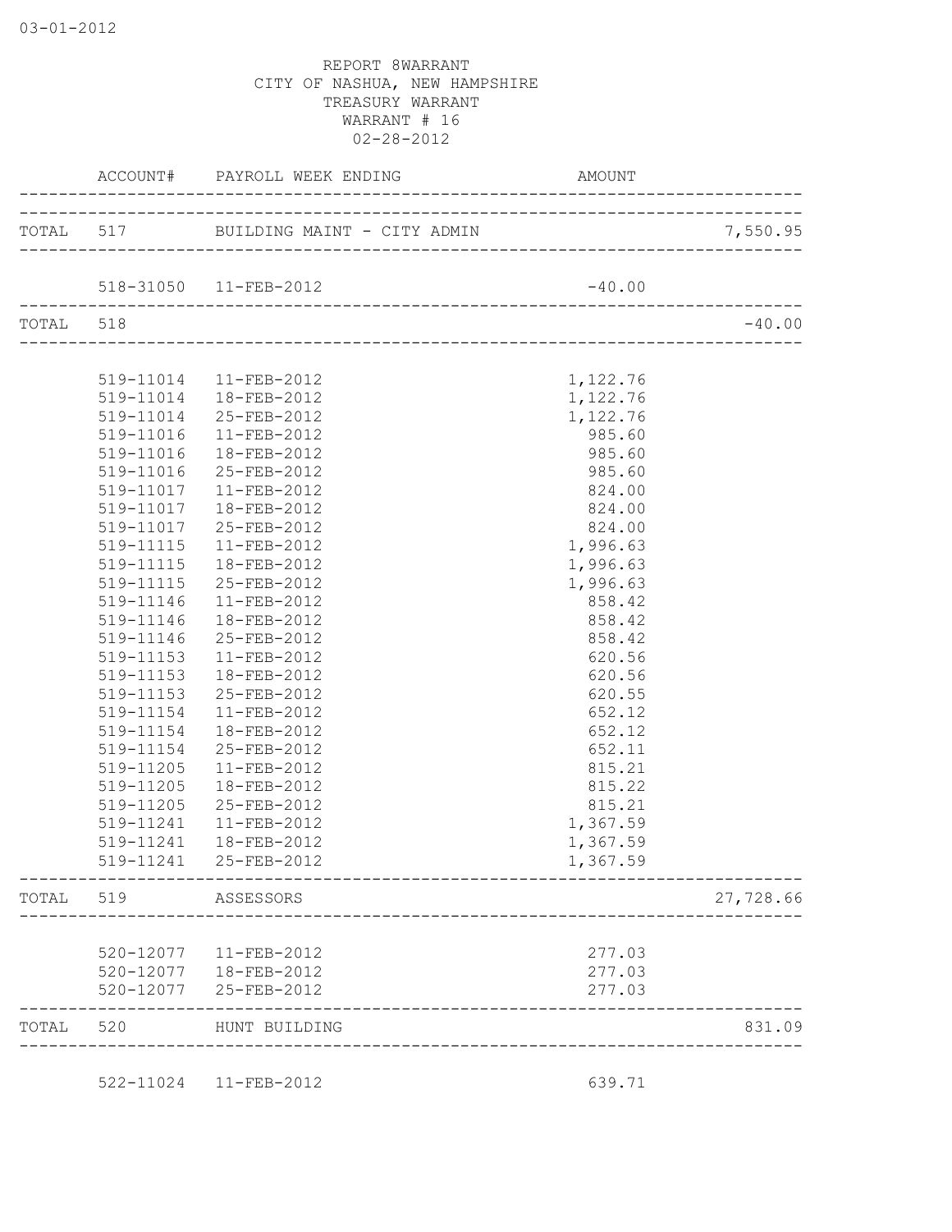REPORT 8WARRANT
CITY OF NASHUA, NEW HAMPSHIRE
TREASURY WARRANT
WARRANT # 16
02-28-2012

| | ACCOUNT# | PAYROLL WEEK ENDING | AMOUNT | |
|---|---|---|---|---|
| TOTAL | 517 | BUILDING MAINT - CITY ADMIN | | 7,550.95 |
| | 518-31050 | 11-FEB-2012 | -40.00 | |
| TOTAL | 518 | | | -40.00 |
| | 519-11014 | 11-FEB-2012 | 1,122.76 | |
| | 519-11014 | 18-FEB-2012 | 1,122.76 | |
| | 519-11014 | 25-FEB-2012 | 1,122.76 | |
| | 519-11016 | 11-FEB-2012 | 985.60 | |
| | 519-11016 | 18-FEB-2012 | 985.60 | |
| | 519-11016 | 25-FEB-2012 | 985.60 | |
| | 519-11017 | 11-FEB-2012 | 824.00 | |
| | 519-11017 | 18-FEB-2012 | 824.00 | |
| | 519-11017 | 25-FEB-2012 | 824.00 | |
| | 519-11115 | 11-FEB-2012 | 1,996.63 | |
| | 519-11115 | 18-FEB-2012 | 1,996.63 | |
| | 519-11115 | 25-FEB-2012 | 1,996.63 | |
| | 519-11146 | 11-FEB-2012 | 858.42 | |
| | 519-11146 | 18-FEB-2012 | 858.42 | |
| | 519-11146 | 25-FEB-2012 | 858.42 | |
| | 519-11153 | 11-FEB-2012 | 620.56 | |
| | 519-11153 | 18-FEB-2012 | 620.56 | |
| | 519-11153 | 25-FEB-2012 | 620.55 | |
| | 519-11154 | 11-FEB-2012 | 652.12 | |
| | 519-11154 | 18-FEB-2012 | 652.12 | |
| | 519-11154 | 25-FEB-2012 | 652.11 | |
| | 519-11205 | 11-FEB-2012 | 815.21 | |
| | 519-11205 | 18-FEB-2012 | 815.22 | |
| | 519-11205 | 25-FEB-2012 | 815.21 | |
| | 519-11241 | 11-FEB-2012 | 1,367.59 | |
| | 519-11241 | 18-FEB-2012 | 1,367.59 | |
| | 519-11241 | 25-FEB-2012 | 1,367.59 | |
| TOTAL | 519 | ASSESSORS | | 27,728.66 |
| | 520-12077 | 11-FEB-2012 | 277.03 | |
| | 520-12077 | 18-FEB-2012 | 277.03 | |
| | 520-12077 | 25-FEB-2012 | 277.03 | |
| TOTAL | 520 | HUNT BUILDING | | 831.09 |
| | 522-11024 | 11-FEB-2012 | 639.71 | |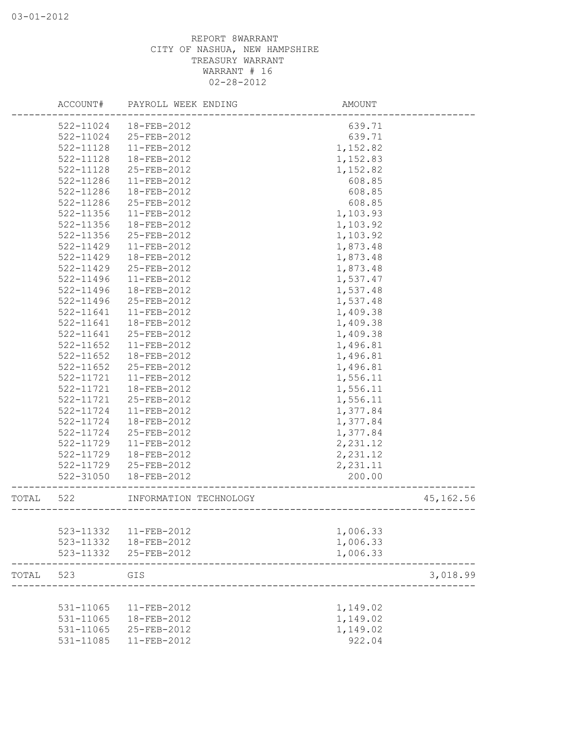REPORT 8WARRANT
CITY OF NASHUA, NEW HAMPSHIRE
TREASURY WARRANT
WARRANT # 16
02-28-2012

| | ACCOUNT# | PAYROLL WEEK ENDING | AMOUNT | |
|---|---|---|---|---|
| | 522-11024 | 18-FEB-2012 | 639.71 | |
| | 522-11024 | 25-FEB-2012 | 639.71 | |
| | 522-11128 | 11-FEB-2012 | 1,152.82 | |
| | 522-11128 | 18-FEB-2012 | 1,152.83 | |
| | 522-11128 | 25-FEB-2012 | 1,152.82 | |
| | 522-11286 | 11-FEB-2012 | 608.85 | |
| | 522-11286 | 18-FEB-2012 | 608.85 | |
| | 522-11286 | 25-FEB-2012 | 608.85 | |
| | 522-11356 | 11-FEB-2012 | 1,103.93 | |
| | 522-11356 | 18-FEB-2012 | 1,103.92 | |
| | 522-11356 | 25-FEB-2012 | 1,103.92 | |
| | 522-11429 | 11-FEB-2012 | 1,873.48 | |
| | 522-11429 | 18-FEB-2012 | 1,873.48 | |
| | 522-11429 | 25-FEB-2012 | 1,873.48 | |
| | 522-11496 | 11-FEB-2012 | 1,537.47 | |
| | 522-11496 | 18-FEB-2012 | 1,537.48 | |
| | 522-11496 | 25-FEB-2012 | 1,537.48 | |
| | 522-11641 | 11-FEB-2012 | 1,409.38 | |
| | 522-11641 | 18-FEB-2012 | 1,409.38 | |
| | 522-11641 | 25-FEB-2012 | 1,409.38 | |
| | 522-11652 | 11-FEB-2012 | 1,496.81 | |
| | 522-11652 | 18-FEB-2012 | 1,496.81 | |
| | 522-11652 | 25-FEB-2012 | 1,496.81 | |
| | 522-11721 | 11-FEB-2012 | 1,556.11 | |
| | 522-11721 | 18-FEB-2012 | 1,556.11 | |
| | 522-11721 | 25-FEB-2012 | 1,556.11 | |
| | 522-11724 | 11-FEB-2012 | 1,377.84 | |
| | 522-11724 | 18-FEB-2012 | 1,377.84 | |
| | 522-11724 | 25-FEB-2012 | 1,377.84 | |
| | 522-11729 | 11-FEB-2012 | 2,231.12 | |
| | 522-11729 | 18-FEB-2012 | 2,231.12 | |
| | 522-11729 | 25-FEB-2012 | 2,231.11 | |
| | 522-31050 | 18-FEB-2012 | 200.00 | |
| TOTAL | 522 | INFORMATION TECHNOLOGY | | 45,162.56 |
| | 523-11332 | 11-FEB-2012 | 1,006.33 | |
| | 523-11332 | 18-FEB-2012 | 1,006.33 | |
| | 523-11332 | 25-FEB-2012 | 1,006.33 | |
| TOTAL | 523 | GIS | | 3,018.99 |
| | 531-11065 | 11-FEB-2012 | 1,149.02 | |
| | 531-11065 | 18-FEB-2012 | 1,149.02 | |
| | 531-11065 | 25-FEB-2012 | 1,149.02 | |
| | 531-11085 | 11-FEB-2012 | 922.04 | |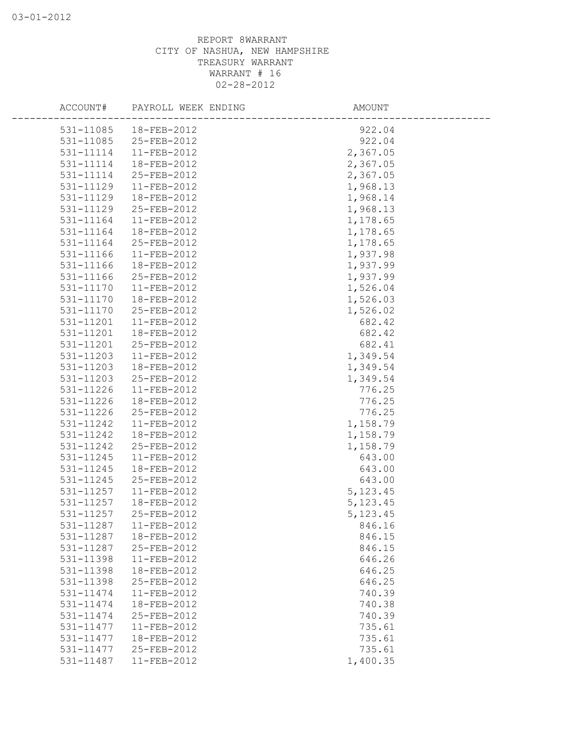REPORT 8WARRANT
CITY OF NASHUA, NEW HAMPSHIRE
TREASURY WARRANT
WARRANT # 16
02-28-2012

| ACCOUNT# | PAYROLL WEEK ENDING | AMOUNT |
|---|---|---|
| 531-11085 | 18-FEB-2012 | 922.04 |
| 531-11085 | 25-FEB-2012 | 922.04 |
| 531-11114 | 11-FEB-2012 | 2,367.05 |
| 531-11114 | 18-FEB-2012 | 2,367.05 |
| 531-11114 | 25-FEB-2012 | 2,367.05 |
| 531-11129 | 11-FEB-2012 | 1,968.13 |
| 531-11129 | 18-FEB-2012 | 1,968.14 |
| 531-11129 | 25-FEB-2012 | 1,968.13 |
| 531-11164 | 11-FEB-2012 | 1,178.65 |
| 531-11164 | 18-FEB-2012 | 1,178.65 |
| 531-11164 | 25-FEB-2012 | 1,178.65 |
| 531-11166 | 11-FEB-2012 | 1,937.98 |
| 531-11166 | 18-FEB-2012 | 1,937.99 |
| 531-11166 | 25-FEB-2012 | 1,937.99 |
| 531-11170 | 11-FEB-2012 | 1,526.04 |
| 531-11170 | 18-FEB-2012 | 1,526.03 |
| 531-11170 | 25-FEB-2012 | 1,526.02 |
| 531-11201 | 11-FEB-2012 | 682.42 |
| 531-11201 | 18-FEB-2012 | 682.42 |
| 531-11201 | 25-FEB-2012 | 682.41 |
| 531-11203 | 11-FEB-2012 | 1,349.54 |
| 531-11203 | 18-FEB-2012 | 1,349.54 |
| 531-11203 | 25-FEB-2012 | 1,349.54 |
| 531-11226 | 11-FEB-2012 | 776.25 |
| 531-11226 | 18-FEB-2012 | 776.25 |
| 531-11226 | 25-FEB-2012 | 776.25 |
| 531-11242 | 11-FEB-2012 | 1,158.79 |
| 531-11242 | 18-FEB-2012 | 1,158.79 |
| 531-11242 | 25-FEB-2012 | 1,158.79 |
| 531-11245 | 11-FEB-2012 | 643.00 |
| 531-11245 | 18-FEB-2012 | 643.00 |
| 531-11245 | 25-FEB-2012 | 643.00 |
| 531-11257 | 11-FEB-2012 | 5,123.45 |
| 531-11257 | 18-FEB-2012 | 5,123.45 |
| 531-11257 | 25-FEB-2012 | 5,123.45 |
| 531-11287 | 11-FEB-2012 | 846.16 |
| 531-11287 | 18-FEB-2012 | 846.15 |
| 531-11287 | 25-FEB-2012 | 846.15 |
| 531-11398 | 11-FEB-2012 | 646.26 |
| 531-11398 | 18-FEB-2012 | 646.25 |
| 531-11398 | 25-FEB-2012 | 646.25 |
| 531-11474 | 11-FEB-2012 | 740.39 |
| 531-11474 | 18-FEB-2012 | 740.38 |
| 531-11474 | 25-FEB-2012 | 740.39 |
| 531-11477 | 11-FEB-2012 | 735.61 |
| 531-11477 | 18-FEB-2012 | 735.61 |
| 531-11477 | 25-FEB-2012 | 735.61 |
| 531-11487 | 11-FEB-2012 | 1,400.35 |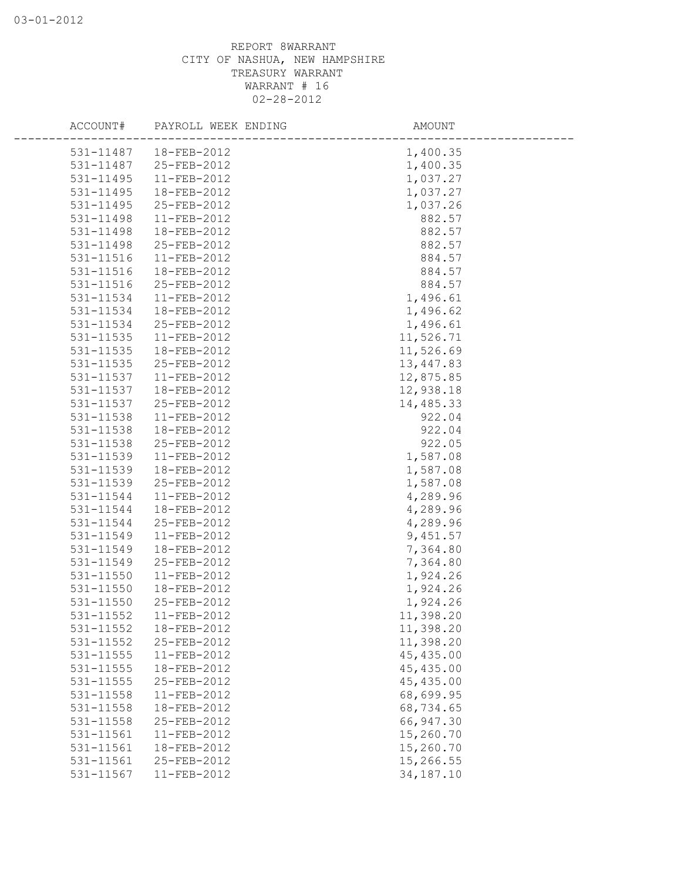REPORT 8WARRANT
CITY OF NASHUA, NEW HAMPSHIRE
TREASURY WARRANT
WARRANT # 16
02-28-2012

| ACCOUNT# | PAYROLL WEEK ENDING | AMOUNT |
|---|---|---|
| 531-11487 | 18-FEB-2012 | 1,400.35 |
| 531-11487 | 25-FEB-2012 | 1,400.35 |
| 531-11495 | 11-FEB-2012 | 1,037.27 |
| 531-11495 | 18-FEB-2012 | 1,037.27 |
| 531-11495 | 25-FEB-2012 | 1,037.26 |
| 531-11498 | 11-FEB-2012 | 882.57 |
| 531-11498 | 18-FEB-2012 | 882.57 |
| 531-11498 | 25-FEB-2012 | 882.57 |
| 531-11516 | 11-FEB-2012 | 884.57 |
| 531-11516 | 18-FEB-2012 | 884.57 |
| 531-11516 | 25-FEB-2012 | 884.57 |
| 531-11534 | 11-FEB-2012 | 1,496.61 |
| 531-11534 | 18-FEB-2012 | 1,496.62 |
| 531-11534 | 25-FEB-2012 | 1,496.61 |
| 531-11535 | 11-FEB-2012 | 11,526.71 |
| 531-11535 | 18-FEB-2012 | 11,526.69 |
| 531-11535 | 25-FEB-2012 | 13,447.83 |
| 531-11537 | 11-FEB-2012 | 12,875.85 |
| 531-11537 | 18-FEB-2012 | 12,938.18 |
| 531-11537 | 25-FEB-2012 | 14,485.33 |
| 531-11538 | 11-FEB-2012 | 922.04 |
| 531-11538 | 18-FEB-2012 | 922.04 |
| 531-11538 | 25-FEB-2012 | 922.05 |
| 531-11539 | 11-FEB-2012 | 1,587.08 |
| 531-11539 | 18-FEB-2012 | 1,587.08 |
| 531-11539 | 25-FEB-2012 | 1,587.08 |
| 531-11544 | 11-FEB-2012 | 4,289.96 |
| 531-11544 | 18-FEB-2012 | 4,289.96 |
| 531-11544 | 25-FEB-2012 | 4,289.96 |
| 531-11549 | 11-FEB-2012 | 9,451.57 |
| 531-11549 | 18-FEB-2012 | 7,364.80 |
| 531-11549 | 25-FEB-2012 | 7,364.80 |
| 531-11550 | 11-FEB-2012 | 1,924.26 |
| 531-11550 | 18-FEB-2012 | 1,924.26 |
| 531-11550 | 25-FEB-2012 | 1,924.26 |
| 531-11552 | 11-FEB-2012 | 11,398.20 |
| 531-11552 | 18-FEB-2012 | 11,398.20 |
| 531-11552 | 25-FEB-2012 | 11,398.20 |
| 531-11555 | 11-FEB-2012 | 45,435.00 |
| 531-11555 | 18-FEB-2012 | 45,435.00 |
| 531-11555 | 25-FEB-2012 | 45,435.00 |
| 531-11558 | 11-FEB-2012 | 68,699.95 |
| 531-11558 | 18-FEB-2012 | 68,734.65 |
| 531-11558 | 25-FEB-2012 | 66,947.30 |
| 531-11561 | 11-FEB-2012 | 15,260.70 |
| 531-11561 | 18-FEB-2012 | 15,260.70 |
| 531-11561 | 25-FEB-2012 | 15,266.55 |
| 531-11567 | 11-FEB-2012 | 34,187.10 |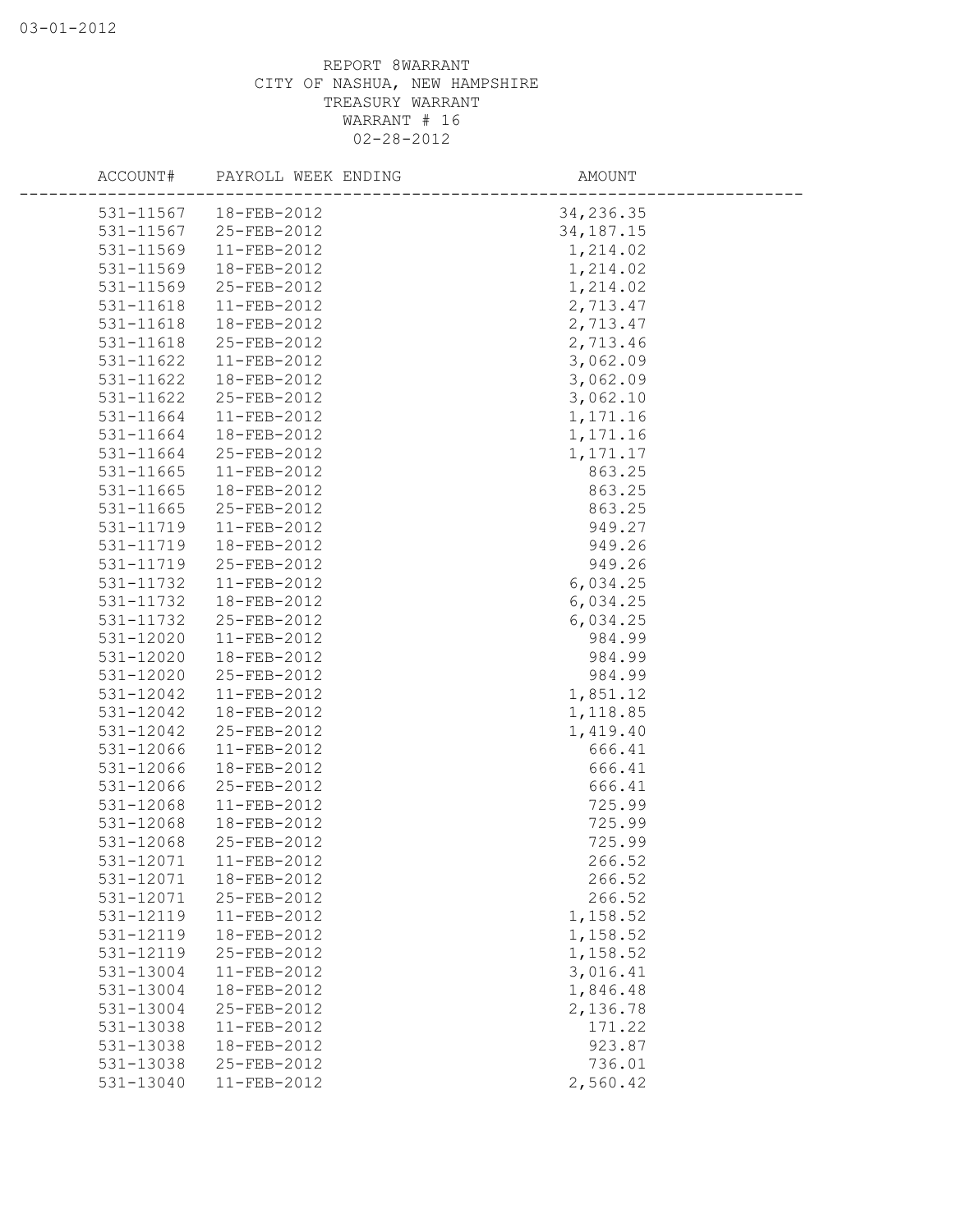REPORT 8WARRANT
CITY OF NASHUA, NEW HAMPSHIRE
TREASURY WARRANT
WARRANT # 16
02-28-2012

| ACCOUNT# | PAYROLL WEEK ENDING | AMOUNT |
|---|---|---|
| 531-11567 | 18-FEB-2012 | 34,236.35 |
| 531-11567 | 25-FEB-2012 | 34,187.15 |
| 531-11569 | 11-FEB-2012 | 1,214.02 |
| 531-11569 | 18-FEB-2012 | 1,214.02 |
| 531-11569 | 25-FEB-2012 | 1,214.02 |
| 531-11618 | 11-FEB-2012 | 2,713.47 |
| 531-11618 | 18-FEB-2012 | 2,713.47 |
| 531-11618 | 25-FEB-2012 | 2,713.46 |
| 531-11622 | 11-FEB-2012 | 3,062.09 |
| 531-11622 | 18-FEB-2012 | 3,062.09 |
| 531-11622 | 25-FEB-2012 | 3,062.10 |
| 531-11664 | 11-FEB-2012 | 1,171.16 |
| 531-11664 | 18-FEB-2012 | 1,171.16 |
| 531-11664 | 25-FEB-2012 | 1,171.17 |
| 531-11665 | 11-FEB-2012 | 863.25 |
| 531-11665 | 18-FEB-2012 | 863.25 |
| 531-11665 | 25-FEB-2012 | 863.25 |
| 531-11719 | 11-FEB-2012 | 949.27 |
| 531-11719 | 18-FEB-2012 | 949.26 |
| 531-11719 | 25-FEB-2012 | 949.26 |
| 531-11732 | 11-FEB-2012 | 6,034.25 |
| 531-11732 | 18-FEB-2012 | 6,034.25 |
| 531-11732 | 25-FEB-2012 | 6,034.25 |
| 531-12020 | 11-FEB-2012 | 984.99 |
| 531-12020 | 18-FEB-2012 | 984.99 |
| 531-12020 | 25-FEB-2012 | 984.99 |
| 531-12042 | 11-FEB-2012 | 1,851.12 |
| 531-12042 | 18-FEB-2012 | 1,118.85 |
| 531-12042 | 25-FEB-2012 | 1,419.40 |
| 531-12066 | 11-FEB-2012 | 666.41 |
| 531-12066 | 18-FEB-2012 | 666.41 |
| 531-12066 | 25-FEB-2012 | 666.41 |
| 531-12068 | 11-FEB-2012 | 725.99 |
| 531-12068 | 18-FEB-2012 | 725.99 |
| 531-12068 | 25-FEB-2012 | 725.99 |
| 531-12071 | 11-FEB-2012 | 266.52 |
| 531-12071 | 18-FEB-2012 | 266.52 |
| 531-12071 | 25-FEB-2012 | 266.52 |
| 531-12119 | 11-FEB-2012 | 1,158.52 |
| 531-12119 | 18-FEB-2012 | 1,158.52 |
| 531-12119 | 25-FEB-2012 | 1,158.52 |
| 531-13004 | 11-FEB-2012 | 3,016.41 |
| 531-13004 | 18-FEB-2012 | 1,846.48 |
| 531-13004 | 25-FEB-2012 | 2,136.78 |
| 531-13038 | 11-FEB-2012 | 171.22 |
| 531-13038 | 18-FEB-2012 | 923.87 |
| 531-13038 | 25-FEB-2012 | 736.01 |
| 531-13040 | 11-FEB-2012 | 2,560.42 |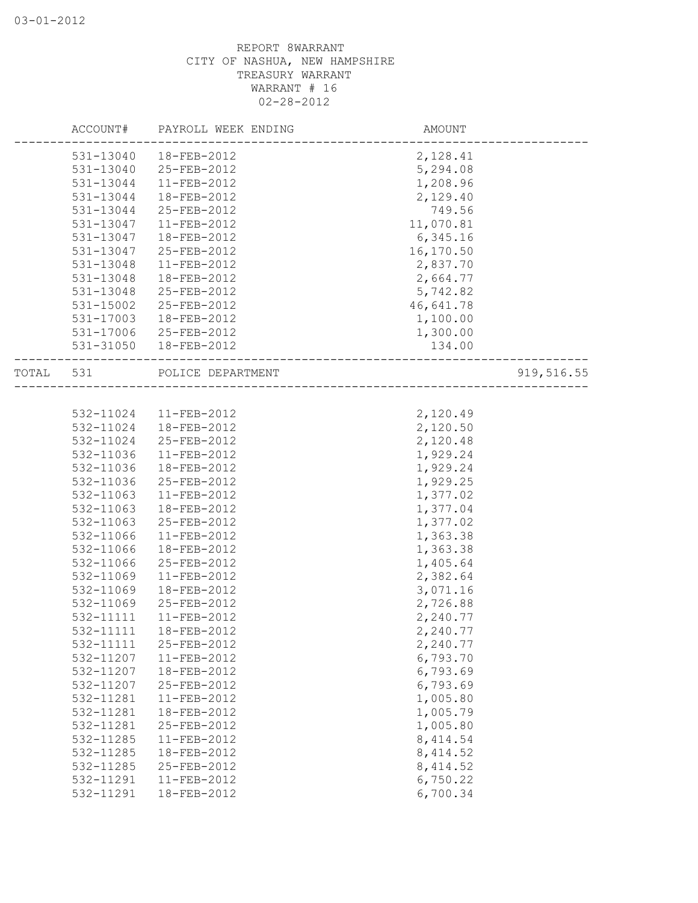REPORT 8WARRANT
CITY OF NASHUA, NEW HAMPSHIRE
TREASURY WARRANT
WARRANT # 16
02-28-2012

| ACCOUNT# | PAYROLL WEEK ENDING | AMOUNT | |
|---|---|---|---|
| 531-13040 | 18-FEB-2012 | 2,128.41 | |
| 531-13040 | 25-FEB-2012 | 5,294.08 | |
| 531-13044 | 11-FEB-2012 | 1,208.96 | |
| 531-13044 | 18-FEB-2012 | 2,129.40 | |
| 531-13044 | 25-FEB-2012 | 749.56 | |
| 531-13047 | 11-FEB-2012 | 11,070.81 | |
| 531-13047 | 18-FEB-2012 | 6,345.16 | |
| 531-13047 | 25-FEB-2012 | 16,170.50 | |
| 531-13048 | 11-FEB-2012 | 2,837.70 | |
| 531-13048 | 18-FEB-2012 | 2,664.77 | |
| 531-13048 | 25-FEB-2012 | 5,742.82 | |
| 531-15002 | 25-FEB-2012 | 46,641.78 | |
| 531-17003 | 18-FEB-2012 | 1,100.00 | |
| 531-17006 | 25-FEB-2012 | 1,300.00 | |
| 531-31050 | 18-FEB-2012 | 134.00 | |
| TOTAL 531 | POLICE DEPARTMENT | | 919,516.55 |
| 532-11024 | 11-FEB-2012 | 2,120.49 | |
| 532-11024 | 18-FEB-2012 | 2,120.50 | |
| 532-11024 | 25-FEB-2012 | 2,120.48 | |
| 532-11036 | 11-FEB-2012 | 1,929.24 | |
| 532-11036 | 18-FEB-2012 | 1,929.24 | |
| 532-11036 | 25-FEB-2012 | 1,929.25 | |
| 532-11063 | 11-FEB-2012 | 1,377.02 | |
| 532-11063 | 18-FEB-2012 | 1,377.04 | |
| 532-11063 | 25-FEB-2012 | 1,377.02 | |
| 532-11066 | 11-FEB-2012 | 1,363.38 | |
| 532-11066 | 18-FEB-2012 | 1,363.38 | |
| 532-11066 | 25-FEB-2012 | 1,405.64 | |
| 532-11069 | 11-FEB-2012 | 2,382.64 | |
| 532-11069 | 18-FEB-2012 | 3,071.16 | |
| 532-11069 | 25-FEB-2012 | 2,726.88 | |
| 532-11111 | 11-FEB-2012 | 2,240.77 | |
| 532-11111 | 18-FEB-2012 | 2,240.77 | |
| 532-11111 | 25-FEB-2012 | 2,240.77 | |
| 532-11207 | 11-FEB-2012 | 6,793.70 | |
| 532-11207 | 18-FEB-2012 | 6,793.69 | |
| 532-11207 | 25-FEB-2012 | 6,793.69 | |
| 532-11281 | 11-FEB-2012 | 1,005.80 | |
| 532-11281 | 18-FEB-2012 | 1,005.79 | |
| 532-11281 | 25-FEB-2012 | 1,005.80 | |
| 532-11285 | 11-FEB-2012 | 8,414.54 | |
| 532-11285 | 18-FEB-2012 | 8,414.52 | |
| 532-11285 | 25-FEB-2012 | 8,414.52 | |
| 532-11291 | 11-FEB-2012 | 6,750.22 | |
| 532-11291 | 18-FEB-2012 | 6,700.34 | |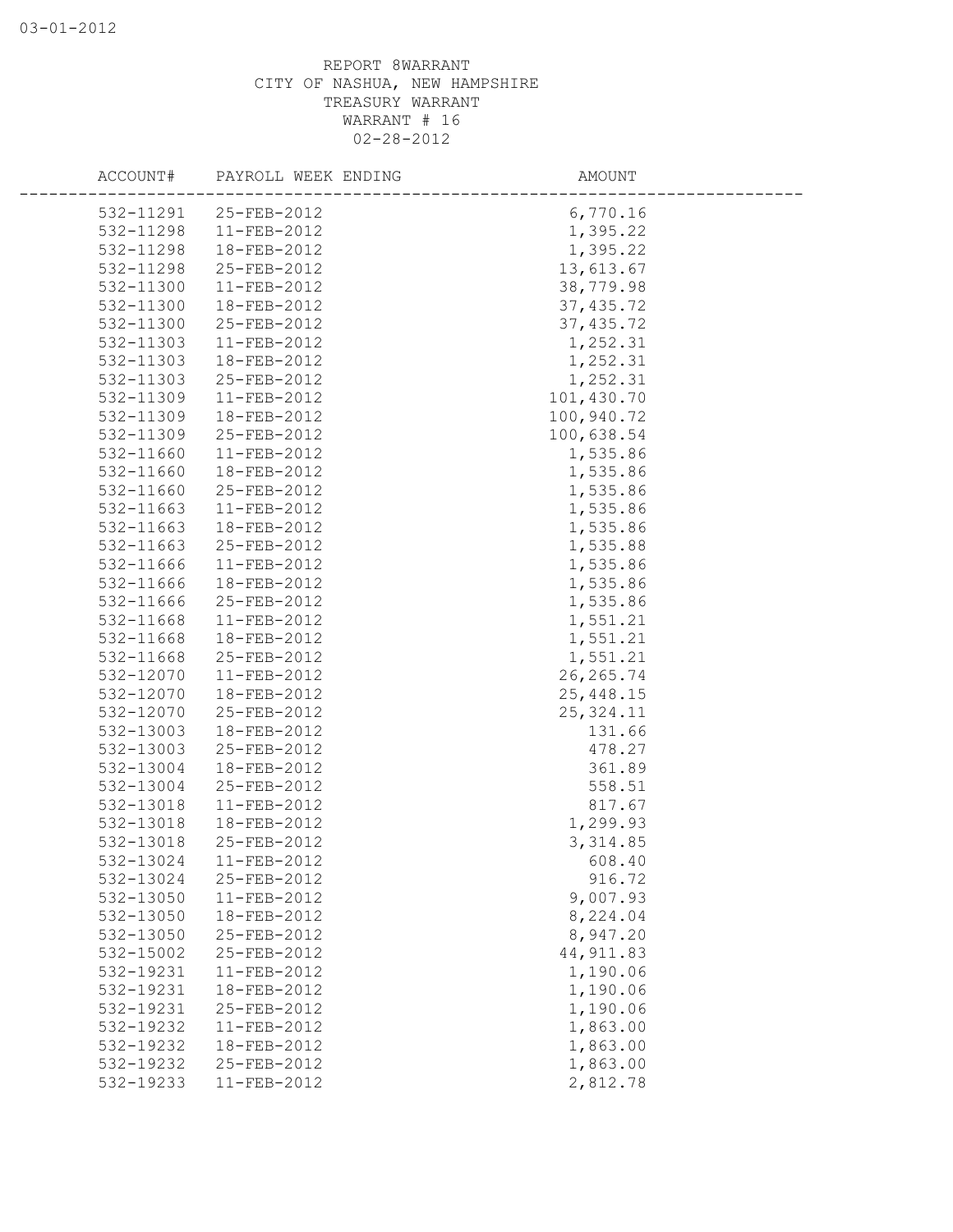REPORT 8WARRANT
CITY OF NASHUA, NEW HAMPSHIRE
TREASURY WARRANT
WARRANT # 16
02-28-2012

| ACCOUNT# | PAYROLL WEEK ENDING | AMOUNT |
|---|---|---|
| 532-11291 | 25-FEB-2012 | 6,770.16 |
| 532-11298 | 11-FEB-2012 | 1,395.22 |
| 532-11298 | 18-FEB-2012 | 1,395.22 |
| 532-11298 | 25-FEB-2012 | 13,613.67 |
| 532-11300 | 11-FEB-2012 | 38,779.98 |
| 532-11300 | 18-FEB-2012 | 37,435.72 |
| 532-11300 | 25-FEB-2012 | 37,435.72 |
| 532-11303 | 11-FEB-2012 | 1,252.31 |
| 532-11303 | 18-FEB-2012 | 1,252.31 |
| 532-11303 | 25-FEB-2012 | 1,252.31 |
| 532-11309 | 11-FEB-2012 | 101,430.70 |
| 532-11309 | 18-FEB-2012 | 100,940.72 |
| 532-11309 | 25-FEB-2012 | 100,638.54 |
| 532-11660 | 11-FEB-2012 | 1,535.86 |
| 532-11660 | 18-FEB-2012 | 1,535.86 |
| 532-11660 | 25-FEB-2012 | 1,535.86 |
| 532-11663 | 11-FEB-2012 | 1,535.86 |
| 532-11663 | 18-FEB-2012 | 1,535.86 |
| 532-11663 | 25-FEB-2012 | 1,535.88 |
| 532-11666 | 11-FEB-2012 | 1,535.86 |
| 532-11666 | 18-FEB-2012 | 1,535.86 |
| 532-11666 | 25-FEB-2012 | 1,535.86 |
| 532-11668 | 11-FEB-2012 | 1,551.21 |
| 532-11668 | 18-FEB-2012 | 1,551.21 |
| 532-11668 | 25-FEB-2012 | 1,551.21 |
| 532-12070 | 11-FEB-2012 | 26,265.74 |
| 532-12070 | 18-FEB-2012 | 25,448.15 |
| 532-12070 | 25-FEB-2012 | 25,324.11 |
| 532-13003 | 18-FEB-2012 | 131.66 |
| 532-13003 | 25-FEB-2012 | 478.27 |
| 532-13004 | 18-FEB-2012 | 361.89 |
| 532-13004 | 25-FEB-2012 | 558.51 |
| 532-13018 | 11-FEB-2012 | 817.67 |
| 532-13018 | 18-FEB-2012 | 1,299.93 |
| 532-13018 | 25-FEB-2012 | 3,314.85 |
| 532-13024 | 11-FEB-2012 | 608.40 |
| 532-13024 | 25-FEB-2012 | 916.72 |
| 532-13050 | 11-FEB-2012 | 9,007.93 |
| 532-13050 | 18-FEB-2012 | 8,224.04 |
| 532-13050 | 25-FEB-2012 | 8,947.20 |
| 532-15002 | 25-FEB-2012 | 44,911.83 |
| 532-19231 | 11-FEB-2012 | 1,190.06 |
| 532-19231 | 18-FEB-2012 | 1,190.06 |
| 532-19231 | 25-FEB-2012 | 1,190.06 |
| 532-19232 | 11-FEB-2012 | 1,863.00 |
| 532-19232 | 18-FEB-2012 | 1,863.00 |
| 532-19232 | 25-FEB-2012 | 1,863.00 |
| 532-19233 | 11-FEB-2012 | 2,812.78 |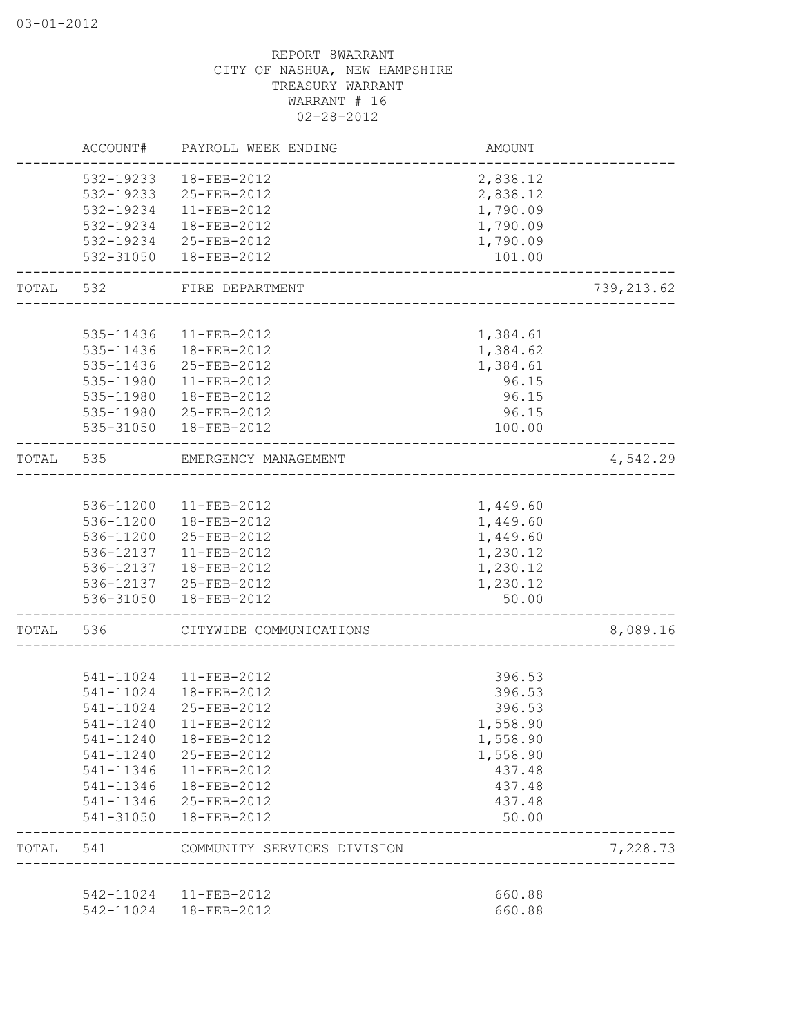REPORT 8WARRANT
CITY OF NASHUA, NEW HAMPSHIRE
TREASURY WARRANT
WARRANT # 16
02-28-2012

| | ACCOUNT# | PAYROLL WEEK ENDING | AMOUNT | |
|---|---|---|---|---|
| | 532-19233 | 18-FEB-2012 | 2,838.12 | |
| | 532-19233 | 25-FEB-2012 | 2,838.12 | |
| | 532-19234 | 11-FEB-2012 | 1,790.09 | |
| | 532-19234 | 18-FEB-2012 | 1,790.09 | |
| | 532-19234 | 25-FEB-2012 | 1,790.09 | |
| | 532-31050 | 18-FEB-2012 | 101.00 | |
| TOTAL | 532 | FIRE DEPARTMENT | | 739,213.62 |
| | 535-11436 | 11-FEB-2012 | 1,384.61 | |
| | 535-11436 | 18-FEB-2012 | 1,384.62 | |
| | 535-11436 | 25-FEB-2012 | 1,384.61 | |
| | 535-11980 | 11-FEB-2012 | 96.15 | |
| | 535-11980 | 18-FEB-2012 | 96.15 | |
| | 535-11980 | 25-FEB-2012 | 96.15 | |
| | 535-31050 | 18-FEB-2012 | 100.00 | |
| TOTAL | 535 | EMERGENCY MANAGEMENT | | 4,542.29 |
| | 536-11200 | 11-FEB-2012 | 1,449.60 | |
| | 536-11200 | 18-FEB-2012 | 1,449.60 | |
| | 536-11200 | 25-FEB-2012 | 1,449.60 | |
| | 536-12137 | 11-FEB-2012 | 1,230.12 | |
| | 536-12137 | 18-FEB-2012 | 1,230.12 | |
| | 536-12137 | 25-FEB-2012 | 1,230.12 | |
| | 536-31050 | 18-FEB-2012 | 50.00 | |
| TOTAL | 536 | CITYWIDE COMMUNICATIONS | | 8,089.16 |
| | 541-11024 | 11-FEB-2012 | 396.53 | |
| | 541-11024 | 18-FEB-2012 | 396.53 | |
| | 541-11024 | 25-FEB-2012 | 396.53 | |
| | 541-11240 | 11-FEB-2012 | 1,558.90 | |
| | 541-11240 | 18-FEB-2012 | 1,558.90 | |
| | 541-11240 | 25-FEB-2012 | 1,558.90 | |
| | 541-11346 | 11-FEB-2012 | 437.48 | |
| | 541-11346 | 18-FEB-2012 | 437.48 | |
| | 541-11346 | 25-FEB-2012 | 437.48 | |
| | 541-31050 | 18-FEB-2012 | 50.00 | |
| TOTAL | 541 | COMMUNITY SERVICES DIVISION | | 7,228.73 |
| | 542-11024 | 11-FEB-2012 | 660.88 | |
| | 542-11024 | 18-FEB-2012 | 660.88 | |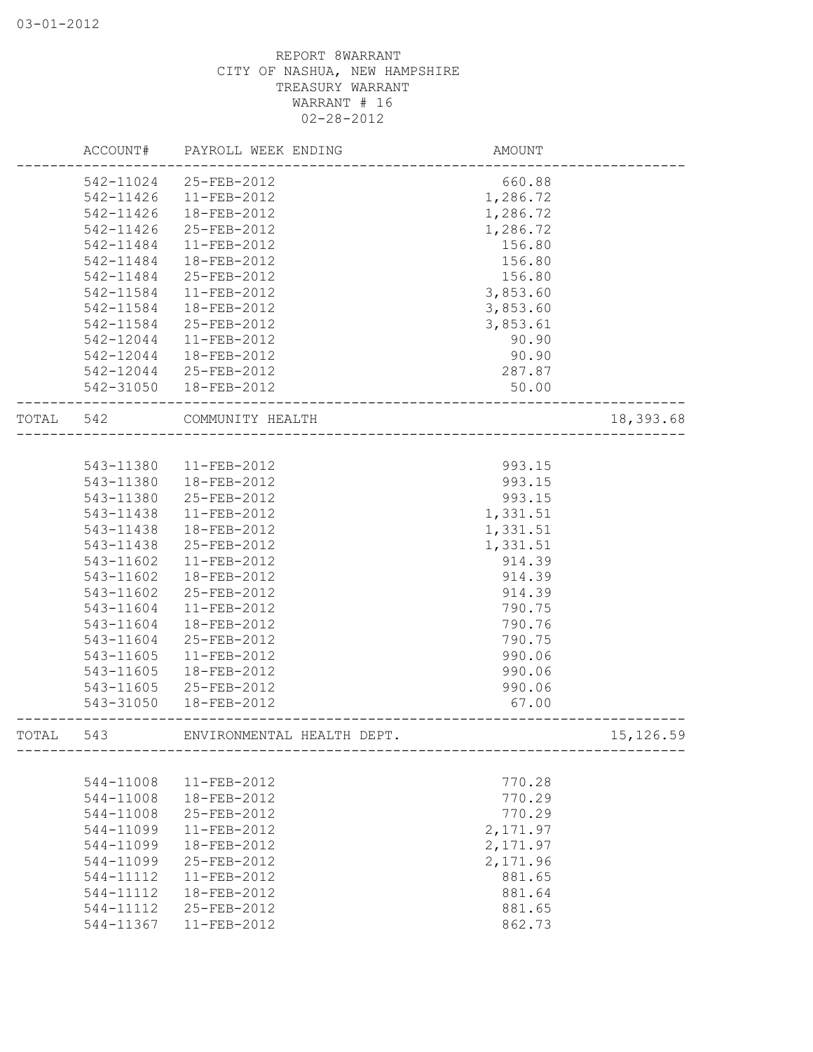REPORT 8WARRANT
CITY OF NASHUA, NEW HAMPSHIRE
TREASURY WARRANT
WARRANT # 16
02-28-2012

| | ACCOUNT# | PAYROLL WEEK ENDING | AMOUNT | |
|---|---|---|---|---|
| | 542-11024 | 25-FEB-2012 | 660.88 | |
| | 542-11426 | 11-FEB-2012 | 1,286.72 | |
| | 542-11426 | 18-FEB-2012 | 1,286.72 | |
| | 542-11426 | 25-FEB-2012 | 1,286.72 | |
| | 542-11484 | 11-FEB-2012 | 156.80 | |
| | 542-11484 | 18-FEB-2012 | 156.80 | |
| | 542-11484 | 25-FEB-2012 | 156.80 | |
| | 542-11584 | 11-FEB-2012 | 3,853.60 | |
| | 542-11584 | 18-FEB-2012 | 3,853.60 | |
| | 542-11584 | 25-FEB-2012 | 3,853.61 | |
| | 542-12044 | 11-FEB-2012 | 90.90 | |
| | 542-12044 | 18-FEB-2012 | 90.90 | |
| | 542-12044 | 25-FEB-2012 | 287.87 | |
| | 542-31050 | 18-FEB-2012 | 50.00 | |
| TOTAL | 542 | COMMUNITY HEALTH | | 18,393.68 |
| | 543-11380 | 11-FEB-2012 | 993.15 | |
| | 543-11380 | 18-FEB-2012 | 993.15 | |
| | 543-11380 | 25-FEB-2012 | 993.15 | |
| | 543-11438 | 11-FEB-2012 | 1,331.51 | |
| | 543-11438 | 18-FEB-2012 | 1,331.51 | |
| | 543-11438 | 25-FEB-2012 | 1,331.51 | |
| | 543-11602 | 11-FEB-2012 | 914.39 | |
| | 543-11602 | 18-FEB-2012 | 914.39 | |
| | 543-11602 | 25-FEB-2012 | 914.39 | |
| | 543-11604 | 11-FEB-2012 | 790.75 | |
| | 543-11604 | 18-FEB-2012 | 790.76 | |
| | 543-11604 | 25-FEB-2012 | 790.75 | |
| | 543-11605 | 11-FEB-2012 | 990.06 | |
| | 543-11605 | 18-FEB-2012 | 990.06 | |
| | 543-11605 | 25-FEB-2012 | 990.06 | |
| | 543-31050 | 18-FEB-2012 | 67.00 | |
| TOTAL | 543 | ENVIRONMENTAL HEALTH DEPT. | | 15,126.59 |
| | 544-11008 | 11-FEB-2012 | 770.28 | |
| | 544-11008 | 18-FEB-2012 | 770.29 | |
| | 544-11008 | 25-FEB-2012 | 770.29 | |
| | 544-11099 | 11-FEB-2012 | 2,171.97 | |
| | 544-11099 | 18-FEB-2012 | 2,171.97 | |
| | 544-11099 | 25-FEB-2012 | 2,171.96 | |
| | 544-11112 | 11-FEB-2012 | 881.65 | |
| | 544-11112 | 18-FEB-2012 | 881.64 | |
| | 544-11112 | 25-FEB-2012 | 881.65 | |
| | 544-11367 | 11-FEB-2012 | 862.73 | |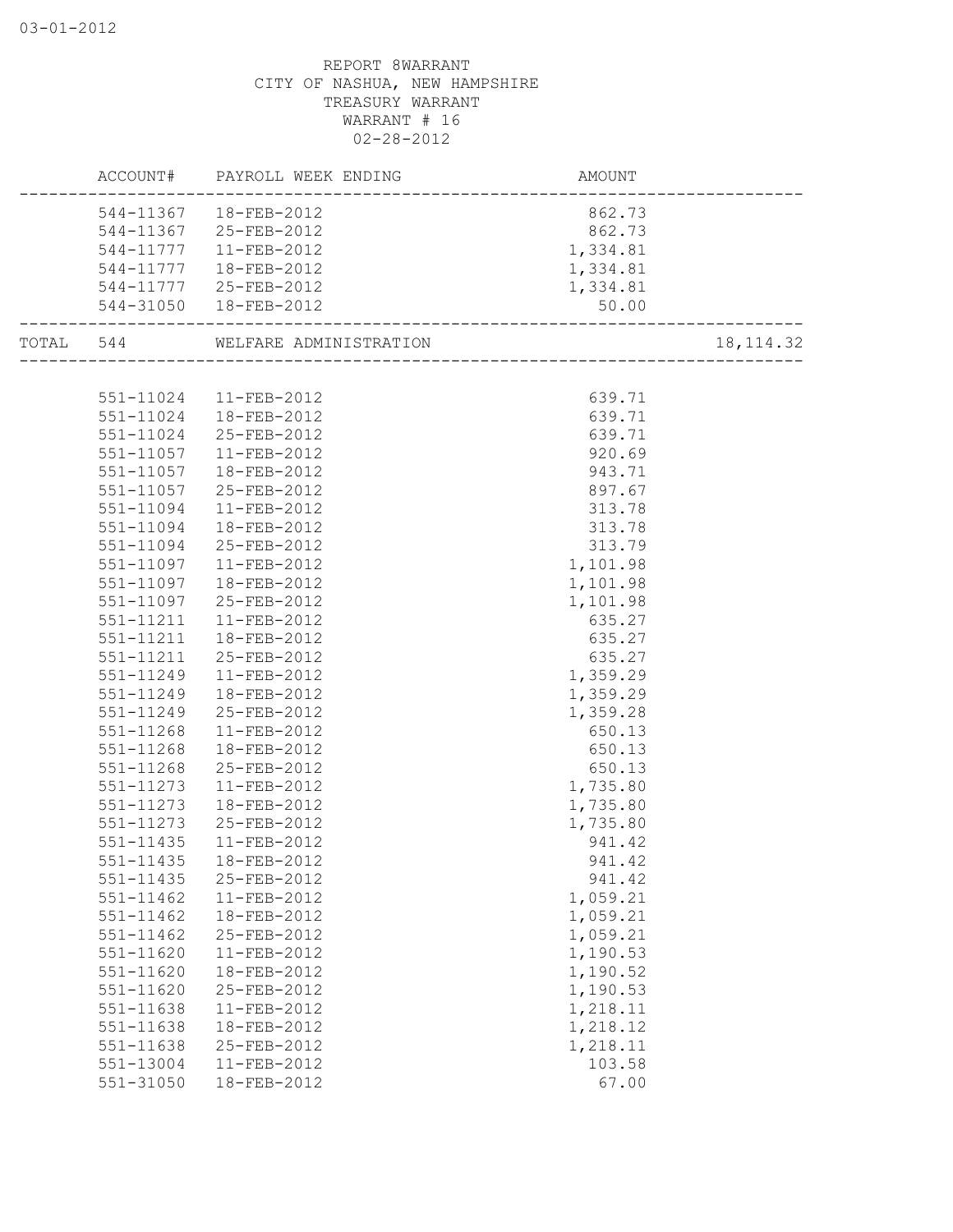03-01-2012

REPORT 8WARRANT
CITY OF NASHUA, NEW HAMPSHIRE
TREASURY WARRANT
WARRANT # 16
02-28-2012

| | ACCOUNT# | PAYROLL WEEK ENDING | AMOUNT | |
|---|---|---|---|---|
| | 544-11367 | 18-FEB-2012 | 862.73 | |
| | 544-11367 | 25-FEB-2012 | 862.73 | |
| | 544-11777 | 11-FEB-2012 | 1,334.81 | |
| | 544-11777 | 18-FEB-2012 | 1,334.81 | |
| | 544-11777 | 25-FEB-2012 | 1,334.81 | |
| | 544-31050 | 18-FEB-2012 | 50.00 | |
| TOTAL | 544 | WELFARE ADMINISTRATION | | 18,114.32 |
| | 551-11024 | 11-FEB-2012 | 639.71 | |
| | 551-11024 | 18-FEB-2012 | 639.71 | |
| | 551-11024 | 25-FEB-2012 | 639.71 | |
| | 551-11057 | 11-FEB-2012 | 920.69 | |
| | 551-11057 | 18-FEB-2012 | 943.71 | |
| | 551-11057 | 25-FEB-2012 | 897.67 | |
| | 551-11094 | 11-FEB-2012 | 313.78 | |
| | 551-11094 | 18-FEB-2012 | 313.78 | |
| | 551-11094 | 25-FEB-2012 | 313.79 | |
| | 551-11097 | 11-FEB-2012 | 1,101.98 | |
| | 551-11097 | 18-FEB-2012 | 1,101.98 | |
| | 551-11097 | 25-FEB-2012 | 1,101.98 | |
| | 551-11211 | 11-FEB-2012 | 635.27 | |
| | 551-11211 | 18-FEB-2012 | 635.27 | |
| | 551-11211 | 25-FEB-2012 | 635.27 | |
| | 551-11249 | 11-FEB-2012 | 1,359.29 | |
| | 551-11249 | 18-FEB-2012 | 1,359.29 | |
| | 551-11249 | 25-FEB-2012 | 1,359.28 | |
| | 551-11268 | 11-FEB-2012 | 650.13 | |
| | 551-11268 | 18-FEB-2012 | 650.13 | |
| | 551-11268 | 25-FEB-2012 | 650.13 | |
| | 551-11273 | 11-FEB-2012 | 1,735.80 | |
| | 551-11273 | 18-FEB-2012 | 1,735.80 | |
| | 551-11273 | 25-FEB-2012 | 1,735.80 | |
| | 551-11435 | 11-FEB-2012 | 941.42 | |
| | 551-11435 | 18-FEB-2012 | 941.42 | |
| | 551-11435 | 25-FEB-2012 | 941.42 | |
| | 551-11462 | 11-FEB-2012 | 1,059.21 | |
| | 551-11462 | 18-FEB-2012 | 1,059.21 | |
| | 551-11462 | 25-FEB-2012 | 1,059.21 | |
| | 551-11620 | 11-FEB-2012 | 1,190.53 | |
| | 551-11620 | 18-FEB-2012 | 1,190.52 | |
| | 551-11620 | 25-FEB-2012 | 1,190.53 | |
| | 551-11638 | 11-FEB-2012 | 1,218.11 | |
| | 551-11638 | 18-FEB-2012 | 1,218.12 | |
| | 551-11638 | 25-FEB-2012 | 1,218.11 | |
| | 551-13004 | 11-FEB-2012 | 103.58 | |
| | 551-31050 | 18-FEB-2012 | 67.00 | |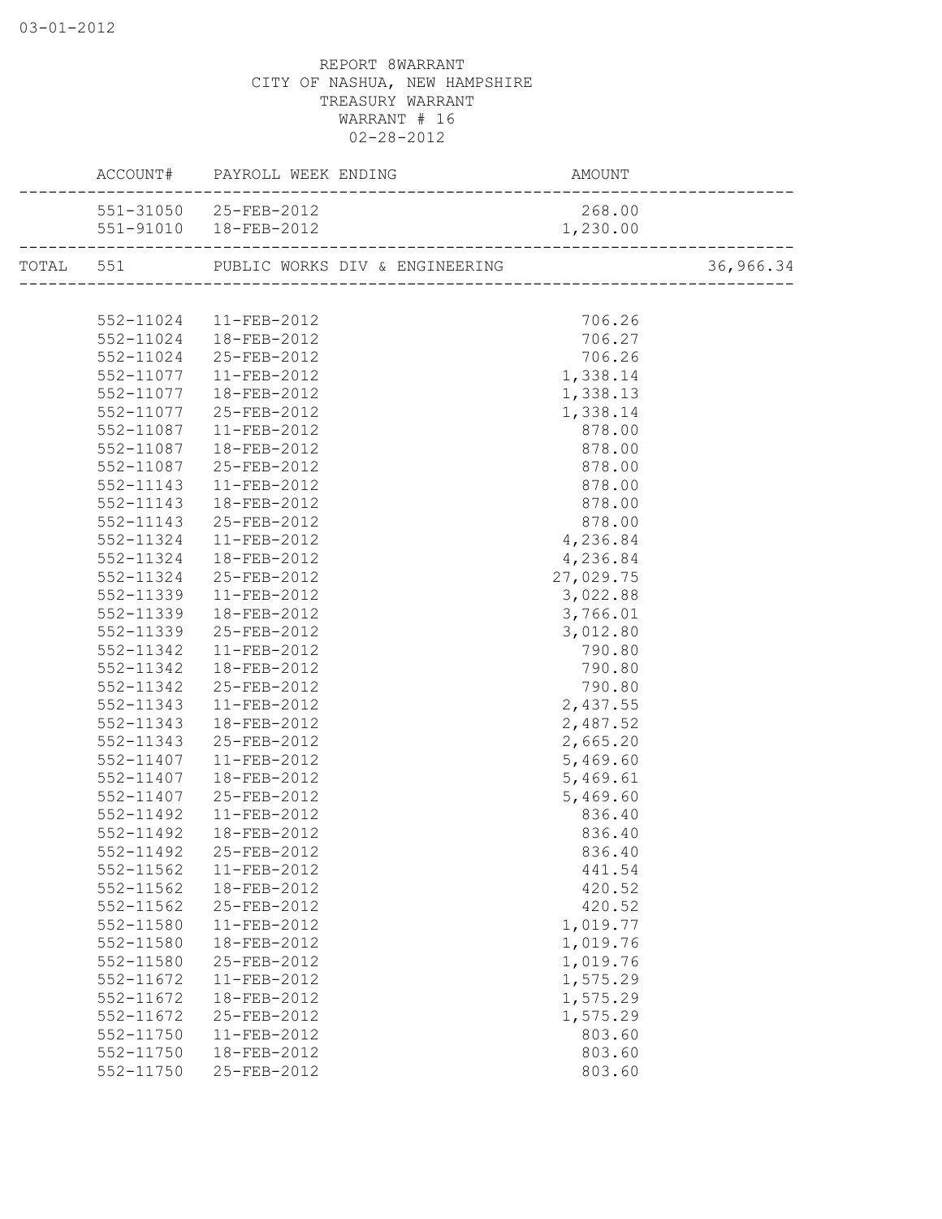03-01-2012

REPORT 8WARRANT
CITY OF NASHUA, NEW HAMPSHIRE
TREASURY WARRANT
WARRANT # 16
02-28-2012

| | ACCOUNT# | PAYROLL WEEK ENDING | AMOUNT | |
|---|---|---|---|---|
| | 551-31050 | 25-FEB-2012 | 268.00 | |
| | 551-91010 | 18-FEB-2012 | 1,230.00 | |
| TOTAL | 551 | PUBLIC WORKS DIV & ENGINEERING | | 36,966.34 |
| | 552-11024 | 11-FEB-2012 | 706.26 | |
| | 552-11024 | 18-FEB-2012 | 706.27 | |
| | 552-11024 | 25-FEB-2012 | 706.26 | |
| | 552-11077 | 11-FEB-2012 | 1,338.14 | |
| | 552-11077 | 18-FEB-2012 | 1,338.13 | |
| | 552-11077 | 25-FEB-2012 | 1,338.14 | |
| | 552-11087 | 11-FEB-2012 | 878.00 | |
| | 552-11087 | 18-FEB-2012 | 878.00 | |
| | 552-11087 | 25-FEB-2012 | 878.00 | |
| | 552-11143 | 11-FEB-2012 | 878.00 | |
| | 552-11143 | 18-FEB-2012 | 878.00 | |
| | 552-11143 | 25-FEB-2012 | 878.00 | |
| | 552-11324 | 11-FEB-2012 | 4,236.84 | |
| | 552-11324 | 18-FEB-2012 | 4,236.84 | |
| | 552-11324 | 25-FEB-2012 | 27,029.75 | |
| | 552-11339 | 11-FEB-2012 | 3,022.88 | |
| | 552-11339 | 18-FEB-2012 | 3,766.01 | |
| | 552-11339 | 25-FEB-2012 | 3,012.80 | |
| | 552-11342 | 11-FEB-2012 | 790.80 | |
| | 552-11342 | 18-FEB-2012 | 790.80 | |
| | 552-11342 | 25-FEB-2012 | 790.80 | |
| | 552-11343 | 11-FEB-2012 | 2,437.55 | |
| | 552-11343 | 18-FEB-2012 | 2,487.52 | |
| | 552-11343 | 25-FEB-2012 | 2,665.20 | |
| | 552-11407 | 11-FEB-2012 | 5,469.60 | |
| | 552-11407 | 18-FEB-2012 | 5,469.61 | |
| | 552-11407 | 25-FEB-2012 | 5,469.60 | |
| | 552-11492 | 11-FEB-2012 | 836.40 | |
| | 552-11492 | 18-FEB-2012 | 836.40 | |
| | 552-11492 | 25-FEB-2012 | 836.40 | |
| | 552-11562 | 11-FEB-2012 | 441.54 | |
| | 552-11562 | 18-FEB-2012 | 420.52 | |
| | 552-11562 | 25-FEB-2012 | 420.52 | |
| | 552-11580 | 11-FEB-2012 | 1,019.77 | |
| | 552-11580 | 18-FEB-2012 | 1,019.76 | |
| | 552-11580 | 25-FEB-2012 | 1,019.76 | |
| | 552-11672 | 11-FEB-2012 | 1,575.29 | |
| | 552-11672 | 18-FEB-2012 | 1,575.29 | |
| | 552-11672 | 25-FEB-2012 | 1,575.29 | |
| | 552-11750 | 11-FEB-2012 | 803.60 | |
| | 552-11750 | 18-FEB-2012 | 803.60 | |
| | 552-11750 | 25-FEB-2012 | 803.60 | |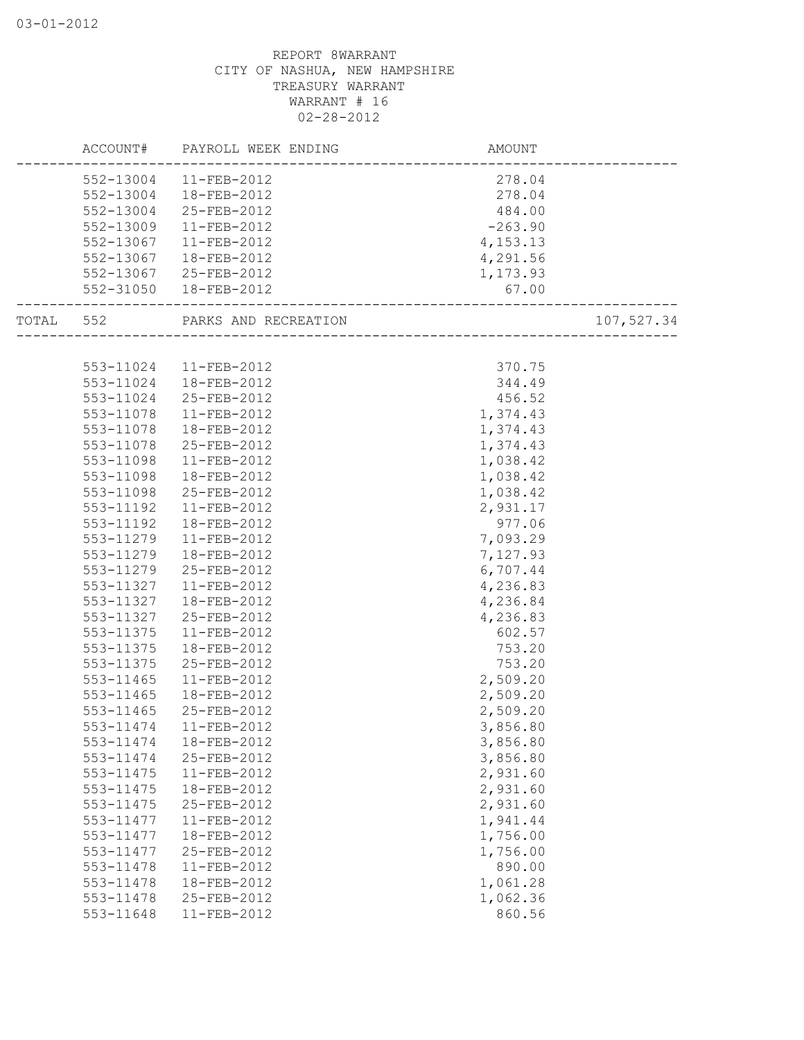REPORT 8WARRANT
CITY OF NASHUA, NEW HAMPSHIRE
TREASURY WARRANT
WARRANT # 16
02-28-2012

| ACCOUNT# | PAYROLL WEEK ENDING | AMOUNT | |
|---|---|---|---|
| 552-13004 | 11-FEB-2012 | 278.04 | |
| 552-13004 | 18-FEB-2012 | 278.04 | |
| 552-13004 | 25-FEB-2012 | 484.00 | |
| 552-13009 | 11-FEB-2012 | -263.90 | |
| 552-13067 | 11-FEB-2012 | 4,153.13 | |
| 552-13067 | 18-FEB-2012 | 4,291.56 | |
| 552-13067 | 25-FEB-2012 | 1,173.93 | |
| 552-31050 | 18-FEB-2012 | 67.00 | |
| TOTAL 552 | PARKS AND RECREATION | | 107,527.34 |
| 553-11024 | 11-FEB-2012 | 370.75 | |
| 553-11024 | 18-FEB-2012 | 344.49 | |
| 553-11024 | 25-FEB-2012 | 456.52 | |
| 553-11078 | 11-FEB-2012 | 1,374.43 | |
| 553-11078 | 18-FEB-2012 | 1,374.43 | |
| 553-11078 | 25-FEB-2012 | 1,374.43 | |
| 553-11098 | 11-FEB-2012 | 1,038.42 | |
| 553-11098 | 18-FEB-2012 | 1,038.42 | |
| 553-11098 | 25-FEB-2012 | 1,038.42 | |
| 553-11192 | 11-FEB-2012 | 2,931.17 | |
| 553-11192 | 18-FEB-2012 | 977.06 | |
| 553-11279 | 11-FEB-2012 | 7,093.29 | |
| 553-11279 | 18-FEB-2012 | 7,127.93 | |
| 553-11279 | 25-FEB-2012 | 6,707.44 | |
| 553-11327 | 11-FEB-2012 | 4,236.83 | |
| 553-11327 | 18-FEB-2012 | 4,236.84 | |
| 553-11327 | 25-FEB-2012 | 4,236.83 | |
| 553-11375 | 11-FEB-2012 | 602.57 | |
| 553-11375 | 18-FEB-2012 | 753.20 | |
| 553-11375 | 25-FEB-2012 | 753.20 | |
| 553-11465 | 11-FEB-2012 | 2,509.20 | |
| 553-11465 | 18-FEB-2012 | 2,509.20 | |
| 553-11465 | 25-FEB-2012 | 2,509.20 | |
| 553-11474 | 11-FEB-2012 | 3,856.80 | |
| 553-11474 | 18-FEB-2012 | 3,856.80 | |
| 553-11474 | 25-FEB-2012 | 3,856.80 | |
| 553-11475 | 11-FEB-2012 | 2,931.60 | |
| 553-11475 | 18-FEB-2012 | 2,931.60 | |
| 553-11475 | 25-FEB-2012 | 2,931.60 | |
| 553-11477 | 11-FEB-2012 | 1,941.44 | |
| 553-11477 | 18-FEB-2012 | 1,756.00 | |
| 553-11477 | 25-FEB-2012 | 1,756.00 | |
| 553-11478 | 11-FEB-2012 | 890.00 | |
| 553-11478 | 18-FEB-2012 | 1,061.28 | |
| 553-11478 | 25-FEB-2012 | 1,062.36 | |
| 553-11648 | 11-FEB-2012 | 860.56 | |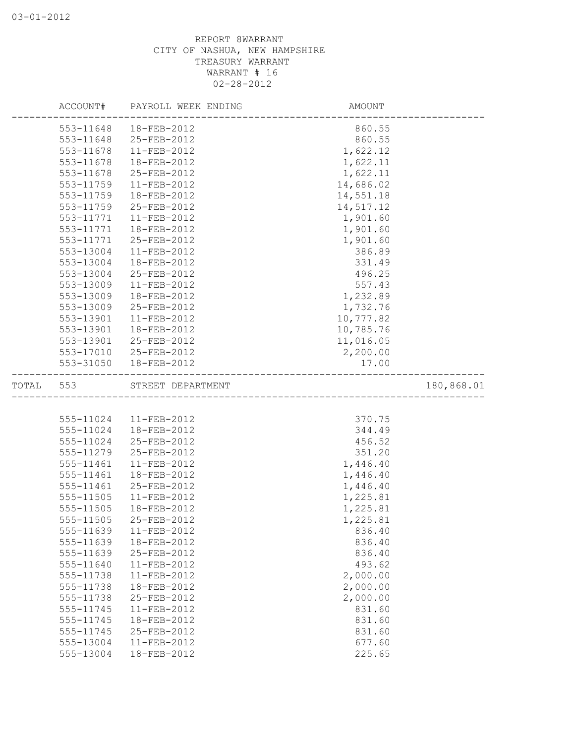REPORT 8WARRANT
CITY OF NASHUA, NEW HAMPSHIRE
TREASURY WARRANT
WARRANT # 16
02-28-2012

| | ACCOUNT# | PAYROLL WEEK ENDING | AMOUNT | |
|---|---|---|---|---|
| | 553-11648 | 18-FEB-2012 | 860.55 | |
| | 553-11648 | 25-FEB-2012 | 860.55 | |
| | 553-11678 | 11-FEB-2012 | 1,622.12 | |
| | 553-11678 | 18-FEB-2012 | 1,622.11 | |
| | 553-11678 | 25-FEB-2012 | 1,622.11 | |
| | 553-11759 | 11-FEB-2012 | 14,686.02 | |
| | 553-11759 | 18-FEB-2012 | 14,551.18 | |
| | 553-11759 | 25-FEB-2012 | 14,517.12 | |
| | 553-11771 | 11-FEB-2012 | 1,901.60 | |
| | 553-11771 | 18-FEB-2012 | 1,901.60 | |
| | 553-11771 | 25-FEB-2012 | 1,901.60 | |
| | 553-13004 | 11-FEB-2012 | 386.89 | |
| | 553-13004 | 18-FEB-2012 | 331.49 | |
| | 553-13004 | 25-FEB-2012 | 496.25 | |
| | 553-13009 | 11-FEB-2012 | 557.43 | |
| | 553-13009 | 18-FEB-2012 | 1,232.89 | |
| | 553-13009 | 25-FEB-2012 | 1,732.76 | |
| | 553-13901 | 11-FEB-2012 | 10,777.82 | |
| | 553-13901 | 18-FEB-2012 | 10,785.76 | |
| | 553-13901 | 25-FEB-2012 | 11,016.05 | |
| | 553-17010 | 25-FEB-2012 | 2,200.00 | |
| | 553-31050 | 18-FEB-2012 | 17.00 | |
| TOTAL | 553 | STREET DEPARTMENT | | 180,868.01 |
| | 555-11024 | 11-FEB-2012 | 370.75 | |
| | 555-11024 | 18-FEB-2012 | 344.49 | |
| | 555-11024 | 25-FEB-2012 | 456.52 | |
| | 555-11279 | 25-FEB-2012 | 351.20 | |
| | 555-11461 | 11-FEB-2012 | 1,446.40 | |
| | 555-11461 | 18-FEB-2012 | 1,446.40 | |
| | 555-11461 | 25-FEB-2012 | 1,446.40 | |
| | 555-11505 | 11-FEB-2012 | 1,225.81 | |
| | 555-11505 | 18-FEB-2012 | 1,225.81 | |
| | 555-11505 | 25-FEB-2012 | 1,225.81 | |
| | 555-11639 | 11-FEB-2012 | 836.40 | |
| | 555-11639 | 18-FEB-2012 | 836.40 | |
| | 555-11639 | 25-FEB-2012 | 836.40 | |
| | 555-11640 | 11-FEB-2012 | 493.62 | |
| | 555-11738 | 11-FEB-2012 | 2,000.00 | |
| | 555-11738 | 18-FEB-2012 | 2,000.00 | |
| | 555-11738 | 25-FEB-2012 | 2,000.00 | |
| | 555-11745 | 11-FEB-2012 | 831.60 | |
| | 555-11745 | 18-FEB-2012 | 831.60 | |
| | 555-11745 | 25-FEB-2012 | 831.60 | |
| | 555-13004 | 11-FEB-2012 | 677.60 | |
| | 555-13004 | 18-FEB-2012 | 225.65 | |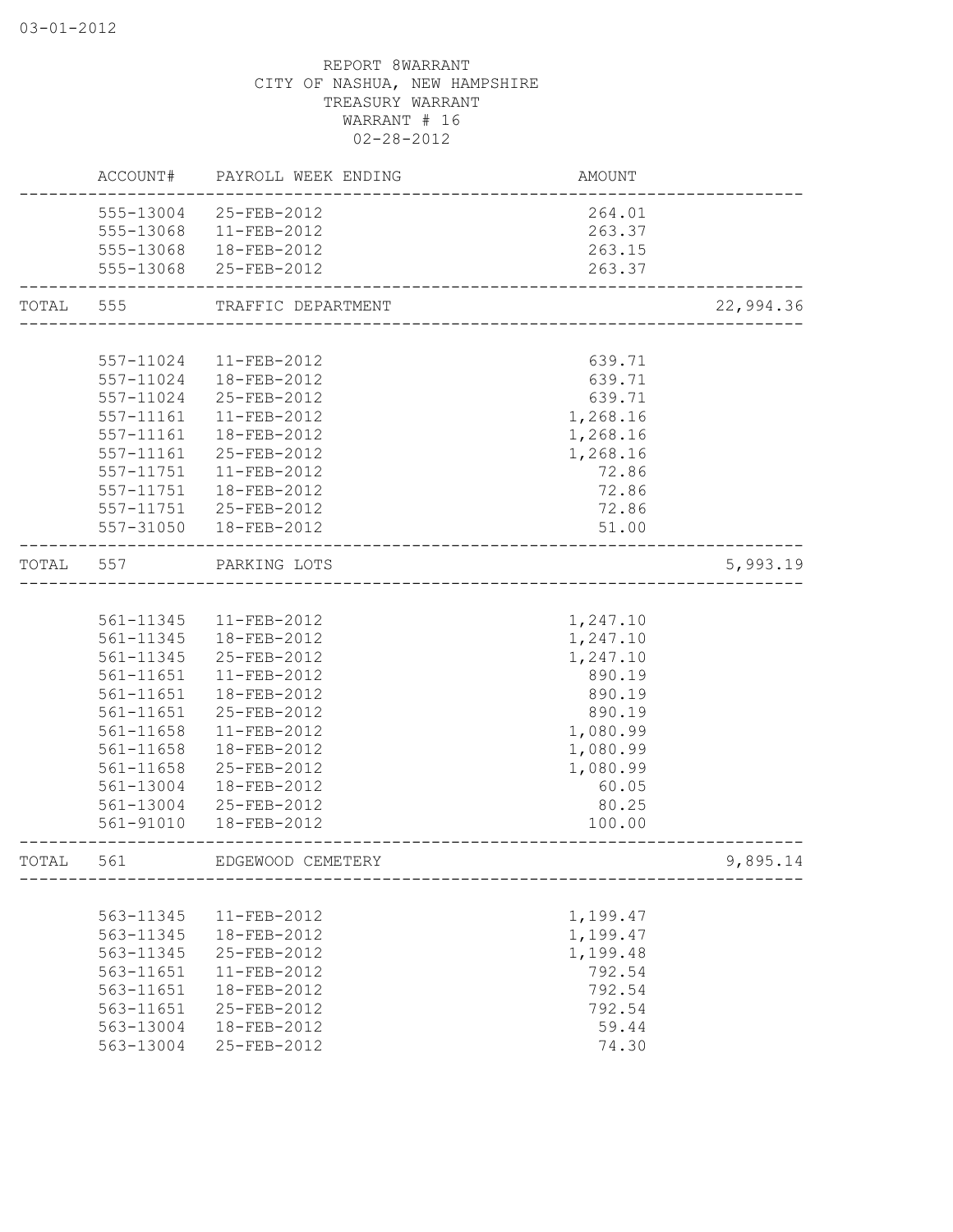REPORT 8WARRANT
CITY OF NASHUA, NEW HAMPSHIRE
TREASURY WARRANT
WARRANT # 16
02-28-2012

| | ACCOUNT# | PAYROLL WEEK ENDING | AMOUNT | |
|---|---|---|---|---|
| | 555-13004 | 25-FEB-2012 | 264.01 | |
| | 555-13068 | 11-FEB-2012 | 263.37 | |
| | 555-13068 | 18-FEB-2012 | 263.15 | |
| | 555-13068 | 25-FEB-2012 | 263.37 | |
| TOTAL | 555 | TRAFFIC DEPARTMENT | | 22,994.36 |
| | 557-11024 | 11-FEB-2012 | 639.71 | |
| | 557-11024 | 18-FEB-2012 | 639.71 | |
| | 557-11024 | 25-FEB-2012 | 639.71 | |
| | 557-11161 | 11-FEB-2012 | 1,268.16 | |
| | 557-11161 | 18-FEB-2012 | 1,268.16 | |
| | 557-11161 | 25-FEB-2012 | 1,268.16 | |
| | 557-11751 | 11-FEB-2012 | 72.86 | |
| | 557-11751 | 18-FEB-2012 | 72.86 | |
| | 557-11751 | 25-FEB-2012 | 72.86 | |
| | 557-31050 | 18-FEB-2012 | 51.00 | |
| TOTAL | 557 | PARKING LOTS | | 5,993.19 |
| | 561-11345 | 11-FEB-2012 | 1,247.10 | |
| | 561-11345 | 18-FEB-2012 | 1,247.10 | |
| | 561-11345 | 25-FEB-2012 | 1,247.10 | |
| | 561-11651 | 11-FEB-2012 | 890.19 | |
| | 561-11651 | 18-FEB-2012 | 890.19 | |
| | 561-11651 | 25-FEB-2012 | 890.19 | |
| | 561-11658 | 11-FEB-2012 | 1,080.99 | |
| | 561-11658 | 18-FEB-2012 | 1,080.99 | |
| | 561-11658 | 25-FEB-2012 | 1,080.99 | |
| | 561-13004 | 18-FEB-2012 | 60.05 | |
| | 561-13004 | 25-FEB-2012 | 80.25 | |
| | 561-91010 | 18-FEB-2012 | 100.00 | |
| TOTAL | 561 | EDGEWOOD CEMETERY | | 9,895.14 |
| | 563-11345 | 11-FEB-2012 | 1,199.47 | |
| | 563-11345 | 18-FEB-2012 | 1,199.47 | |
| | 563-11345 | 25-FEB-2012 | 1,199.48 | |
| | 563-11651 | 11-FEB-2012 | 792.54 | |
| | 563-11651 | 18-FEB-2012 | 792.54 | |
| | 563-11651 | 25-FEB-2012 | 792.54 | |
| | 563-13004 | 18-FEB-2012 | 59.44 | |
| | 563-13004 | 25-FEB-2012 | 74.30 | |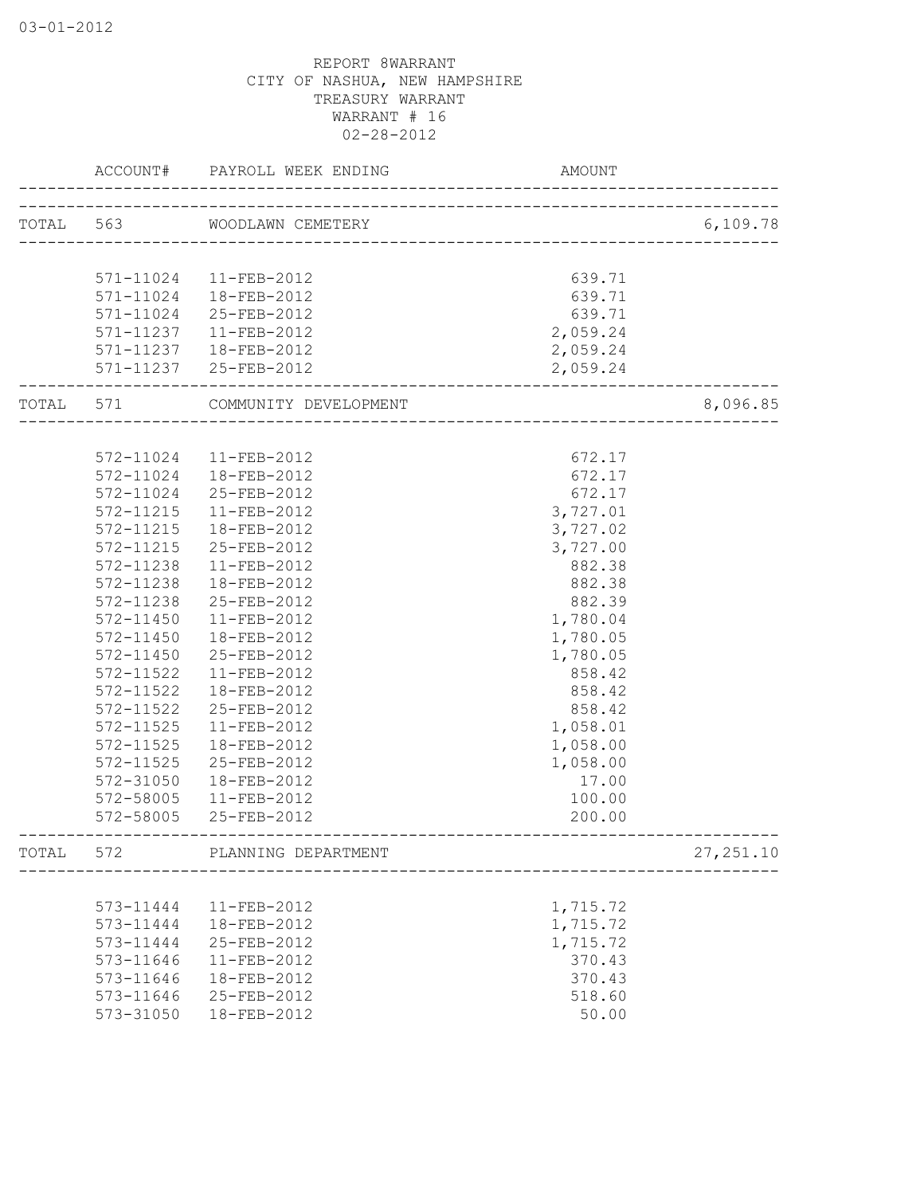03-01-2012

REPORT 8WARRANT
CITY OF NASHUA, NEW HAMPSHIRE
TREASURY WARRANT
WARRANT # 16
02-28-2012

| | ACCOUNT# | PAYROLL WEEK ENDING | AMOUNT | |
|---|---|---|---|---|
| TOTAL | 563 | WOODLAWN CEMETERY | | 6,109.78 |
| | 571-11024 | 11-FEB-2012 | 639.71 | |
| | 571-11024 | 18-FEB-2012 | 639.71 | |
| | 571-11024 | 25-FEB-2012 | 639.71 | |
| | 571-11237 | 11-FEB-2012 | 2,059.24 | |
| | 571-11237 | 18-FEB-2012 | 2,059.24 | |
| | 571-11237 | 25-FEB-2012 | 2,059.24 | |
| TOTAL | 571 | COMMUNITY DEVELOPMENT | | 8,096.85 |
| | 572-11024 | 11-FEB-2012 | 672.17 | |
| | 572-11024 | 18-FEB-2012 | 672.17 | |
| | 572-11024 | 25-FEB-2012 | 672.17 | |
| | 572-11215 | 11-FEB-2012 | 3,727.01 | |
| | 572-11215 | 18-FEB-2012 | 3,727.02 | |
| | 572-11215 | 25-FEB-2012 | 3,727.00 | |
| | 572-11238 | 11-FEB-2012 | 882.38 | |
| | 572-11238 | 18-FEB-2012 | 882.38 | |
| | 572-11238 | 25-FEB-2012 | 882.39 | |
| | 572-11450 | 11-FEB-2012 | 1,780.04 | |
| | 572-11450 | 18-FEB-2012 | 1,780.05 | |
| | 572-11450 | 25-FEB-2012 | 1,780.05 | |
| | 572-11522 | 11-FEB-2012 | 858.42 | |
| | 572-11522 | 18-FEB-2012 | 858.42 | |
| | 572-11522 | 25-FEB-2012 | 858.42 | |
| | 572-11525 | 11-FEB-2012 | 1,058.01 | |
| | 572-11525 | 18-FEB-2012 | 1,058.00 | |
| | 572-11525 | 25-FEB-2012 | 1,058.00 | |
| | 572-31050 | 18-FEB-2012 | 17.00 | |
| | 572-58005 | 11-FEB-2012 | 100.00 | |
| | 572-58005 | 25-FEB-2012 | 200.00 | |
| TOTAL | 572 | PLANNING DEPARTMENT | | 27,251.10 |
| | 573-11444 | 11-FEB-2012 | 1,715.72 | |
| | 573-11444 | 18-FEB-2012 | 1,715.72 | |
| | 573-11444 | 25-FEB-2012 | 1,715.72 | |
| | 573-11646 | 11-FEB-2012 | 370.43 | |
| | 573-11646 | 18-FEB-2012 | 370.43 | |
| | 573-11646 | 25-FEB-2012 | 518.60 | |
| | 573-31050 | 18-FEB-2012 | 50.00 | |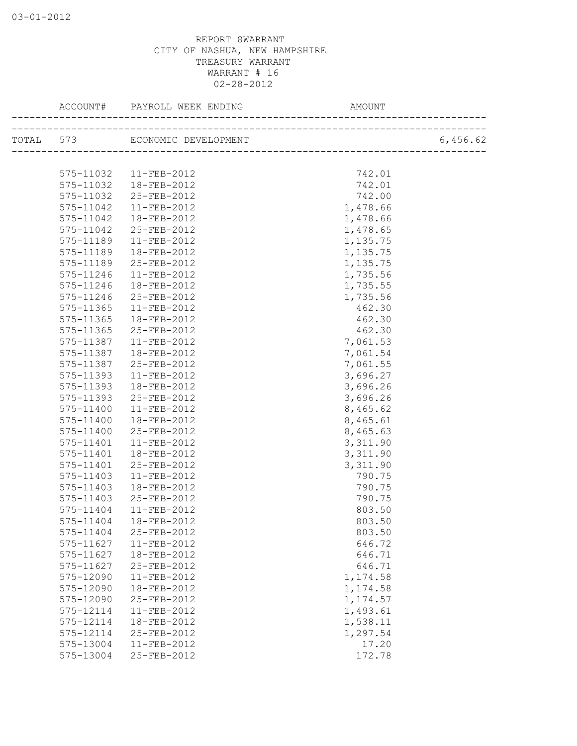03-01-2012

REPORT 8WARRANT
CITY OF NASHUA, NEW HAMPSHIRE
TREASURY WARRANT
WARRANT # 16
02-28-2012

| ACCOUNT# | PAYROLL WEEK ENDING | AMOUNT | |
|---|---|---|---|
| TOTAL 573 | ECONOMIC DEVELOPMENT | | 6,456.62 |
| 575-11032 | 11-FEB-2012 | 742.01 | |
| 575-11032 | 18-FEB-2012 | 742.01 | |
| 575-11032 | 25-FEB-2012 | 742.00 | |
| 575-11042 | 11-FEB-2012 | 1,478.66 | |
| 575-11042 | 18-FEB-2012 | 1,478.66 | |
| 575-11042 | 25-FEB-2012 | 1,478.65 | |
| 575-11189 | 11-FEB-2012 | 1,135.75 | |
| 575-11189 | 18-FEB-2012 | 1,135.75 | |
| 575-11189 | 25-FEB-2012 | 1,135.75 | |
| 575-11246 | 11-FEB-2012 | 1,735.56 | |
| 575-11246 | 18-FEB-2012 | 1,735.55 | |
| 575-11246 | 25-FEB-2012 | 1,735.56 | |
| 575-11365 | 11-FEB-2012 | 462.30 | |
| 575-11365 | 18-FEB-2012 | 462.30 | |
| 575-11365 | 25-FEB-2012 | 462.30 | |
| 575-11387 | 11-FEB-2012 | 7,061.53 | |
| 575-11387 | 18-FEB-2012 | 7,061.54 | |
| 575-11387 | 25-FEB-2012 | 7,061.55 | |
| 575-11393 | 11-FEB-2012 | 3,696.27 | |
| 575-11393 | 18-FEB-2012 | 3,696.26 | |
| 575-11393 | 25-FEB-2012 | 3,696.26 | |
| 575-11400 | 11-FEB-2012 | 8,465.62 | |
| 575-11400 | 18-FEB-2012 | 8,465.61 | |
| 575-11400 | 25-FEB-2012 | 8,465.63 | |
| 575-11401 | 11-FEB-2012 | 3,311.90 | |
| 575-11401 | 18-FEB-2012 | 3,311.90 | |
| 575-11401 | 25-FEB-2012 | 3,311.90 | |
| 575-11403 | 11-FEB-2012 | 790.75 | |
| 575-11403 | 18-FEB-2012 | 790.75 | |
| 575-11403 | 25-FEB-2012 | 790.75 | |
| 575-11404 | 11-FEB-2012 | 803.50 | |
| 575-11404 | 18-FEB-2012 | 803.50 | |
| 575-11404 | 25-FEB-2012 | 803.50 | |
| 575-11627 | 11-FEB-2012 | 646.72 | |
| 575-11627 | 18-FEB-2012 | 646.71 | |
| 575-11627 | 25-FEB-2012 | 646.71 | |
| 575-12090 | 11-FEB-2012 | 1,174.58 | |
| 575-12090 | 18-FEB-2012 | 1,174.58 | |
| 575-12090 | 25-FEB-2012 | 1,174.57 | |
| 575-12114 | 11-FEB-2012 | 1,493.61 | |
| 575-12114 | 18-FEB-2012 | 1,538.11 | |
| 575-12114 | 25-FEB-2012 | 1,297.54 | |
| 575-13004 | 11-FEB-2012 | 17.20 | |
| 575-13004 | 25-FEB-2012 | 172.78 | |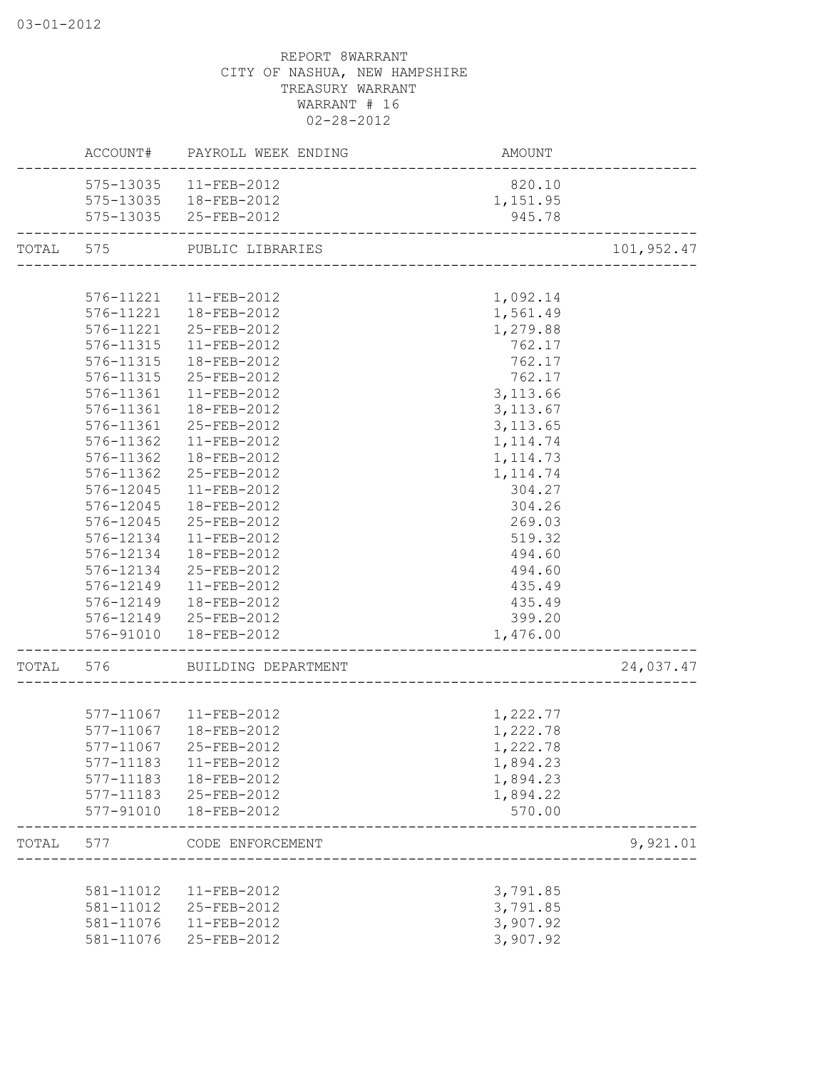03-01-2012

REPORT 8WARRANT
CITY OF NASHUA, NEW HAMPSHIRE
TREASURY WARRANT
WARRANT # 16
02-28-2012

| | ACCOUNT# | PAYROLL WEEK ENDING | AMOUNT | |
|---|---|---|---|---|
| | 575-13035 | 11-FEB-2012 | 820.10 | |
| | 575-13035 | 18-FEB-2012 | 1,151.95 | |
| | 575-13035 | 25-FEB-2012 | 945.78 | |
| TOTAL | 575 | PUBLIC LIBRARIES | | 101,952.47 |
| | 576-11221 | 11-FEB-2012 | 1,092.14 | |
| | 576-11221 | 18-FEB-2012 | 1,561.49 | |
| | 576-11221 | 25-FEB-2012 | 1,279.88 | |
| | 576-11315 | 11-FEB-2012 | 762.17 | |
| | 576-11315 | 18-FEB-2012 | 762.17 | |
| | 576-11315 | 25-FEB-2012 | 762.17 | |
| | 576-11361 | 11-FEB-2012 | 3,113.66 | |
| | 576-11361 | 18-FEB-2012 | 3,113.67 | |
| | 576-11361 | 25-FEB-2012 | 3,113.65 | |
| | 576-11362 | 11-FEB-2012 | 1,114.74 | |
| | 576-11362 | 18-FEB-2012 | 1,114.73 | |
| | 576-11362 | 25-FEB-2012 | 1,114.74 | |
| | 576-12045 | 11-FEB-2012 | 304.27 | |
| | 576-12045 | 18-FEB-2012 | 304.26 | |
| | 576-12045 | 25-FEB-2012 | 269.03 | |
| | 576-12134 | 11-FEB-2012 | 519.32 | |
| | 576-12134 | 18-FEB-2012 | 494.60 | |
| | 576-12134 | 25-FEB-2012 | 494.60 | |
| | 576-12149 | 11-FEB-2012 | 435.49 | |
| | 576-12149 | 18-FEB-2012 | 435.49 | |
| | 576-12149 | 25-FEB-2012 | 399.20 | |
| | 576-91010 | 18-FEB-2012 | 1,476.00 | |
| TOTAL | 576 | BUILDING DEPARTMENT | | 24,037.47 |
| | 577-11067 | 11-FEB-2012 | 1,222.77 | |
| | 577-11067 | 18-FEB-2012 | 1,222.78 | |
| | 577-11067 | 25-FEB-2012 | 1,222.78 | |
| | 577-11183 | 11-FEB-2012 | 1,894.23 | |
| | 577-11183 | 18-FEB-2012 | 1,894.23 | |
| | 577-11183 | 25-FEB-2012 | 1,894.22 | |
| | 577-91010 | 18-FEB-2012 | 570.00 | |
| TOTAL | 577 | CODE ENFORCEMENT | | 9,921.01 |
| | 581-11012 | 11-FEB-2012 | 3,791.85 | |
| | 581-11012 | 25-FEB-2012 | 3,791.85 | |
| | 581-11076 | 11-FEB-2012 | 3,907.92 | |
| | 581-11076 | 25-FEB-2012 | 3,907.92 | |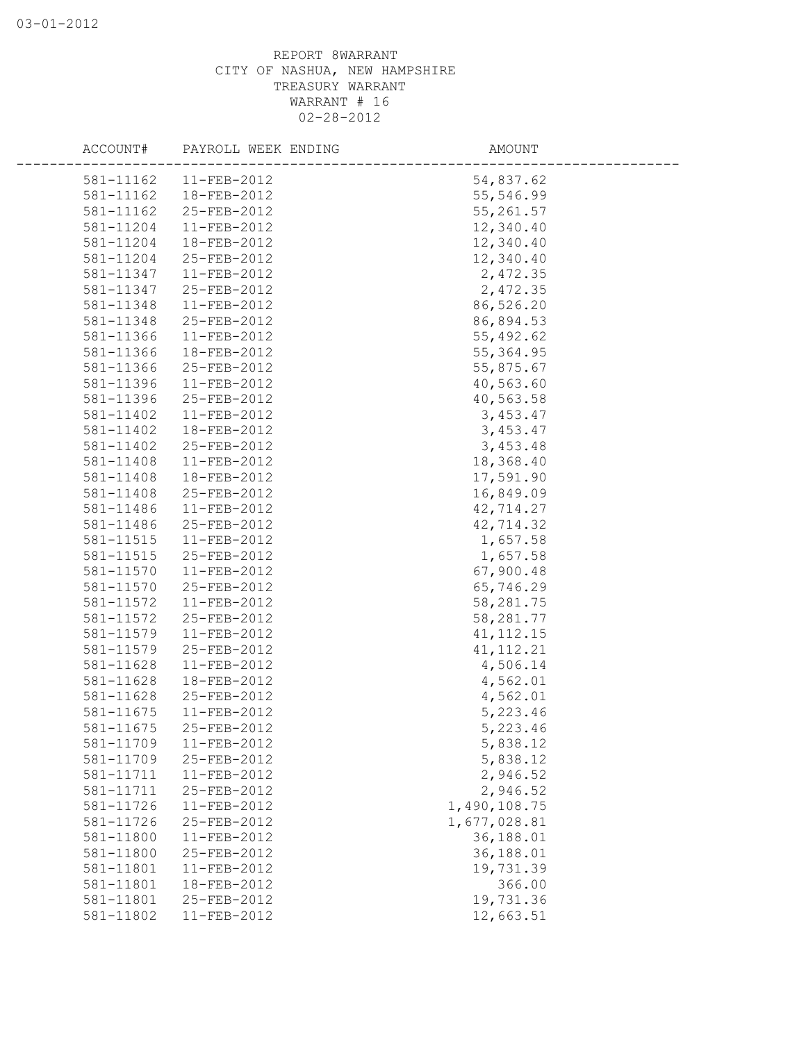REPORT 8WARRANT
CITY OF NASHUA, NEW HAMPSHIRE
TREASURY WARRANT
WARRANT # 16
02-28-2012

| ACCOUNT# | PAYROLL WEEK ENDING | AMOUNT |
|---|---|---|
| 581-11162 | 11-FEB-2012 | 54,837.62 |
| 581-11162 | 18-FEB-2012 | 55,546.99 |
| 581-11162 | 25-FEB-2012 | 55,261.57 |
| 581-11204 | 11-FEB-2012 | 12,340.40 |
| 581-11204 | 18-FEB-2012 | 12,340.40 |
| 581-11204 | 25-FEB-2012 | 12,340.40 |
| 581-11347 | 11-FEB-2012 | 2,472.35 |
| 581-11347 | 25-FEB-2012 | 2,472.35 |
| 581-11348 | 11-FEB-2012 | 86,526.20 |
| 581-11348 | 25-FEB-2012 | 86,894.53 |
| 581-11366 | 11-FEB-2012 | 55,492.62 |
| 581-11366 | 18-FEB-2012 | 55,364.95 |
| 581-11366 | 25-FEB-2012 | 55,875.67 |
| 581-11396 | 11-FEB-2012 | 40,563.60 |
| 581-11396 | 25-FEB-2012 | 40,563.58 |
| 581-11402 | 11-FEB-2012 | 3,453.47 |
| 581-11402 | 18-FEB-2012 | 3,453.47 |
| 581-11402 | 25-FEB-2012 | 3,453.48 |
| 581-11408 | 11-FEB-2012 | 18,368.40 |
| 581-11408 | 18-FEB-2012 | 17,591.90 |
| 581-11408 | 25-FEB-2012 | 16,849.09 |
| 581-11486 | 11-FEB-2012 | 42,714.27 |
| 581-11486 | 25-FEB-2012 | 42,714.32 |
| 581-11515 | 11-FEB-2012 | 1,657.58 |
| 581-11515 | 25-FEB-2012 | 1,657.58 |
| 581-11570 | 11-FEB-2012 | 67,900.48 |
| 581-11570 | 25-FEB-2012 | 65,746.29 |
| 581-11572 | 11-FEB-2012 | 58,281.75 |
| 581-11572 | 25-FEB-2012 | 58,281.77 |
| 581-11579 | 11-FEB-2012 | 41,112.15 |
| 581-11579 | 25-FEB-2012 | 41,112.21 |
| 581-11628 | 11-FEB-2012 | 4,506.14 |
| 581-11628 | 18-FEB-2012 | 4,562.01 |
| 581-11628 | 25-FEB-2012 | 4,562.01 |
| 581-11675 | 11-FEB-2012 | 5,223.46 |
| 581-11675 | 25-FEB-2012 | 5,223.46 |
| 581-11709 | 11-FEB-2012 | 5,838.12 |
| 581-11709 | 25-FEB-2012 | 5,838.12 |
| 581-11711 | 11-FEB-2012 | 2,946.52 |
| 581-11711 | 25-FEB-2012 | 2,946.52 |
| 581-11726 | 11-FEB-2012 | 1,490,108.75 |
| 581-11726 | 25-FEB-2012 | 1,677,028.81 |
| 581-11800 | 11-FEB-2012 | 36,188.01 |
| 581-11800 | 25-FEB-2012 | 36,188.01 |
| 581-11801 | 11-FEB-2012 | 19,731.39 |
| 581-11801 | 18-FEB-2012 | 366.00 |
| 581-11801 | 25-FEB-2012 | 19,731.36 |
| 581-11802 | 11-FEB-2012 | 12,663.51 |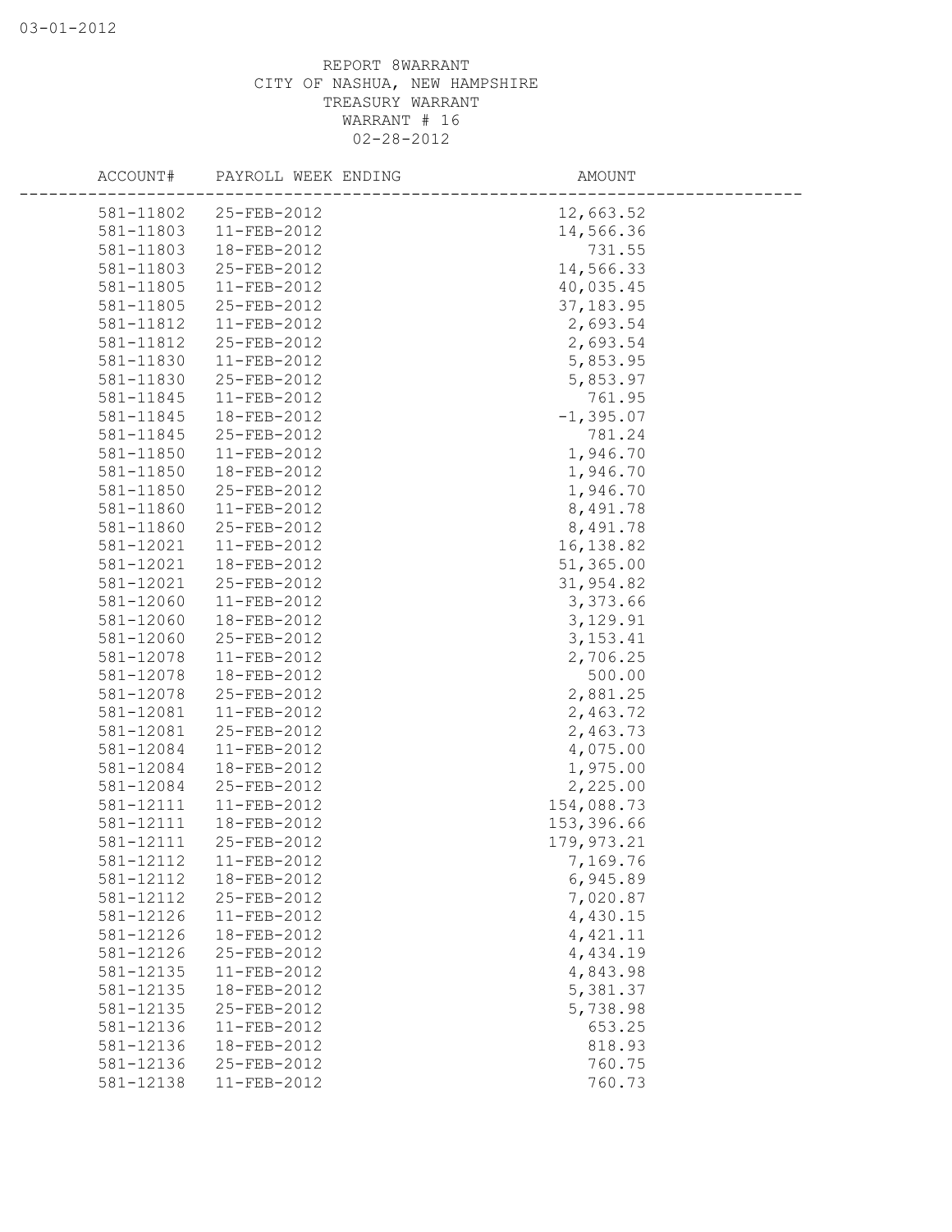REPORT 8WARRANT
CITY OF NASHUA, NEW HAMPSHIRE
TREASURY WARRANT
WARRANT # 16
02-28-2012

| ACCOUNT# | PAYROLL WEEK ENDING | AMOUNT |
|---|---|---|
| 581-11802 | 25-FEB-2012 | 12,663.52 |
| 581-11803 | 11-FEB-2012 | 14,566.36 |
| 581-11803 | 18-FEB-2012 | 731.55 |
| 581-11803 | 25-FEB-2012 | 14,566.33 |
| 581-11805 | 11-FEB-2012 | 40,035.45 |
| 581-11805 | 25-FEB-2012 | 37,183.95 |
| 581-11812 | 11-FEB-2012 | 2,693.54 |
| 581-11812 | 25-FEB-2012 | 2,693.54 |
| 581-11830 | 11-FEB-2012 | 5,853.95 |
| 581-11830 | 25-FEB-2012 | 5,853.97 |
| 581-11845 | 11-FEB-2012 | 761.95 |
| 581-11845 | 18-FEB-2012 | -1,395.07 |
| 581-11845 | 25-FEB-2012 | 781.24 |
| 581-11850 | 11-FEB-2012 | 1,946.70 |
| 581-11850 | 18-FEB-2012 | 1,946.70 |
| 581-11850 | 25-FEB-2012 | 1,946.70 |
| 581-11860 | 11-FEB-2012 | 8,491.78 |
| 581-11860 | 25-FEB-2012 | 8,491.78 |
| 581-12021 | 11-FEB-2012 | 16,138.82 |
| 581-12021 | 18-FEB-2012 | 51,365.00 |
| 581-12021 | 25-FEB-2012 | 31,954.82 |
| 581-12060 | 11-FEB-2012 | 3,373.66 |
| 581-12060 | 18-FEB-2012 | 3,129.91 |
| 581-12060 | 25-FEB-2012 | 3,153.41 |
| 581-12078 | 11-FEB-2012 | 2,706.25 |
| 581-12078 | 18-FEB-2012 | 500.00 |
| 581-12078 | 25-FEB-2012 | 2,881.25 |
| 581-12081 | 11-FEB-2012 | 2,463.72 |
| 581-12081 | 25-FEB-2012 | 2,463.73 |
| 581-12084 | 11-FEB-2012 | 4,075.00 |
| 581-12084 | 18-FEB-2012 | 1,975.00 |
| 581-12084 | 25-FEB-2012 | 2,225.00 |
| 581-12111 | 11-FEB-2012 | 154,088.73 |
| 581-12111 | 18-FEB-2012 | 153,396.66 |
| 581-12111 | 25-FEB-2012 | 179,973.21 |
| 581-12112 | 11-FEB-2012 | 7,169.76 |
| 581-12112 | 18-FEB-2012 | 6,945.89 |
| 581-12112 | 25-FEB-2012 | 7,020.87 |
| 581-12126 | 11-FEB-2012 | 4,430.15 |
| 581-12126 | 18-FEB-2012 | 4,421.11 |
| 581-12126 | 25-FEB-2012 | 4,434.19 |
| 581-12135 | 11-FEB-2012 | 4,843.98 |
| 581-12135 | 18-FEB-2012 | 5,381.37 |
| 581-12135 | 25-FEB-2012 | 5,738.98 |
| 581-12136 | 11-FEB-2012 | 653.25 |
| 581-12136 | 18-FEB-2012 | 818.93 |
| 581-12136 | 25-FEB-2012 | 760.75 |
| 581-12138 | 11-FEB-2012 | 760.73 |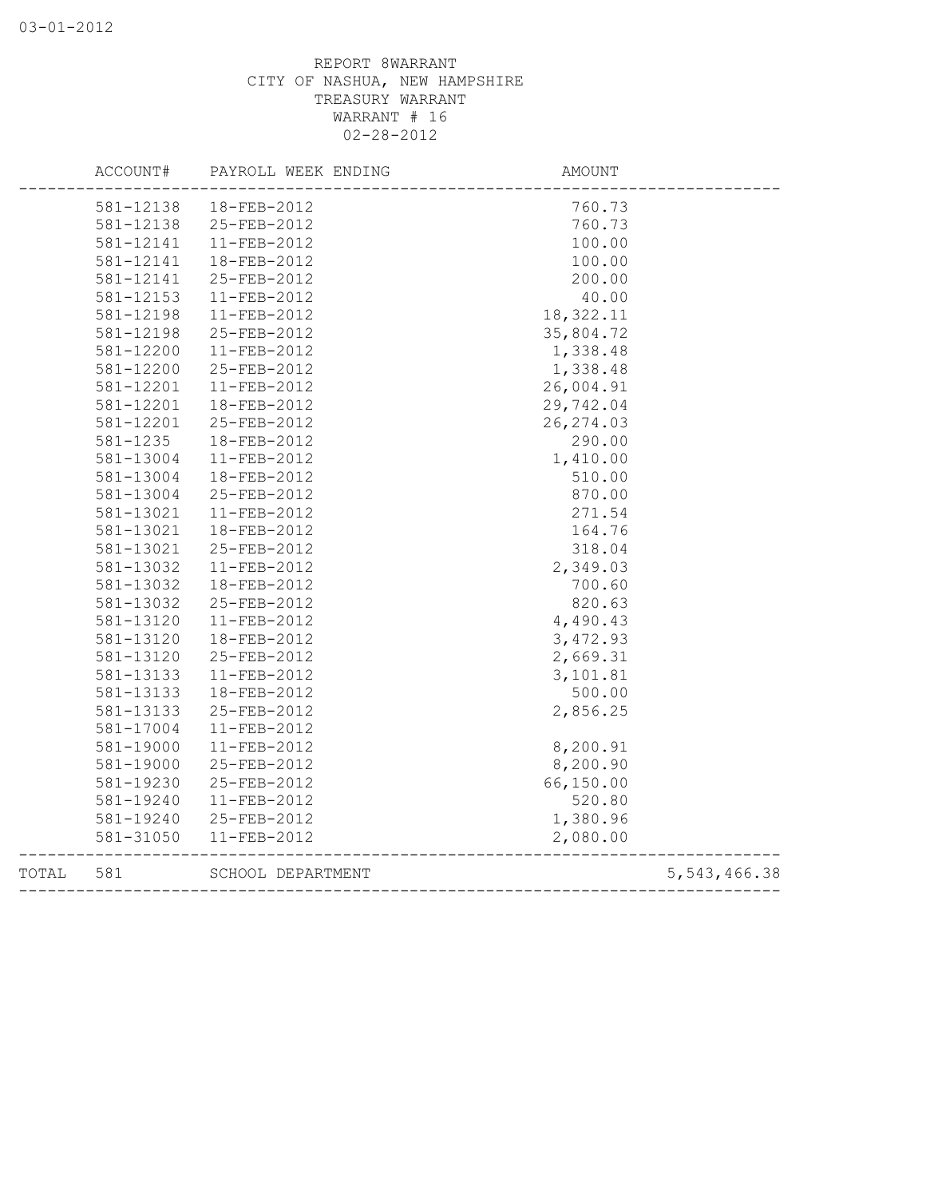REPORT 8WARRANT
CITY OF NASHUA, NEW HAMPSHIRE
TREASURY WARRANT
WARRANT # 16
02-28-2012

| | ACCOUNT# | PAYROLL WEEK ENDING | AMOUNT | |
|---|---|---|---|---|
| | 581-12138 | 18-FEB-2012 | 760.73 | |
| | 581-12138 | 25-FEB-2012 | 760.73 | |
| | 581-12141 | 11-FEB-2012 | 100.00 | |
| | 581-12141 | 18-FEB-2012 | 100.00 | |
| | 581-12141 | 25-FEB-2012 | 200.00 | |
| | 581-12153 | 11-FEB-2012 | 40.00 | |
| | 581-12198 | 11-FEB-2012 | 18,322.11 | |
| | 581-12198 | 25-FEB-2012 | 35,804.72 | |
| | 581-12200 | 11-FEB-2012 | 1,338.48 | |
| | 581-12200 | 25-FEB-2012 | 1,338.48 | |
| | 581-12201 | 11-FEB-2012 | 26,004.91 | |
| | 581-12201 | 18-FEB-2012 | 29,742.04 | |
| | 581-12201 | 25-FEB-2012 | 26,274.03 | |
| | 581-1235 | 18-FEB-2012 | 290.00 | |
| | 581-13004 | 11-FEB-2012 | 1,410.00 | |
| | 581-13004 | 18-FEB-2012 | 510.00 | |
| | 581-13004 | 25-FEB-2012 | 870.00 | |
| | 581-13021 | 11-FEB-2012 | 271.54 | |
| | 581-13021 | 18-FEB-2012 | 164.76 | |
| | 581-13021 | 25-FEB-2012 | 318.04 | |
| | 581-13032 | 11-FEB-2012 | 2,349.03 | |
| | 581-13032 | 18-FEB-2012 | 700.60 | |
| | 581-13032 | 25-FEB-2012 | 820.63 | |
| | 581-13120 | 11-FEB-2012 | 4,490.43 | |
| | 581-13120 | 18-FEB-2012 | 3,472.93 | |
| | 581-13120 | 25-FEB-2012 | 2,669.31 | |
| | 581-13133 | 11-FEB-2012 | 3,101.81 | |
| | 581-13133 | 18-FEB-2012 | 500.00 | |
| | 581-13133 | 25-FEB-2012 | 2,856.25 | |
| | 581-17004 | 11-FEB-2012 | | |
| | 581-19000 | 11-FEB-2012 | 8,200.91 | |
| | 581-19000 | 25-FEB-2012 | 8,200.90 | |
| | 581-19230 | 25-FEB-2012 | 66,150.00 | |
| | 581-19240 | 11-FEB-2012 | 520.80 | |
| | 581-19240 | 25-FEB-2012 | 1,380.96 | |
| | 581-31050 | 11-FEB-2012 | 2,080.00 | |
| TOTAL | 581 | SCHOOL DEPARTMENT | | 5,543,466.38 |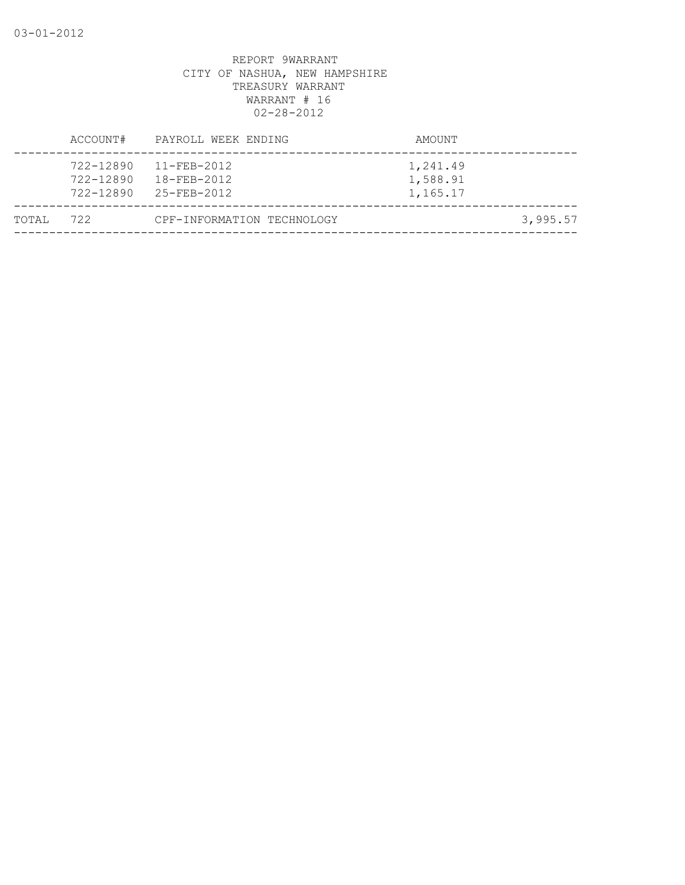REPORT 9WARRANT
CITY OF NASHUA, NEW HAMPSHIRE
TREASURY WARRANT
WARRANT # 16
02-28-2012

| | ACCOUNT# | PAYROLL WEEK ENDING | AMOUNT | |
|---|---|---|---|---|
| | 722-12890 | 11-FEB-2012 | 1,241.49 | |
| | 722-12890 | 18-FEB-2012 | 1,588.91 | |
| | 722-12890 | 25-FEB-2012 | 1,165.17 | |
| TOTAL | 722 | CPF-INFORMATION TECHNOLOGY | | 3,995.57 |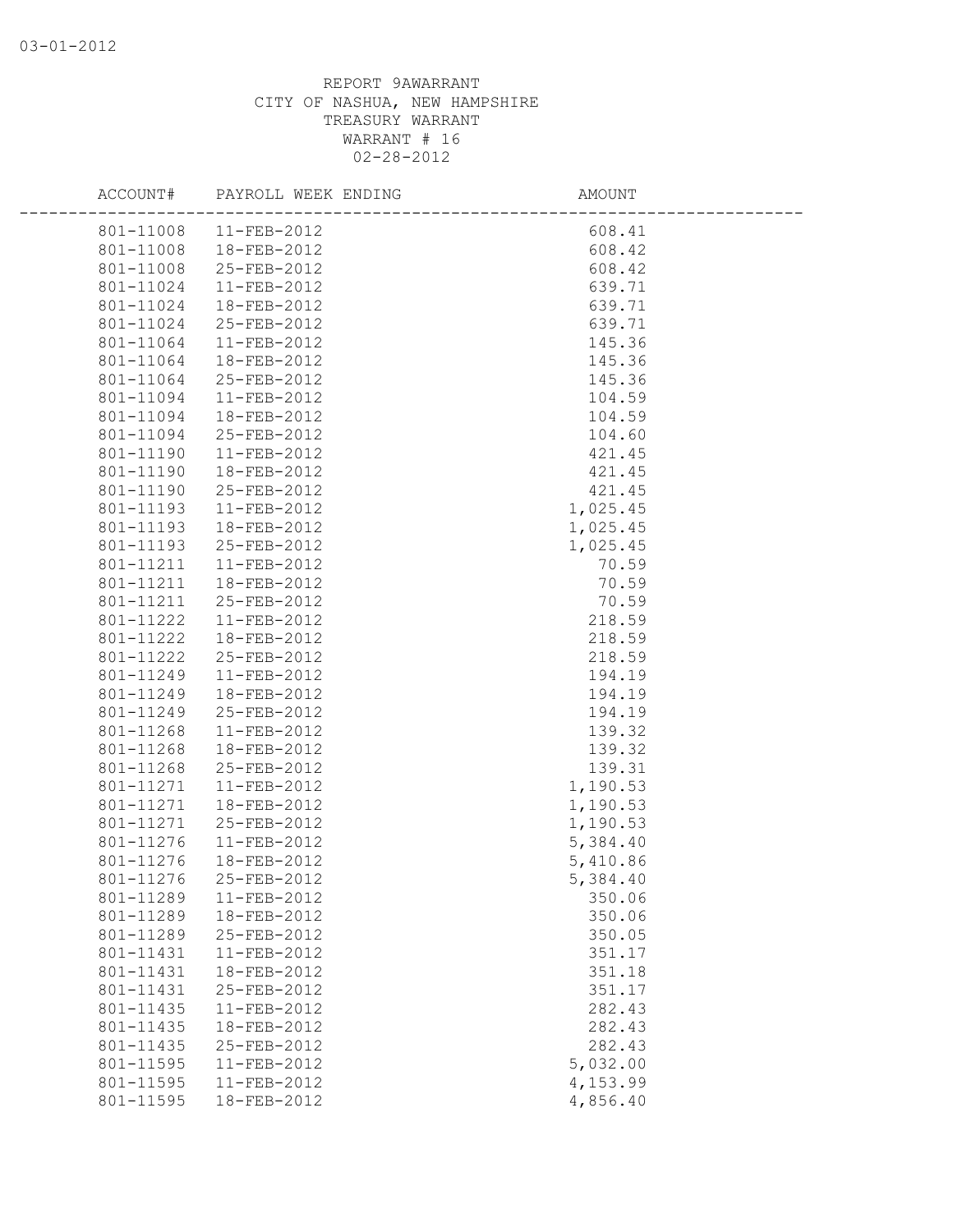03-01-2012

REPORT 9AWARRANT
CITY OF NASHUA, NEW HAMPSHIRE
TREASURY WARRANT
WARRANT # 16
02-28-2012

| ACCOUNT# | PAYROLL WEEK ENDING | AMOUNT |
|---|---|---|
| 801-11008 | 11-FEB-2012 | 608.41 |
| 801-11008 | 18-FEB-2012 | 608.42 |
| 801-11008 | 25-FEB-2012 | 608.42 |
| 801-11024 | 11-FEB-2012 | 639.71 |
| 801-11024 | 18-FEB-2012 | 639.71 |
| 801-11024 | 25-FEB-2012 | 639.71 |
| 801-11064 | 11-FEB-2012 | 145.36 |
| 801-11064 | 18-FEB-2012 | 145.36 |
| 801-11064 | 25-FEB-2012 | 145.36 |
| 801-11094 | 11-FEB-2012 | 104.59 |
| 801-11094 | 18-FEB-2012 | 104.59 |
| 801-11094 | 25-FEB-2012 | 104.60 |
| 801-11190 | 11-FEB-2012 | 421.45 |
| 801-11190 | 18-FEB-2012 | 421.45 |
| 801-11190 | 25-FEB-2012 | 421.45 |
| 801-11193 | 11-FEB-2012 | 1,025.45 |
| 801-11193 | 18-FEB-2012 | 1,025.45 |
| 801-11193 | 25-FEB-2012 | 1,025.45 |
| 801-11211 | 11-FEB-2012 | 70.59 |
| 801-11211 | 18-FEB-2012 | 70.59 |
| 801-11211 | 25-FEB-2012 | 70.59 |
| 801-11222 | 11-FEB-2012 | 218.59 |
| 801-11222 | 18-FEB-2012 | 218.59 |
| 801-11222 | 25-FEB-2012 | 218.59 |
| 801-11249 | 11-FEB-2012 | 194.19 |
| 801-11249 | 18-FEB-2012 | 194.19 |
| 801-11249 | 25-FEB-2012 | 194.19 |
| 801-11268 | 11-FEB-2012 | 139.32 |
| 801-11268 | 18-FEB-2012 | 139.32 |
| 801-11268 | 25-FEB-2012 | 139.31 |
| 801-11271 | 11-FEB-2012 | 1,190.53 |
| 801-11271 | 18-FEB-2012 | 1,190.53 |
| 801-11271 | 25-FEB-2012 | 1,190.53 |
| 801-11276 | 11-FEB-2012 | 5,384.40 |
| 801-11276 | 18-FEB-2012 | 5,410.86 |
| 801-11276 | 25-FEB-2012 | 5,384.40 |
| 801-11289 | 11-FEB-2012 | 350.06 |
| 801-11289 | 18-FEB-2012 | 350.06 |
| 801-11289 | 25-FEB-2012 | 350.05 |
| 801-11431 | 11-FEB-2012 | 351.17 |
| 801-11431 | 18-FEB-2012 | 351.18 |
| 801-11431 | 25-FEB-2012 | 351.17 |
| 801-11435 | 11-FEB-2012 | 282.43 |
| 801-11435 | 18-FEB-2012 | 282.43 |
| 801-11435 | 25-FEB-2012 | 282.43 |
| 801-11595 | 11-FEB-2012 | 5,032.00 |
| 801-11595 | 11-FEB-2012 | 4,153.99 |
| 801-11595 | 18-FEB-2012 | 4,856.40 |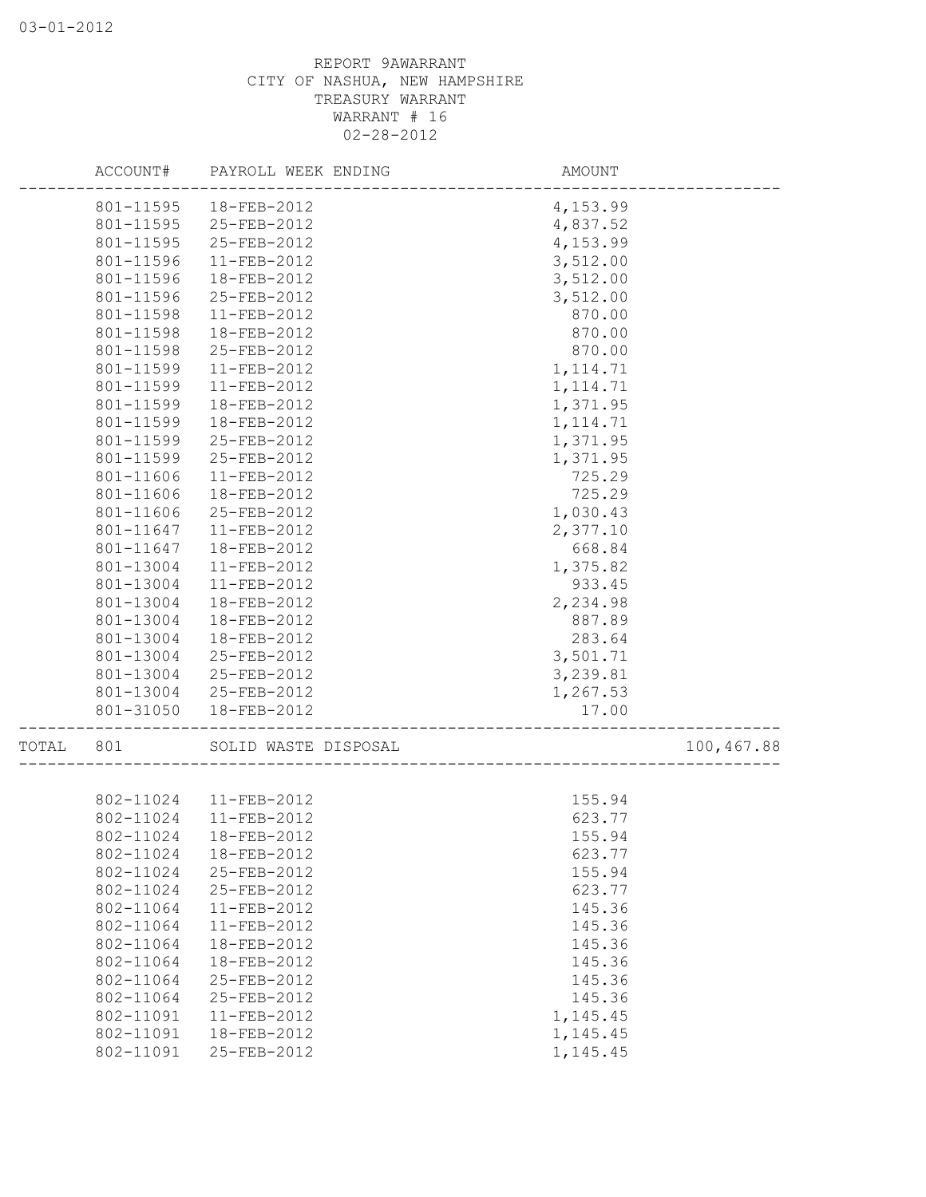REPORT 9AWARRANT
CITY OF NASHUA, NEW HAMPSHIRE
TREASURY WARRANT
WARRANT # 16
02-28-2012

| ACCOUNT# | PAYROLL WEEK ENDING | AMOUNT | |
|---|---|---|---|
| 801-11595 | 18-FEB-2012 | 4,153.99 | |
| 801-11595 | 25-FEB-2012 | 4,837.52 | |
| 801-11595 | 25-FEB-2012 | 4,153.99 | |
| 801-11596 | 11-FEB-2012 | 3,512.00 | |
| 801-11596 | 18-FEB-2012 | 3,512.00 | |
| 801-11596 | 25-FEB-2012 | 3,512.00 | |
| 801-11598 | 11-FEB-2012 | 870.00 | |
| 801-11598 | 18-FEB-2012 | 870.00 | |
| 801-11598 | 25-FEB-2012 | 870.00 | |
| 801-11599 | 11-FEB-2012 | 1,114.71 | |
| 801-11599 | 11-FEB-2012 | 1,114.71 | |
| 801-11599 | 18-FEB-2012 | 1,371.95 | |
| 801-11599 | 18-FEB-2012 | 1,114.71 | |
| 801-11599 | 25-FEB-2012 | 1,371.95 | |
| 801-11599 | 25-FEB-2012 | 1,371.95 | |
| 801-11606 | 11-FEB-2012 | 725.29 | |
| 801-11606 | 18-FEB-2012 | 725.29 | |
| 801-11606 | 25-FEB-2012 | 1,030.43 | |
| 801-11647 | 11-FEB-2012 | 2,377.10 | |
| 801-11647 | 18-FEB-2012 | 668.84 | |
| 801-13004 | 11-FEB-2012 | 1,375.82 | |
| 801-13004 | 11-FEB-2012 | 933.45 | |
| 801-13004 | 18-FEB-2012 | 2,234.98 | |
| 801-13004 | 18-FEB-2012 | 887.89 | |
| 801-13004 | 18-FEB-2012 | 283.64 | |
| 801-13004 | 25-FEB-2012 | 3,501.71 | |
| 801-13004 | 25-FEB-2012 | 3,239.81 | |
| 801-13004 | 25-FEB-2012 | 1,267.53 | |
| 801-31050 | 18-FEB-2012 | 17.00 | |
| TOTAL 801 | SOLID WASTE DISPOSAL | | 100,467.88 |
| 802-11024 | 11-FEB-2012 | 155.94 | |
| 802-11024 | 11-FEB-2012 | 623.77 | |
| 802-11024 | 18-FEB-2012 | 155.94 | |
| 802-11024 | 18-FEB-2012 | 623.77 | |
| 802-11024 | 25-FEB-2012 | 155.94 | |
| 802-11024 | 25-FEB-2012 | 623.77 | |
| 802-11064 | 11-FEB-2012 | 145.36 | |
| 802-11064 | 11-FEB-2012 | 145.36 | |
| 802-11064 | 18-FEB-2012 | 145.36 | |
| 802-11064 | 18-FEB-2012 | 145.36 | |
| 802-11064 | 25-FEB-2012 | 145.36 | |
| 802-11064 | 25-FEB-2012 | 145.36 | |
| 802-11091 | 11-FEB-2012 | 1,145.45 | |
| 802-11091 | 18-FEB-2012 | 1,145.45 | |
| 802-11091 | 25-FEB-2012 | 1,145.45 | |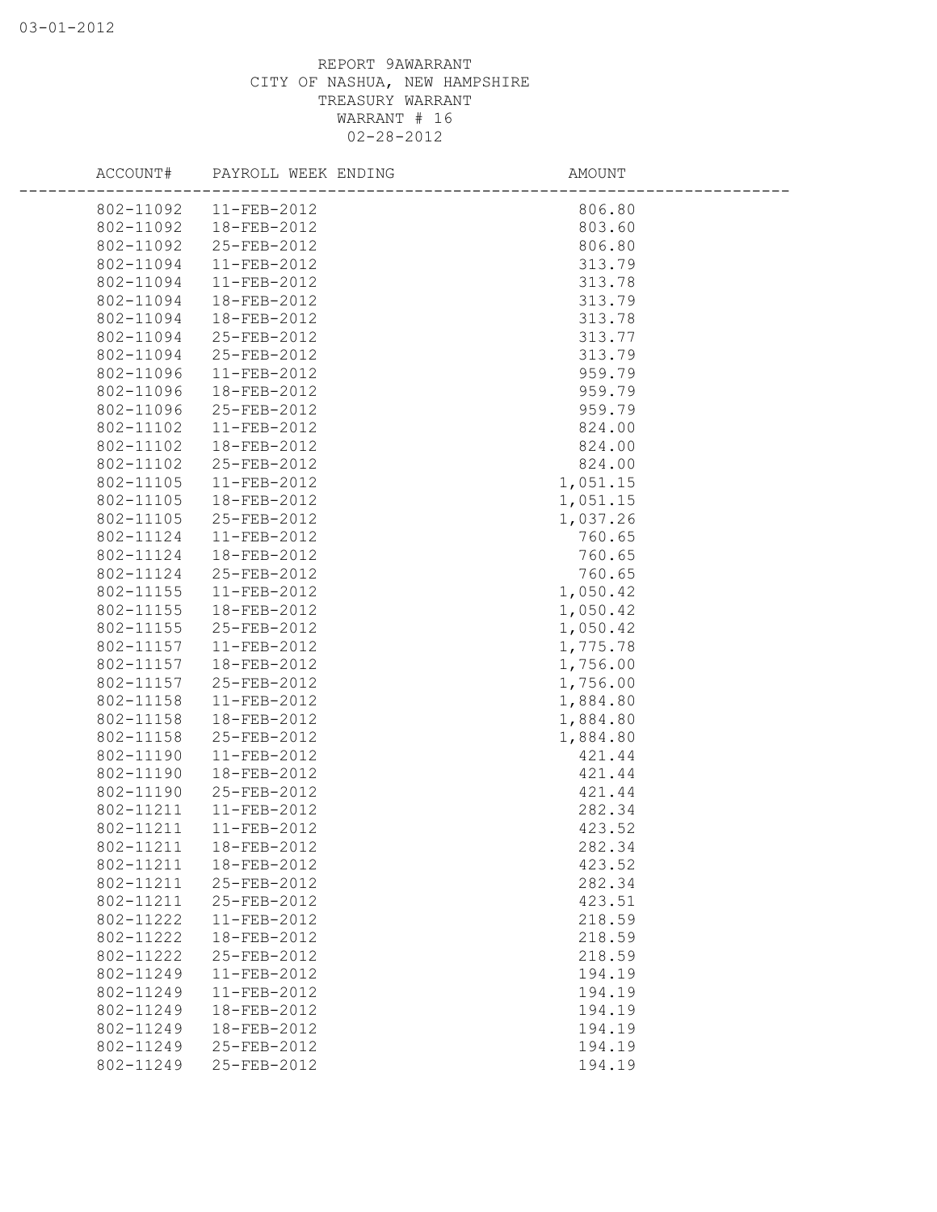REPORT 9AWARRANT
CITY OF NASHUA, NEW HAMPSHIRE
TREASURY WARRANT
WARRANT # 16
02-28-2012

| ACCOUNT# | PAYROLL WEEK ENDING | AMOUNT |
|---|---|---|
| 802-11092 | 11-FEB-2012 | 806.80 |
| 802-11092 | 18-FEB-2012 | 803.60 |
| 802-11092 | 25-FEB-2012 | 806.80 |
| 802-11094 | 11-FEB-2012 | 313.79 |
| 802-11094 | 11-FEB-2012 | 313.78 |
| 802-11094 | 18-FEB-2012 | 313.79 |
| 802-11094 | 18-FEB-2012 | 313.78 |
| 802-11094 | 25-FEB-2012 | 313.77 |
| 802-11094 | 25-FEB-2012 | 313.79 |
| 802-11096 | 11-FEB-2012 | 959.79 |
| 802-11096 | 18-FEB-2012 | 959.79 |
| 802-11096 | 25-FEB-2012 | 959.79 |
| 802-11102 | 11-FEB-2012 | 824.00 |
| 802-11102 | 18-FEB-2012 | 824.00 |
| 802-11102 | 25-FEB-2012 | 824.00 |
| 802-11105 | 11-FEB-2012 | 1,051.15 |
| 802-11105 | 18-FEB-2012 | 1,051.15 |
| 802-11105 | 25-FEB-2012 | 1,037.26 |
| 802-11124 | 11-FEB-2012 | 760.65 |
| 802-11124 | 18-FEB-2012 | 760.65 |
| 802-11124 | 25-FEB-2012 | 760.65 |
| 802-11155 | 11-FEB-2012 | 1,050.42 |
| 802-11155 | 18-FEB-2012 | 1,050.42 |
| 802-11155 | 25-FEB-2012 | 1,050.42 |
| 802-11157 | 11-FEB-2012 | 1,775.78 |
| 802-11157 | 18-FEB-2012 | 1,756.00 |
| 802-11157 | 25-FEB-2012 | 1,756.00 |
| 802-11158 | 11-FEB-2012 | 1,884.80 |
| 802-11158 | 18-FEB-2012 | 1,884.80 |
| 802-11158 | 25-FEB-2012 | 1,884.80 |
| 802-11190 | 11-FEB-2012 | 421.44 |
| 802-11190 | 18-FEB-2012 | 421.44 |
| 802-11190 | 25-FEB-2012 | 421.44 |
| 802-11211 | 11-FEB-2012 | 282.34 |
| 802-11211 | 11-FEB-2012 | 423.52 |
| 802-11211 | 18-FEB-2012 | 282.34 |
| 802-11211 | 18-FEB-2012 | 423.52 |
| 802-11211 | 25-FEB-2012 | 282.34 |
| 802-11211 | 25-FEB-2012 | 423.51 |
| 802-11222 | 11-FEB-2012 | 218.59 |
| 802-11222 | 18-FEB-2012 | 218.59 |
| 802-11222 | 25-FEB-2012 | 218.59 |
| 802-11249 | 11-FEB-2012 | 194.19 |
| 802-11249 | 11-FEB-2012 | 194.19 |
| 802-11249 | 18-FEB-2012 | 194.19 |
| 802-11249 | 18-FEB-2012 | 194.19 |
| 802-11249 | 25-FEB-2012 | 194.19 |
| 802-11249 | 25-FEB-2012 | 194.19 |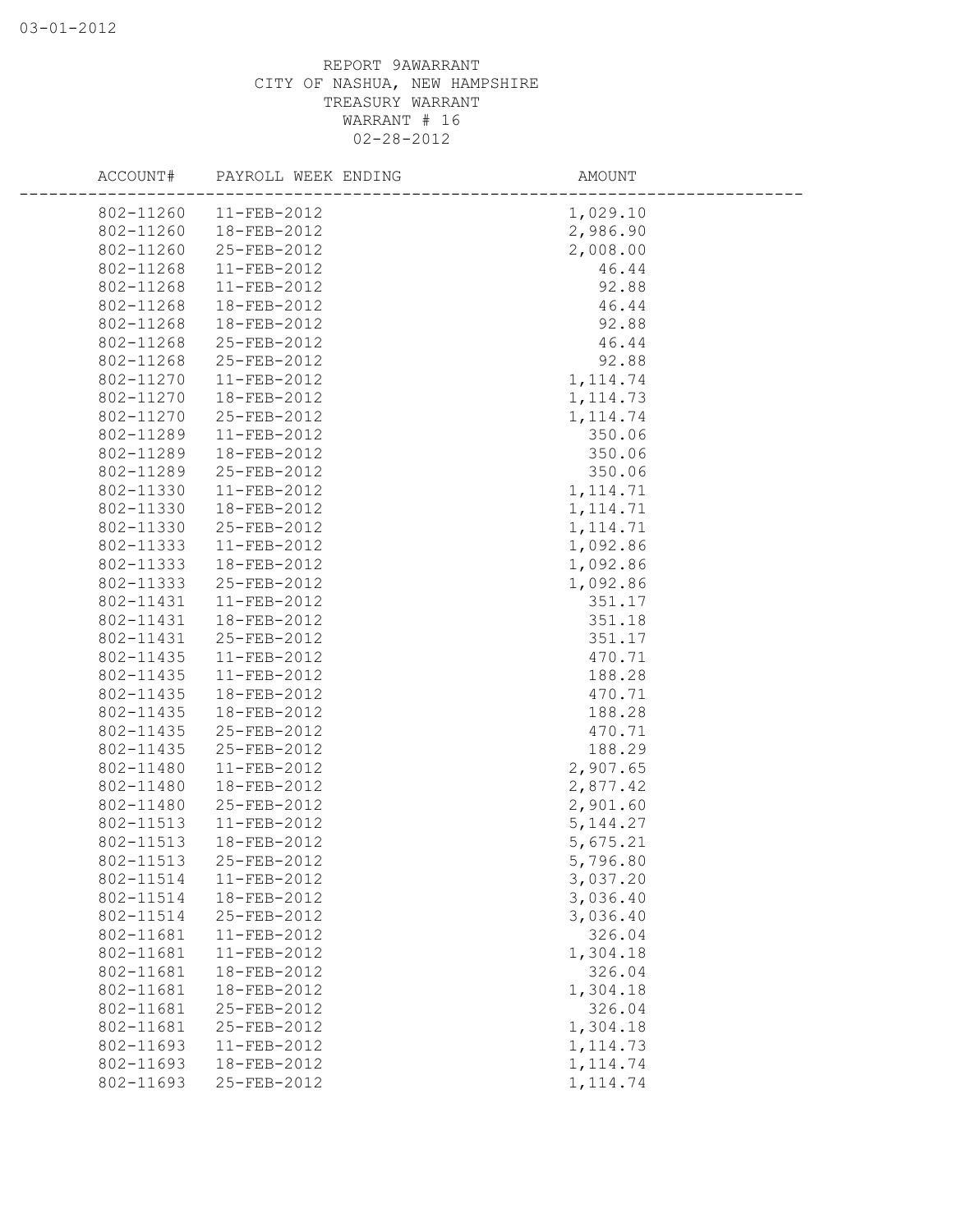REPORT 9AWARRANT
CITY OF NASHUA, NEW HAMPSHIRE
TREASURY WARRANT
WARRANT # 16
02-28-2012

| ACCOUNT# | PAYROLL WEEK ENDING | AMOUNT |
|---|---|---|
| 802-11260 | 11-FEB-2012 | 1,029.10 |
| 802-11260 | 18-FEB-2012 | 2,986.90 |
| 802-11260 | 25-FEB-2012 | 2,008.00 |
| 802-11268 | 11-FEB-2012 | 46.44 |
| 802-11268 | 11-FEB-2012 | 92.88 |
| 802-11268 | 18-FEB-2012 | 46.44 |
| 802-11268 | 18-FEB-2012 | 92.88 |
| 802-11268 | 25-FEB-2012 | 46.44 |
| 802-11268 | 25-FEB-2012 | 92.88 |
| 802-11270 | 11-FEB-2012 | 1,114.74 |
| 802-11270 | 18-FEB-2012 | 1,114.73 |
| 802-11270 | 25-FEB-2012 | 1,114.74 |
| 802-11289 | 11-FEB-2012 | 350.06 |
| 802-11289 | 18-FEB-2012 | 350.06 |
| 802-11289 | 25-FEB-2012 | 350.06 |
| 802-11330 | 11-FEB-2012 | 1,114.71 |
| 802-11330 | 18-FEB-2012 | 1,114.71 |
| 802-11330 | 25-FEB-2012 | 1,114.71 |
| 802-11333 | 11-FEB-2012 | 1,092.86 |
| 802-11333 | 18-FEB-2012 | 1,092.86 |
| 802-11333 | 25-FEB-2012 | 1,092.86 |
| 802-11431 | 11-FEB-2012 | 351.17 |
| 802-11431 | 18-FEB-2012 | 351.18 |
| 802-11431 | 25-FEB-2012 | 351.17 |
| 802-11435 | 11-FEB-2012 | 470.71 |
| 802-11435 | 11-FEB-2012 | 188.28 |
| 802-11435 | 18-FEB-2012 | 470.71 |
| 802-11435 | 18-FEB-2012 | 188.28 |
| 802-11435 | 25-FEB-2012 | 470.71 |
| 802-11435 | 25-FEB-2012 | 188.29 |
| 802-11480 | 11-FEB-2012 | 2,907.65 |
| 802-11480 | 18-FEB-2012 | 2,877.42 |
| 802-11480 | 25-FEB-2012 | 2,901.60 |
| 802-11513 | 11-FEB-2012 | 5,144.27 |
| 802-11513 | 18-FEB-2012 | 5,675.21 |
| 802-11513 | 25-FEB-2012 | 5,796.80 |
| 802-11514 | 11-FEB-2012 | 3,037.20 |
| 802-11514 | 18-FEB-2012 | 3,036.40 |
| 802-11514 | 25-FEB-2012 | 3,036.40 |
| 802-11681 | 11-FEB-2012 | 326.04 |
| 802-11681 | 11-FEB-2012 | 1,304.18 |
| 802-11681 | 18-FEB-2012 | 326.04 |
| 802-11681 | 18-FEB-2012 | 1,304.18 |
| 802-11681 | 25-FEB-2012 | 326.04 |
| 802-11681 | 25-FEB-2012 | 1,304.18 |
| 802-11693 | 11-FEB-2012 | 1,114.73 |
| 802-11693 | 18-FEB-2012 | 1,114.74 |
| 802-11693 | 25-FEB-2012 | 1,114.74 |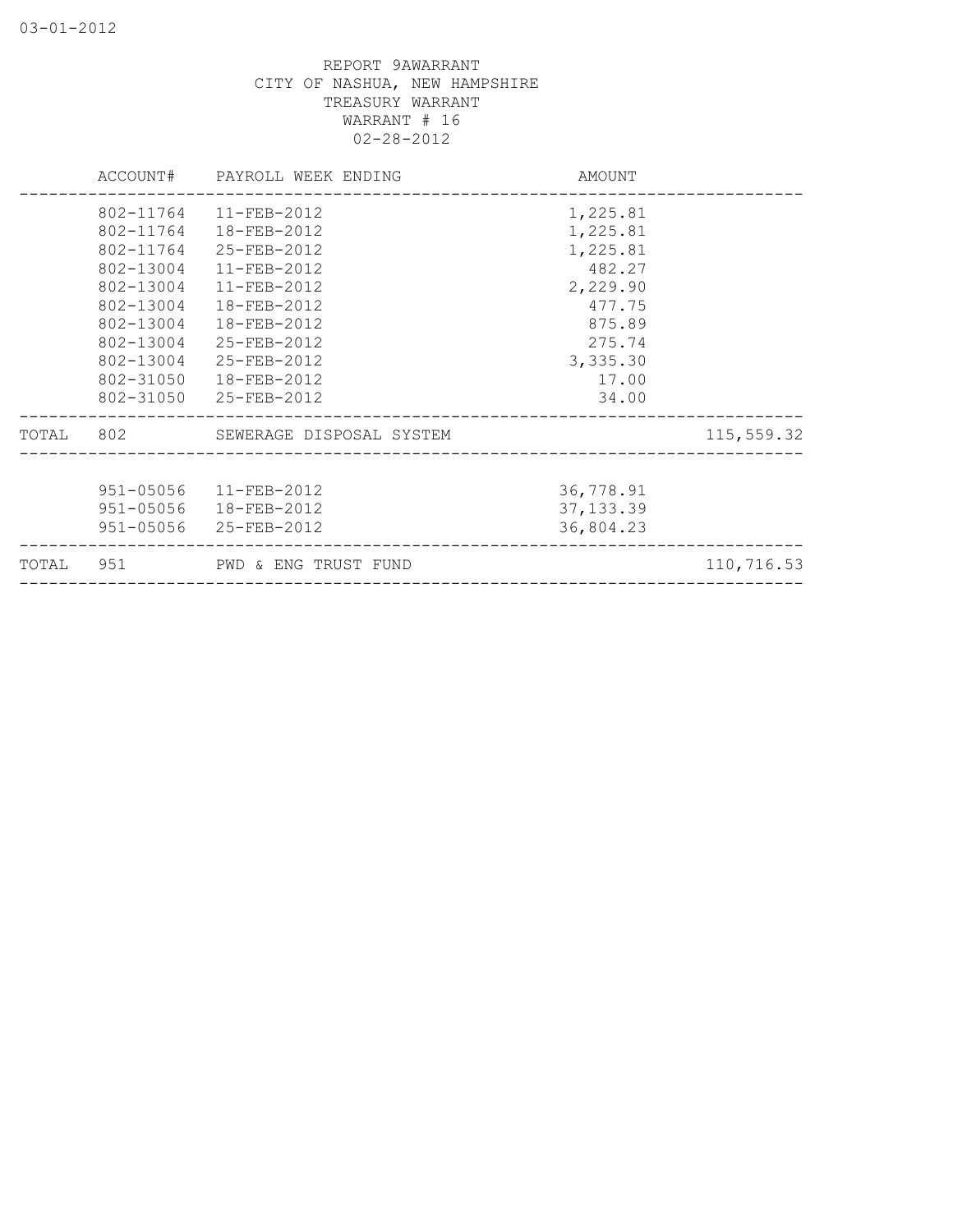03-01-2012

REPORT 9AWARRANT
CITY OF NASHUA, NEW HAMPSHIRE
TREASURY WARRANT
WARRANT # 16
02-28-2012

| | ACCOUNT# | PAYROLL WEEK ENDING | AMOUNT | |
|---|---|---|---|---|
| | 802-11764 | 11-FEB-2012 | 1,225.81 | |
| | 802-11764 | 18-FEB-2012 | 1,225.81 | |
| | 802-11764 | 25-FEB-2012 | 1,225.81 | |
| | 802-13004 | 11-FEB-2012 | 482.27 | |
| | 802-13004 | 11-FEB-2012 | 2,229.90 | |
| | 802-13004 | 18-FEB-2012 | 477.75 | |
| | 802-13004 | 18-FEB-2012 | 875.89 | |
| | 802-13004 | 25-FEB-2012 | 275.74 | |
| | 802-13004 | 25-FEB-2012 | 3,335.30 | |
| | 802-31050 | 18-FEB-2012 | 17.00 | |
| | 802-31050 | 25-FEB-2012 | 34.00 | |
| TOTAL | 802 | SEWERAGE DISPOSAL SYSTEM | | 115,559.32 |
| | 951-05056 | 11-FEB-2012 | 36,778.91 | |
| | 951-05056 | 18-FEB-2012 | 37,133.39 | |
| | 951-05056 | 25-FEB-2012 | 36,804.23 | |
| TOTAL | 951 | PWD & ENG TRUST FUND | | 110,716.53 |